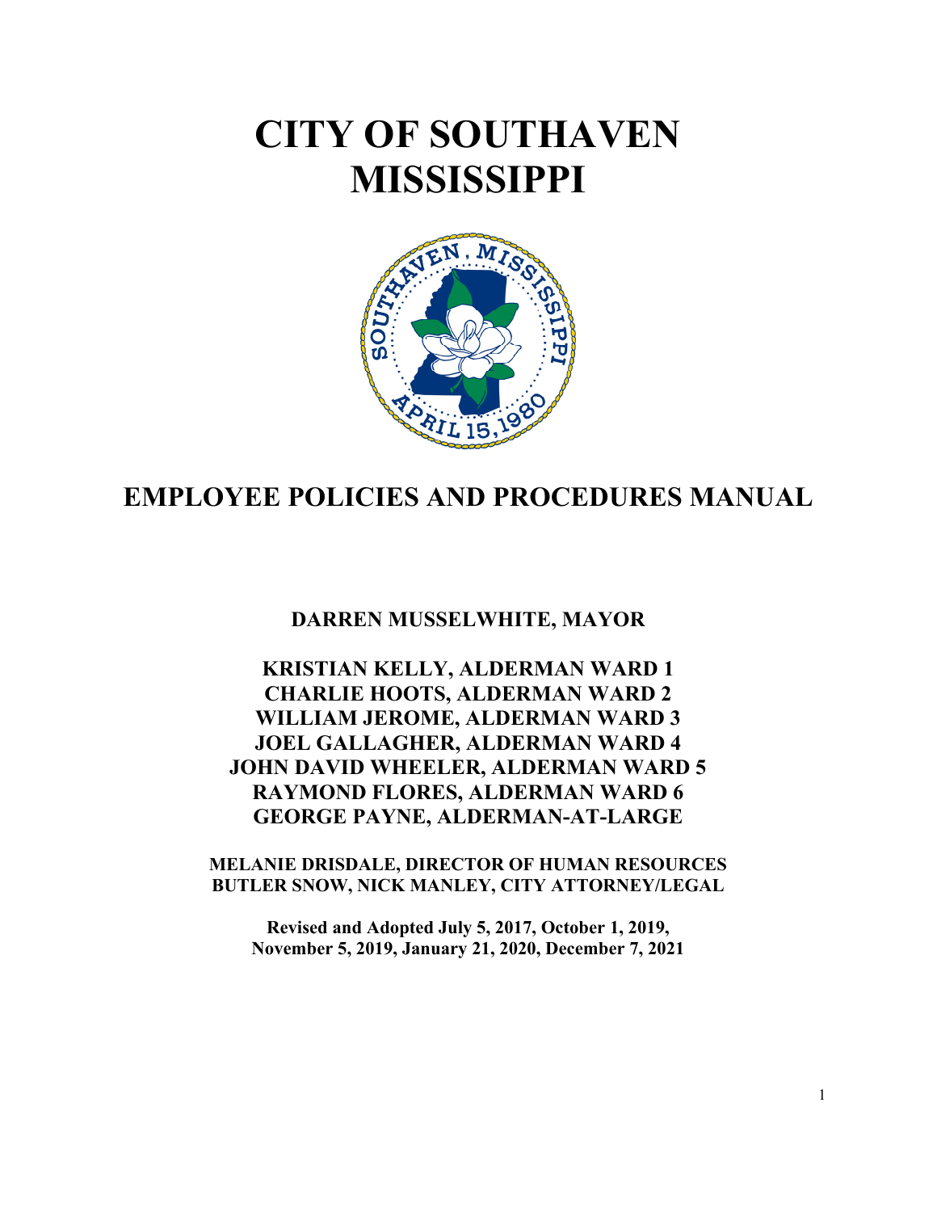# CITY OF SOUTHAVEN MISSISSIPPI

## EMPLOYEE POLICIES AND PROCEDURES MANUAL

**DARREN MUSSELWHITE, MAYOR**

**KRISTIAN KELLY, ALDERMAN WARD 1**
**CHARLIE HOOTS, ALDERMAN WARD 2**
**WILLIAM JEROME, ALDERMAN WARD 3**
**JOEL GALLAGHER, ALDERMAN WARD 4**
**JOHN DAVID WHEELER, ALDERMAN WARD 5**
**RAYMOND FLORES, ALDERMAN WARD 6**
**GEORGE PAYNE, ALDERMAN-AT-LARGE**

**MELANIE DRISDALE, DIRECTOR OF HUMAN RESOURCES**
**BUTLER SNOW, NICK MANLEY, CITY ATTORNEY/LEGAL**

**Revised and Adopted July 5, 2017, October 1, 2019, November 5, 2019, January 21, 2020, December 7, 2021**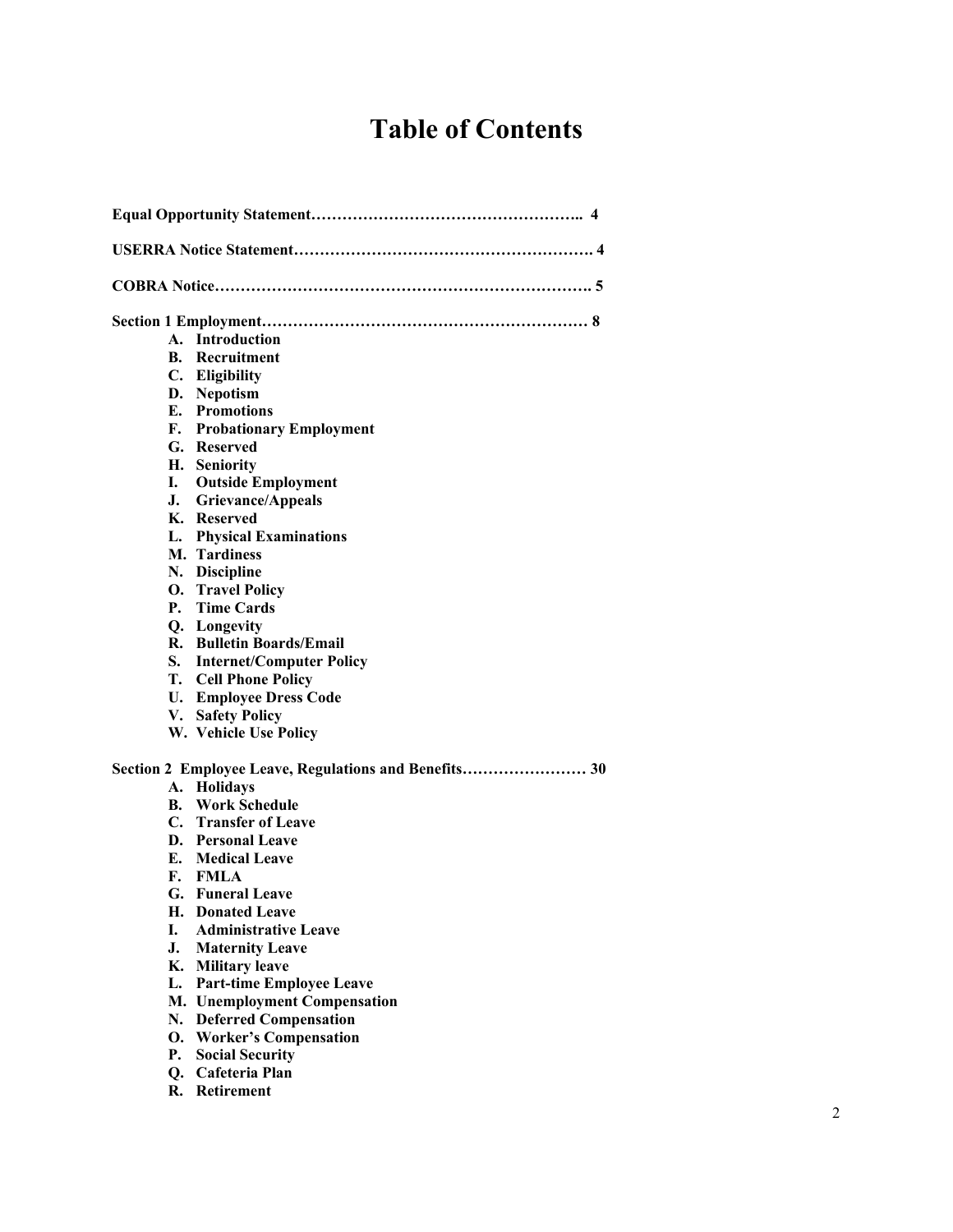# Table of Contents

**Equal Opportunity Statement…………………………………………….. 4**

**USERRA Notice Statement…………………………………………………. 4**

**COBRA Notice………………………………………………………………. 5**

**Section 1 Employment……………………………………………………… 8**

- **A. Introduction**
- **B. Recruitment**
- **C. Eligibility**
- **D. Nepotism**
- **E. Promotions**
- **F. Probationary Employment**
- **G. Reserved**
- **H. Seniority**
- **I. Outside Employment**
- **J. Grievance/Appeals**
- **K. Reserved**
- **L. Physical Examinations**
- **M. Tardiness**
- **N. Discipline**
- **O. Travel Policy**
- **P. Time Cards**
- **Q. Longevity**
- **R. Bulletin Boards/Email**
- **S. Internet/Computer Policy**
- **T. Cell Phone Policy**
- **U. Employee Dress Code**
- **V. Safety Policy**
- **W. Vehicle Use Policy**

**Section 2 Employee Leave, Regulations and Benefits…………………… 30**

- **A. Holidays**
- **B. Work Schedule**
- **C. Transfer of Leave**
- **D. Personal Leave**
- **E. Medical Leave**
- **F. FMLA**
- **G. Funeral Leave**
- **H. Donated Leave**
- **I. Administrative Leave**
- **J. Maternity Leave**
- **K. Military leave**
- **L. Part-time Employee Leave**
- **M. Unemployment Compensation**
- **N. Deferred Compensation**
- **O. Worker's Compensation**
- **P. Social Security**
- **Q. Cafeteria Plan**
- **R. Retirement**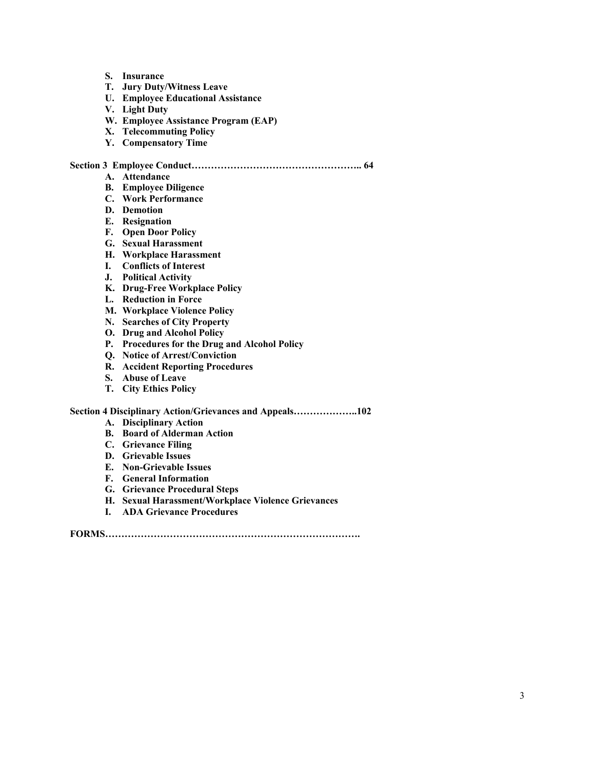- **S. Insurance**
- **T. Jury Duty/Witness Leave**
- **U. Employee Educational Assistance**
- **V. Light Duty**
- **W. Employee Assistance Program (EAP)**
- **X. Telecommuting Policy**
- **Y. Compensatory Time**

**Section 3 Employee Conduct…………………………………………….. 64**

- **A. Attendance**
- **B. Employee Diligence**
- **C. Work Performance**
- **D. Demotion**
- **E. Resignation**
- **F. Open Door Policy**
- **G. Sexual Harassment**
- **H. Workplace Harassment**
- **I. Conflicts of Interest**
- **J. Political Activity**
- **K. Drug-Free Workplace Policy**
- **L. Reduction in Force**
- **M. Workplace Violence Policy**
- **N. Searches of City Property**
- **O. Drug and Alcohol Policy**
- **P. Procedures for the Drug and Alcohol Policy**
- **Q. Notice of Arrest/Conviction**
- **R. Accident Reporting Procedures**
- **S. Abuse of Leave**
- **T. City Ethics Policy**

**Section 4 Disciplinary Action/Grievances and Appeals………………..102**

- **A. Disciplinary Action**
- **B. Board of Alderman Action**
- **C. Grievance Filing**
- **D. Grievable Issues**
- **E. Non-Grievable Issues**
- **F. General Information**
- **G. Grievance Procedural Steps**
- **H. Sexual Harassment/Workplace Violence Grievances**
- **I. ADA Grievance Procedures**

**FORMS…………………………………………………………………….**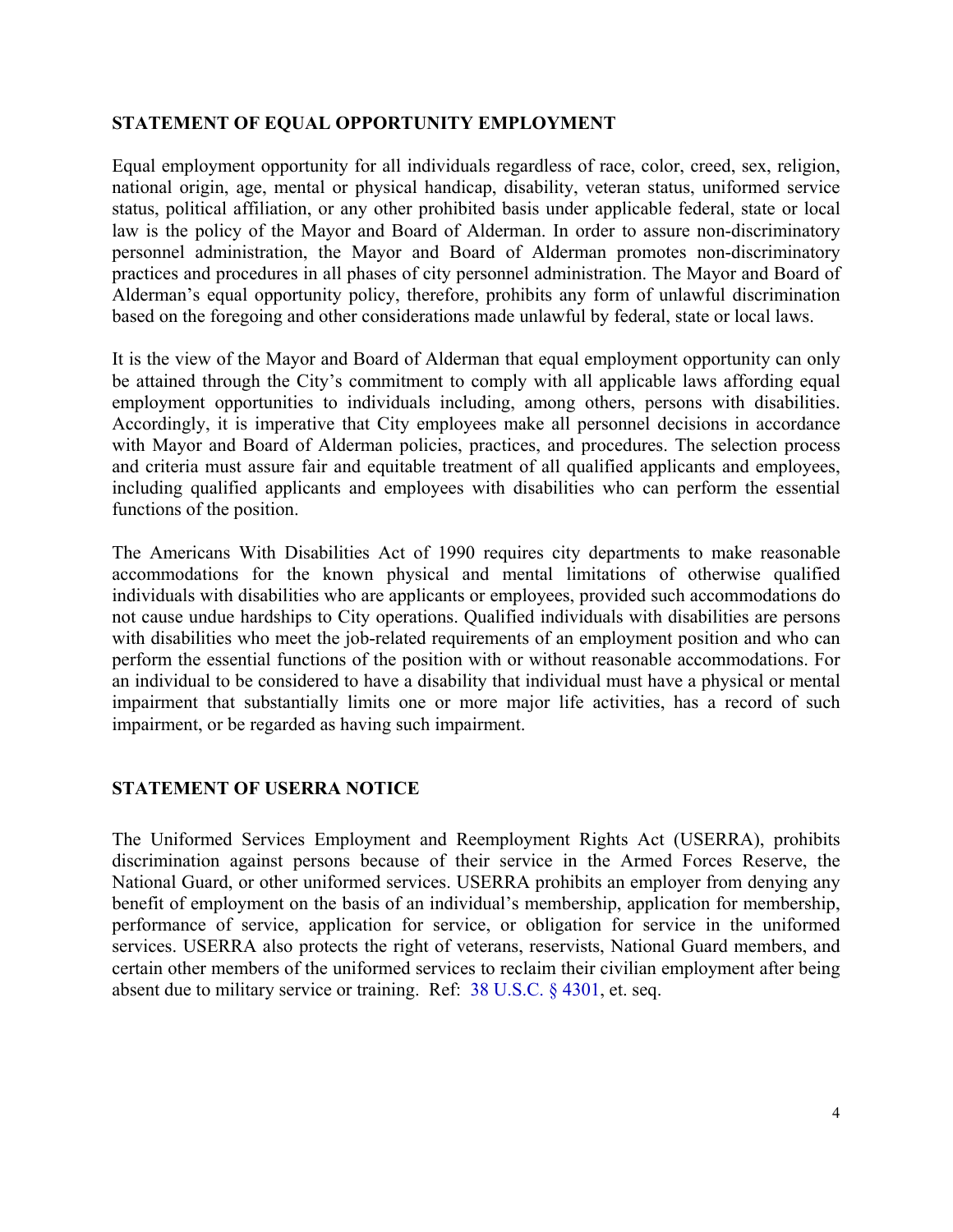## STATEMENT OF EQUAL OPPORTUNITY EMPLOYMENT

Equal employment opportunity for all individuals regardless of race, color, creed, sex, religion, national origin, age, mental or physical handicap, disability, veteran status, uniformed service status, political affiliation, or any other prohibited basis under applicable federal, state or local law is the policy of the Mayor and Board of Alderman. In order to assure non-discriminatory personnel administration, the Mayor and Board of Alderman promotes non-discriminatory practices and procedures in all phases of city personnel administration. The Mayor and Board of Alderman's equal opportunity policy, therefore, prohibits any form of unlawful discrimination based on the foregoing and other considerations made unlawful by federal, state or local laws.

It is the view of the Mayor and Board of Alderman that equal employment opportunity can only be attained through the City's commitment to comply with all applicable laws affording equal employment opportunities to individuals including, among others, persons with disabilities. Accordingly, it is imperative that City employees make all personnel decisions in accordance with Mayor and Board of Alderman policies, practices, and procedures. The selection process and criteria must assure fair and equitable treatment of all qualified applicants and employees, including qualified applicants and employees with disabilities who can perform the essential functions of the position.

The Americans With Disabilities Act of 1990 requires city departments to make reasonable accommodations for the known physical and mental limitations of otherwise qualified individuals with disabilities who are applicants or employees, provided such accommodations do not cause undue hardships to City operations. Qualified individuals with disabilities are persons with disabilities who meet the job-related requirements of an employment position and who can perform the essential functions of the position with or without reasonable accommodations. For an individual to be considered to have a disability that individual must have a physical or mental impairment that substantially limits one or more major life activities, has a record of such impairment, or be regarded as having such impairment.

## STATEMENT OF USERRA NOTICE

The Uniformed Services Employment and Reemployment Rights Act (USERRA), prohibits discrimination against persons because of their service in the Armed Forces Reserve, the National Guard, or other uniformed services. USERRA prohibits an employer from denying any benefit of employment on the basis of an individual's membership, application for membership, performance of service, application for service, or obligation for service in the uniformed services. USERRA also protects the right of veterans, reservists, National Guard members, and certain other members of the uniformed services to reclaim their civilian employment after being absent due to military service or training. Ref: 38 U.S.C. § 4301, et. seq.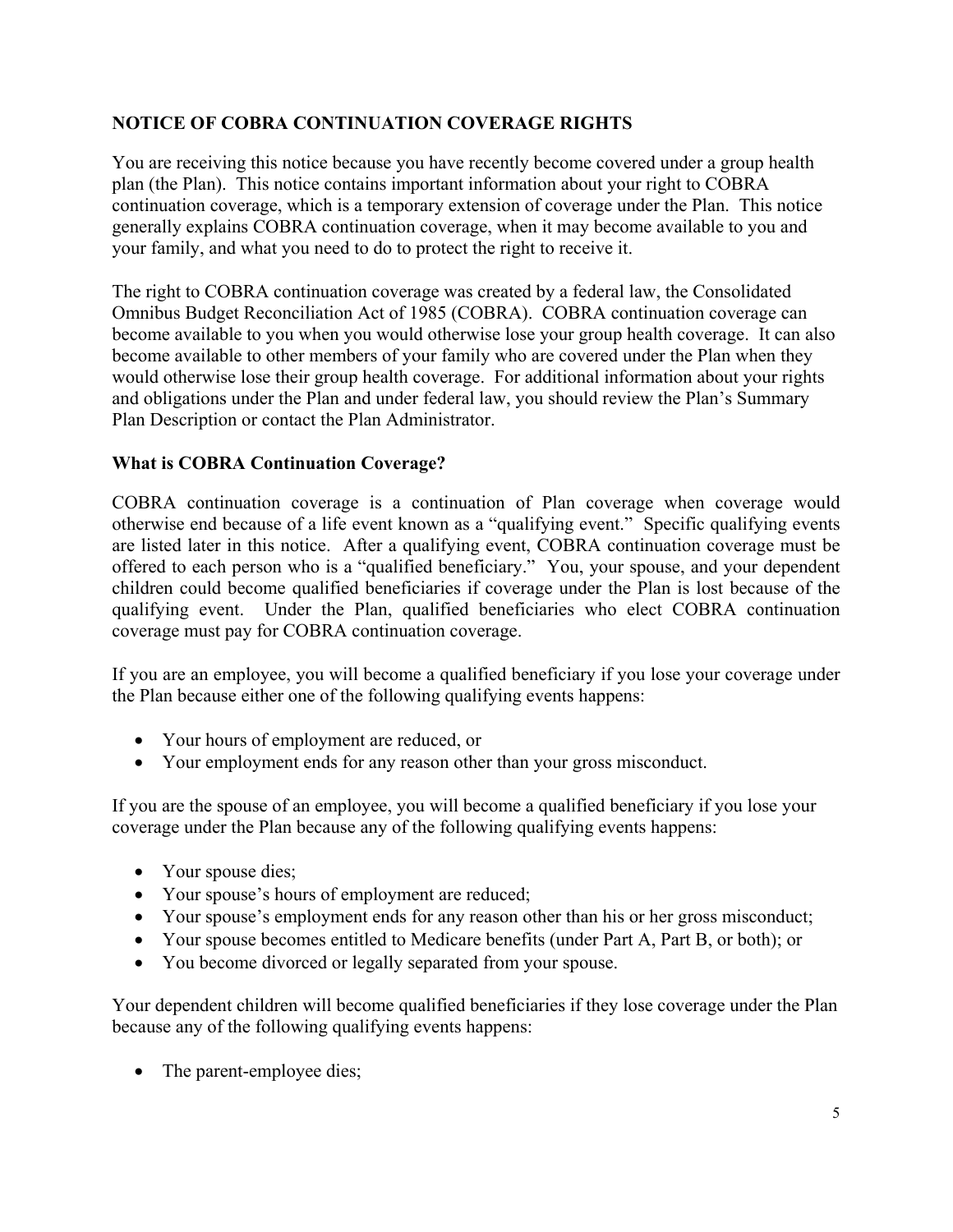**NOTICE OF COBRA CONTINUATION COVERAGE RIGHTS**

You are receiving this notice because you have recently become covered under a group health plan (the Plan). This notice contains important information about your right to COBRA continuation coverage, which is a temporary extension of coverage under the Plan. This notice generally explains COBRA continuation coverage, when it may become available to you and your family, and what you need to do to protect the right to receive it.

The right to COBRA continuation coverage was created by a federal law, the Consolidated Omnibus Budget Reconciliation Act of 1985 (COBRA). COBRA continuation coverage can become available to you when you would otherwise lose your group health coverage. It can also become available to other members of your family who are covered under the Plan when they would otherwise lose their group health coverage. For additional information about your rights and obligations under the Plan and under federal law, you should review the Plan's Summary Plan Description or contact the Plan Administrator.

**What is COBRA Continuation Coverage?**

COBRA continuation coverage is a continuation of Plan coverage when coverage would otherwise end because of a life event known as a "qualifying event." Specific qualifying events are listed later in this notice. After a qualifying event, COBRA continuation coverage must be offered to each person who is a "qualified beneficiary." You, your spouse, and your dependent children could become qualified beneficiaries if coverage under the Plan is lost because of the qualifying event. Under the Plan, qualified beneficiaries who elect COBRA continuation coverage must pay for COBRA continuation coverage.

If you are an employee, you will become a qualified beneficiary if you lose your coverage under the Plan because either one of the following qualifying events happens:

- Your hours of employment are reduced, or
- Your employment ends for any reason other than your gross misconduct.

If you are the spouse of an employee, you will become a qualified beneficiary if you lose your coverage under the Plan because any of the following qualifying events happens:

- Your spouse dies;
- Your spouse's hours of employment are reduced;
- Your spouse's employment ends for any reason other than his or her gross misconduct;
- Your spouse becomes entitled to Medicare benefits (under Part A, Part B, or both); or
- You become divorced or legally separated from your spouse.

Your dependent children will become qualified beneficiaries if they lose coverage under the Plan because any of the following qualifying events happens:

- The parent-employee dies;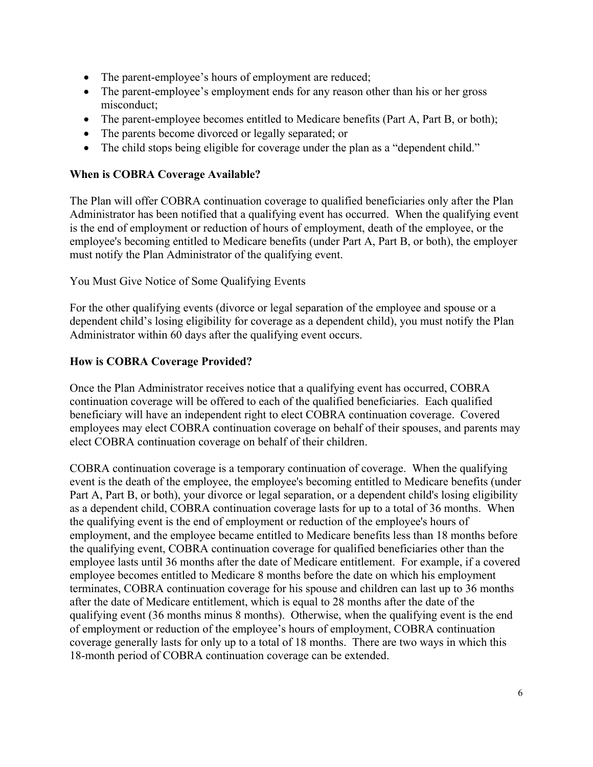- The parent-employee's hours of employment are reduced;
- The parent-employee's employment ends for any reason other than his or her gross misconduct;
- The parent-employee becomes entitled to Medicare benefits (Part A, Part B, or both);
- The parents become divorced or legally separated; or
- The child stops being eligible for coverage under the plan as a "dependent child."

**When is COBRA Coverage Available?**

The Plan will offer COBRA continuation coverage to qualified beneficiaries only after the Plan Administrator has been notified that a qualifying event has occurred. When the qualifying event is the end of employment or reduction of hours of employment, death of the employee, or the employee's becoming entitled to Medicare benefits (under Part A, Part B, or both), the employer must notify the Plan Administrator of the qualifying event.

You Must Give Notice of Some Qualifying Events

For the other qualifying events (divorce or legal separation of the employee and spouse or a dependent child's losing eligibility for coverage as a dependent child), you must notify the Plan Administrator within 60 days after the qualifying event occurs.

**How is COBRA Coverage Provided?**

Once the Plan Administrator receives notice that a qualifying event has occurred, COBRA continuation coverage will be offered to each of the qualified beneficiaries. Each qualified beneficiary will have an independent right to elect COBRA continuation coverage. Covered employees may elect COBRA continuation coverage on behalf of their spouses, and parents may elect COBRA continuation coverage on behalf of their children.

COBRA continuation coverage is a temporary continuation of coverage. When the qualifying event is the death of the employee, the employee's becoming entitled to Medicare benefits (under Part A, Part B, or both), your divorce or legal separation, or a dependent child's losing eligibility as a dependent child, COBRA continuation coverage lasts for up to a total of 36 months. When the qualifying event is the end of employment or reduction of the employee's hours of employment, and the employee became entitled to Medicare benefits less than 18 months before the qualifying event, COBRA continuation coverage for qualified beneficiaries other than the employee lasts until 36 months after the date of Medicare entitlement. For example, if a covered employee becomes entitled to Medicare 8 months before the date on which his employment terminates, COBRA continuation coverage for his spouse and children can last up to 36 months after the date of Medicare entitlement, which is equal to 28 months after the date of the qualifying event (36 months minus 8 months). Otherwise, when the qualifying event is the end of employment or reduction of the employee's hours of employment, COBRA continuation coverage generally lasts for only up to a total of 18 months. There are two ways in which this 18-month period of COBRA continuation coverage can be extended.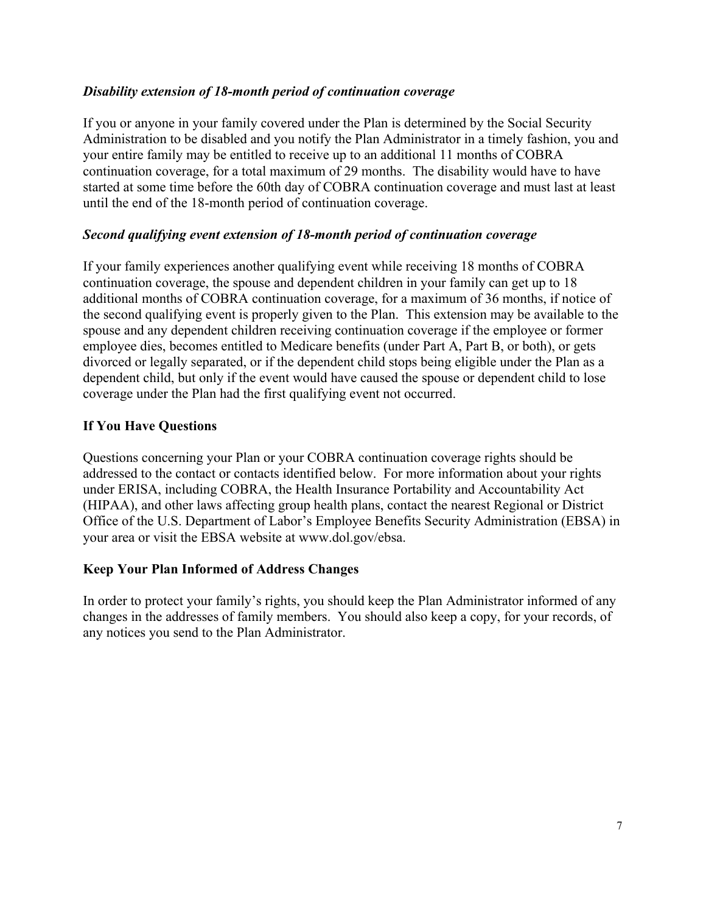***Disability extension of 18-month period of continuation coverage***

If you or anyone in your family covered under the Plan is determined by the Social Security Administration to be disabled and you notify the Plan Administrator in a timely fashion, you and your entire family may be entitled to receive up to an additional 11 months of COBRA continuation coverage, for a total maximum of 29 months. The disability would have to have started at some time before the 60th day of COBRA continuation coverage and must last at least until the end of the 18-month period of continuation coverage.

***Second qualifying event extension of 18-month period of continuation coverage***

If your family experiences another qualifying event while receiving 18 months of COBRA continuation coverage, the spouse and dependent children in your family can get up to 18 additional months of COBRA continuation coverage, for a maximum of 36 months, if notice of the second qualifying event is properly given to the Plan. This extension may be available to the spouse and any dependent children receiving continuation coverage if the employee or former employee dies, becomes entitled to Medicare benefits (under Part A, Part B, or both), or gets divorced or legally separated, or if the dependent child stops being eligible under the Plan as a dependent child, but only if the event would have caused the spouse or dependent child to lose coverage under the Plan had the first qualifying event not occurred.

**If You Have Questions**

Questions concerning your Plan or your COBRA continuation coverage rights should be addressed to the contact or contacts identified below. For more information about your rights under ERISA, including COBRA, the Health Insurance Portability and Accountability Act (HIPAA), and other laws affecting group health plans, contact the nearest Regional or District Office of the U.S. Department of Labor's Employee Benefits Security Administration (EBSA) in your area or visit the EBSA website at www.dol.gov/ebsa.

**Keep Your Plan Informed of Address Changes**

In order to protect your family's rights, you should keep the Plan Administrator informed of any changes in the addresses of family members. You should also keep a copy, for your records, of any notices you send to the Plan Administrator.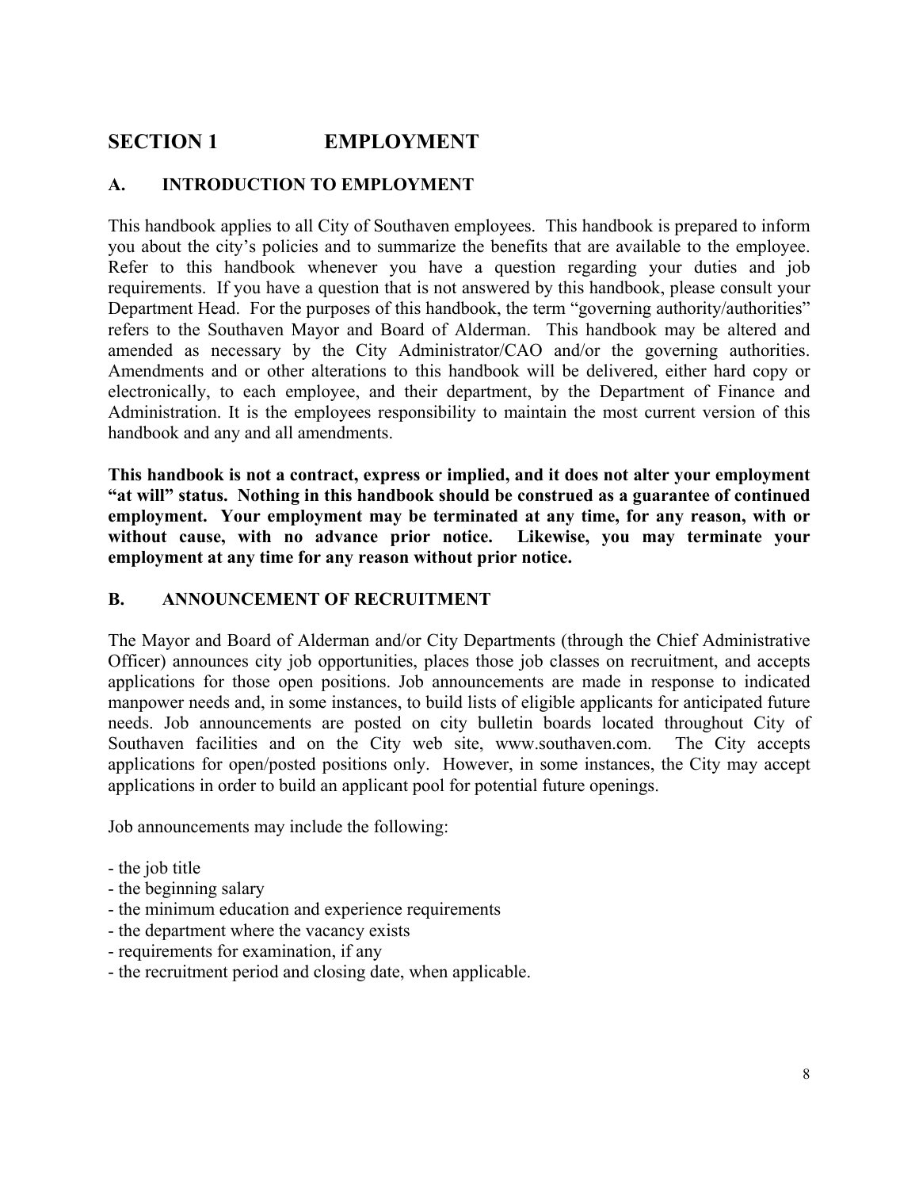# SECTION 1 EMPLOYMENT

## A. INTRODUCTION TO EMPLOYMENT

This handbook applies to all City of Southaven employees. This handbook is prepared to inform you about the city's policies and to summarize the benefits that are available to the employee. Refer to this handbook whenever you have a question regarding your duties and job requirements. If you have a question that is not answered by this handbook, please consult your Department Head. For the purposes of this handbook, the term "governing authority/authorities" refers to the Southaven Mayor and Board of Alderman. This handbook may be altered and amended as necessary by the City Administrator/CAO and/or the governing authorities. Amendments and or other alterations to this handbook will be delivered, either hard copy or electronically, to each employee, and their department, by the Department of Finance and Administration. It is the employees responsibility to maintain the most current version of this handbook and any and all amendments.

**This handbook is not a contract, express or implied, and it does not alter your employment "at will" status. Nothing in this handbook should be construed as a guarantee of continued employment. Your employment may be terminated at any time, for any reason, with or without cause, with no advance prior notice. Likewise, you may terminate your employment at any time for any reason without prior notice.**

## B. ANNOUNCEMENT OF RECRUITMENT

The Mayor and Board of Alderman and/or City Departments (through the Chief Administrative Officer) announces city job opportunities, places those job classes on recruitment, and accepts applications for those open positions. Job announcements are made in response to indicated manpower needs and, in some instances, to build lists of eligible applicants for anticipated future needs. Job announcements are posted on city bulletin boards located throughout City of Southaven facilities and on the City web site, www.southaven.com. The City accepts applications for open/posted positions only. However, in some instances, the City may accept applications in order to build an applicant pool for potential future openings.

Job announcements may include the following:

- the job title
- the beginning salary
- the minimum education and experience requirements
- the department where the vacancy exists
- requirements for examination, if any
- the recruitment period and closing date, when applicable.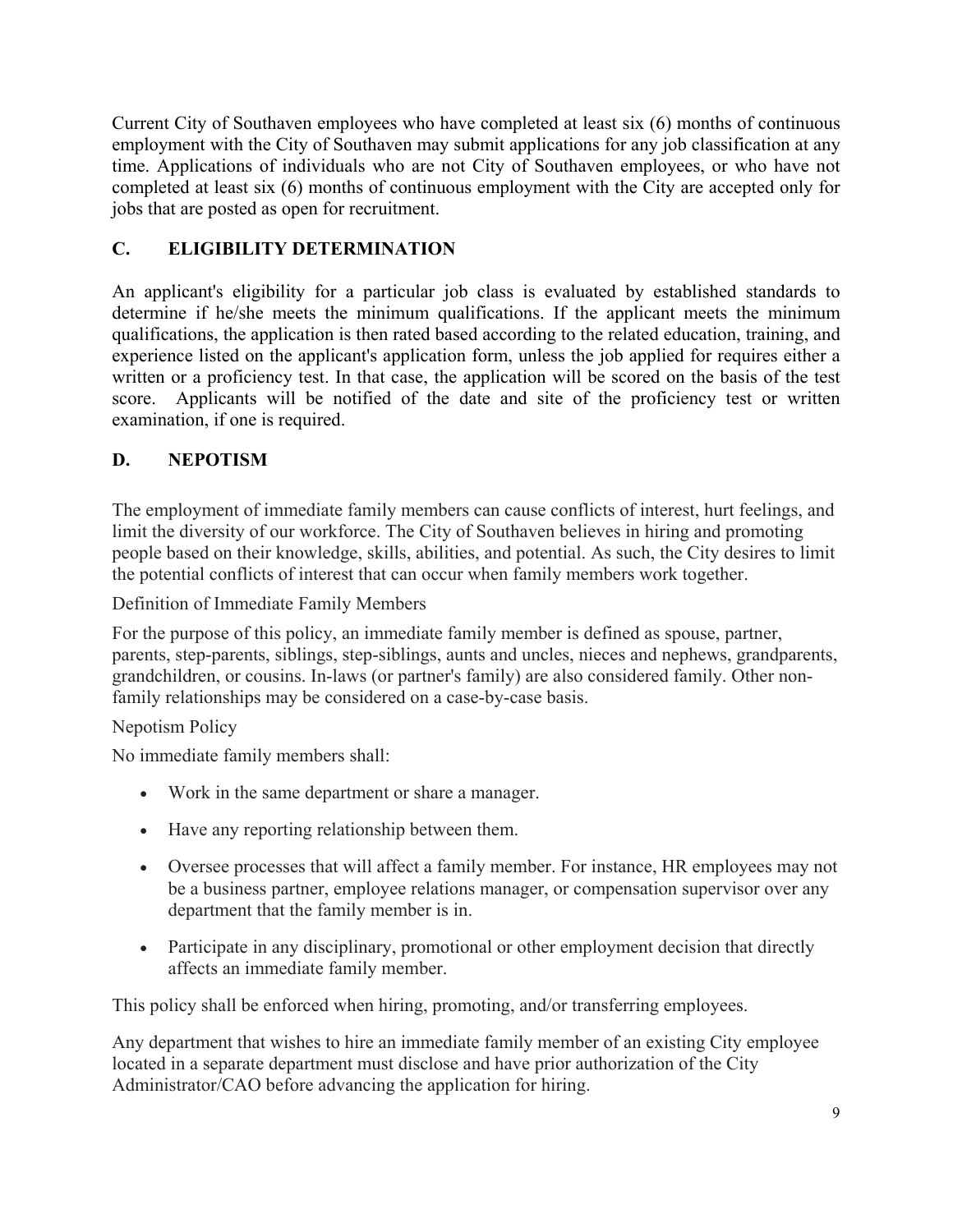Current City of Southaven employees who have completed at least six (6) months of continuous employment with the City of Southaven may submit applications for any job classification at any time. Applications of individuals who are not City of Southaven employees, or who have not completed at least six (6) months of continuous employment with the City are accepted only for jobs that are posted as open for recruitment.

## C. ELIGIBILITY DETERMINATION

An applicant's eligibility for a particular job class is evaluated by established standards to determine if he/she meets the minimum qualifications. If the applicant meets the minimum qualifications, the application is then rated based according to the related education, training, and experience listed on the applicant's application form, unless the job applied for requires either a written or a proficiency test. In that case, the application will be scored on the basis of the test score. Applicants will be notified of the date and site of the proficiency test or written examination, if one is required.

## D. NEPOTISM

The employment of immediate family members can cause conflicts of interest, hurt feelings, and limit the diversity of our workforce. The City of Southaven believes in hiring and promoting people based on their knowledge, skills, abilities, and potential. As such, the City desires to limit the potential conflicts of interest that can occur when family members work together.

Definition of Immediate Family Members

For the purpose of this policy, an immediate family member is defined as spouse, partner, parents, step-parents, siblings, step-siblings, aunts and uncles, nieces and nephews, grandparents, grandchildren, or cousins. In-laws (or partner's family) are also considered family. Other non-family relationships may be considered on a case-by-case basis.

Nepotism Policy

No immediate family members shall:

- Work in the same department or share a manager.
- Have any reporting relationship between them.
- Oversee processes that will affect a family member. For instance, HR employees may not be a business partner, employee relations manager, or compensation supervisor over any department that the family member is in.
- Participate in any disciplinary, promotional or other employment decision that directly affects an immediate family member.

This policy shall be enforced when hiring, promoting, and/or transferring employees.

Any department that wishes to hire an immediate family member of an existing City employee located in a separate department must disclose and have prior authorization of the City Administrator/CAO before advancing the application for hiring.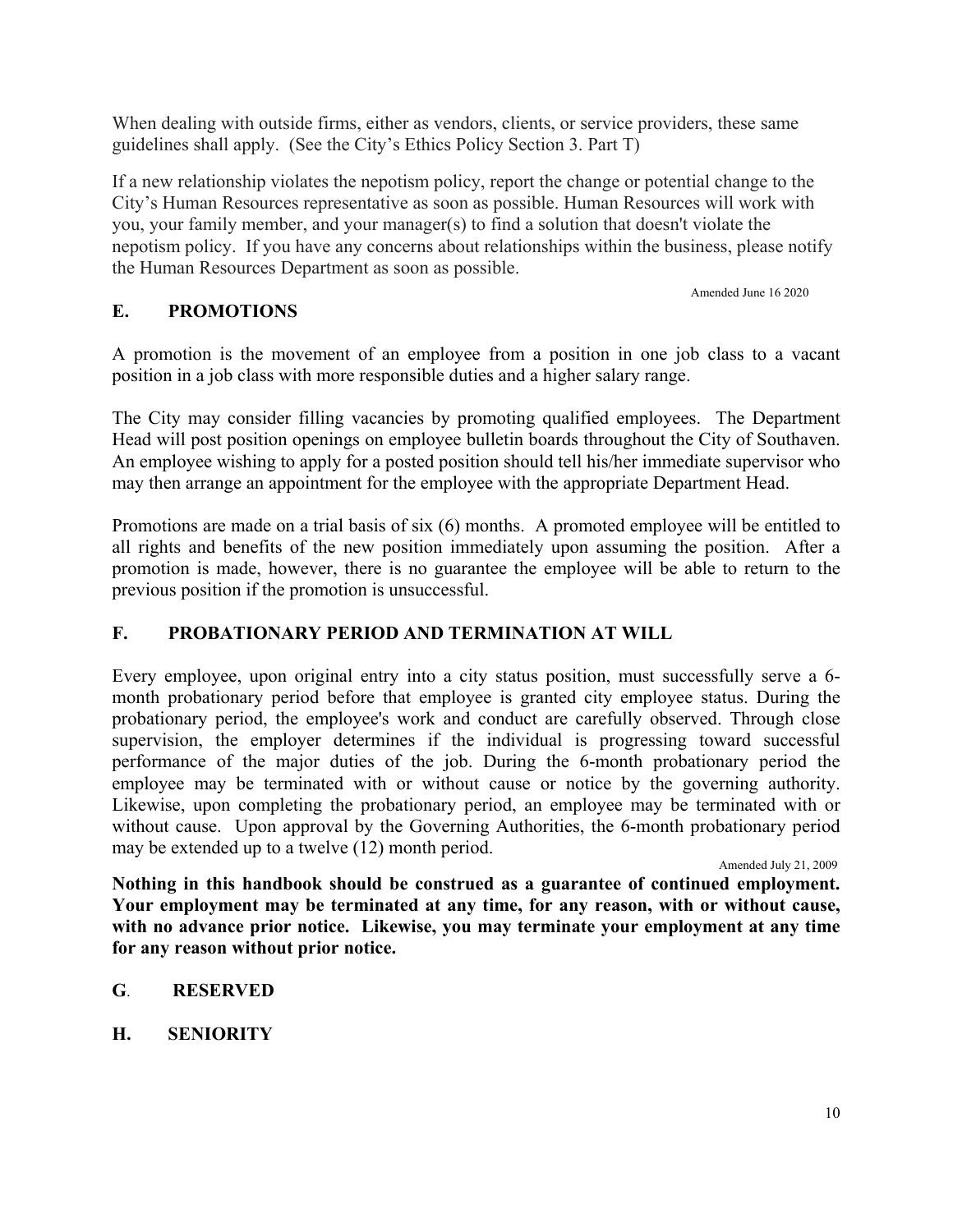When dealing with outside firms, either as vendors, clients, or service providers, these same guidelines shall apply. (See the City's Ethics Policy Section 3. Part T)

If a new relationship violates the nepotism policy, report the change or potential change to the City's Human Resources representative as soon as possible. Human Resources will work with you, your family member, and your manager(s) to find a solution that doesn't violate the nepotism policy. If you have any concerns about relationships within the business, please notify the Human Resources Department as soon as possible.

Amended June 16 2020

## E. PROMOTIONS

A promotion is the movement of an employee from a position in one job class to a vacant position in a job class with more responsible duties and a higher salary range.

The City may consider filling vacancies by promoting qualified employees. The Department Head will post position openings on employee bulletin boards throughout the City of Southaven. An employee wishing to apply for a posted position should tell his/her immediate supervisor who may then arrange an appointment for the employee with the appropriate Department Head.

Promotions are made on a trial basis of six (6) months. A promoted employee will be entitled to all rights and benefits of the new position immediately upon assuming the position. After a promotion is made, however, there is no guarantee the employee will be able to return to the previous position if the promotion is unsuccessful.

## F. PROBATIONARY PERIOD AND TERMINATION AT WILL

Every employee, upon original entry into a city status position, must successfully serve a 6-month probationary period before that employee is granted city employee status. During the probationary period, the employee's work and conduct are carefully observed. Through close supervision, the employer determines if the individual is progressing toward successful performance of the major duties of the job. During the 6-month probationary period the employee may be terminated with or without cause or notice by the governing authority. Likewise, upon completing the probationary period, an employee may be terminated with or without cause. Upon approval by the Governing Authorities, the 6-month probationary period may be extended up to a twelve (12) month period.

Amended July 21, 2009

**Nothing in this handbook should be construed as a guarantee of continued employment. Your employment may be terminated at any time, for any reason, with or without cause, with no advance prior notice. Likewise, you may terminate your employment at any time for any reason without prior notice.**

## G. RESERVED

## H. SENIORITY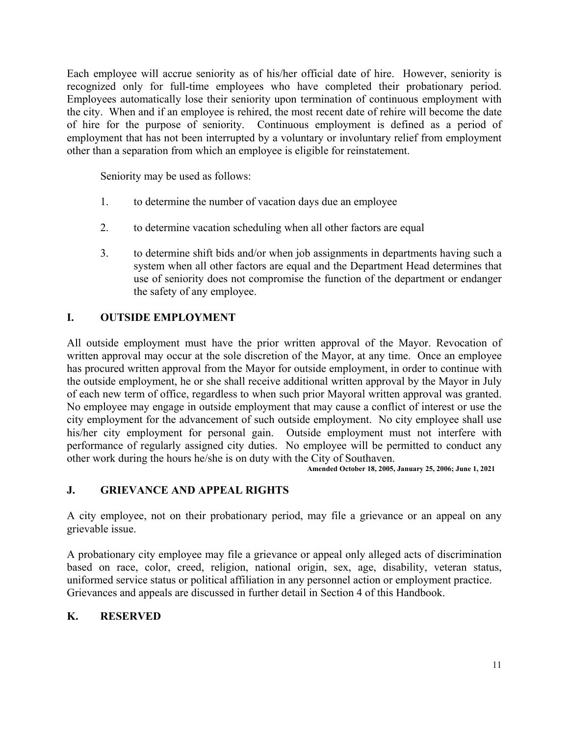Each employee will accrue seniority as of his/her official date of hire. However, seniority is recognized only for full-time employees who have completed their probationary period. Employees automatically lose their seniority upon termination of continuous employment with the city. When and if an employee is rehired, the most recent date of rehire will become the date of hire for the purpose of seniority. Continuous employment is defined as a period of employment that has not been interrupted by a voluntary or involuntary relief from employment other than a separation from which an employee is eligible for reinstatement.

Seniority may be used as follows:

1. to determine the number of vacation days due an employee
2. to determine vacation scheduling when all other factors are equal
3. to determine shift bids and/or when job assignments in departments having such a system when all other factors are equal and the Department Head determines that use of seniority does not compromise the function of the department or endanger the safety of any employee.

## I. OUTSIDE EMPLOYMENT

All outside employment must have the prior written approval of the Mayor. Revocation of written approval may occur at the sole discretion of the Mayor, at any time. Once an employee has procured written approval from the Mayor for outside employment, in order to continue with the outside employment, he or she shall receive additional written approval by the Mayor in July of each new term of office, regardless to when such prior Mayoral written approval was granted. No employee may engage in outside employment that may cause a conflict of interest or use the city employment for the advancement of such outside employment. No city employee shall use his/her city employment for personal gain. Outside employment must not interfere with performance of regularly assigned city duties. No employee will be permitted to conduct any other work during the hours he/she is on duty with the City of Southaven.

**Amended October 18, 2005, January 25, 2006; June 1, 2021**

## J. GRIEVANCE AND APPEAL RIGHTS

A city employee, not on their probationary period, may file a grievance or an appeal on any grievable issue.

A probationary city employee may file a grievance or appeal only alleged acts of discrimination based on race, color, creed, religion, national origin, sex, age, disability, veteran status, uniformed service status or political affiliation in any personnel action or employment practice. Grievances and appeals are discussed in further detail in Section 4 of this Handbook.

## K. RESERVED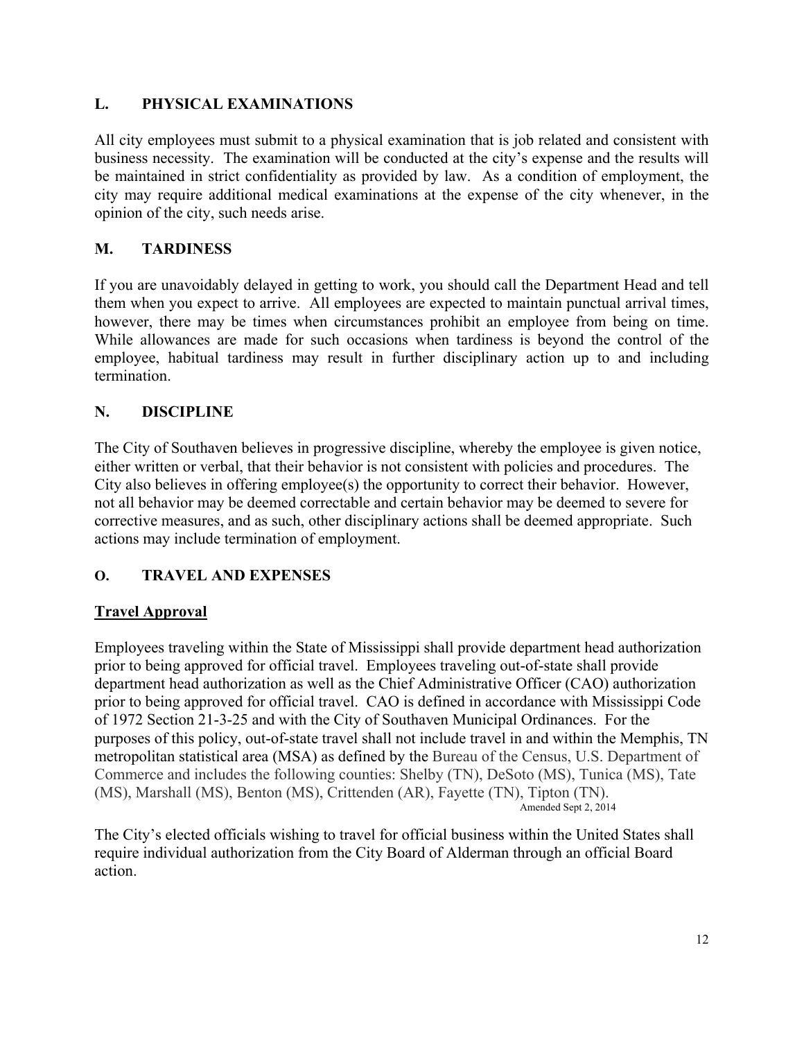## L. PHYSICAL EXAMINATIONS

All city employees must submit to a physical examination that is job related and consistent with business necessity. The examination will be conducted at the city's expense and the results will be maintained in strict confidentiality as provided by law. As a condition of employment, the city may require additional medical examinations at the expense of the city whenever, in the opinion of the city, such needs arise.

## M. TARDINESS

If you are unavoidably delayed in getting to work, you should call the Department Head and tell them when you expect to arrive. All employees are expected to maintain punctual arrival times, however, there may be times when circumstances prohibit an employee from being on time. While allowances are made for such occasions when tardiness is beyond the control of the employee, habitual tardiness may result in further disciplinary action up to and including termination.

## N. DISCIPLINE

The City of Southaven believes in progressive discipline, whereby the employee is given notice, either written or verbal, that their behavior is not consistent with policies and procedures. The City also believes in offering employee(s) the opportunity to correct their behavior. However, not all behavior may be deemed correctable and certain behavior may be deemed to severe for corrective measures, and as such, other disciplinary actions shall be deemed appropriate. Such actions may include termination of employment.

## O. TRAVEL AND EXPENSES

**Travel Approval**

Employees traveling within the State of Mississippi shall provide department head authorization prior to being approved for official travel. Employees traveling out-of-state shall provide department head authorization as well as the Chief Administrative Officer (CAO) authorization prior to being approved for official travel. CAO is defined in accordance with Mississippi Code of 1972 Section 21-3-25 and with the City of Southaven Municipal Ordinances. For the purposes of this policy, out-of-state travel shall not include travel in and within the Memphis, TN metropolitan statistical area (MSA) as defined by the Bureau of the Census, U.S. Department of Commerce and includes the following counties: Shelby (TN), DeSoto (MS), Tunica (MS), Tate (MS), Marshall (MS), Benton (MS), Crittenden (AR), Fayette (TN), Tipton (TN).

Amended Sept 2, 2014

The City's elected officials wishing to travel for official business within the United States shall require individual authorization from the City Board of Alderman through an official Board action.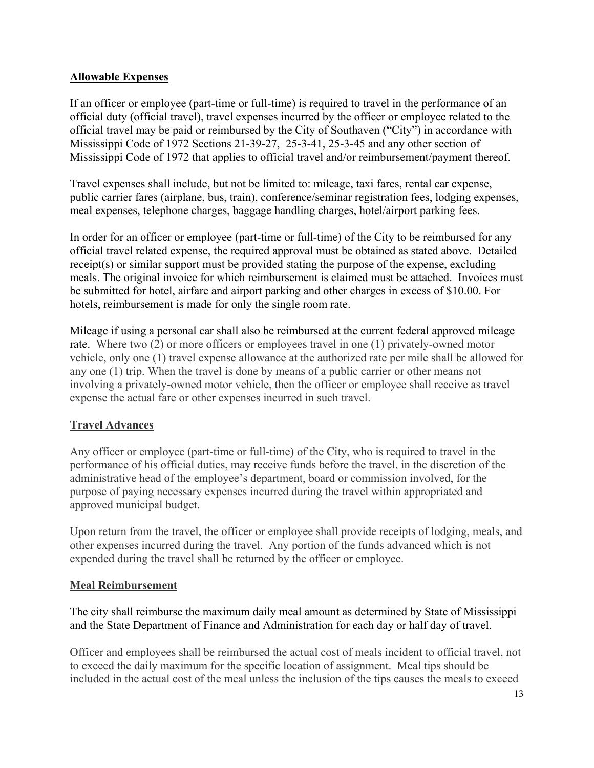## Allowable Expenses

If an officer or employee (part-time or full-time) is required to travel in the performance of an official duty (official travel), travel expenses incurred by the officer or employee related to the official travel may be paid or reimbursed by the City of Southaven ("City") in accordance with Mississippi Code of 1972 Sections 21-39-27, 25-3-41, 25-3-45 and any other section of Mississippi Code of 1972 that applies to official travel and/or reimbursement/payment thereof.

Travel expenses shall include, but not be limited to: mileage, taxi fares, rental car expense, public carrier fares (airplane, bus, train), conference/seminar registration fees, lodging expenses, meal expenses, telephone charges, baggage handling charges, hotel/airport parking fees.

In order for an officer or employee (part-time or full-time) of the City to be reimbursed for any official travel related expense, the required approval must be obtained as stated above. Detailed receipt(s) or similar support must be provided stating the purpose of the expense, excluding meals. The original invoice for which reimbursement is claimed must be attached. Invoices must be submitted for hotel, airfare and airport parking and other charges in excess of $10.00. For hotels, reimbursement is made for only the single room rate.

Mileage if using a personal car shall also be reimbursed at the current federal approved mileage rate. Where two (2) or more officers or employees travel in one (1) privately-owned motor vehicle, only one (1) travel expense allowance at the authorized rate per mile shall be allowed for any one (1) trip. When the travel is done by means of a public carrier or other means not involving a privately-owned motor vehicle, then the officer or employee shall receive as travel expense the actual fare or other expenses incurred in such travel.

## Travel Advances

Any officer or employee (part-time or full-time) of the City, who is required to travel in the performance of his official duties, may receive funds before the travel, in the discretion of the administrative head of the employee's department, board or commission involved, for the purpose of paying necessary expenses incurred during the travel within appropriated and approved municipal budget.

Upon return from the travel, the officer or employee shall provide receipts of lodging, meals, and other expenses incurred during the travel. Any portion of the funds advanced which is not expended during the travel shall be returned by the officer or employee.

## Meal Reimbursement

The city shall reimburse the maximum daily meal amount as determined by State of Mississippi and the State Department of Finance and Administration for each day or half day of travel.

Officer and employees shall be reimbursed the actual cost of meals incident to official travel, not to exceed the daily maximum for the specific location of assignment. Meal tips should be included in the actual cost of the meal unless the inclusion of the tips causes the meals to exceed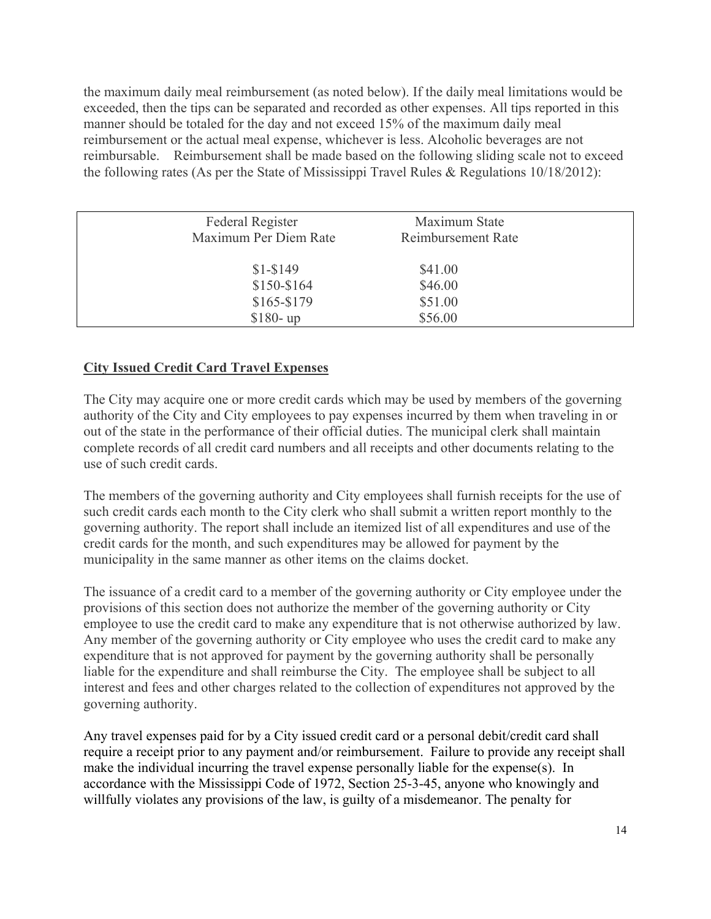the maximum daily meal reimbursement (as noted below). If the daily meal limitations would be exceeded, then the tips can be separated and recorded as other expenses. All tips reported in this manner should be totaled for the day and not exceed 15% of the maximum daily meal reimbursement or the actual meal expense, whichever is less. Alcoholic beverages are not reimbursable. Reimbursement shall be made based on the following sliding scale not to exceed the following rates (As per the State of Mississippi Travel Rules & Regulations 10/18/2012):

| Federal Register Maximum Per Diem Rate | Maximum State Reimbursement Rate |
|---|---|
| $1-$149 | $41.00 |
| $150-$164 | $46.00 |
| $165-$179 | $51.00 |
| $180- up | $56.00 |

**City Issued Credit Card Travel Expenses**

The City may acquire one or more credit cards which may be used by members of the governing authority of the City and City employees to pay expenses incurred by them when traveling in or out of the state in the performance of their official duties. The municipal clerk shall maintain complete records of all credit card numbers and all receipts and other documents relating to the use of such credit cards.

The members of the governing authority and City employees shall furnish receipts for the use of such credit cards each month to the City clerk who shall submit a written report monthly to the governing authority. The report shall include an itemized list of all expenditures and use of the credit cards for the month, and such expenditures may be allowed for payment by the municipality in the same manner as other items on the claims docket.

The issuance of a credit card to a member of the governing authority or City employee under the provisions of this section does not authorize the member of the governing authority or City employee to use the credit card to make any expenditure that is not otherwise authorized by law. Any member of the governing authority or City employee who uses the credit card to make any expenditure that is not approved for payment by the governing authority shall be personally liable for the expenditure and shall reimburse the City. The employee shall be subject to all interest and fees and other charges related to the collection of expenditures not approved by the governing authority.

Any travel expenses paid for by a City issued credit card or a personal debit/credit card shall require a receipt prior to any payment and/or reimbursement. Failure to provide any receipt shall make the individual incurring the travel expense personally liable for the expense(s). In accordance with the Mississippi Code of 1972, Section 25-3-45, anyone who knowingly and willfully violates any provisions of the law, is guilty of a misdemeanor. The penalty for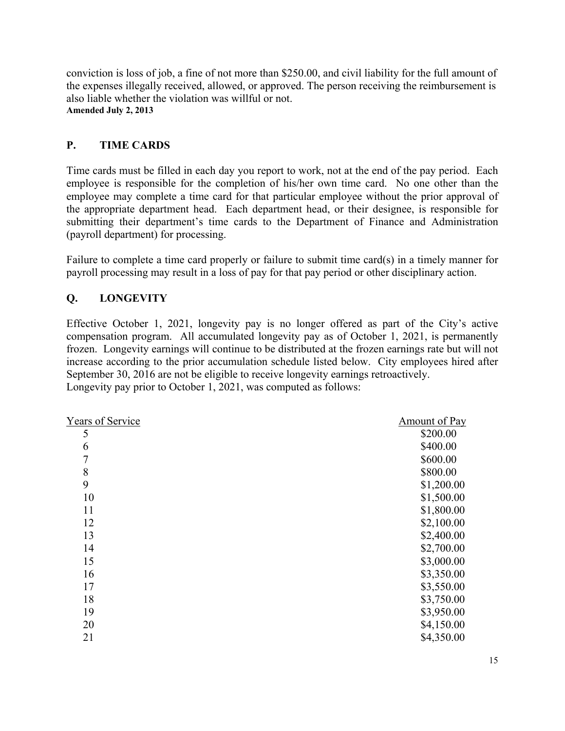conviction is loss of job, a fine of not more than $250.00, and civil liability for the full amount of the expenses illegally received, allowed, or approved. The person receiving the reimbursement is also liable whether the violation was willful or not.
**Amended July 2, 2013**

## P. TIME CARDS

Time cards must be filled in each day you report to work, not at the end of the pay period. Each employee is responsible for the completion of his/her own time card. No one other than the employee may complete a time card for that particular employee without the prior approval of the appropriate department head. Each department head, or their designee, is responsible for submitting their department's time cards to the Department of Finance and Administration (payroll department) for processing.

Failure to complete a time card properly or failure to submit time card(s) in a timely manner for payroll processing may result in a loss of pay for that pay period or other disciplinary action.

## Q. LONGEVITY

Effective October 1, 2021, longevity pay is no longer offered as part of the City's active compensation program. All accumulated longevity pay as of October 1, 2021, is permanently frozen. Longevity earnings will continue to be distributed at the frozen earnings rate but will not increase according to the prior accumulation schedule listed below. City employees hired after September 30, 2016 are not be eligible to receive longevity earnings retroactively.
Longevity pay prior to October 1, 2021, was computed as follows:

| Years of Service | Amount of Pay |
|---|---|
| 5 | $200.00 |
| 6 | $400.00 |
| 7 | $600.00 |
| 8 | $800.00 |
| 9 | $1,200.00 |
| 10 | $1,500.00 |
| 11 | $1,800.00 |
| 12 | $2,100.00 |
| 13 | $2,400.00 |
| 14 | $2,700.00 |
| 15 | $3,000.00 |
| 16 | $3,350.00 |
| 17 | $3,550.00 |
| 18 | $3,750.00 |
| 19 | $3,950.00 |
| 20 | $4,150.00 |
| 21 | $4,350.00 |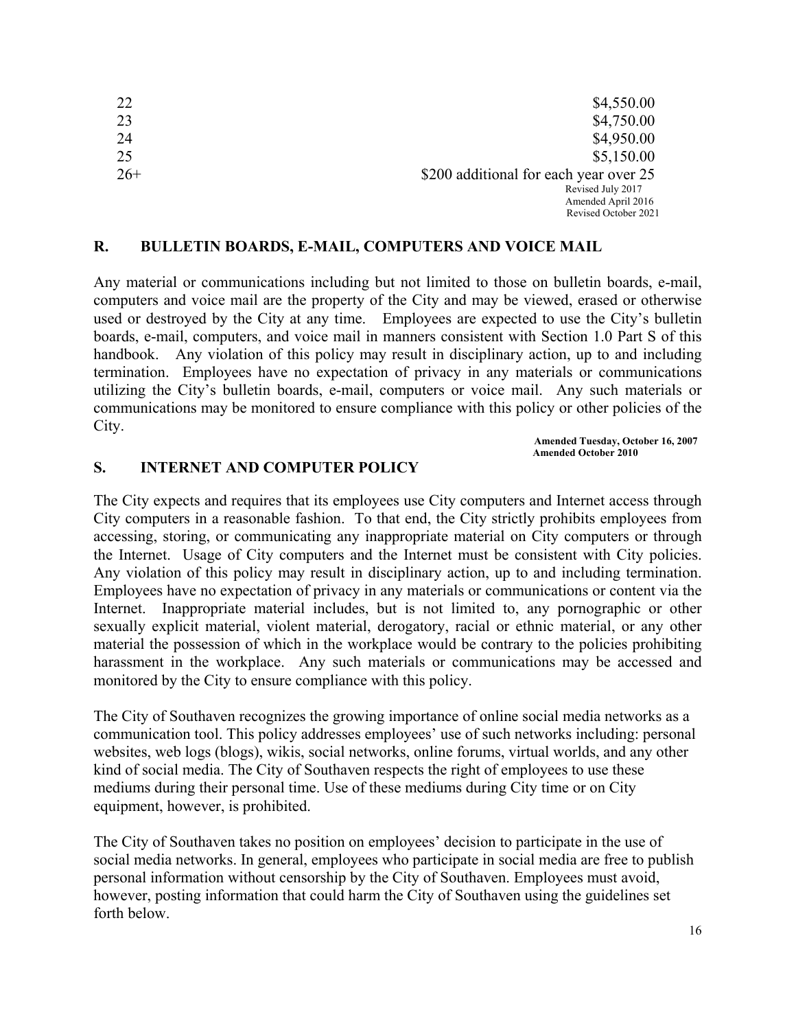| | |
|---|---|
| 22 | $4,550.00 |
| 23 | $4,750.00 |
| 24 | $4,950.00 |
| 25 | $5,150.00 |
| 26+ | $200 additional for each year over 25 |

Revised July 2017
Amended April 2016
Revised October 2021

## R. BULLETIN BOARDS, E-MAIL, COMPUTERS AND VOICE MAIL

Any material or communications including but not limited to those on bulletin boards, e-mail, computers and voice mail are the property of the City and may be viewed, erased or otherwise used or destroyed by the City at any time. Employees are expected to use the City's bulletin boards, e-mail, computers, and voice mail in manners consistent with Section 1.0 Part S of this handbook. Any violation of this policy may result in disciplinary action, up to and including termination. Employees have no expectation of privacy in any materials or communications utilizing the City's bulletin boards, e-mail, computers or voice mail. Any such materials or communications may be monitored to ensure compliance with this policy or other policies of the City.

**Amended Tuesday, October 16, 2007**
**Amended October 2010**

## S. INTERNET AND COMPUTER POLICY

The City expects and requires that its employees use City computers and Internet access through City computers in a reasonable fashion. To that end, the City strictly prohibits employees from accessing, storing, or communicating any inappropriate material on City computers or through the Internet. Usage of City computers and the Internet must be consistent with City policies. Any violation of this policy may result in disciplinary action, up to and including termination. Employees have no expectation of privacy in any materials or communications or content via the Internet. Inappropriate material includes, but is not limited to, any pornographic or other sexually explicit material, violent material, derogatory, racial or ethnic material, or any other material the possession of which in the workplace would be contrary to the policies prohibiting harassment in the workplace. Any such materials or communications may be accessed and monitored by the City to ensure compliance with this policy.

The City of Southaven recognizes the growing importance of online social media networks as a communication tool. This policy addresses employees' use of such networks including: personal websites, web logs (blogs), wikis, social networks, online forums, virtual worlds, and any other kind of social media. The City of Southaven respects the right of employees to use these mediums during their personal time. Use of these mediums during City time or on City equipment, however, is prohibited.

The City of Southaven takes no position on employees' decision to participate in the use of social media networks. In general, employees who participate in social media are free to publish personal information without censorship by the City of Southaven. Employees must avoid, however, posting information that could harm the City of Southaven using the guidelines set forth below.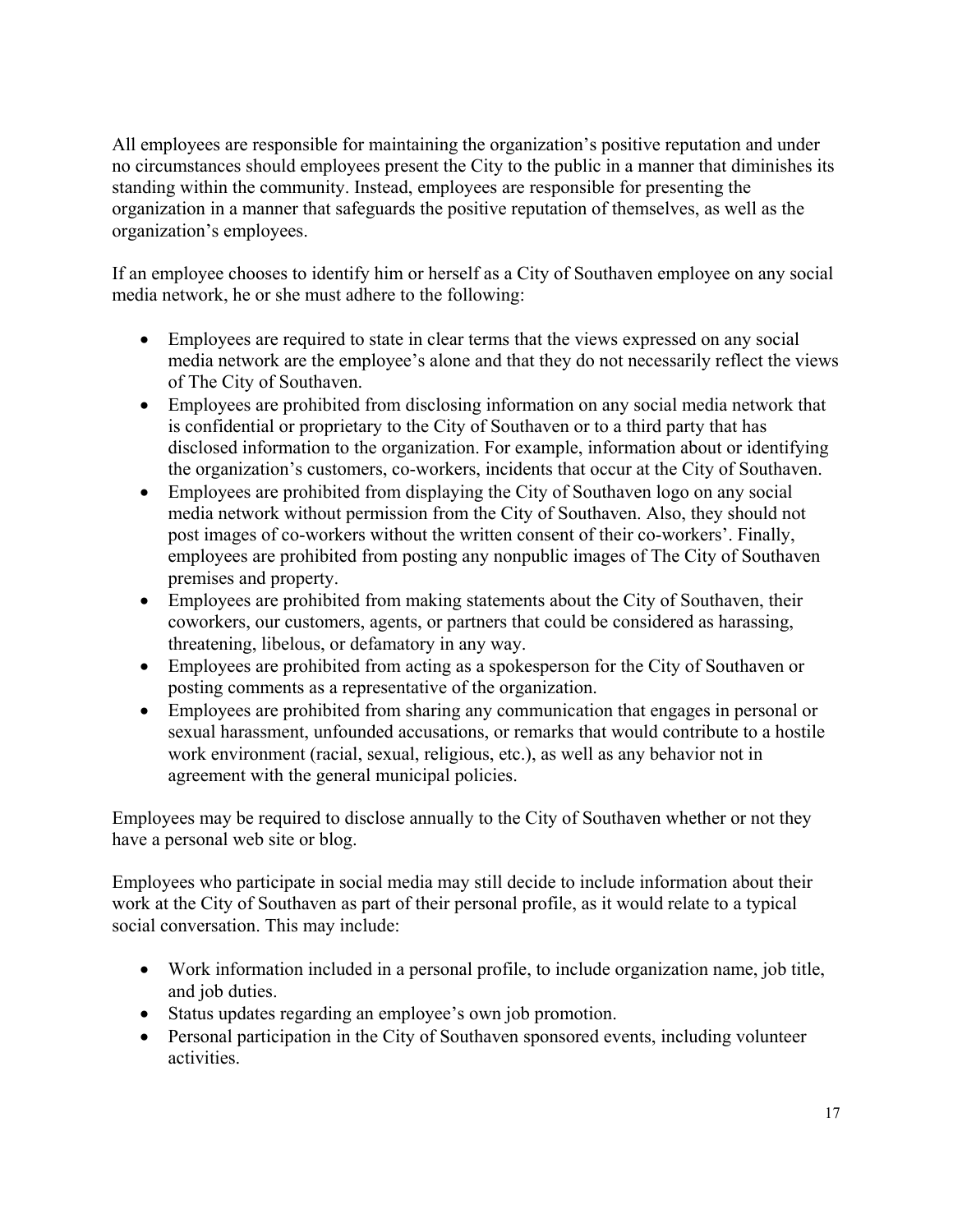All employees are responsible for maintaining the organization's positive reputation and under no circumstances should employees present the City to the public in a manner that diminishes its standing within the community. Instead, employees are responsible for presenting the organization in a manner that safeguards the positive reputation of themselves, as well as the organization's employees.

If an employee chooses to identify him or herself as a City of Southaven employee on any social media network, he or she must adhere to the following:

- Employees are required to state in clear terms that the views expressed on any social media network are the employee's alone and that they do not necessarily reflect the views of The City of Southaven.
- Employees are prohibited from disclosing information on any social media network that is confidential or proprietary to the City of Southaven or to a third party that has disclosed information to the organization. For example, information about or identifying the organization's customers, co-workers, incidents that occur at the City of Southaven.
- Employees are prohibited from displaying the City of Southaven logo on any social media network without permission from the City of Southaven. Also, they should not post images of co-workers without the written consent of their co-workers'. Finally, employees are prohibited from posting any nonpublic images of The City of Southaven premises and property.
- Employees are prohibited from making statements about the City of Southaven, their coworkers, our customers, agents, or partners that could be considered as harassing, threatening, libelous, or defamatory in any way.
- Employees are prohibited from acting as a spokesperson for the City of Southaven or posting comments as a representative of the organization.
- Employees are prohibited from sharing any communication that engages in personal or sexual harassment, unfounded accusations, or remarks that would contribute to a hostile work environment (racial, sexual, religious, etc.), as well as any behavior not in agreement with the general municipal policies.

Employees may be required to disclose annually to the City of Southaven whether or not they have a personal web site or blog.

Employees who participate in social media may still decide to include information about their work at the City of Southaven as part of their personal profile, as it would relate to a typical social conversation. This may include:

- Work information included in a personal profile, to include organization name, job title, and job duties.
- Status updates regarding an employee's own job promotion.
- Personal participation in the City of Southaven sponsored events, including volunteer activities.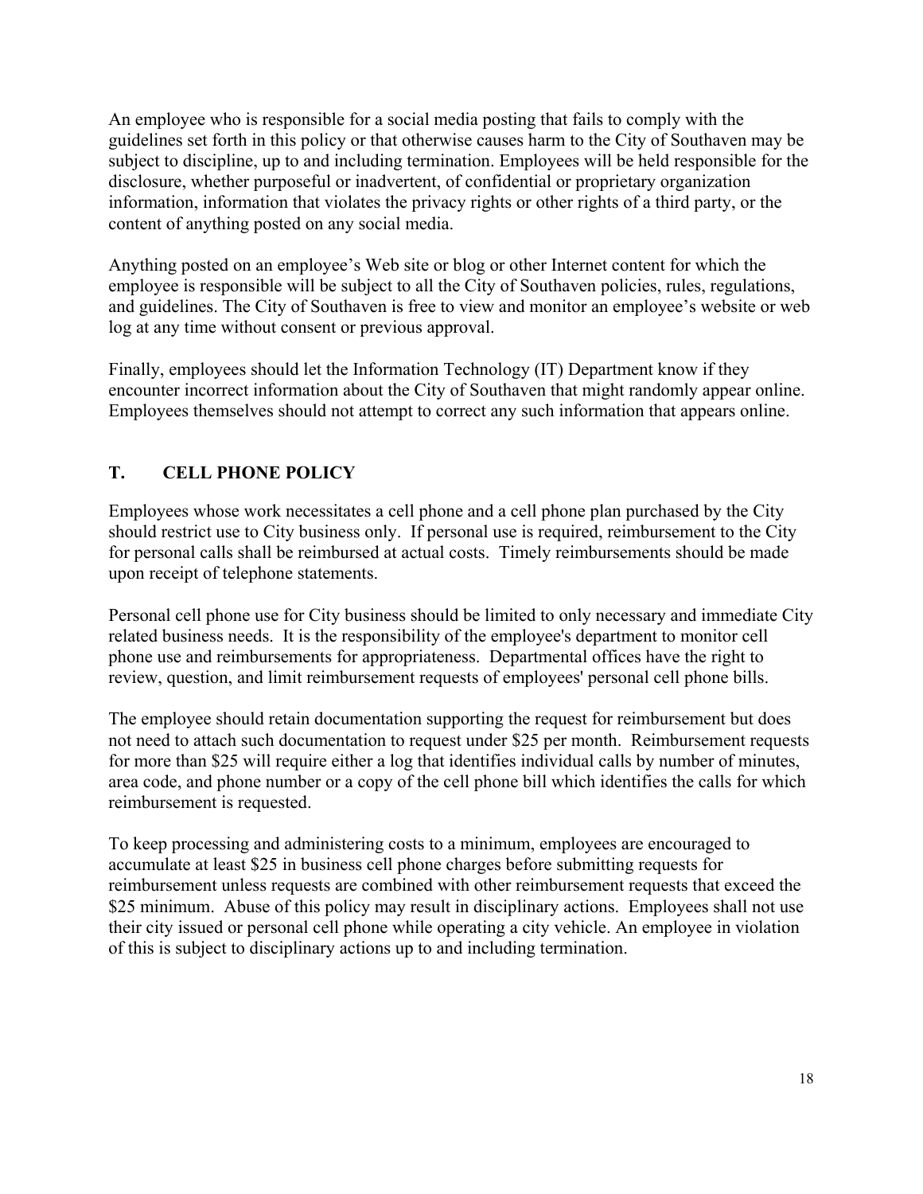An employee who is responsible for a social media posting that fails to comply with the guidelines set forth in this policy or that otherwise causes harm to the City of Southaven may be subject to discipline, up to and including termination. Employees will be held responsible for the disclosure, whether purposeful or inadvertent, of confidential or proprietary organization information, information that violates the privacy rights or other rights of a third party, or the content of anything posted on any social media.

Anything posted on an employee's Web site or blog or other Internet content for which the employee is responsible will be subject to all the City of Southaven policies, rules, regulations, and guidelines. The City of Southaven is free to view and monitor an employee's website or web log at any time without consent or previous approval.

Finally, employees should let the Information Technology (IT) Department know if they encounter incorrect information about the City of Southaven that might randomly appear online. Employees themselves should not attempt to correct any such information that appears online.

## T. CELL PHONE POLICY

Employees whose work necessitates a cell phone and a cell phone plan purchased by the City should restrict use to City business only. If personal use is required, reimbursement to the City for personal calls shall be reimbursed at actual costs. Timely reimbursements should be made upon receipt of telephone statements.

Personal cell phone use for City business should be limited to only necessary and immediate City related business needs. It is the responsibility of the employee's department to monitor cell phone use and reimbursements for appropriateness. Departmental offices have the right to review, question, and limit reimbursement requests of employees' personal cell phone bills.

The employee should retain documentation supporting the request for reimbursement but does not need to attach such documentation to request under $25 per month. Reimbursement requests for more than $25 will require either a log that identifies individual calls by number of minutes, area code, and phone number or a copy of the cell phone bill which identifies the calls for which reimbursement is requested.

To keep processing and administering costs to a minimum, employees are encouraged to accumulate at least $25 in business cell phone charges before submitting requests for reimbursement unless requests are combined with other reimbursement requests that exceed the $25 minimum. Abuse of this policy may result in disciplinary actions. Employees shall not use their city issued or personal cell phone while operating a city vehicle. An employee in violation of this is subject to disciplinary actions up to and including termination.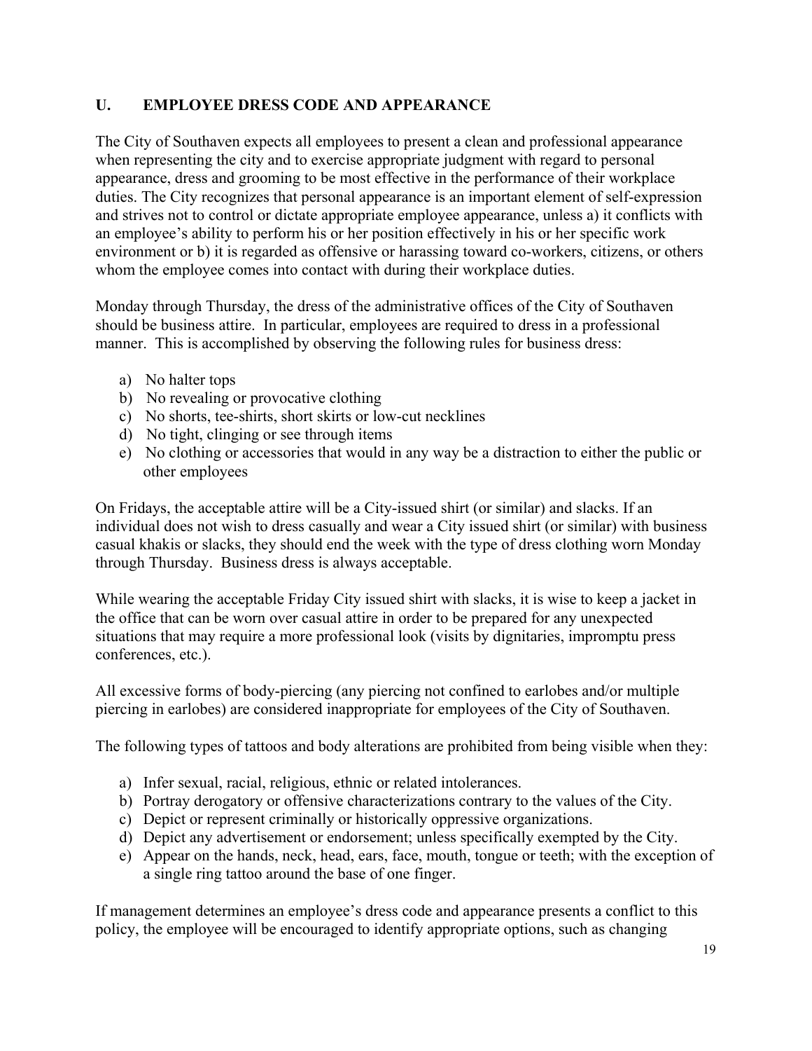## U. EMPLOYEE DRESS CODE AND APPEARANCE

The City of Southaven expects all employees to present a clean and professional appearance when representing the city and to exercise appropriate judgment with regard to personal appearance, dress and grooming to be most effective in the performance of their workplace duties. The City recognizes that personal appearance is an important element of self-expression and strives not to control or dictate appropriate employee appearance, unless a) it conflicts with an employee's ability to perform his or her position effectively in his or her specific work environment or b) it is regarded as offensive or harassing toward co-workers, citizens, or others whom the employee comes into contact with during their workplace duties.

Monday through Thursday, the dress of the administrative offices of the City of Southaven should be business attire. In particular, employees are required to dress in a professional manner. This is accomplished by observing the following rules for business dress:

a) No halter tops
b) No revealing or provocative clothing
c) No shorts, tee-shirts, short skirts or low-cut necklines
d) No tight, clinging or see through items
e) No clothing or accessories that would in any way be a distraction to either the public or other employees

On Fridays, the acceptable attire will be a City-issued shirt (or similar) and slacks. If an individual does not wish to dress casually and wear a City issued shirt (or similar) with business casual khakis or slacks, they should end the week with the type of dress clothing worn Monday through Thursday. Business dress is always acceptable.

While wearing the acceptable Friday City issued shirt with slacks, it is wise to keep a jacket in the office that can be worn over casual attire in order to be prepared for any unexpected situations that may require a more professional look (visits by dignitaries, impromptu press conferences, etc.).

All excessive forms of body-piercing (any piercing not confined to earlobes and/or multiple piercing in earlobes) are considered inappropriate for employees of the City of Southaven.

The following types of tattoos and body alterations are prohibited from being visible when they:

a) Infer sexual, racial, religious, ethnic or related intolerances.
b) Portray derogatory or offensive characterizations contrary to the values of the City.
c) Depict or represent criminally or historically oppressive organizations.
d) Depict any advertisement or endorsement; unless specifically exempted by the City.
e) Appear on the hands, neck, head, ears, face, mouth, tongue or teeth; with the exception of a single ring tattoo around the base of one finger.

If management determines an employee's dress code and appearance presents a conflict to this policy, the employee will be encouraged to identify appropriate options, such as changing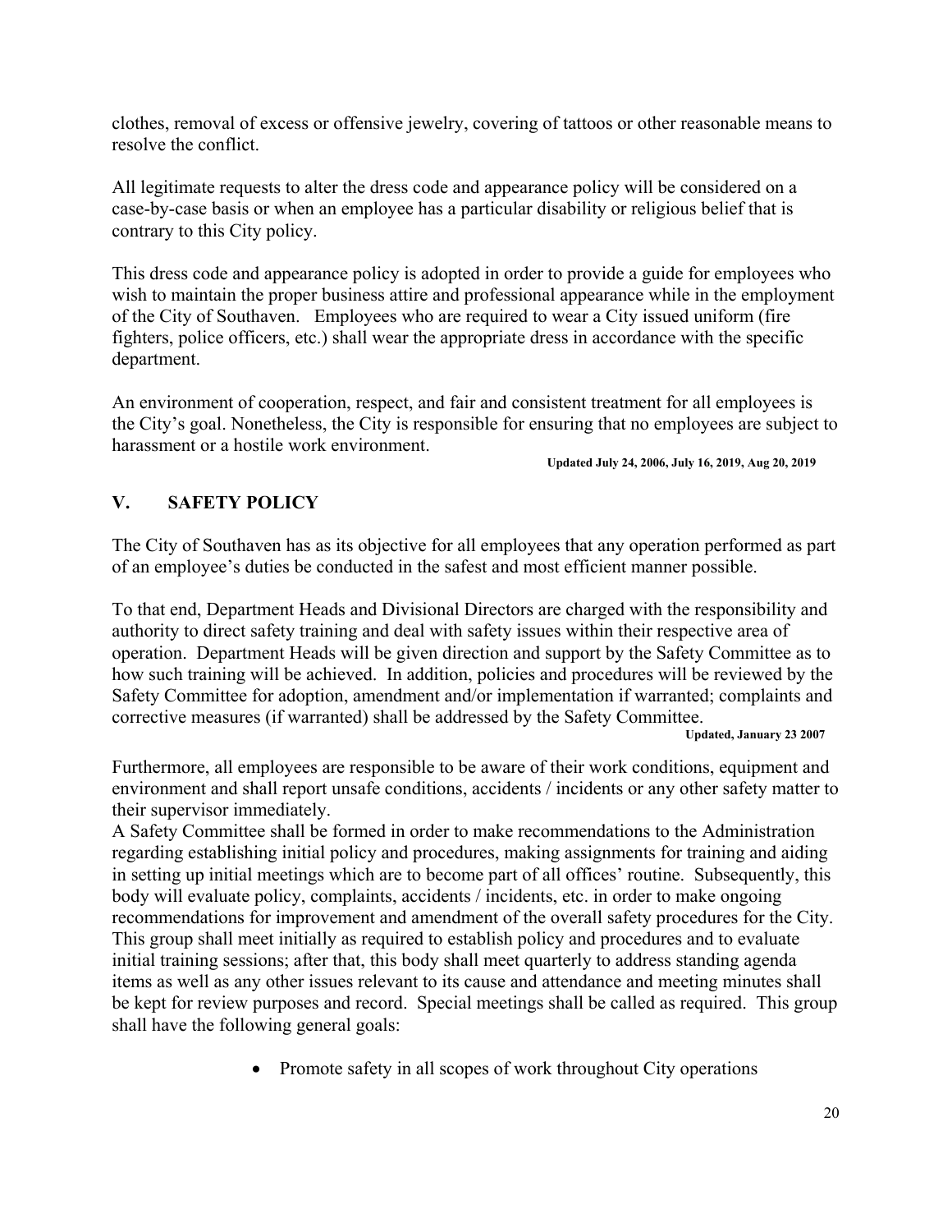clothes, removal of excess or offensive jewelry, covering of tattoos or other reasonable means to resolve the conflict.

All legitimate requests to alter the dress code and appearance policy will be considered on a case-by-case basis or when an employee has a particular disability or religious belief that is contrary to this City policy.

This dress code and appearance policy is adopted in order to provide a guide for employees who wish to maintain the proper business attire and professional appearance while in the employment of the City of Southaven. Employees who are required to wear a City issued uniform (fire fighters, police officers, etc.) shall wear the appropriate dress in accordance with the specific department.

An environment of cooperation, respect, and fair and consistent treatment for all employees is the City's goal. Nonetheless, the City is responsible for ensuring that no employees are subject to harassment or a hostile work environment.

**Updated July 24, 2006, July 16, 2019, Aug 20, 2019**

## V. SAFETY POLICY

The City of Southaven has as its objective for all employees that any operation performed as part of an employee's duties be conducted in the safest and most efficient manner possible.

To that end, Department Heads and Divisional Directors are charged with the responsibility and authority to direct safety training and deal with safety issues within their respective area of operation. Department Heads will be given direction and support by the Safety Committee as to how such training will be achieved. In addition, policies and procedures will be reviewed by the Safety Committee for adoption, amendment and/or implementation if warranted; complaints and corrective measures (if warranted) shall be addressed by the Safety Committee.

**Updated, January 23 2007**

Furthermore, all employees are responsible to be aware of their work conditions, equipment and environment and shall report unsafe conditions, accidents / incidents or any other safety matter to their supervisor immediately.

A Safety Committee shall be formed in order to make recommendations to the Administration regarding establishing initial policy and procedures, making assignments for training and aiding in setting up initial meetings which are to become part of all offices' routine. Subsequently, this body will evaluate policy, complaints, accidents / incidents, etc. in order to make ongoing recommendations for improvement and amendment of the overall safety procedures for the City. This group shall meet initially as required to establish policy and procedures and to evaluate initial training sessions; after that, this body shall meet quarterly to address standing agenda items as well as any other issues relevant to its cause and attendance and meeting minutes shall be kept for review purposes and record. Special meetings shall be called as required. This group shall have the following general goals:

- Promote safety in all scopes of work throughout City operations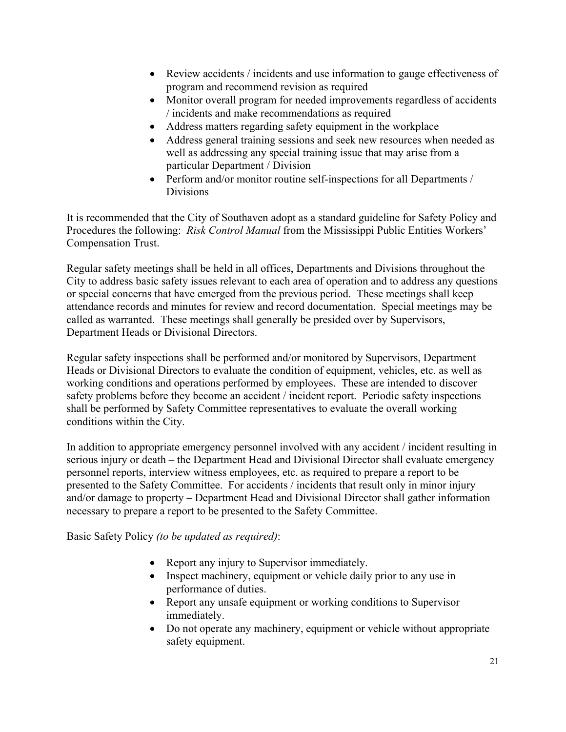- Review accidents / incidents and use information to gauge effectiveness of program and recommend revision as required
- Monitor overall program for needed improvements regardless of accidents / incidents and make recommendations as required
- Address matters regarding safety equipment in the workplace
- Address general training sessions and seek new resources when needed as well as addressing any special training issue that may arise from a particular Department / Division
- Perform and/or monitor routine self-inspections for all Departments / Divisions

It is recommended that the City of Southaven adopt as a standard guideline for Safety Policy and Procedures the following: *Risk Control Manual* from the Mississippi Public Entities Workers' Compensation Trust.

Regular safety meetings shall be held in all offices, Departments and Divisions throughout the City to address basic safety issues relevant to each area of operation and to address any questions or special concerns that have emerged from the previous period. These meetings shall keep attendance records and minutes for review and record documentation. Special meetings may be called as warranted. These meetings shall generally be presided over by Supervisors, Department Heads or Divisional Directors.

Regular safety inspections shall be performed and/or monitored by Supervisors, Department Heads or Divisional Directors to evaluate the condition of equipment, vehicles, etc. as well as working conditions and operations performed by employees. These are intended to discover safety problems before they become an accident / incident report. Periodic safety inspections shall be performed by Safety Committee representatives to evaluate the overall working conditions within the City.

In addition to appropriate emergency personnel involved with any accident / incident resulting in serious injury or death – the Department Head and Divisional Director shall evaluate emergency personnel reports, interview witness employees, etc. as required to prepare a report to be presented to the Safety Committee. For accidents / incidents that result only in minor injury and/or damage to property – Department Head and Divisional Director shall gather information necessary to prepare a report to be presented to the Safety Committee.

Basic Safety Policy *(to be updated as required)*:

- Report any injury to Supervisor immediately.
- Inspect machinery, equipment or vehicle daily prior to any use in performance of duties.
- Report any unsafe equipment or working conditions to Supervisor immediately.
- Do not operate any machinery, equipment or vehicle without appropriate safety equipment.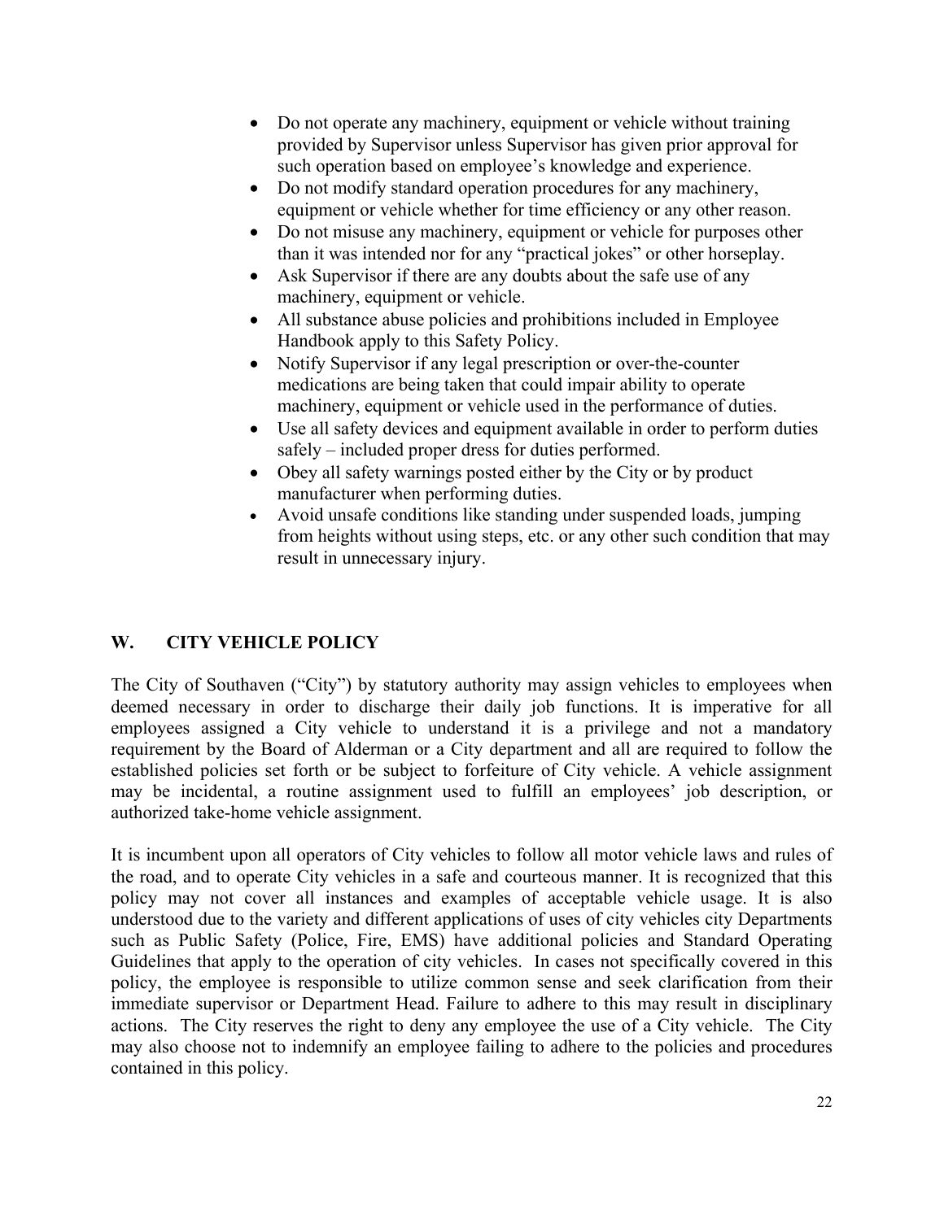- Do not operate any machinery, equipment or vehicle without training provided by Supervisor unless Supervisor has given prior approval for such operation based on employee's knowledge and experience.
- Do not modify standard operation procedures for any machinery, equipment or vehicle whether for time efficiency or any other reason.
- Do not misuse any machinery, equipment or vehicle for purposes other than it was intended nor for any "practical jokes" or other horseplay.
- Ask Supervisor if there are any doubts about the safe use of any machinery, equipment or vehicle.
- All substance abuse policies and prohibitions included in Employee Handbook apply to this Safety Policy.
- Notify Supervisor if any legal prescription or over-the-counter medications are being taken that could impair ability to operate machinery, equipment or vehicle used in the performance of duties.
- Use all safety devices and equipment available in order to perform duties safely – included proper dress for duties performed.
- Obey all safety warnings posted either by the City or by product manufacturer when performing duties.
- Avoid unsafe conditions like standing under suspended loads, jumping from heights without using steps, etc. or any other such condition that may result in unnecessary injury.

## W. CITY VEHICLE POLICY

The City of Southaven ("City") by statutory authority may assign vehicles to employees when deemed necessary in order to discharge their daily job functions. It is imperative for all employees assigned a City vehicle to understand it is a privilege and not a mandatory requirement by the Board of Alderman or a City department and all are required to follow the established policies set forth or be subject to forfeiture of City vehicle. A vehicle assignment may be incidental, a routine assignment used to fulfill an employees' job description, or authorized take-home vehicle assignment.

It is incumbent upon all operators of City vehicles to follow all motor vehicle laws and rules of the road, and to operate City vehicles in a safe and courteous manner. It is recognized that this policy may not cover all instances and examples of acceptable vehicle usage. It is also understood due to the variety and different applications of uses of city vehicles city Departments such as Public Safety (Police, Fire, EMS) have additional policies and Standard Operating Guidelines that apply to the operation of city vehicles. In cases not specifically covered in this policy, the employee is responsible to utilize common sense and seek clarification from their immediate supervisor or Department Head. Failure to adhere to this may result in disciplinary actions. The City reserves the right to deny any employee the use of a City vehicle. The City may also choose not to indemnify an employee failing to adhere to the policies and procedures contained in this policy.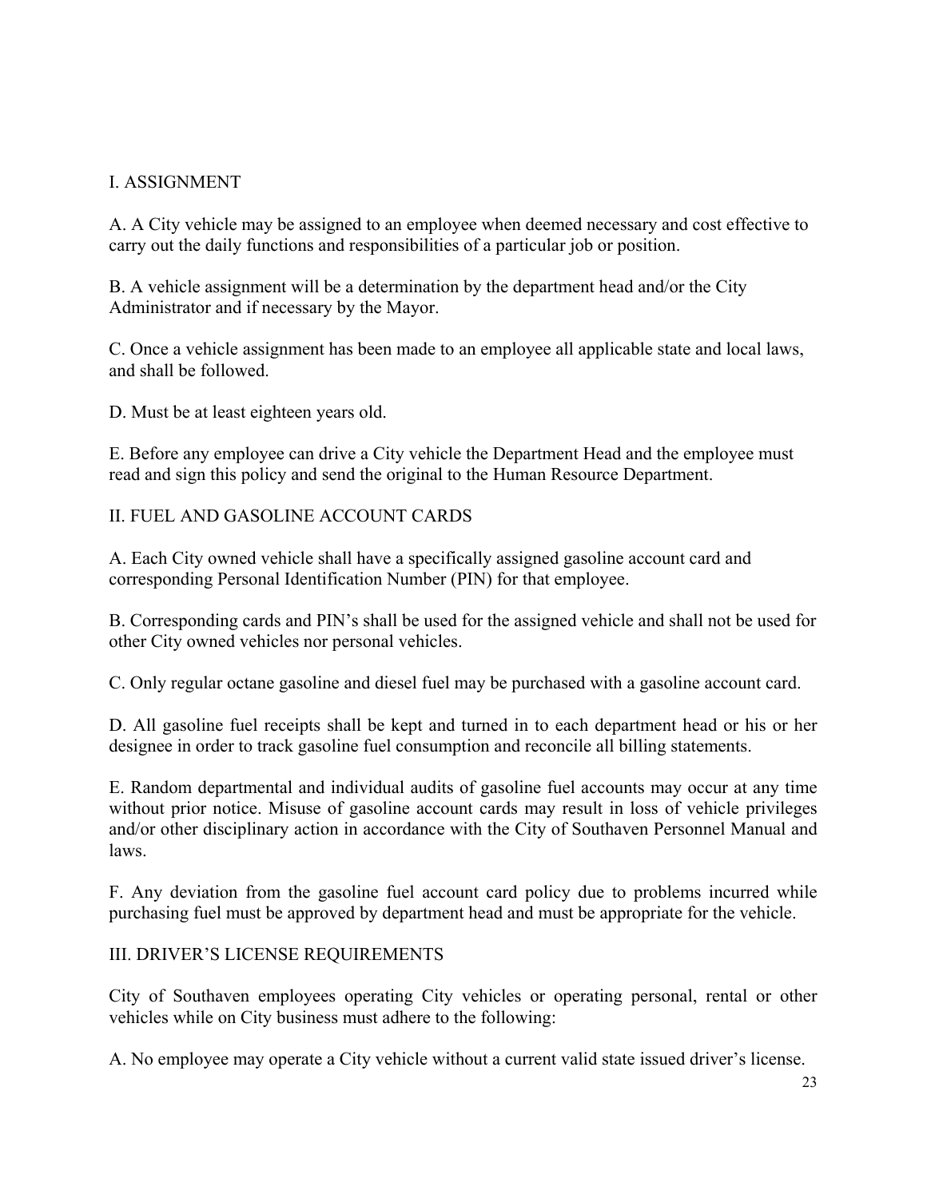## I. ASSIGNMENT

A. A City vehicle may be assigned to an employee when deemed necessary and cost effective to carry out the daily functions and responsibilities of a particular job or position.

B. A vehicle assignment will be a determination by the department head and/or the City Administrator and if necessary by the Mayor.

C. Once a vehicle assignment has been made to an employee all applicable state and local laws, and shall be followed.

D. Must be at least eighteen years old.

E. Before any employee can drive a City vehicle the Department Head and the employee must read and sign this policy and send the original to the Human Resource Department.

## II. FUEL AND GASOLINE ACCOUNT CARDS

A. Each City owned vehicle shall have a specifically assigned gasoline account card and corresponding Personal Identification Number (PIN) for that employee.

B. Corresponding cards and PIN's shall be used for the assigned vehicle and shall not be used for other City owned vehicles nor personal vehicles.

C. Only regular octane gasoline and diesel fuel may be purchased with a gasoline account card.

D. All gasoline fuel receipts shall be kept and turned in to each department head or his or her designee in order to track gasoline fuel consumption and reconcile all billing statements.

E. Random departmental and individual audits of gasoline fuel accounts may occur at any time without prior notice. Misuse of gasoline account cards may result in loss of vehicle privileges and/or other disciplinary action in accordance with the City of Southaven Personnel Manual and laws.

F. Any deviation from the gasoline fuel account card policy due to problems incurred while purchasing fuel must be approved by department head and must be appropriate for the vehicle.

## III. DRIVER'S LICENSE REQUIREMENTS

City of Southaven employees operating City vehicles or operating personal, rental or other vehicles while on City business must adhere to the following:

A. No employee may operate a City vehicle without a current valid state issued driver's license.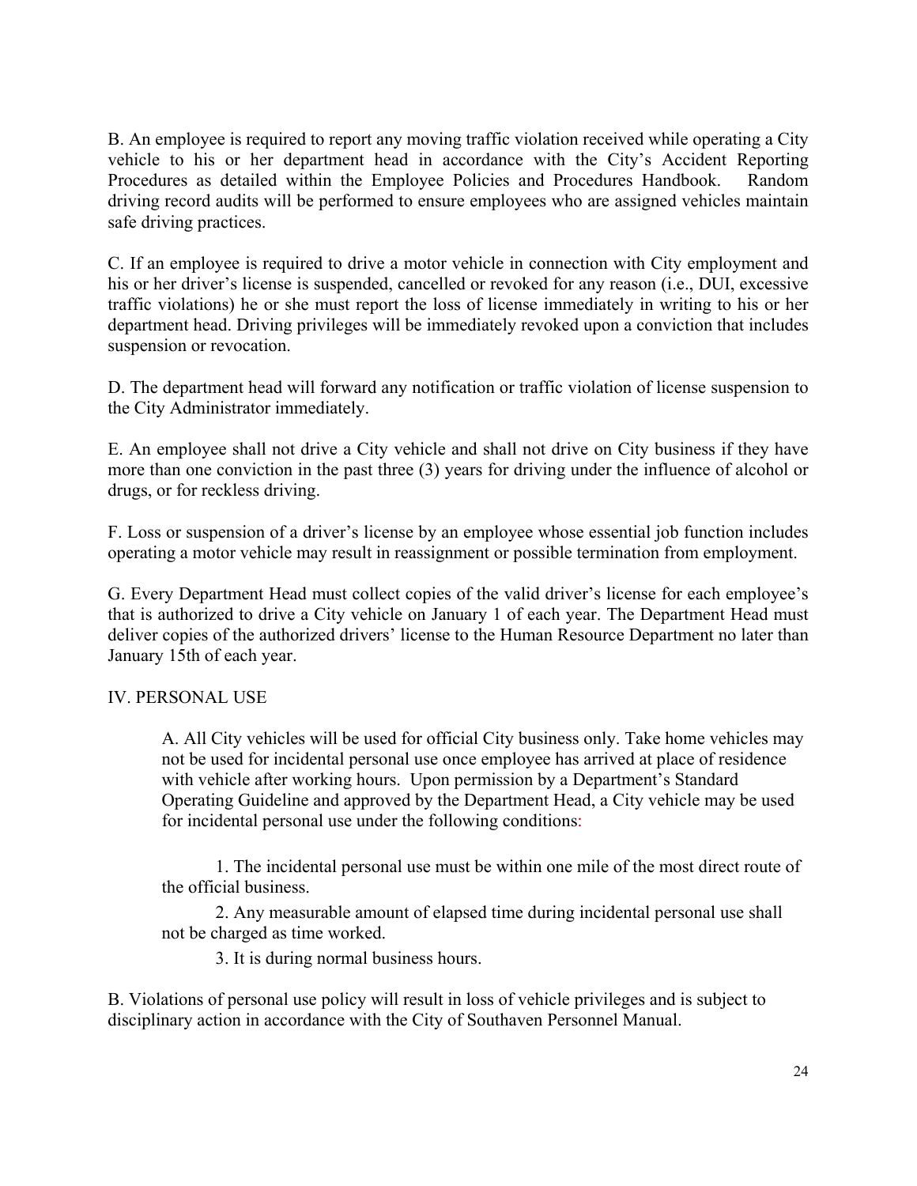B. An employee is required to report any moving traffic violation received while operating a City vehicle to his or her department head in accordance with the City's Accident Reporting Procedures as detailed within the Employee Policies and Procedures Handbook. Random driving record audits will be performed to ensure employees who are assigned vehicles maintain safe driving practices.

C. If an employee is required to drive a motor vehicle in connection with City employment and his or her driver's license is suspended, cancelled or revoked for any reason (i.e., DUI, excessive traffic violations) he or she must report the loss of license immediately in writing to his or her department head. Driving privileges will be immediately revoked upon a conviction that includes suspension or revocation.

D. The department head will forward any notification or traffic violation of license suspension to the City Administrator immediately.

E. An employee shall not drive a City vehicle and shall not drive on City business if they have more than one conviction in the past three (3) years for driving under the influence of alcohol or drugs, or for reckless driving.

F. Loss or suspension of a driver's license by an employee whose essential job function includes operating a motor vehicle may result in reassignment or possible termination from employment.

G. Every Department Head must collect copies of the valid driver's license for each employee's that is authorized to drive a City vehicle on January 1 of each year. The Department Head must deliver copies of the authorized drivers' license to the Human Resource Department no later than January 15th of each year.

## IV. PERSONAL USE

A. All City vehicles will be used for official City business only. Take home vehicles may not be used for incidental personal use once employee has arrived at place of residence with vehicle after working hours. Upon permission by a Department's Standard Operating Guideline and approved by the Department Head, a City vehicle may be used for incidental personal use under the following conditions:

1. The incidental personal use must be within one mile of the most direct route of the official business.
2. Any measurable amount of elapsed time during incidental personal use shall not be charged as time worked.
3. It is during normal business hours.

B. Violations of personal use policy will result in loss of vehicle privileges and is subject to disciplinary action in accordance with the City of Southaven Personnel Manual.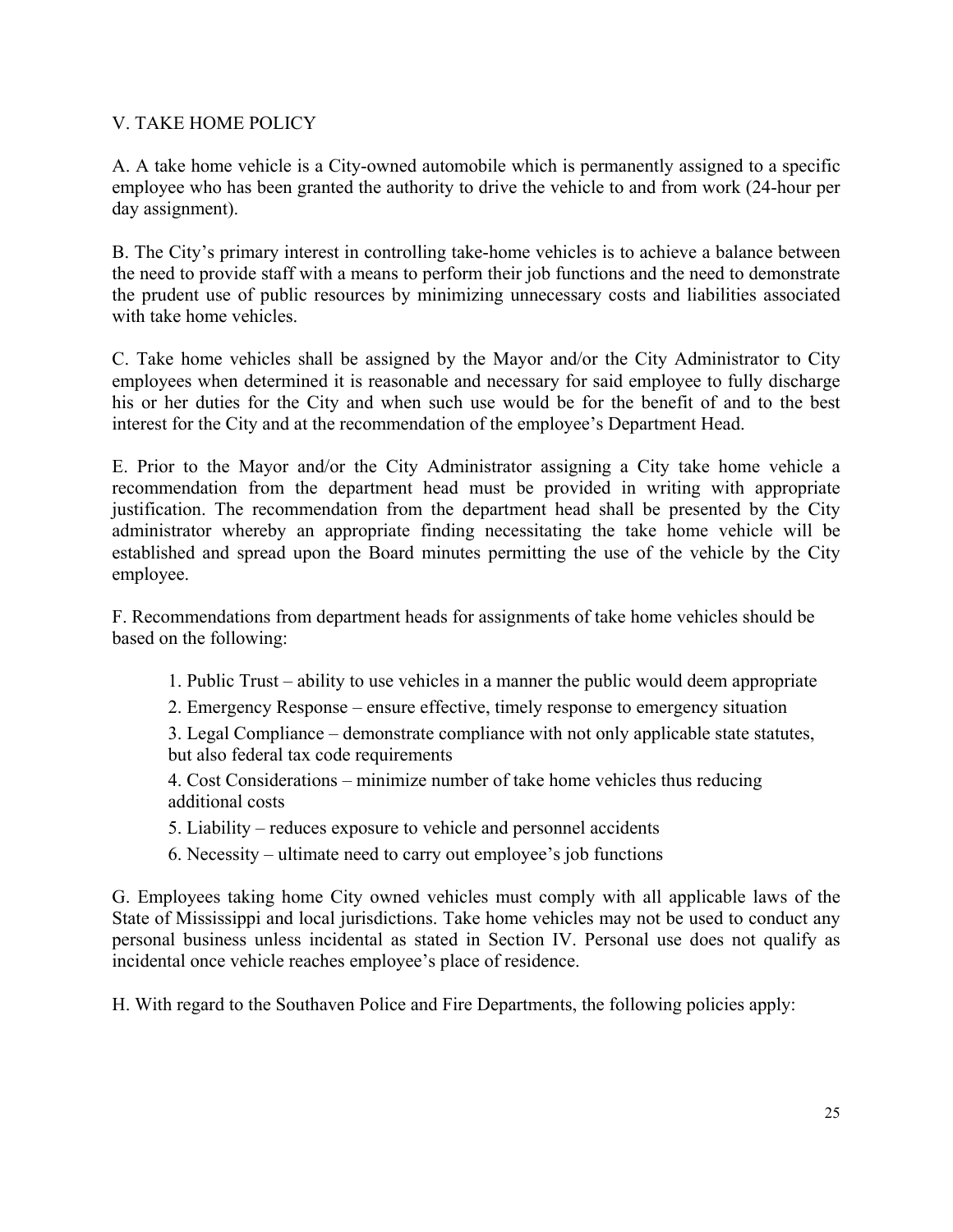## V. TAKE HOME POLICY

A. A take home vehicle is a City-owned automobile which is permanently assigned to a specific employee who has been granted the authority to drive the vehicle to and from work (24-hour per day assignment).

B. The City's primary interest in controlling take-home vehicles is to achieve a balance between the need to provide staff with a means to perform their job functions and the need to demonstrate the prudent use of public resources by minimizing unnecessary costs and liabilities associated with take home vehicles.

C. Take home vehicles shall be assigned by the Mayor and/or the City Administrator to City employees when determined it is reasonable and necessary for said employee to fully discharge his or her duties for the City and when such use would be for the benefit of and to the best interest for the City and at the recommendation of the employee's Department Head.

E. Prior to the Mayor and/or the City Administrator assigning a City take home vehicle a recommendation from the department head must be provided in writing with appropriate justification. The recommendation from the department head shall be presented by the City administrator whereby an appropriate finding necessitating the take home vehicle will be established and spread upon the Board minutes permitting the use of the vehicle by the City employee.

F. Recommendations from department heads for assignments of take home vehicles should be based on the following:

1. Public Trust – ability to use vehicles in a manner the public would deem appropriate
2. Emergency Response – ensure effective, timely response to emergency situation
3. Legal Compliance – demonstrate compliance with not only applicable state statutes, but also federal tax code requirements
4. Cost Considerations – minimize number of take home vehicles thus reducing additional costs
5. Liability – reduces exposure to vehicle and personnel accidents
6. Necessity – ultimate need to carry out employee's job functions

G. Employees taking home City owned vehicles must comply with all applicable laws of the State of Mississippi and local jurisdictions. Take home vehicles may not be used to conduct any personal business unless incidental as stated in Section IV. Personal use does not qualify as incidental once vehicle reaches employee's place of residence.

H. With regard to the Southaven Police and Fire Departments, the following policies apply: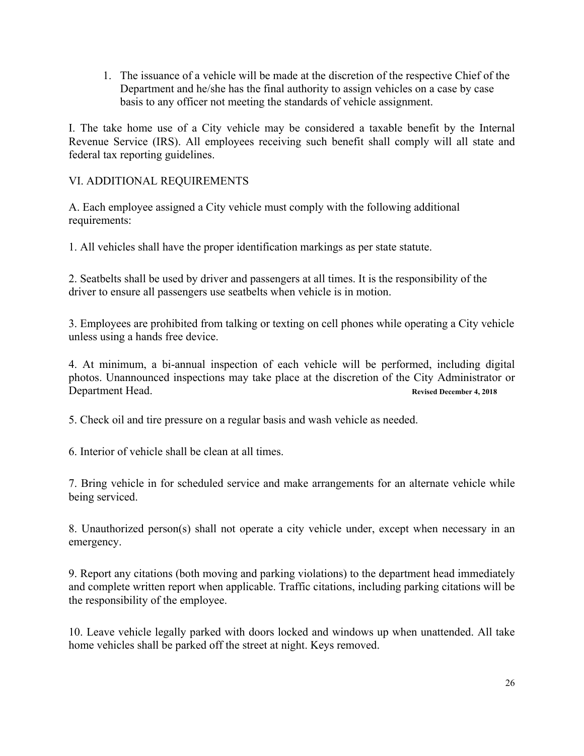1. The issuance of a vehicle will be made at the discretion of the respective Chief of the Department and he/she has the final authority to assign vehicles on a case by case basis to any officer not meeting the standards of vehicle assignment.

I. The take home use of a City vehicle may be considered a taxable benefit by the Internal Revenue Service (IRS). All employees receiving such benefit shall comply will all state and federal tax reporting guidelines.

VI. ADDITIONAL REQUIREMENTS

A. Each employee assigned a City vehicle must comply with the following additional requirements:

1. All vehicles shall have the proper identification markings as per state statute.

2. Seatbelts shall be used by driver and passengers at all times. It is the responsibility of the driver to ensure all passengers use seatbelts when vehicle is in motion.

3. Employees are prohibited from talking or texting on cell phones while operating a City vehicle unless using a hands free device.

4. At minimum, a bi-annual inspection of each vehicle will be performed, including digital photos. Unannounced inspections may take place at the discretion of the City Administrator or Department Head. **Revised December 4, 2018**

5. Check oil and tire pressure on a regular basis and wash vehicle as needed.

6. Interior of vehicle shall be clean at all times.

7. Bring vehicle in for scheduled service and make arrangements for an alternate vehicle while being serviced.

8. Unauthorized person(s) shall not operate a city vehicle under, except when necessary in an emergency.

9. Report any citations (both moving and parking violations) to the department head immediately and complete written report when applicable. Traffic citations, including parking citations will be the responsibility of the employee.

10. Leave vehicle legally parked with doors locked and windows up when unattended. All take home vehicles shall be parked off the street at night. Keys removed.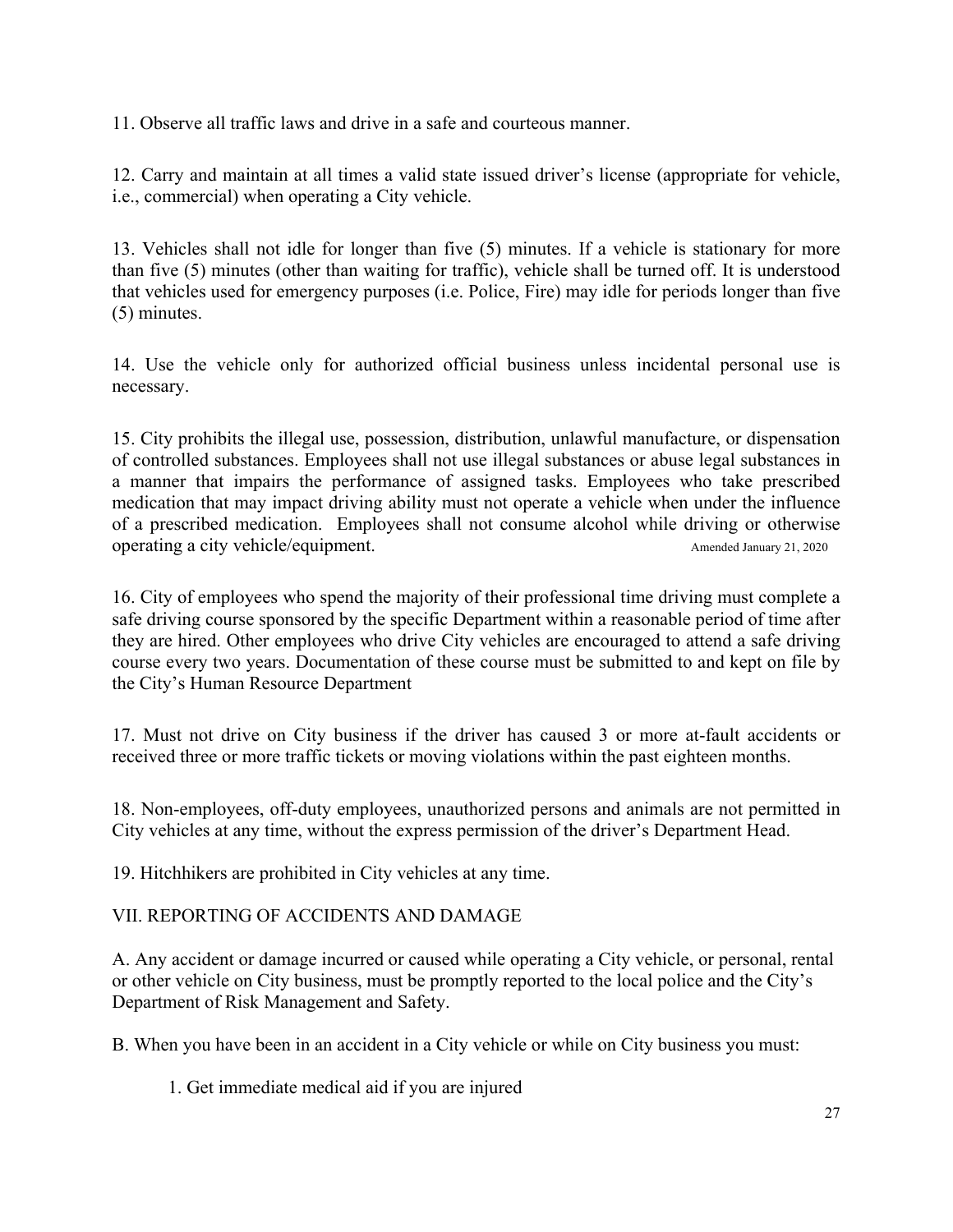11. Observe all traffic laws and drive in a safe and courteous manner.

12. Carry and maintain at all times a valid state issued driver's license (appropriate for vehicle, i.e., commercial) when operating a City vehicle.

13. Vehicles shall not idle for longer than five (5) minutes. If a vehicle is stationary for more than five (5) minutes (other than waiting for traffic), vehicle shall be turned off. It is understood that vehicles used for emergency purposes (i.e. Police, Fire) may idle for periods longer than five (5) minutes.

14. Use the vehicle only for authorized official business unless incidental personal use is necessary.

15. City prohibits the illegal use, possession, distribution, unlawful manufacture, or dispensation of controlled substances. Employees shall not use illegal substances or abuse legal substances in a manner that impairs the performance of assigned tasks. Employees who take prescribed medication that may impact driving ability must not operate a vehicle when under the influence of a prescribed medication. Employees shall not consume alcohol while driving or otherwise operating a city vehicle/equipment. Amended January 21, 2020

16. City of employees who spend the majority of their professional time driving must complete a safe driving course sponsored by the specific Department within a reasonable period of time after they are hired. Other employees who drive City vehicles are encouraged to attend a safe driving course every two years. Documentation of these course must be submitted to and kept on file by the City's Human Resource Department

17. Must not drive on City business if the driver has caused 3 or more at-fault accidents or received three or more traffic tickets or moving violations within the past eighteen months.

18. Non-employees, off-duty employees, unauthorized persons and animals are not permitted in City vehicles at any time, without the express permission of the driver's Department Head.

19. Hitchhikers are prohibited in City vehicles at any time.

## VII. REPORTING OF ACCIDENTS AND DAMAGE

A. Any accident or damage incurred or caused while operating a City vehicle, or personal, rental or other vehicle on City business, must be promptly reported to the local police and the City's Department of Risk Management and Safety.

B. When you have been in an accident in a City vehicle or while on City business you must:

1. Get immediate medical aid if you are injured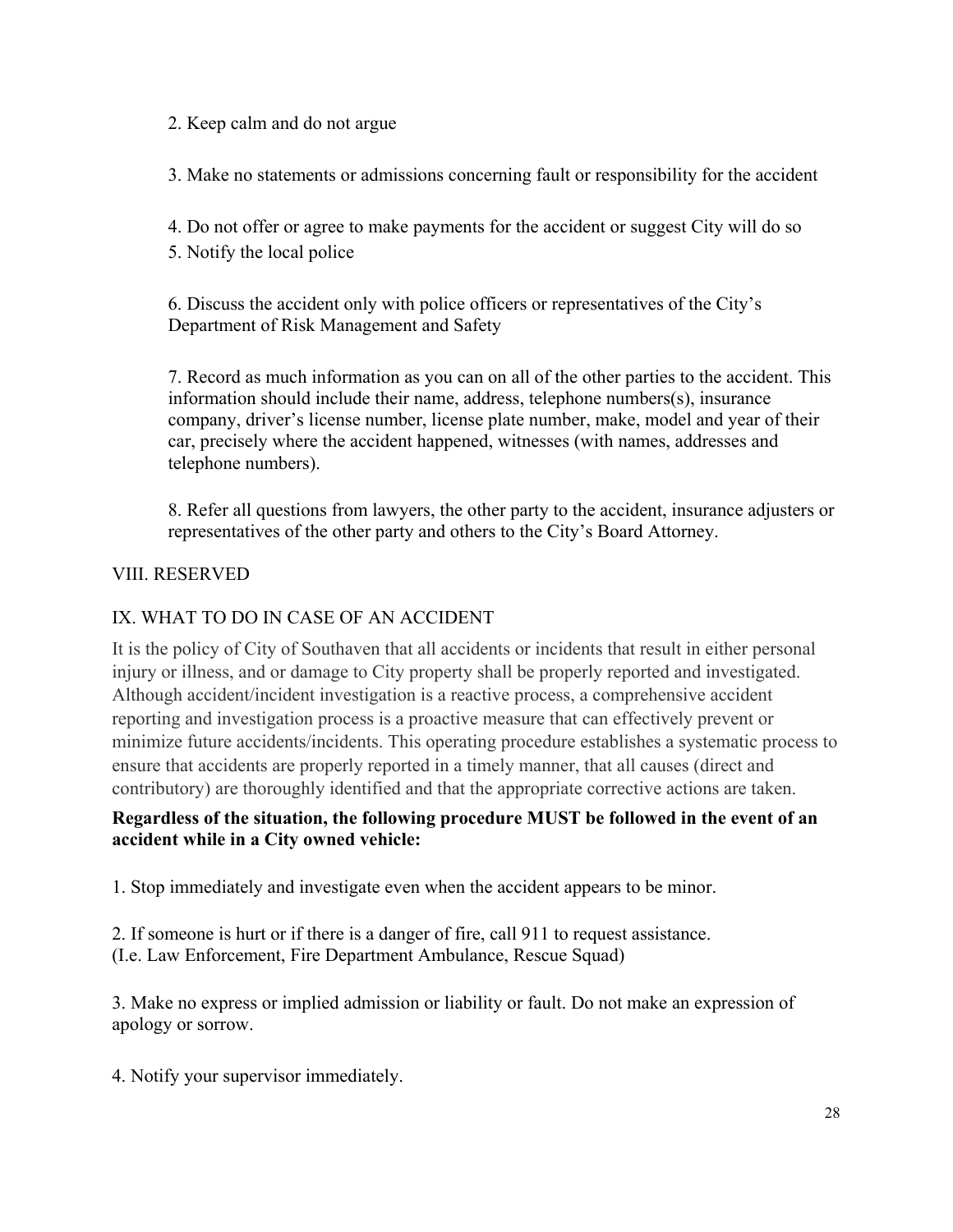2. Keep calm and do not argue

3. Make no statements or admissions concerning fault or responsibility for the accident

4. Do not offer or agree to make payments for the accident or suggest City will do so

5. Notify the local police

6. Discuss the accident only with police officers or representatives of the City's Department of Risk Management and Safety

7. Record as much information as you can on all of the other parties to the accident. This information should include their name, address, telephone numbers(s), insurance company, driver's license number, license plate number, make, model and year of their car, precisely where the accident happened, witnesses (with names, addresses and telephone numbers).

8. Refer all questions from lawyers, the other party to the accident, insurance adjusters or representatives of the other party and others to the City's Board Attorney.

## VIII. RESERVED

## IX. WHAT TO DO IN CASE OF AN ACCIDENT

It is the policy of City of Southaven that all accidents or incidents that result in either personal injury or illness, and or damage to City property shall be properly reported and investigated. Although accident/incident investigation is a reactive process, a comprehensive accident reporting and investigation process is a proactive measure that can effectively prevent or minimize future accidents/incidents. This operating procedure establishes a systematic process to ensure that accidents are properly reported in a timely manner, that all causes (direct and contributory) are thoroughly identified and that the appropriate corrective actions are taken.

**Regardless of the situation, the following procedure MUST be followed in the event of an accident while in a City owned vehicle:**

1. Stop immediately and investigate even when the accident appears to be minor.

2. If someone is hurt or if there is a danger of fire, call 911 to request assistance. (I.e. Law Enforcement, Fire Department Ambulance, Rescue Squad)

3. Make no express or implied admission or liability or fault. Do not make an expression of apology or sorrow.

4. Notify your supervisor immediately.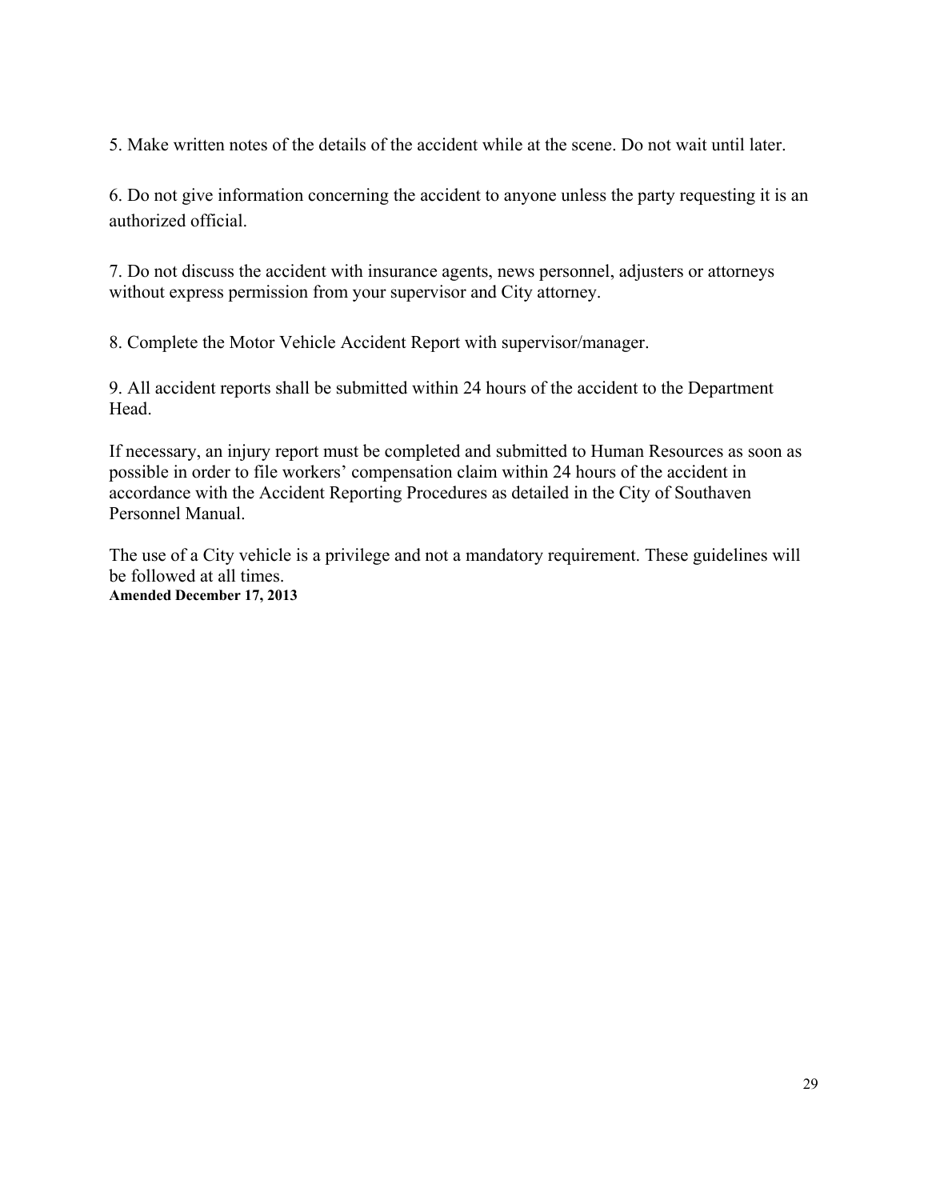5. Make written notes of the details of the accident while at the scene. Do not wait until later.

6. Do not give information concerning the accident to anyone unless the party requesting it is an authorized official.

7. Do not discuss the accident with insurance agents, news personnel, adjusters or attorneys without express permission from your supervisor and City attorney.

8. Complete the Motor Vehicle Accident Report with supervisor/manager.

9. All accident reports shall be submitted within 24 hours of the accident to the Department Head.

If necessary, an injury report must be completed and submitted to Human Resources as soon as possible in order to file workers' compensation claim within 24 hours of the accident in accordance with the Accident Reporting Procedures as detailed in the City of Southaven Personnel Manual.

The use of a City vehicle is a privilege and not a mandatory requirement. These guidelines will be followed at all times.
**Amended December 17, 2013**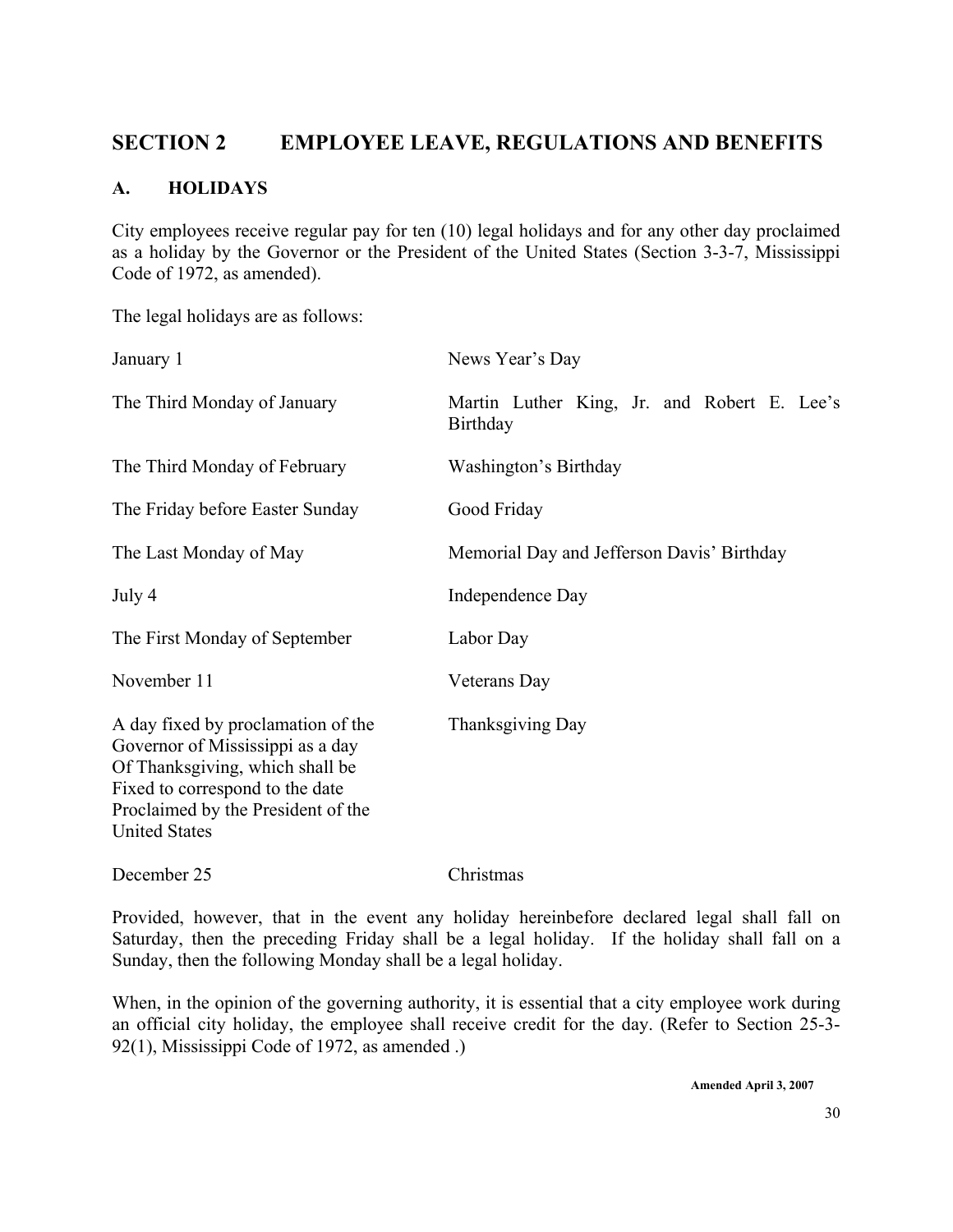# SECTION 2 EMPLOYEE LEAVE, REGULATIONS AND BENEFITS

## A. HOLIDAYS

City employees receive regular pay for ten (10) legal holidays and for any other day proclaimed as a holiday by the Governor or the President of the United States (Section 3-3-7, Mississippi Code of 1972, as amended).

The legal holidays are as follows:

| | |
|---|---|
| January 1 | News Year's Day |
| The Third Monday of January | Martin Luther King, Jr. and Robert E. Lee's Birthday |
| The Third Monday of February | Washington's Birthday |
| The Friday before Easter Sunday | Good Friday |
| The Last Monday of May | Memorial Day and Jefferson Davis' Birthday |
| July 4 | Independence Day |
| The First Monday of September | Labor Day |
| November 11 | Veterans Day |
| A day fixed by proclamation of the Governor of Mississippi as a day Of Thanksgiving, which shall be Fixed to correspond to the date Proclaimed by the President of the United States | Thanksgiving Day |
| December 25 | Christmas |

Provided, however, that in the event any holiday hereinbefore declared legal shall fall on Saturday, then the preceding Friday shall be a legal holiday. If the holiday shall fall on a Sunday, then the following Monday shall be a legal holiday.

When, in the opinion of the governing authority, it is essential that a city employee work during an official city holiday, the employee shall receive credit for the day. (Refer to Section 25-3-92(1), Mississippi Code of 1972, as amended .)

**Amended April 3, 2007**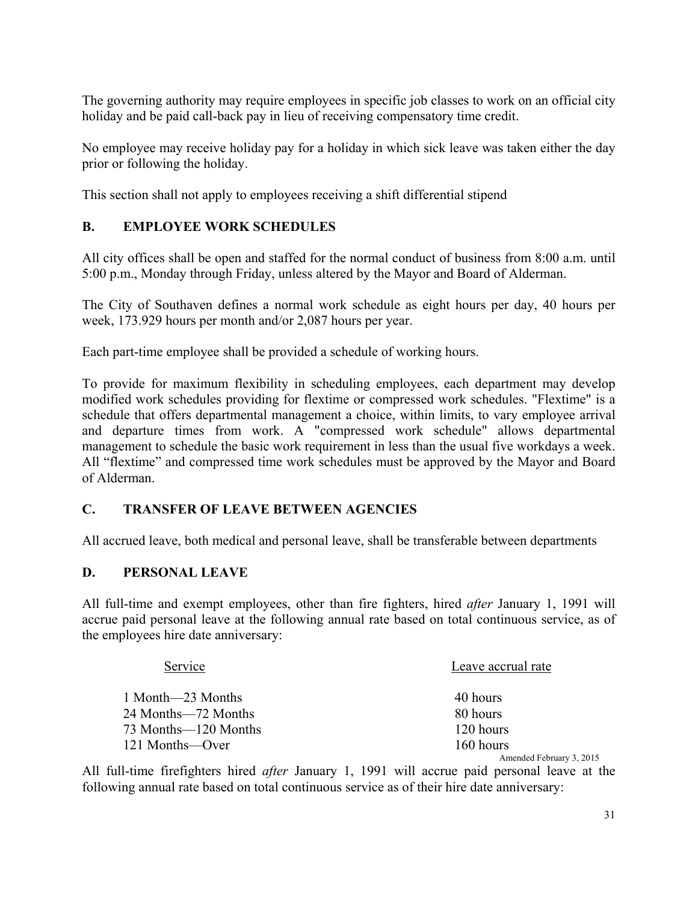The governing authority may require employees in specific job classes to work on an official city holiday and be paid call-back pay in lieu of receiving compensatory time credit.

No employee may receive holiday pay for a holiday in which sick leave was taken either the day prior or following the holiday.

This section shall not apply to employees receiving a shift differential stipend

## B. EMPLOYEE WORK SCHEDULES

All city offices shall be open and staffed for the normal conduct of business from 8:00 a.m. until 5:00 p.m., Monday through Friday, unless altered by the Mayor and Board of Alderman.

The City of Southaven defines a normal work schedule as eight hours per day, 40 hours per week, 173.929 hours per month and/or 2,087 hours per year.

Each part-time employee shall be provided a schedule of working hours.

To provide for maximum flexibility in scheduling employees, each department may develop modified work schedules providing for flextime or compressed work schedules. "Flextime" is a schedule that offers departmental management a choice, within limits, to vary employee arrival and departure times from work. A "compressed work schedule" allows departmental management to schedule the basic work requirement in less than the usual five workdays a week. All "flextime" and compressed time work schedules must be approved by the Mayor and Board of Alderman.

## C. TRANSFER OF LEAVE BETWEEN AGENCIES

All accrued leave, both medical and personal leave, shall be transferable between departments

## D. PERSONAL LEAVE

All full-time and exempt employees, other than fire fighters, hired *after* January 1, 1991 will accrue paid personal leave at the following annual rate based on total continuous service, as of the employees hire date anniversary:

| Service | Leave accrual rate |
|---|---|
| 1 Month—23 Months | 40 hours |
| 24 Months—72 Months | 80 hours |
| 73 Months—120 Months | 120 hours |
| 121 Months—Over | 160 hours |

Amended February 3, 2015

All full-time firefighters hired *after* January 1, 1991 will accrue paid personal leave at the following annual rate based on total continuous service as of their hire date anniversary: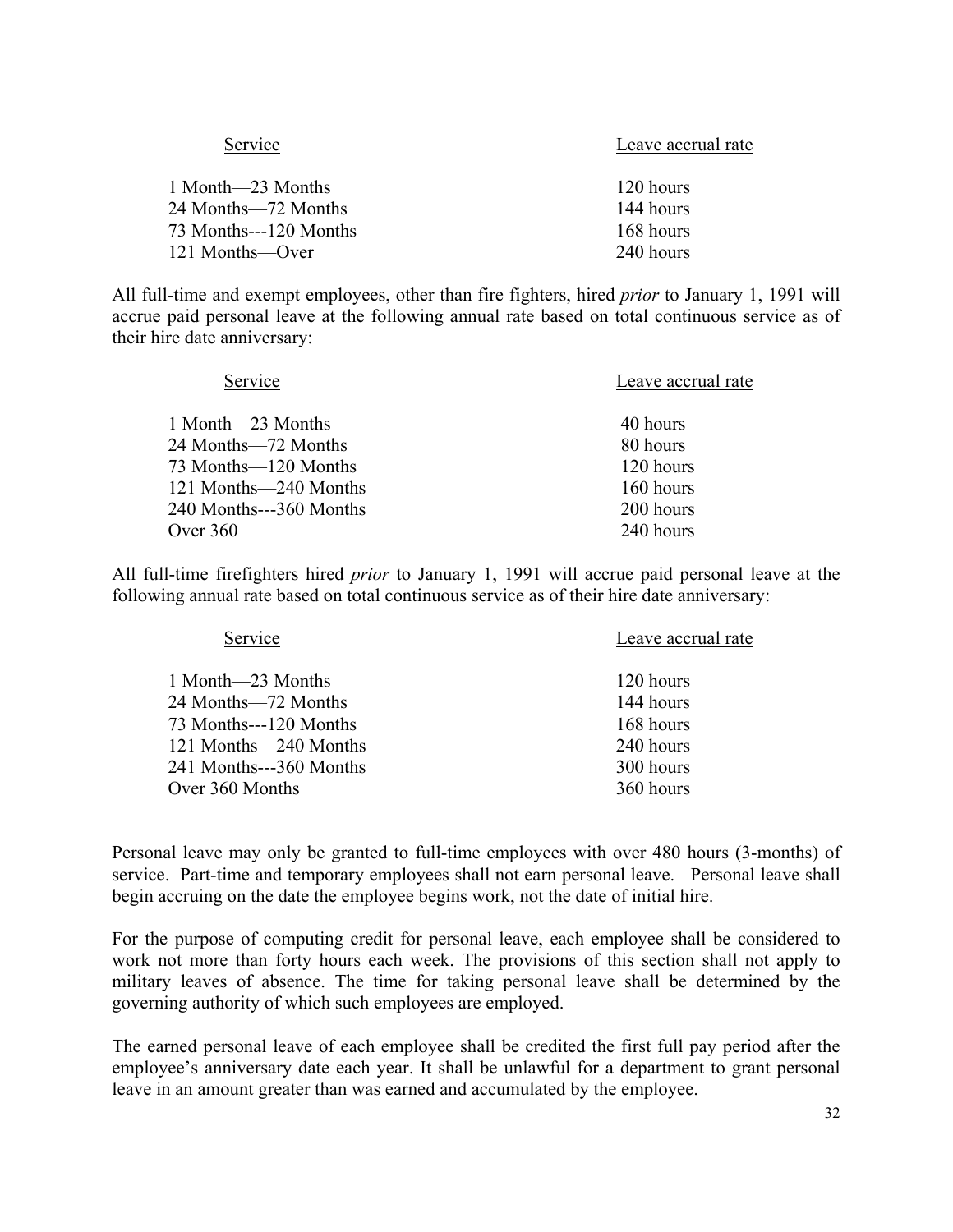| Service | Leave accrual rate |
|---|---|
| 1 Month—23 Months | 120 hours |
| 24 Months—72 Months | 144 hours |
| 73 Months---120 Months | 168 hours |
| 121 Months—Over | 240 hours |

All full-time and exempt employees, other than fire fighters, hired *prior* to January 1, 1991 will accrue paid personal leave at the following annual rate based on total continuous service as of their hire date anniversary:

| Service | Leave accrual rate |
|---|---|
| 1 Month—23 Months | 40 hours |
| 24 Months—72 Months | 80 hours |
| 73 Months—120 Months | 120 hours |
| 121 Months—240 Months | 160 hours |
| 240 Months---360 Months | 200 hours |
| Over 360 | 240 hours |

All full-time firefighters hired *prior* to January 1, 1991 will accrue paid personal leave at the following annual rate based on total continuous service as of their hire date anniversary:

| Service | Leave accrual rate |
|---|---|
| 1 Month—23 Months | 120 hours |
| 24 Months—72 Months | 144 hours |
| 73 Months---120 Months | 168 hours |
| 121 Months—240 Months | 240 hours |
| 241 Months---360 Months | 300 hours |
| Over 360 Months | 360 hours |

Personal leave may only be granted to full-time employees with over 480 hours (3-months) of service. Part-time and temporary employees shall not earn personal leave. Personal leave shall begin accruing on the date the employee begins work, not the date of initial hire.

For the purpose of computing credit for personal leave, each employee shall be considered to work not more than forty hours each week. The provisions of this section shall not apply to military leaves of absence. The time for taking personal leave shall be determined by the governing authority of which such employees are employed.

The earned personal leave of each employee shall be credited the first full pay period after the employee's anniversary date each year. It shall be unlawful for a department to grant personal leave in an amount greater than was earned and accumulated by the employee.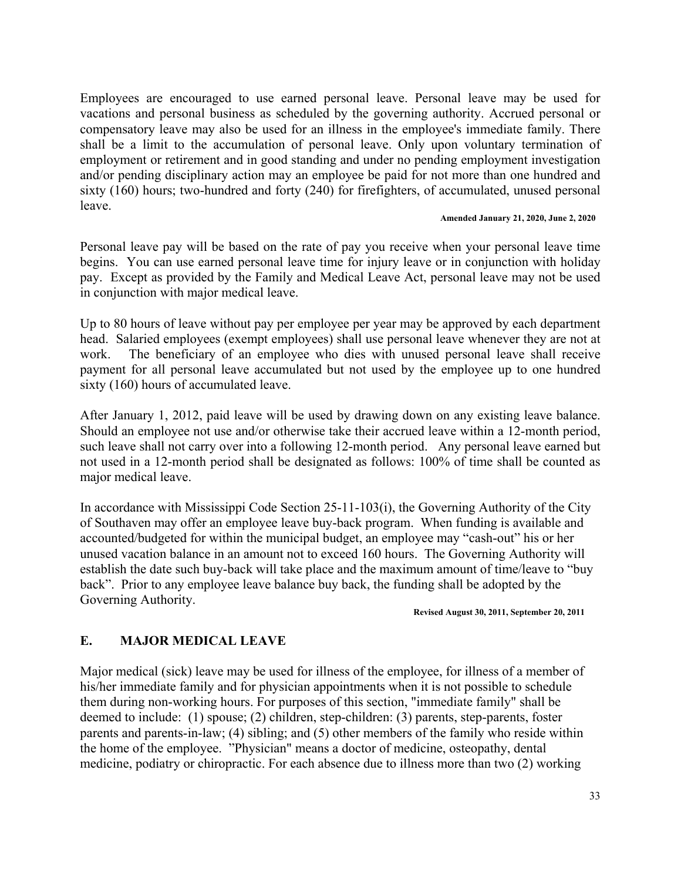Employees are encouraged to use earned personal leave. Personal leave may be used for vacations and personal business as scheduled by the governing authority. Accrued personal or compensatory leave may also be used for an illness in the employee's immediate family. There shall be a limit to the accumulation of personal leave. Only upon voluntary termination of employment or retirement and in good standing and under no pending employment investigation and/or pending disciplinary action may an employee be paid for not more than one hundred and sixty (160) hours; two-hundred and forty (240) for firefighters, of accumulated, unused personal leave.

**Amended January 21, 2020, June 2, 2020**

Personal leave pay will be based on the rate of pay you receive when your personal leave time begins. You can use earned personal leave time for injury leave or in conjunction with holiday pay. Except as provided by the Family and Medical Leave Act, personal leave may not be used in conjunction with major medical leave.

Up to 80 hours of leave without pay per employee per year may be approved by each department head. Salaried employees (exempt employees) shall use personal leave whenever they are not at work. The beneficiary of an employee who dies with unused personal leave shall receive payment for all personal leave accumulated but not used by the employee up to one hundred sixty (160) hours of accumulated leave.

After January 1, 2012, paid leave will be used by drawing down on any existing leave balance. Should an employee not use and/or otherwise take their accrued leave within a 12-month period, such leave shall not carry over into a following 12-month period. Any personal leave earned but not used in a 12-month period shall be designated as follows: 100% of time shall be counted as major medical leave.

In accordance with Mississippi Code Section 25-11-103(i), the Governing Authority of the City of Southaven may offer an employee leave buy-back program. When funding is available and accounted/budgeted for within the municipal budget, an employee may "cash-out" his or her unused vacation balance in an amount not to exceed 160 hours. The Governing Authority will establish the date such buy-back will take place and the maximum amount of time/leave to "buy back". Prior to any employee leave balance buy back, the funding shall be adopted by the Governing Authority.

**Revised August 30, 2011, September 20, 2011**

## E. MAJOR MEDICAL LEAVE

Major medical (sick) leave may be used for illness of the employee, for illness of a member of his/her immediate family and for physician appointments when it is not possible to schedule them during non-working hours. For purposes of this section, "immediate family" shall be deemed to include: (1) spouse; (2) children, step-children: (3) parents, step-parents, foster parents and parents-in-law; (4) sibling; and (5) other members of the family who reside within the home of the employee. "Physician" means a doctor of medicine, osteopathy, dental medicine, podiatry or chiropractic. For each absence due to illness more than two (2) working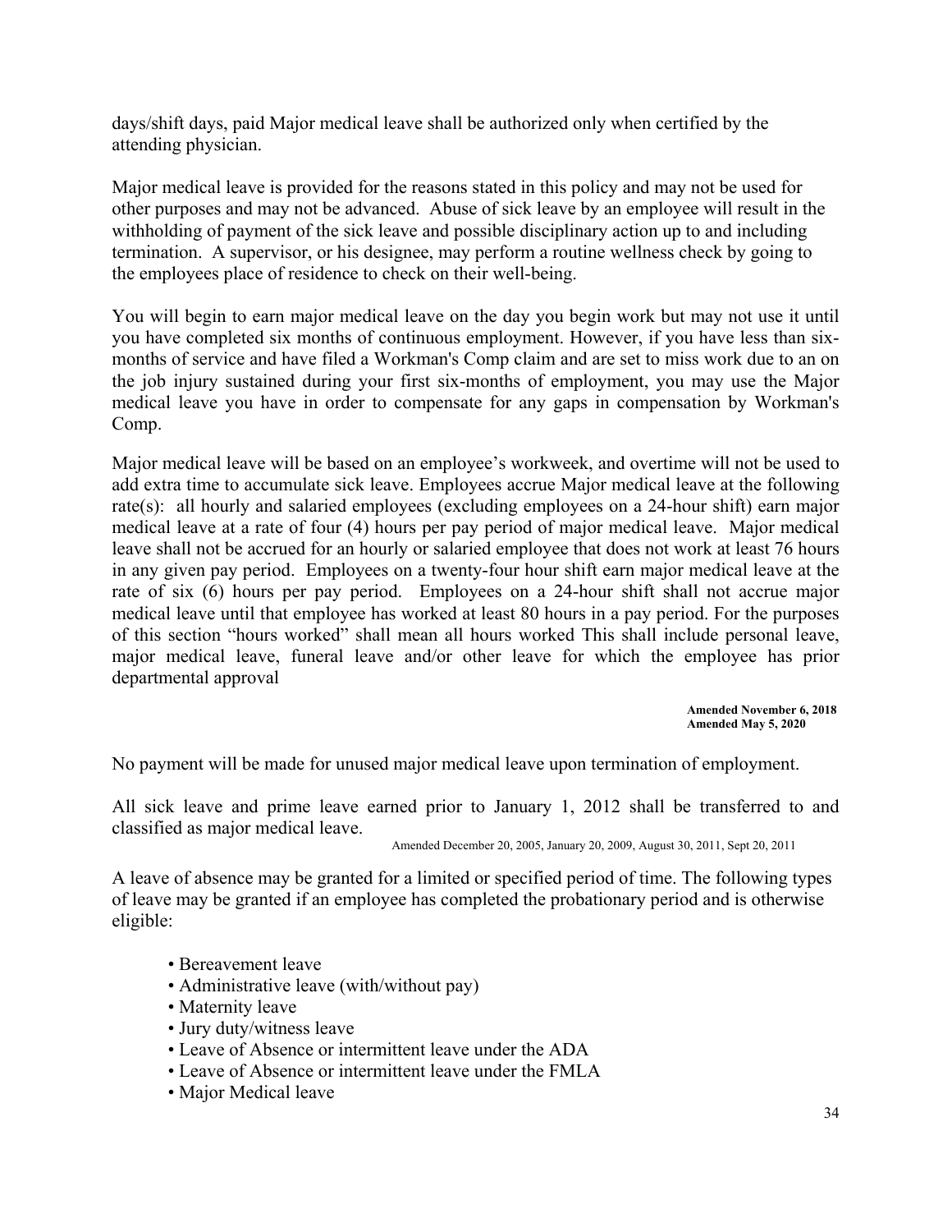days/shift days, paid Major medical leave shall be authorized only when certified by the attending physician.

Major medical leave is provided for the reasons stated in this policy and may not be used for other purposes and may not be advanced. Abuse of sick leave by an employee will result in the withholding of payment of the sick leave and possible disciplinary action up to and including termination. A supervisor, or his designee, may perform a routine wellness check by going to the employees place of residence to check on their well-being.

You will begin to earn major medical leave on the day you begin work but may not use it until you have completed six months of continuous employment. However, if you have less than six-months of service and have filed a Workman's Comp claim and are set to miss work due to an on the job injury sustained during your first six-months of employment, you may use the Major medical leave you have in order to compensate for any gaps in compensation by Workman's Comp.

Major medical leave will be based on an employee's workweek, and overtime will not be used to add extra time to accumulate sick leave. Employees accrue Major medical leave at the following rate(s): all hourly and salaried employees (excluding employees on a 24-hour shift) earn major medical leave at a rate of four (4) hours per pay period of major medical leave. Major medical leave shall not be accrued for an hourly or salaried employee that does not work at least 76 hours in any given pay period. Employees on a twenty-four hour shift earn major medical leave at the rate of six (6) hours per pay period. Employees on a 24-hour shift shall not accrue major medical leave until that employee has worked at least 80 hours in a pay period. For the purposes of this section "hours worked" shall mean all hours worked This shall include personal leave, major medical leave, funeral leave and/or other leave for which the employee has prior departmental approval

**Amended November 6, 2018**
**Amended May 5, 2020**

No payment will be made for unused major medical leave upon termination of employment.

All sick leave and prime leave earned prior to January 1, 2012 shall be transferred to and classified as major medical leave.

Amended December 20, 2005, January 20, 2009, August 30, 2011, Sept 20, 2011

A leave of absence may be granted for a limited or specified period of time. The following types of leave may be granted if an employee has completed the probationary period and is otherwise eligible:

- Bereavement leave
- Administrative leave (with/without pay)
- Maternity leave
- Jury duty/witness leave
- Leave of Absence or intermittent leave under the ADA
- Leave of Absence or intermittent leave under the FMLA
- Major Medical leave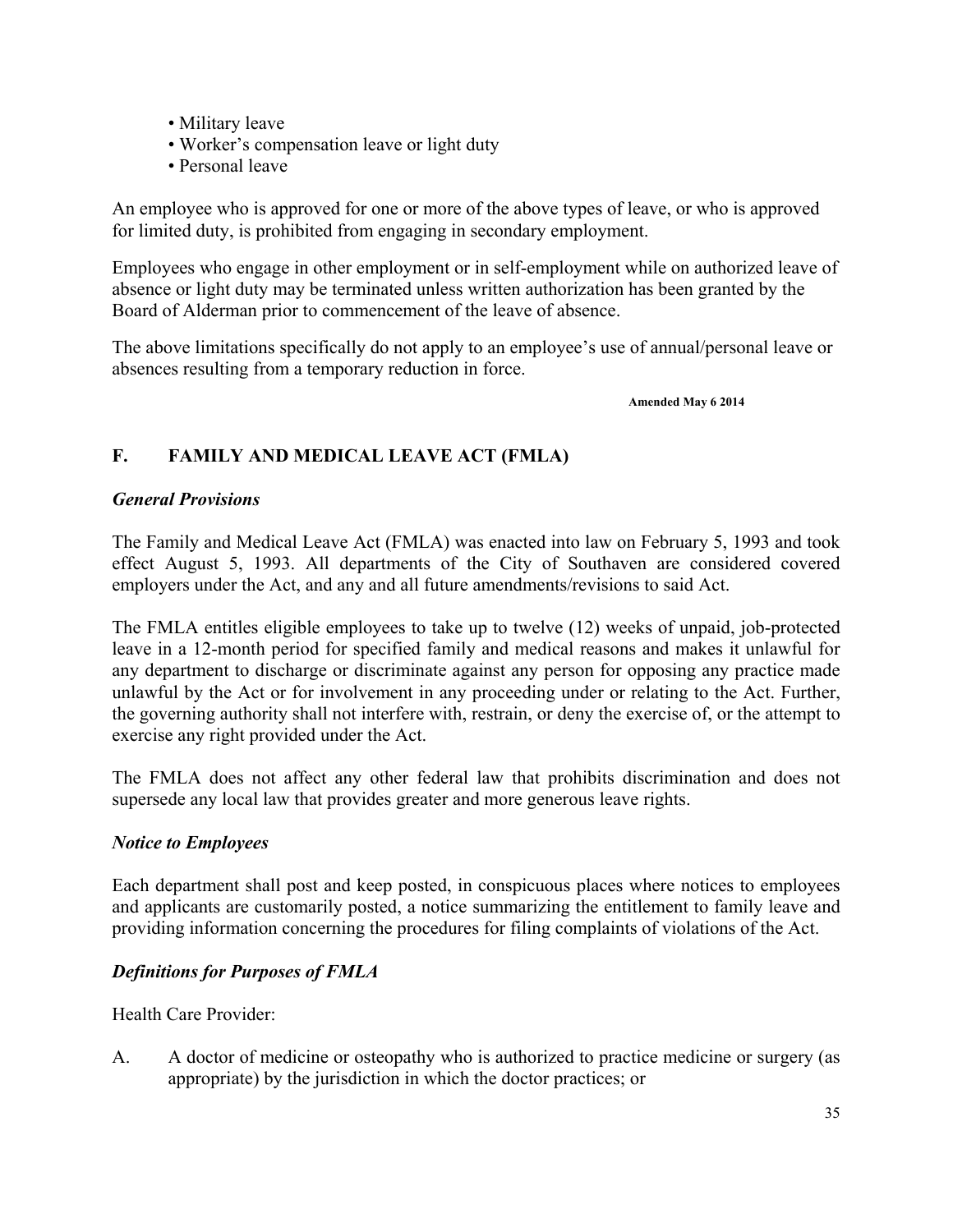- Military leave
- Worker's compensation leave or light duty
- Personal leave

An employee who is approved for one or more of the above types of leave, or who is approved for limited duty, is prohibited from engaging in secondary employment.

Employees who engage in other employment or in self-employment while on authorized leave of absence or light duty may be terminated unless written authorization has been granted by the Board of Alderman prior to commencement of the leave of absence.

The above limitations specifically do not apply to an employee's use of annual/personal leave or absences resulting from a temporary reduction in force.

**Amended May 6 2014**

## F. FAMILY AND MEDICAL LEAVE ACT (FMLA)

### *General Provisions*

The Family and Medical Leave Act (FMLA) was enacted into law on February 5, 1993 and took effect August 5, 1993. All departments of the City of Southaven are considered covered employers under the Act, and any and all future amendments/revisions to said Act.

The FMLA entitles eligible employees to take up to twelve (12) weeks of unpaid, job-protected leave in a 12-month period for specified family and medical reasons and makes it unlawful for any department to discharge or discriminate against any person for opposing any practice made unlawful by the Act or for involvement in any proceeding under or relating to the Act. Further, the governing authority shall not interfere with, restrain, or deny the exercise of, or the attempt to exercise any right provided under the Act.

The FMLA does not affect any other federal law that prohibits discrimination and does not supersede any local law that provides greater and more generous leave rights.

### *Notice to Employees*

Each department shall post and keep posted, in conspicuous places where notices to employees and applicants are customarily posted, a notice summarizing the entitlement to family leave and providing information concerning the procedures for filing complaints of violations of the Act.

### *Definitions for Purposes of FMLA*

Health Care Provider:

A. A doctor of medicine or osteopathy who is authorized to practice medicine or surgery (as appropriate) by the jurisdiction in which the doctor practices; or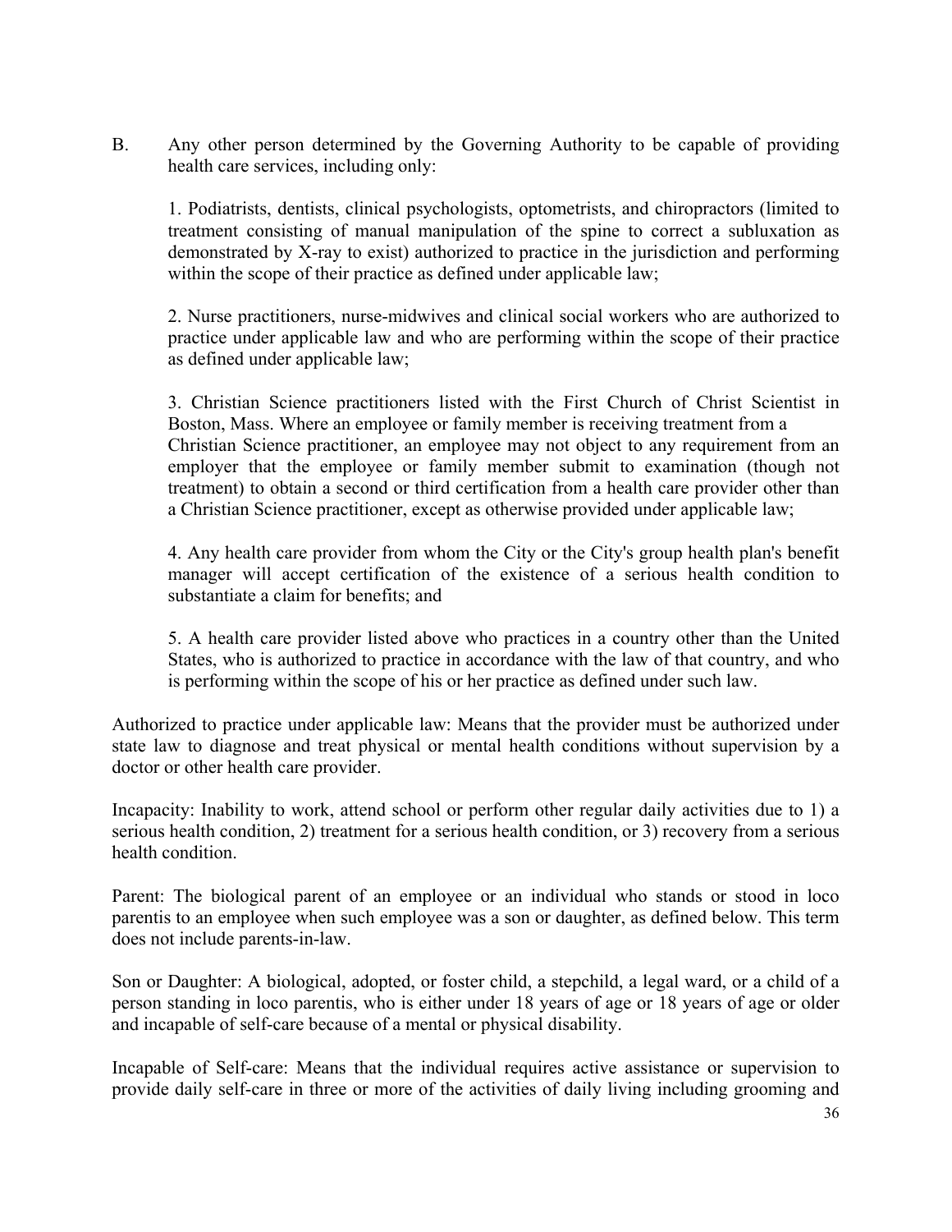B. Any other person determined by the Governing Authority to be capable of providing health care services, including only:

1. Podiatrists, dentists, clinical psychologists, optometrists, and chiropractors (limited to treatment consisting of manual manipulation of the spine to correct a subluxation as demonstrated by X-ray to exist) authorized to practice in the jurisdiction and performing within the scope of their practice as defined under applicable law;

2. Nurse practitioners, nurse-midwives and clinical social workers who are authorized to practice under applicable law and who are performing within the scope of their practice as defined under applicable law;

3. Christian Science practitioners listed with the First Church of Christ Scientist in Boston, Mass. Where an employee or family member is receiving treatment from a Christian Science practitioner, an employee may not object to any requirement from an employer that the employee or family member submit to examination (though not treatment) to obtain a second or third certification from a health care provider other than a Christian Science practitioner, except as otherwise provided under applicable law;

4. Any health care provider from whom the City or the City's group health plan's benefit manager will accept certification of the existence of a serious health condition to substantiate a claim for benefits; and

5. A health care provider listed above who practices in a country other than the United States, who is authorized to practice in accordance with the law of that country, and who is performing within the scope of his or her practice as defined under such law.

Authorized to practice under applicable law: Means that the provider must be authorized under state law to diagnose and treat physical or mental health conditions without supervision by a doctor or other health care provider.

Incapacity: Inability to work, attend school or perform other regular daily activities due to 1) a serious health condition, 2) treatment for a serious health condition, or 3) recovery from a serious health condition.

Parent: The biological parent of an employee or an individual who stands or stood in loco parentis to an employee when such employee was a son or daughter, as defined below. This term does not include parents-in-law.

Son or Daughter: A biological, adopted, or foster child, a stepchild, a legal ward, or a child of a person standing in loco parentis, who is either under 18 years of age or 18 years of age or older and incapable of self-care because of a mental or physical disability.

Incapable of Self-care: Means that the individual requires active assistance or supervision to provide daily self-care in three or more of the activities of daily living including grooming and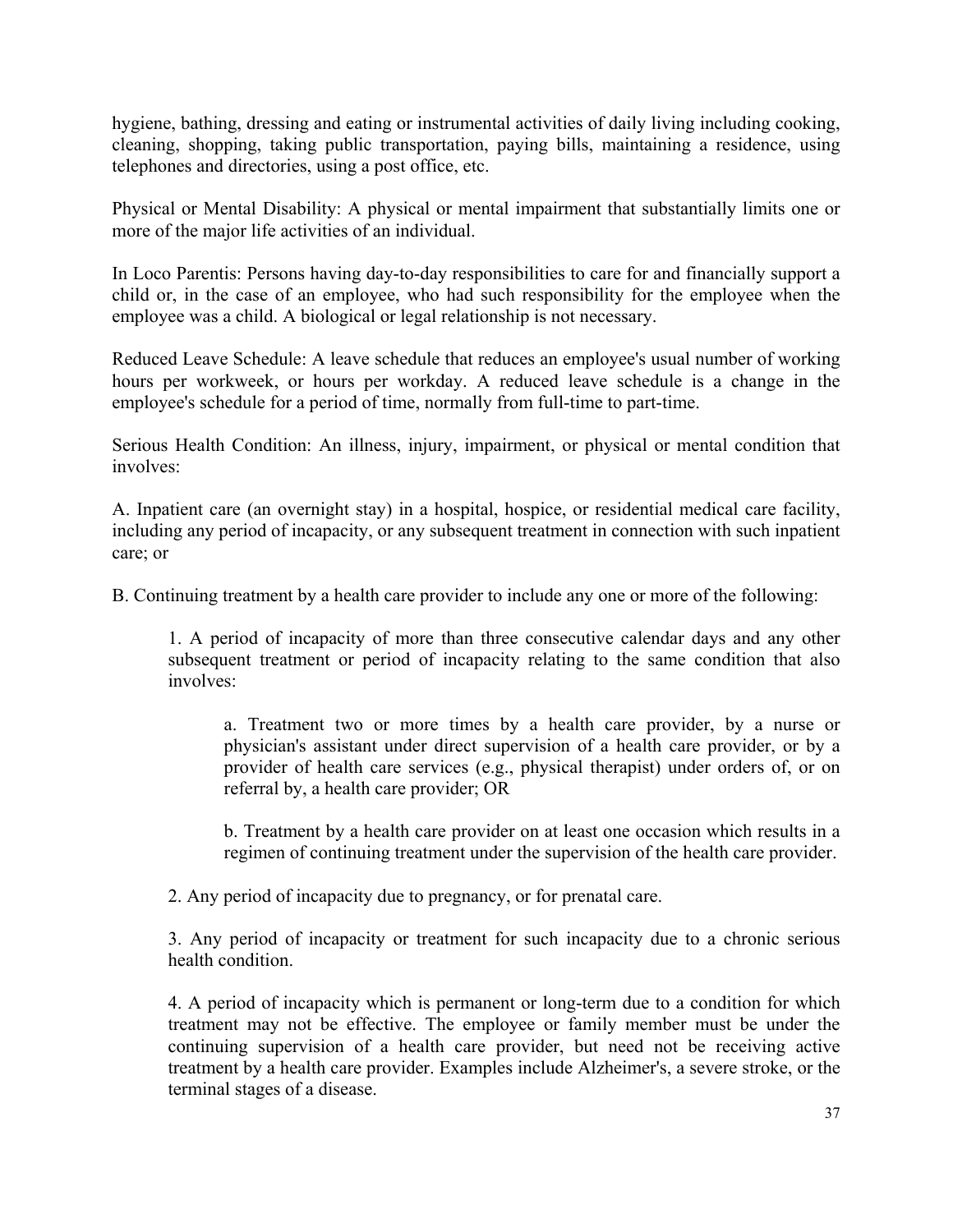hygiene, bathing, dressing and eating or instrumental activities of daily living including cooking, cleaning, shopping, taking public transportation, paying bills, maintaining a residence, using telephones and directories, using a post office, etc.

Physical or Mental Disability: A physical or mental impairment that substantially limits one or more of the major life activities of an individual.

In Loco Parentis: Persons having day-to-day responsibilities to care for and financially support a child or, in the case of an employee, who had such responsibility for the employee when the employee was a child. A biological or legal relationship is not necessary.

Reduced Leave Schedule: A leave schedule that reduces an employee's usual number of working hours per workweek, or hours per workday. A reduced leave schedule is a change in the employee's schedule for a period of time, normally from full-time to part-time.

Serious Health Condition: An illness, injury, impairment, or physical or mental condition that involves:

A. Inpatient care (an overnight stay) in a hospital, hospice, or residential medical care facility, including any period of incapacity, or any subsequent treatment in connection with such inpatient care; or

B. Continuing treatment by a health care provider to include any one or more of the following:

> 1. A period of incapacity of more than three consecutive calendar days and any other subsequent treatment or period of incapacity relating to the same condition that also involves:
>
> > a. Treatment two or more times by a health care provider, by a nurse or physician's assistant under direct supervision of a health care provider, or by a provider of health care services (e.g., physical therapist) under orders of, or on referral by, a health care provider; OR
> >
> > b. Treatment by a health care provider on at least one occasion which results in a regimen of continuing treatment under the supervision of the health care provider.
>
> 2. Any period of incapacity due to pregnancy, or for prenatal care.
>
> 3. Any period of incapacity or treatment for such incapacity due to a chronic serious health condition.
>
> 4. A period of incapacity which is permanent or long-term due to a condition for which treatment may not be effective. The employee or family member must be under the continuing supervision of a health care provider, but need not be receiving active treatment by a health care provider. Examples include Alzheimer's, a severe stroke, or the terminal stages of a disease.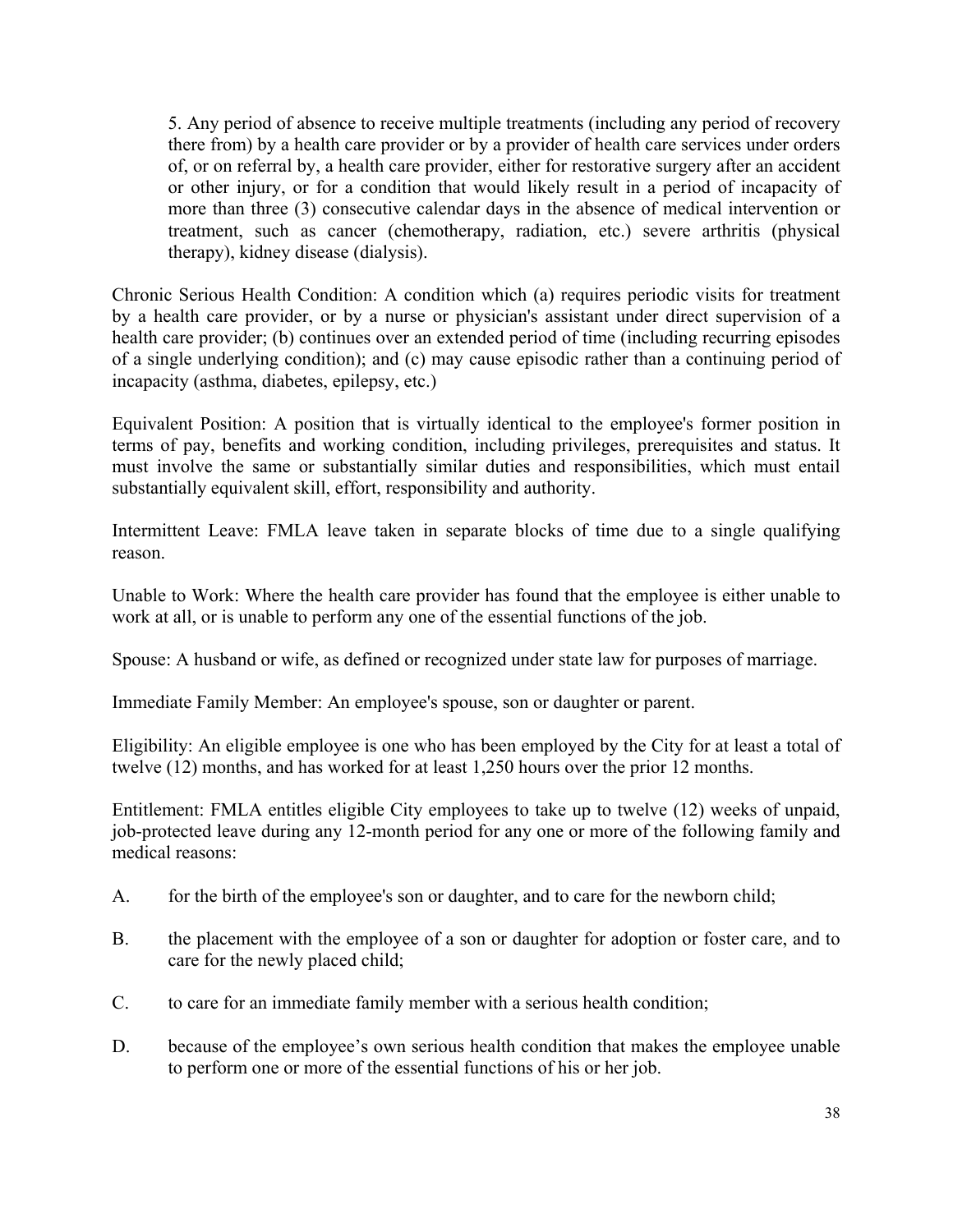5. Any period of absence to receive multiple treatments (including any period of recovery there from) by a health care provider or by a provider of health care services under orders of, or on referral by, a health care provider, either for restorative surgery after an accident or other injury, or for a condition that would likely result in a period of incapacity of more than three (3) consecutive calendar days in the absence of medical intervention or treatment, such as cancer (chemotherapy, radiation, etc.) severe arthritis (physical therapy), kidney disease (dialysis).

Chronic Serious Health Condition: A condition which (a) requires periodic visits for treatment by a health care provider, or by a nurse or physician's assistant under direct supervision of a health care provider; (b) continues over an extended period of time (including recurring episodes of a single underlying condition); and (c) may cause episodic rather than a continuing period of incapacity (asthma, diabetes, epilepsy, etc.)

Equivalent Position: A position that is virtually identical to the employee's former position in terms of pay, benefits and working condition, including privileges, prerequisites and status. It must involve the same or substantially similar duties and responsibilities, which must entail substantially equivalent skill, effort, responsibility and authority.

Intermittent Leave: FMLA leave taken in separate blocks of time due to a single qualifying reason.

Unable to Work: Where the health care provider has found that the employee is either unable to work at all, or is unable to perform any one of the essential functions of the job.

Spouse: A husband or wife, as defined or recognized under state law for purposes of marriage.

Immediate Family Member: An employee's spouse, son or daughter or parent.

Eligibility: An eligible employee is one who has been employed by the City for at least a total of twelve (12) months, and has worked for at least 1,250 hours over the prior 12 months.

Entitlement: FMLA entitles eligible City employees to take up to twelve (12) weeks of unpaid, job-protected leave during any 12-month period for any one or more of the following family and medical reasons:

A. for the birth of the employee's son or daughter, and to care for the newborn child;

B. the placement with the employee of a son or daughter for adoption or foster care, and to care for the newly placed child;

C. to care for an immediate family member with a serious health condition;

D. because of the employee's own serious health condition that makes the employee unable to perform one or more of the essential functions of his or her job.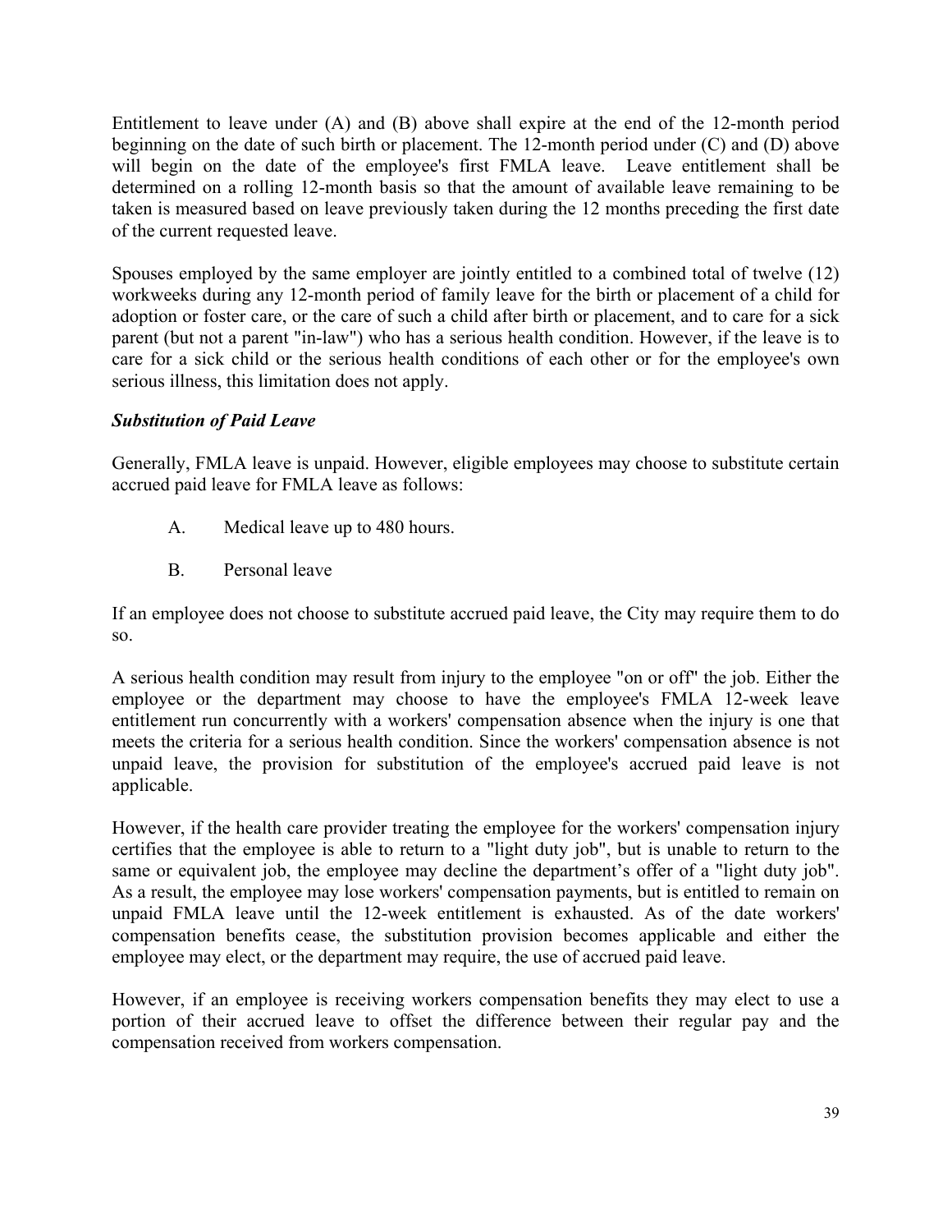Entitlement to leave under (A) and (B) above shall expire at the end of the 12-month period beginning on the date of such birth or placement. The 12-month period under (C) and (D) above will begin on the date of the employee's first FMLA leave. Leave entitlement shall be determined on a rolling 12-month basis so that the amount of available leave remaining to be taken is measured based on leave previously taken during the 12 months preceding the first date of the current requested leave.

Spouses employed by the same employer are jointly entitled to a combined total of twelve (12) workweeks during any 12-month period of family leave for the birth or placement of a child for adoption or foster care, or the care of such a child after birth or placement, and to care for a sick parent (but not a parent "in-law") who has a serious health condition. However, if the leave is to care for a sick child or the serious health conditions of each other or for the employee's own serious illness, this limitation does not apply.

***Substitution of Paid Leave***

Generally, FMLA leave is unpaid. However, eligible employees may choose to substitute certain accrued paid leave for FMLA leave as follows:

A. Medical leave up to 480 hours.

B. Personal leave

If an employee does not choose to substitute accrued paid leave, the City may require them to do so.

A serious health condition may result from injury to the employee "on or off" the job. Either the employee or the department may choose to have the employee's FMLA 12-week leave entitlement run concurrently with a workers' compensation absence when the injury is one that meets the criteria for a serious health condition. Since the workers' compensation absence is not unpaid leave, the provision for substitution of the employee's accrued paid leave is not applicable.

However, if the health care provider treating the employee for the workers' compensation injury certifies that the employee is able to return to a "light duty job", but is unable to return to the same or equivalent job, the employee may decline the department's offer of a "light duty job". As a result, the employee may lose workers' compensation payments, but is entitled to remain on unpaid FMLA leave until the 12-week entitlement is exhausted. As of the date workers' compensation benefits cease, the substitution provision becomes applicable and either the employee may elect, or the department may require, the use of accrued paid leave.

However, if an employee is receiving workers compensation benefits they may elect to use a portion of their accrued leave to offset the difference between their regular pay and the compensation received from workers compensation.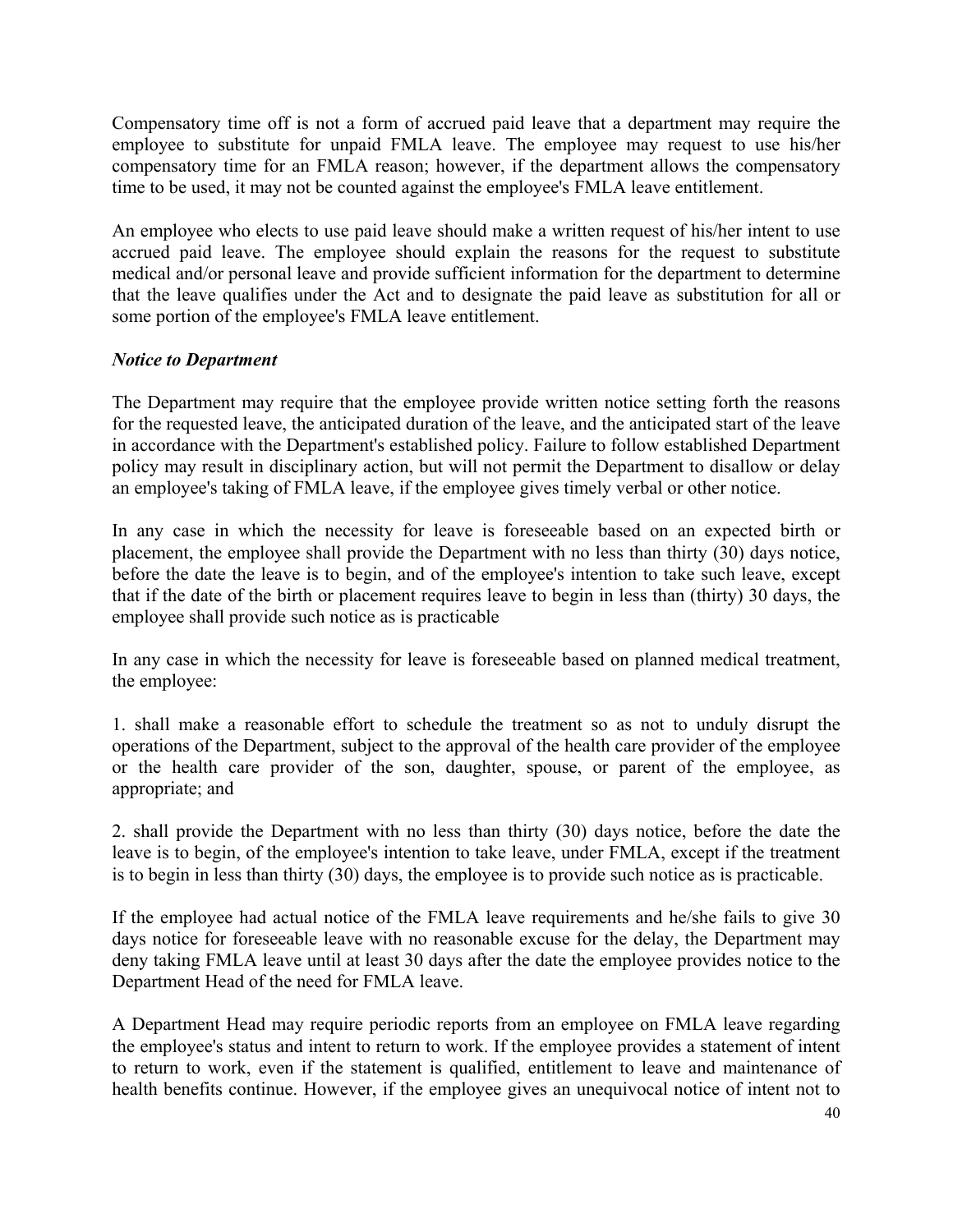Compensatory time off is not a form of accrued paid leave that a department may require the employee to substitute for unpaid FMLA leave. The employee may request to use his/her compensatory time for an FMLA reason; however, if the department allows the compensatory time to be used, it may not be counted against the employee's FMLA leave entitlement.

An employee who elects to use paid leave should make a written request of his/her intent to use accrued paid leave. The employee should explain the reasons for the request to substitute medical and/or personal leave and provide sufficient information for the department to determine that the leave qualifies under the Act and to designate the paid leave as substitution for all or some portion of the employee's FMLA leave entitlement.

***Notice to Department***

The Department may require that the employee provide written notice setting forth the reasons for the requested leave, the anticipated duration of the leave, and the anticipated start of the leave in accordance with the Department's established policy. Failure to follow established Department policy may result in disciplinary action, but will not permit the Department to disallow or delay an employee's taking of FMLA leave, if the employee gives timely verbal or other notice.

In any case in which the necessity for leave is foreseeable based on an expected birth or placement, the employee shall provide the Department with no less than thirty (30) days notice, before the date the leave is to begin, and of the employee's intention to take such leave, except that if the date of the birth or placement requires leave to begin in less than (thirty) 30 days, the employee shall provide such notice as is practicable

In any case in which the necessity for leave is foreseeable based on planned medical treatment, the employee:

1. shall make a reasonable effort to schedule the treatment so as not to unduly disrupt the operations of the Department, subject to the approval of the health care provider of the employee or the health care provider of the son, daughter, spouse, or parent of the employee, as appropriate; and

2. shall provide the Department with no less than thirty (30) days notice, before the date the leave is to begin, of the employee's intention to take leave, under FMLA, except if the treatment is to begin in less than thirty (30) days, the employee is to provide such notice as is practicable.

If the employee had actual notice of the FMLA leave requirements and he/she fails to give 30 days notice for foreseeable leave with no reasonable excuse for the delay, the Department may deny taking FMLA leave until at least 30 days after the date the employee provides notice to the Department Head of the need for FMLA leave.

A Department Head may require periodic reports from an employee on FMLA leave regarding the employee's status and intent to return to work. If the employee provides a statement of intent to return to work, even if the statement is qualified, entitlement to leave and maintenance of health benefits continue. However, if the employee gives an unequivocal notice of intent not to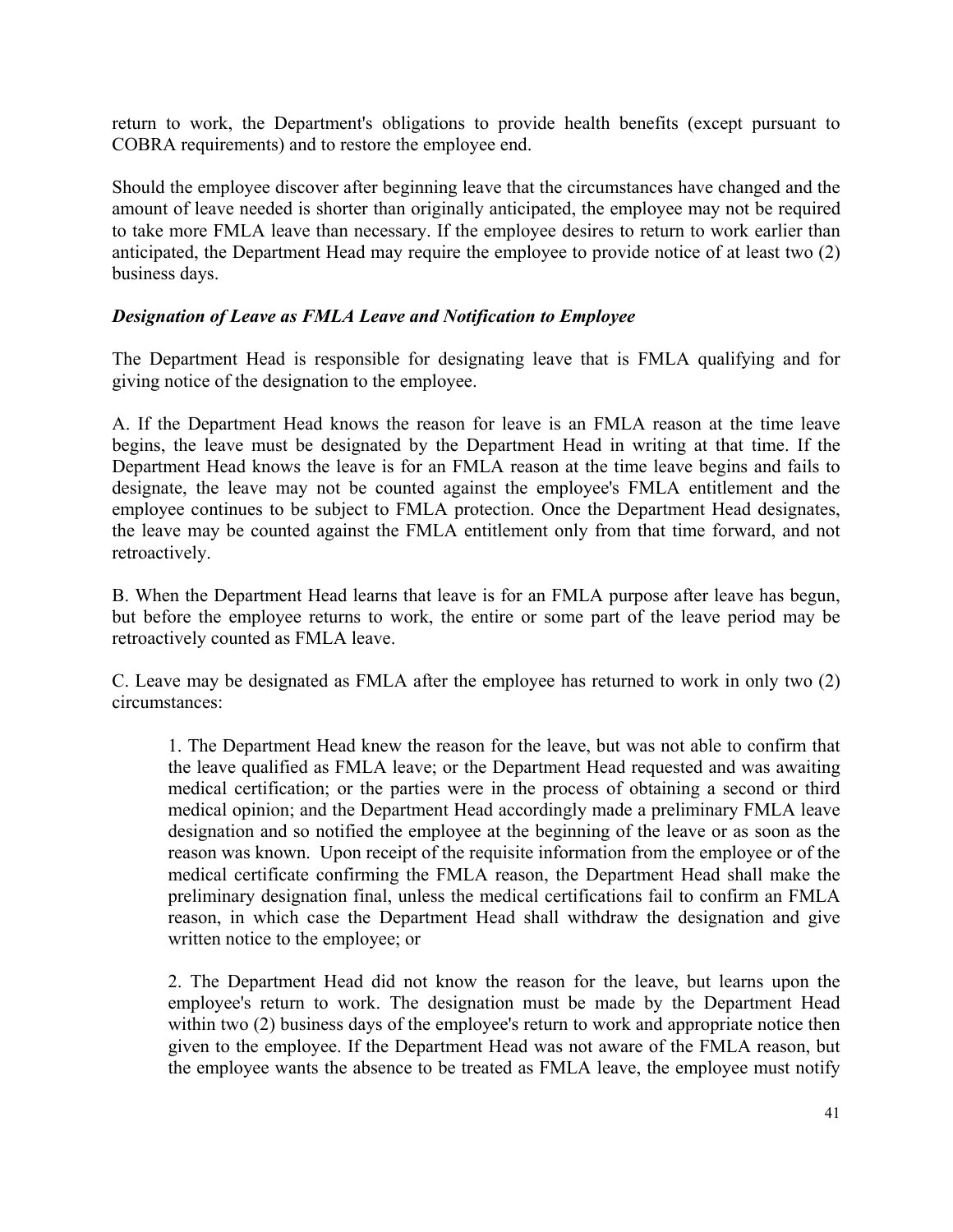return to work, the Department's obligations to provide health benefits (except pursuant to COBRA requirements) and to restore the employee end.

Should the employee discover after beginning leave that the circumstances have changed and the amount of leave needed is shorter than originally anticipated, the employee may not be required to take more FMLA leave than necessary. If the employee desires to return to work earlier than anticipated, the Department Head may require the employee to provide notice of at least two (2) business days.

***Designation of Leave as FMLA Leave and Notification to Employee***

The Department Head is responsible for designating leave that is FMLA qualifying and for giving notice of the designation to the employee.

A. If the Department Head knows the reason for leave is an FMLA reason at the time leave begins, the leave must be designated by the Department Head in writing at that time. If the Department Head knows the leave is for an FMLA reason at the time leave begins and fails to designate, the leave may not be counted against the employee's FMLA entitlement and the employee continues to be subject to FMLA protection. Once the Department Head designates, the leave may be counted against the FMLA entitlement only from that time forward, and not retroactively.

B. When the Department Head learns that leave is for an FMLA purpose after leave has begun, but before the employee returns to work, the entire or some part of the leave period may be retroactively counted as FMLA leave.

C. Leave may be designated as FMLA after the employee has returned to work in only two (2) circumstances:

> 1. The Department Head knew the reason for the leave, but was not able to confirm that the leave qualified as FMLA leave; or the Department Head requested and was awaiting medical certification; or the parties were in the process of obtaining a second or third medical opinion; and the Department Head accordingly made a preliminary FMLA leave designation and so notified the employee at the beginning of the leave or as soon as the reason was known. Upon receipt of the requisite information from the employee or of the medical certificate confirming the FMLA reason, the Department Head shall make the preliminary designation final, unless the medical certifications fail to confirm an FMLA reason, in which case the Department Head shall withdraw the designation and give written notice to the employee; or
>
> 2. The Department Head did not know the reason for the leave, but learns upon the employee's return to work. The designation must be made by the Department Head within two (2) business days of the employee's return to work and appropriate notice then given to the employee. If the Department Head was not aware of the FMLA reason, but the employee wants the absence to be treated as FMLA leave, the employee must notify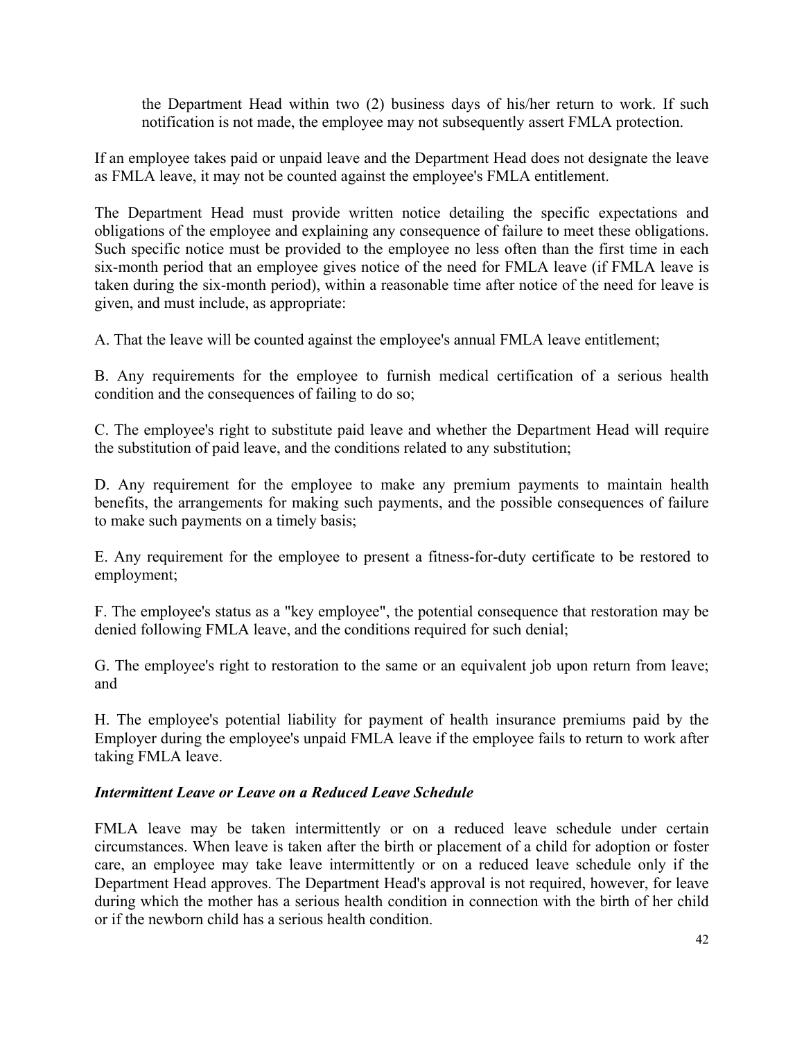the Department Head within two (2) business days of his/her return to work. If such notification is not made, the employee may not subsequently assert FMLA protection.

If an employee takes paid or unpaid leave and the Department Head does not designate the leave as FMLA leave, it may not be counted against the employee's FMLA entitlement.

The Department Head must provide written notice detailing the specific expectations and obligations of the employee and explaining any consequence of failure to meet these obligations. Such specific notice must be provided to the employee no less often than the first time in each six-month period that an employee gives notice of the need for FMLA leave (if FMLA leave is taken during the six-month period), within a reasonable time after notice of the need for leave is given, and must include, as appropriate:

A. That the leave will be counted against the employee's annual FMLA leave entitlement;

B. Any requirements for the employee to furnish medical certification of a serious health condition and the consequences of failing to do so;

C. The employee's right to substitute paid leave and whether the Department Head will require the substitution of paid leave, and the conditions related to any substitution;

D. Any requirement for the employee to make any premium payments to maintain health benefits, the arrangements for making such payments, and the possible consequences of failure to make such payments on a timely basis;

E. Any requirement for the employee to present a fitness-for-duty certificate to be restored to employment;

F. The employee's status as a "key employee", the potential consequence that restoration may be denied following FMLA leave, and the conditions required for such denial;

G. The employee's right to restoration to the same or an equivalent job upon return from leave; and

H. The employee's potential liability for payment of health insurance premiums paid by the Employer during the employee's unpaid FMLA leave if the employee fails to return to work after taking FMLA leave.

***Intermittent Leave or Leave on a Reduced Leave Schedule***

FMLA leave may be taken intermittently or on a reduced leave schedule under certain circumstances. When leave is taken after the birth or placement of a child for adoption or foster care, an employee may take leave intermittently or on a reduced leave schedule only if the Department Head approves. The Department Head's approval is not required, however, for leave during which the mother has a serious health condition in connection with the birth of her child or if the newborn child has a serious health condition.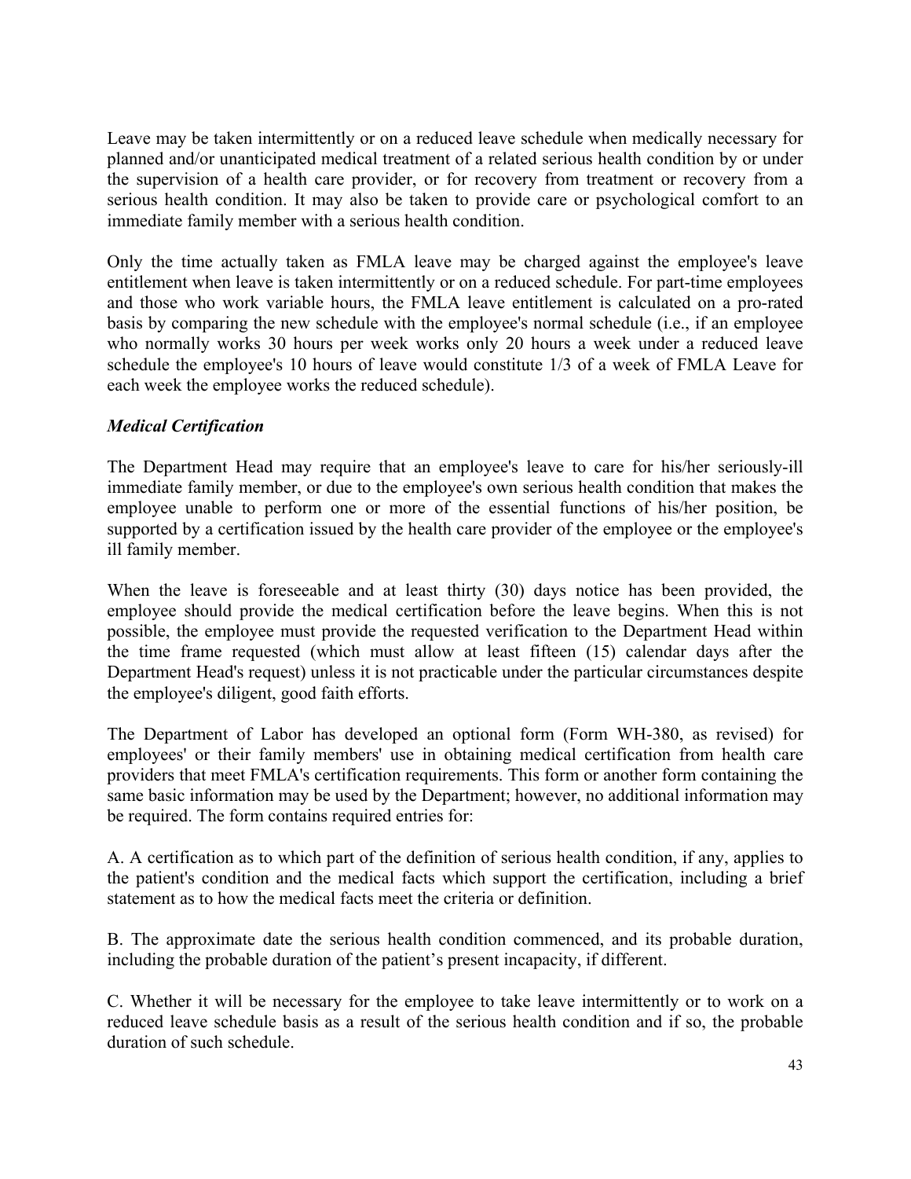Leave may be taken intermittently or on a reduced leave schedule when medically necessary for planned and/or unanticipated medical treatment of a related serious health condition by or under the supervision of a health care provider, or for recovery from treatment or recovery from a serious health condition. It may also be taken to provide care or psychological comfort to an immediate family member with a serious health condition.

Only the time actually taken as FMLA leave may be charged against the employee's leave entitlement when leave is taken intermittently or on a reduced schedule. For part-time employees and those who work variable hours, the FMLA leave entitlement is calculated on a pro-rated basis by comparing the new schedule with the employee's normal schedule (i.e., if an employee who normally works 30 hours per week works only 20 hours a week under a reduced leave schedule the employee's 10 hours of leave would constitute 1/3 of a week of FMLA Leave for each week the employee works the reduced schedule).

***Medical Certification***

The Department Head may require that an employee's leave to care for his/her seriously-ill immediate family member, or due to the employee's own serious health condition that makes the employee unable to perform one or more of the essential functions of his/her position, be supported by a certification issued by the health care provider of the employee or the employee's ill family member.

When the leave is foreseeable and at least thirty (30) days notice has been provided, the employee should provide the medical certification before the leave begins. When this is not possible, the employee must provide the requested verification to the Department Head within the time frame requested (which must allow at least fifteen (15) calendar days after the Department Head's request) unless it is not practicable under the particular circumstances despite the employee's diligent, good faith efforts.

The Department of Labor has developed an optional form (Form WH-380, as revised) for employees' or their family members' use in obtaining medical certification from health care providers that meet FMLA's certification requirements. This form or another form containing the same basic information may be used by the Department; however, no additional information may be required. The form contains required entries for:

A. A certification as to which part of the definition of serious health condition, if any, applies to the patient's condition and the medical facts which support the certification, including a brief statement as to how the medical facts meet the criteria or definition.

B. The approximate date the serious health condition commenced, and its probable duration, including the probable duration of the patient's present incapacity, if different.

C. Whether it will be necessary for the employee to take leave intermittently or to work on a reduced leave schedule basis as a result of the serious health condition and if so, the probable duration of such schedule.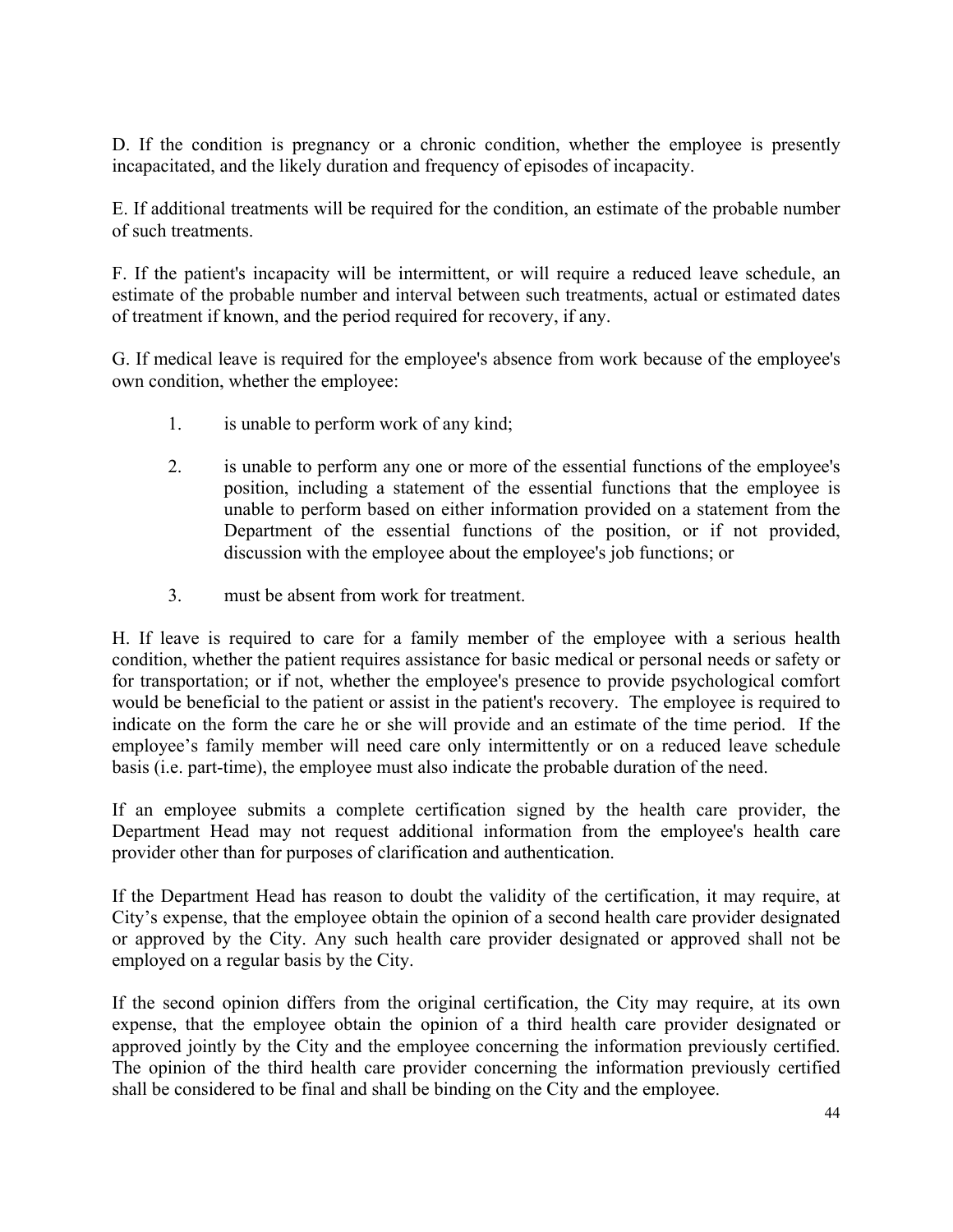D. If the condition is pregnancy or a chronic condition, whether the employee is presently incapacitated, and the likely duration and frequency of episodes of incapacity.

E. If additional treatments will be required for the condition, an estimate of the probable number of such treatments.

F. If the patient's incapacity will be intermittent, or will require a reduced leave schedule, an estimate of the probable number and interval between such treatments, actual or estimated dates of treatment if known, and the period required for recovery, if any.

G. If medical leave is required for the employee's absence from work because of the employee's own condition, whether the employee:

1. is unable to perform work of any kind;

2. is unable to perform any one or more of the essential functions of the employee's position, including a statement of the essential functions that the employee is unable to perform based on either information provided on a statement from the Department of the essential functions of the position, or if not provided, discussion with the employee about the employee's job functions; or

3. must be absent from work for treatment.

H. If leave is required to care for a family member of the employee with a serious health condition, whether the patient requires assistance for basic medical or personal needs or safety or for transportation; or if not, whether the employee's presence to provide psychological comfort would be beneficial to the patient or assist in the patient's recovery. The employee is required to indicate on the form the care he or she will provide and an estimate of the time period. If the employee's family member will need care only intermittently or on a reduced leave schedule basis (i.e. part-time), the employee must also indicate the probable duration of the need.

If an employee submits a complete certification signed by the health care provider, the Department Head may not request additional information from the employee's health care provider other than for purposes of clarification and authentication.

If the Department Head has reason to doubt the validity of the certification, it may require, at City's expense, that the employee obtain the opinion of a second health care provider designated or approved by the City. Any such health care provider designated or approved shall not be employed on a regular basis by the City.

If the second opinion differs from the original certification, the City may require, at its own expense, that the employee obtain the opinion of a third health care provider designated or approved jointly by the City and the employee concerning the information previously certified. The opinion of the third health care provider concerning the information previously certified shall be considered to be final and shall be binding on the City and the employee.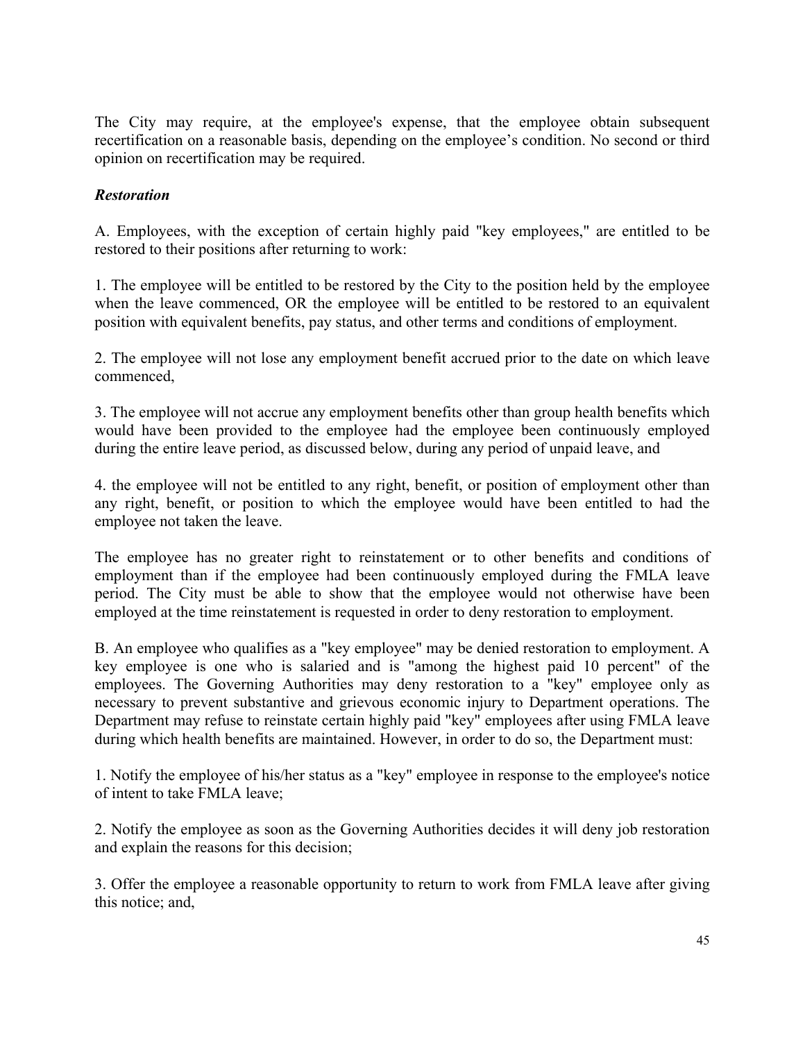The City may require, at the employee's expense, that the employee obtain subsequent recertification on a reasonable basis, depending on the employee's condition. No second or third opinion on recertification may be required.

***Restoration***

A. Employees, with the exception of certain highly paid "key employees," are entitled to be restored to their positions after returning to work:

1. The employee will be entitled to be restored by the City to the position held by the employee when the leave commenced, OR the employee will be entitled to be restored to an equivalent position with equivalent benefits, pay status, and other terms and conditions of employment.

2. The employee will not lose any employment benefit accrued prior to the date on which leave commenced,

3. The employee will not accrue any employment benefits other than group health benefits which would have been provided to the employee had the employee been continuously employed during the entire leave period, as discussed below, during any period of unpaid leave, and

4. the employee will not be entitled to any right, benefit, or position of employment other than any right, benefit, or position to which the employee would have been entitled to had the employee not taken the leave.

The employee has no greater right to reinstatement or to other benefits and conditions of employment than if the employee had been continuously employed during the FMLA leave period. The City must be able to show that the employee would not otherwise have been employed at the time reinstatement is requested in order to deny restoration to employment.

B. An employee who qualifies as a "key employee" may be denied restoration to employment. A key employee is one who is salaried and is "among the highest paid 10 percent" of the employees. The Governing Authorities may deny restoration to a "key" employee only as necessary to prevent substantive and grievous economic injury to Department operations. The Department may refuse to reinstate certain highly paid "key" employees after using FMLA leave during which health benefits are maintained. However, in order to do so, the Department must:

1. Notify the employee of his/her status as a "key" employee in response to the employee's notice of intent to take FMLA leave;

2. Notify the employee as soon as the Governing Authorities decides it will deny job restoration and explain the reasons for this decision;

3. Offer the employee a reasonable opportunity to return to work from FMLA leave after giving this notice; and,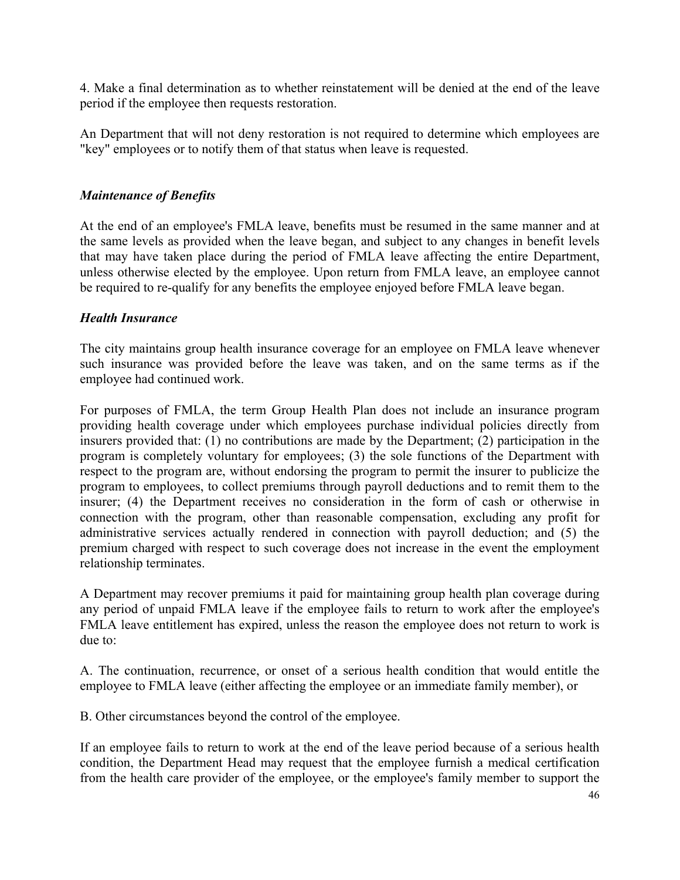4. Make a final determination as to whether reinstatement will be denied at the end of the leave period if the employee then requests restoration.

An Department that will not deny restoration is not required to determine which employees are "key" employees or to notify them of that status when leave is requested.

### *Maintenance of Benefits*

At the end of an employee's FMLA leave, benefits must be resumed in the same manner and at the same levels as provided when the leave began, and subject to any changes in benefit levels that may have taken place during the period of FMLA leave affecting the entire Department, unless otherwise elected by the employee. Upon return from FMLA leave, an employee cannot be required to re-qualify for any benefits the employee enjoyed before FMLA leave began.

### *Health Insurance*

The city maintains group health insurance coverage for an employee on FMLA leave whenever such insurance was provided before the leave was taken, and on the same terms as if the employee had continued work.

For purposes of FMLA, the term Group Health Plan does not include an insurance program providing health coverage under which employees purchase individual policies directly from insurers provided that: (1) no contributions are made by the Department; (2) participation in the program is completely voluntary for employees; (3) the sole functions of the Department with respect to the program are, without endorsing the program to permit the insurer to publicize the program to employees, to collect premiums through payroll deductions and to remit them to the insurer; (4) the Department receives no consideration in the form of cash or otherwise in connection with the program, other than reasonable compensation, excluding any profit for administrative services actually rendered in connection with payroll deduction; and (5) the premium charged with respect to such coverage does not increase in the event the employment relationship terminates.

A Department may recover premiums it paid for maintaining group health plan coverage during any period of unpaid FMLA leave if the employee fails to return to work after the employee's FMLA leave entitlement has expired, unless the reason the employee does not return to work is due to:

A. The continuation, recurrence, or onset of a serious health condition that would entitle the employee to FMLA leave (either affecting the employee or an immediate family member), or

B. Other circumstances beyond the control of the employee.

If an employee fails to return to work at the end of the leave period because of a serious health condition, the Department Head may request that the employee furnish a medical certification from the health care provider of the employee, or the employee's family member to support the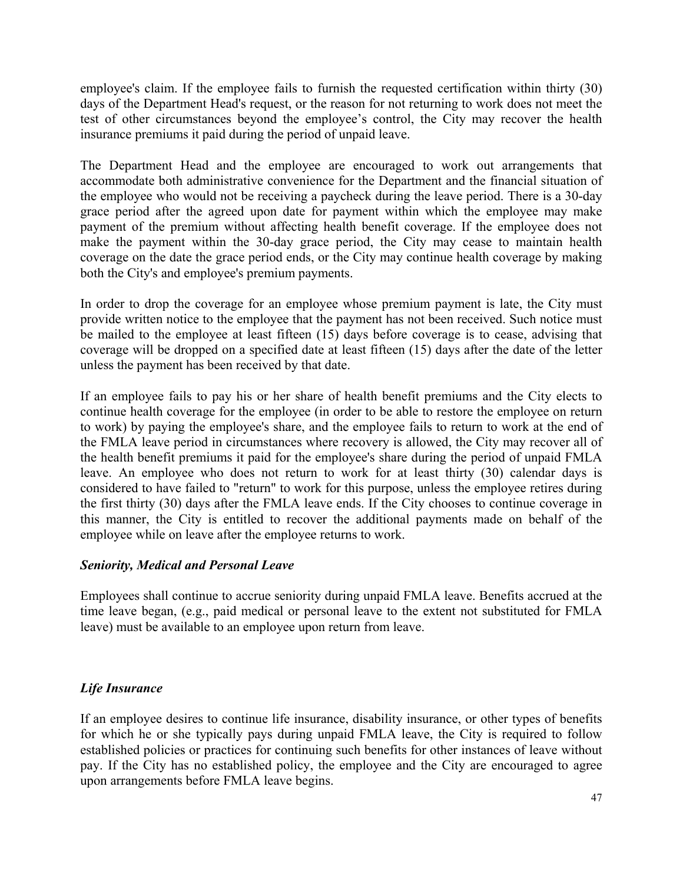employee's claim. If the employee fails to furnish the requested certification within thirty (30) days of the Department Head's request, or the reason for not returning to work does not meet the test of other circumstances beyond the employee's control, the City may recover the health insurance premiums it paid during the period of unpaid leave.

The Department Head and the employee are encouraged to work out arrangements that accommodate both administrative convenience for the Department and the financial situation of the employee who would not be receiving a paycheck during the leave period. There is a 30-day grace period after the agreed upon date for payment within which the employee may make payment of the premium without affecting health benefit coverage. If the employee does not make the payment within the 30-day grace period, the City may cease to maintain health coverage on the date the grace period ends, or the City may continue health coverage by making both the City's and employee's premium payments.

In order to drop the coverage for an employee whose premium payment is late, the City must provide written notice to the employee that the payment has not been received. Such notice must be mailed to the employee at least fifteen (15) days before coverage is to cease, advising that coverage will be dropped on a specified date at least fifteen (15) days after the date of the letter unless the payment has been received by that date.

If an employee fails to pay his or her share of health benefit premiums and the City elects to continue health coverage for the employee (in order to be able to restore the employee on return to work) by paying the employee's share, and the employee fails to return to work at the end of the FMLA leave period in circumstances where recovery is allowed, the City may recover all of the health benefit premiums it paid for the employee's share during the period of unpaid FMLA leave. An employee who does not return to work for at least thirty (30) calendar days is considered to have failed to "return" to work for this purpose, unless the employee retires during the first thirty (30) days after the FMLA leave ends. If the City chooses to continue coverage in this manner, the City is entitled to recover the additional payments made on behalf of the employee while on leave after the employee returns to work.

***Seniority, Medical and Personal Leave***

Employees shall continue to accrue seniority during unpaid FMLA leave. Benefits accrued at the time leave began, (e.g., paid medical or personal leave to the extent not substituted for FMLA leave) must be available to an employee upon return from leave.

***Life Insurance***

If an employee desires to continue life insurance, disability insurance, or other types of benefits for which he or she typically pays during unpaid FMLA leave, the City is required to follow established policies or practices for continuing such benefits for other instances of leave without pay. If the City has no established policy, the employee and the City are encouraged to agree upon arrangements before FMLA leave begins.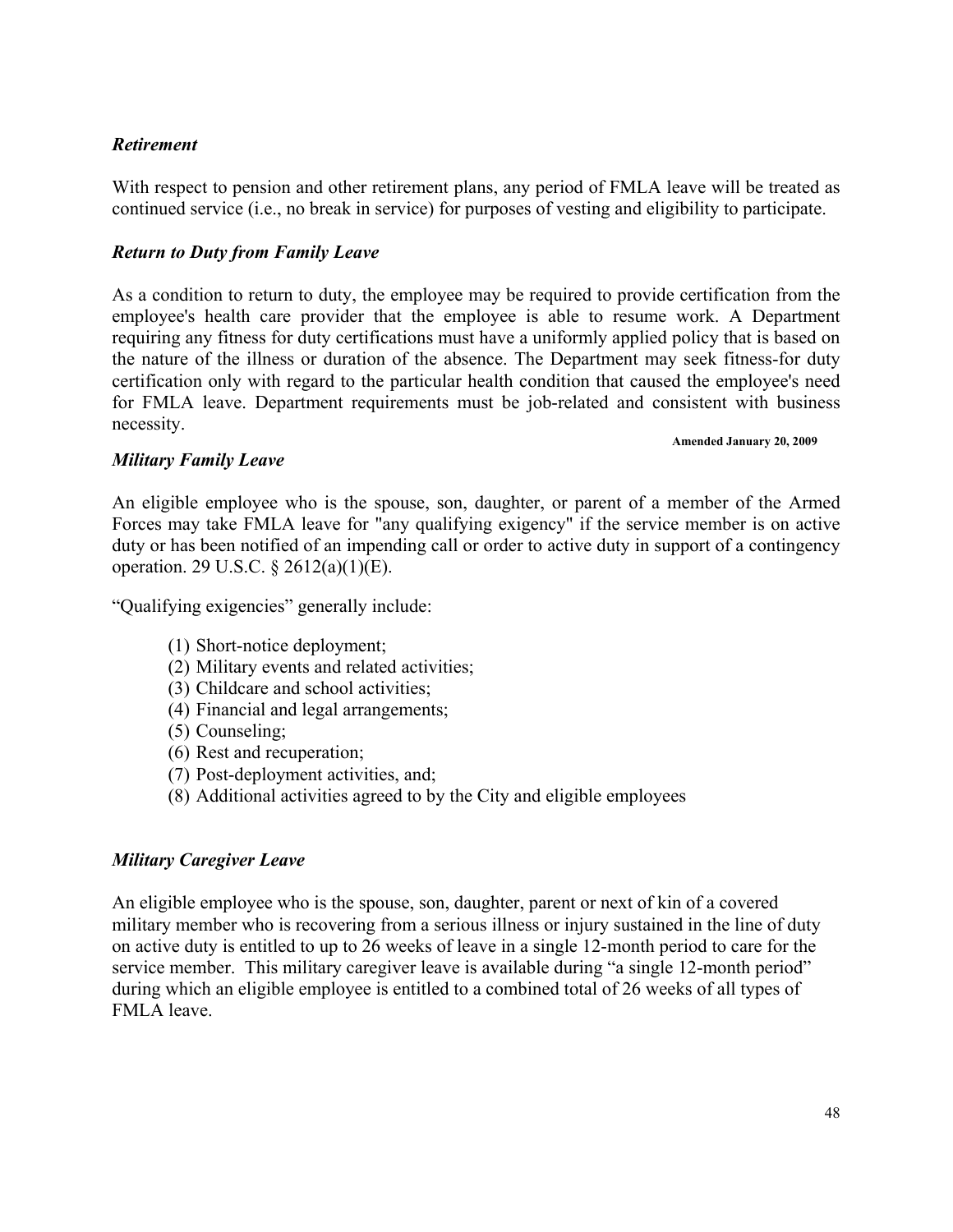***Retirement***

With respect to pension and other retirement plans, any period of FMLA leave will be treated as continued service (i.e., no break in service) for purposes of vesting and eligibility to participate.

***Return to Duty from Family Leave***

As a condition to return to duty, the employee may be required to provide certification from the employee's health care provider that the employee is able to resume work. A Department requiring any fitness for duty certifications must have a uniformly applied policy that is based on the nature of the illness or duration of the absence. The Department may seek fitness-for duty certification only with regard to the particular health condition that caused the employee's need for FMLA leave. Department requirements must be job-related and consistent with business necessity.

**Amended January 20, 2009**

***Military Family Leave***

An eligible employee who is the spouse, son, daughter, or parent of a member of the Armed Forces may take FMLA leave for "any qualifying exigency" if the service member is on active duty or has been notified of an impending call or order to active duty in support of a contingency operation. 29 U.S.C. § 2612(a)(1)(E).

"Qualifying exigencies" generally include:

(1) Short-notice deployment;
(2) Military events and related activities;
(3) Childcare and school activities;
(4) Financial and legal arrangements;
(5) Counseling;
(6) Rest and recuperation;
(7) Post-deployment activities, and;
(8) Additional activities agreed to by the City and eligible employees

***Military Caregiver Leave***

An eligible employee who is the spouse, son, daughter, parent or next of kin of a covered military member who is recovering from a serious illness or injury sustained in the line of duty on active duty is entitled to up to 26 weeks of leave in a single 12-month period to care for the service member. This military caregiver leave is available during "a single 12-month period" during which an eligible employee is entitled to a combined total of 26 weeks of all types of FMLA leave.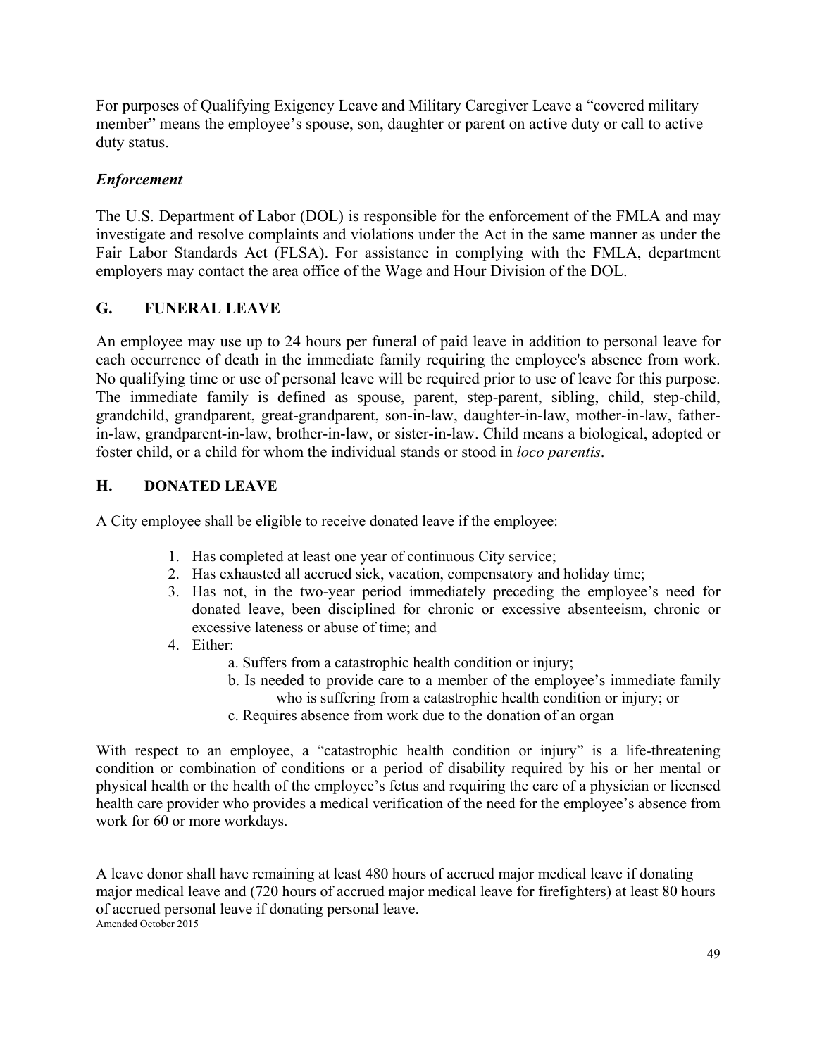For purposes of Qualifying Exigency Leave and Military Caregiver Leave a "covered military member" means the employee's spouse, son, daughter or parent on active duty or call to active duty status.

### *Enforcement*

The U.S. Department of Labor (DOL) is responsible for the enforcement of the FMLA and may investigate and resolve complaints and violations under the Act in the same manner as under the Fair Labor Standards Act (FLSA). For assistance in complying with the FMLA, department employers may contact the area office of the Wage and Hour Division of the DOL.

## G. FUNERAL LEAVE

An employee may use up to 24 hours per funeral of paid leave in addition to personal leave for each occurrence of death in the immediate family requiring the employee's absence from work. No qualifying time or use of personal leave will be required prior to use of leave for this purpose. The immediate family is defined as spouse, parent, step-parent, sibling, child, step-child, grandchild, grandparent, great-grandparent, son-in-law, daughter-in-law, mother-in-law, father-in-law, grandparent-in-law, brother-in-law, or sister-in-law. Child means a biological, adopted or foster child, or a child for whom the individual stands or stood in *loco parentis*.

## H. DONATED LEAVE

A City employee shall be eligible to receive donated leave if the employee:

1. Has completed at least one year of continuous City service;
2. Has exhausted all accrued sick, vacation, compensatory and holiday time;
3. Has not, in the two-year period immediately preceding the employee's need for donated leave, been disciplined for chronic or excessive absenteeism, chronic or excessive lateness or abuse of time; and
4. Either:
   a. Suffers from a catastrophic health condition or injury;
   b. Is needed to provide care to a member of the employee's immediate family who is suffering from a catastrophic health condition or injury; or
   c. Requires absence from work due to the donation of an organ

With respect to an employee, a "catastrophic health condition or injury" is a life-threatening condition or combination of conditions or a period of disability required by his or her mental or physical health or the health of the employee's fetus and requiring the care of a physician or licensed health care provider who provides a medical verification of the need for the employee's absence from work for 60 or more workdays.

A leave donor shall have remaining at least 480 hours of accrued major medical leave if donating major medical leave and (720 hours of accrued major medical leave for firefighters) at least 80 hours of accrued personal leave if donating personal leave.
Amended October 2015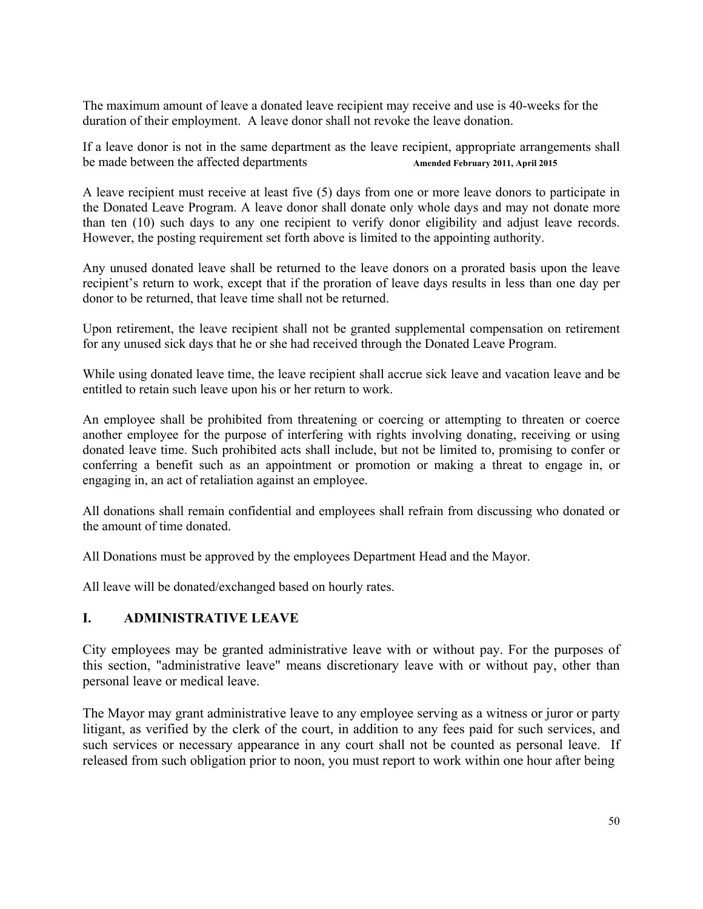The maximum amount of leave a donated leave recipient may receive and use is 40-weeks for the duration of their employment. A leave donor shall not revoke the leave donation.

If a leave donor is not in the same department as the leave recipient, appropriate arrangements shall be made between the affected departments **Amended February 2011, April 2015**

A leave recipient must receive at least five (5) days from one or more leave donors to participate in the Donated Leave Program. A leave donor shall donate only whole days and may not donate more than ten (10) such days to any one recipient to verify donor eligibility and adjust leave records. However, the posting requirement set forth above is limited to the appointing authority.

Any unused donated leave shall be returned to the leave donors on a prorated basis upon the leave recipient's return to work, except that if the proration of leave days results in less than one day per donor to be returned, that leave time shall not be returned.

Upon retirement, the leave recipient shall not be granted supplemental compensation on retirement for any unused sick days that he or she had received through the Donated Leave Program.

While using donated leave time, the leave recipient shall accrue sick leave and vacation leave and be entitled to retain such leave upon his or her return to work.

An employee shall be prohibited from threatening or coercing or attempting to threaten or coerce another employee for the purpose of interfering with rights involving donating, receiving or using donated leave time. Such prohibited acts shall include, but not be limited to, promising to confer or conferring a benefit such as an appointment or promotion or making a threat to engage in, or engaging in, an act of retaliation against an employee.

All donations shall remain confidential and employees shall refrain from discussing who donated or the amount of time donated.

All Donations must be approved by the employees Department Head and the Mayor.

All leave will be donated/exchanged based on hourly rates.

## I. ADMINISTRATIVE LEAVE

City employees may be granted administrative leave with or without pay. For the purposes of this section, "administrative leave" means discretionary leave with or without pay, other than personal leave or medical leave.

The Mayor may grant administrative leave to any employee serving as a witness or juror or party litigant, as verified by the clerk of the court, in addition to any fees paid for such services, and such services or necessary appearance in any court shall not be counted as personal leave. If released from such obligation prior to noon, you must report to work within one hour after being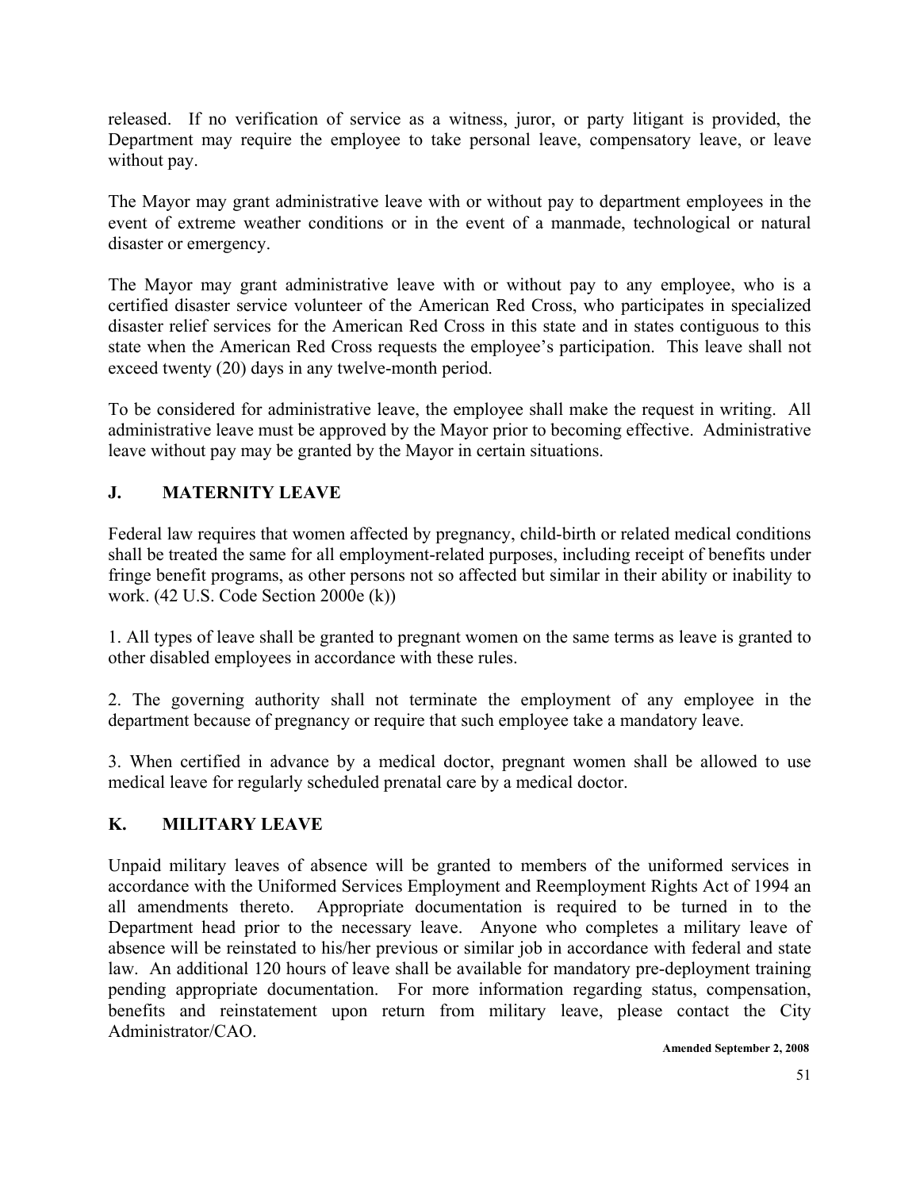released. If no verification of service as a witness, juror, or party litigant is provided, the Department may require the employee to take personal leave, compensatory leave, or leave without pay.

The Mayor may grant administrative leave with or without pay to department employees in the event of extreme weather conditions or in the event of a manmade, technological or natural disaster or emergency.

The Mayor may grant administrative leave with or without pay to any employee, who is a certified disaster service volunteer of the American Red Cross, who participates in specialized disaster relief services for the American Red Cross in this state and in states contiguous to this state when the American Red Cross requests the employee's participation. This leave shall not exceed twenty (20) days in any twelve-month period.

To be considered for administrative leave, the employee shall make the request in writing. All administrative leave must be approved by the Mayor prior to becoming effective. Administrative leave without pay may be granted by the Mayor in certain situations.

## J. MATERNITY LEAVE

Federal law requires that women affected by pregnancy, child-birth or related medical conditions shall be treated the same for all employment-related purposes, including receipt of benefits under fringe benefit programs, as other persons not so affected but similar in their ability or inability to work. (42 U.S. Code Section 2000e (k))

1. All types of leave shall be granted to pregnant women on the same terms as leave is granted to other disabled employees in accordance with these rules.

2. The governing authority shall not terminate the employment of any employee in the department because of pregnancy or require that such employee take a mandatory leave.

3. When certified in advance by a medical doctor, pregnant women shall be allowed to use medical leave for regularly scheduled prenatal care by a medical doctor.

## K. MILITARY LEAVE

Unpaid military leaves of absence will be granted to members of the uniformed services in accordance with the Uniformed Services Employment and Reemployment Rights Act of 1994 an all amendments thereto. Appropriate documentation is required to be turned in to the Department head prior to the necessary leave. Anyone who completes a military leave of absence will be reinstated to his/her previous or similar job in accordance with federal and state law. An additional 120 hours of leave shall be available for mandatory pre-deployment training pending appropriate documentation. For more information regarding status, compensation, benefits and reinstatement upon return from military leave, please contact the City Administrator/CAO.

**Amended September 2, 2008**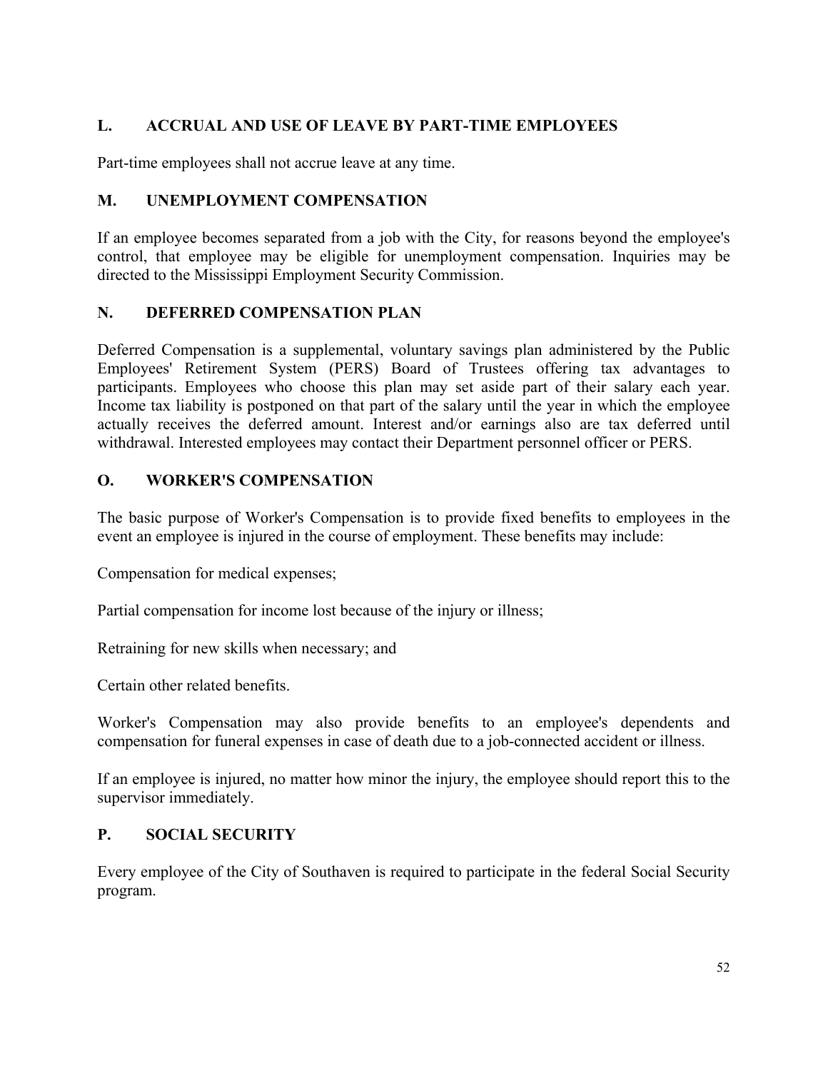## L. ACCRUAL AND USE OF LEAVE BY PART-TIME EMPLOYEES

Part-time employees shall not accrue leave at any time.

## M. UNEMPLOYMENT COMPENSATION

If an employee becomes separated from a job with the City, for reasons beyond the employee's control, that employee may be eligible for unemployment compensation. Inquiries may be directed to the Mississippi Employment Security Commission.

## N. DEFERRED COMPENSATION PLAN

Deferred Compensation is a supplemental, voluntary savings plan administered by the Public Employees' Retirement System (PERS) Board of Trustees offering tax advantages to participants. Employees who choose this plan may set aside part of their salary each year. Income tax liability is postponed on that part of the salary until the year in which the employee actually receives the deferred amount. Interest and/or earnings also are tax deferred until withdrawal. Interested employees may contact their Department personnel officer or PERS.

## O. WORKER'S COMPENSATION

The basic purpose of Worker's Compensation is to provide fixed benefits to employees in the event an employee is injured in the course of employment. These benefits may include:

Compensation for medical expenses;

Partial compensation for income lost because of the injury or illness;

Retraining for new skills when necessary; and

Certain other related benefits.

Worker's Compensation may also provide benefits to an employee's dependents and compensation for funeral expenses in case of death due to a job-connected accident or illness.

If an employee is injured, no matter how minor the injury, the employee should report this to the supervisor immediately.

## P. SOCIAL SECURITY

Every employee of the City of Southaven is required to participate in the federal Social Security program.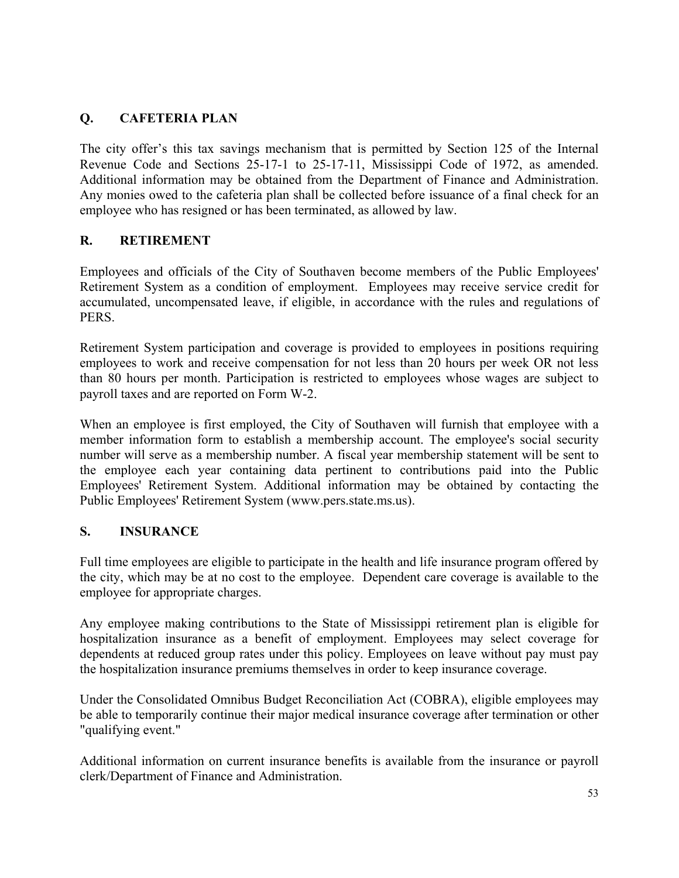## Q. CAFETERIA PLAN

The city offer's this tax savings mechanism that is permitted by Section 125 of the Internal Revenue Code and Sections 25-17-1 to 25-17-11, Mississippi Code of 1972, as amended. Additional information may be obtained from the Department of Finance and Administration. Any monies owed to the cafeteria plan shall be collected before issuance of a final check for an employee who has resigned or has been terminated, as allowed by law.

## R. RETIREMENT

Employees and officials of the City of Southaven become members of the Public Employees' Retirement System as a condition of employment. Employees may receive service credit for accumulated, uncompensated leave, if eligible, in accordance with the rules and regulations of PERS.

Retirement System participation and coverage is provided to employees in positions requiring employees to work and receive compensation for not less than 20 hours per week OR not less than 80 hours per month. Participation is restricted to employees whose wages are subject to payroll taxes and are reported on Form W-2.

When an employee is first employed, the City of Southaven will furnish that employee with a member information form to establish a membership account. The employee's social security number will serve as a membership number. A fiscal year membership statement will be sent to the employee each year containing data pertinent to contributions paid into the Public Employees' Retirement System. Additional information may be obtained by contacting the Public Employees' Retirement System (www.pers.state.ms.us).

## S. INSURANCE

Full time employees are eligible to participate in the health and life insurance program offered by the city, which may be at no cost to the employee. Dependent care coverage is available to the employee for appropriate charges.

Any employee making contributions to the State of Mississippi retirement plan is eligible for hospitalization insurance as a benefit of employment. Employees may select coverage for dependents at reduced group rates under this policy. Employees on leave without pay must pay the hospitalization insurance premiums themselves in order to keep insurance coverage.

Under the Consolidated Omnibus Budget Reconciliation Act (COBRA), eligible employees may be able to temporarily continue their major medical insurance coverage after termination or other "qualifying event."

Additional information on current insurance benefits is available from the insurance or payroll clerk/Department of Finance and Administration.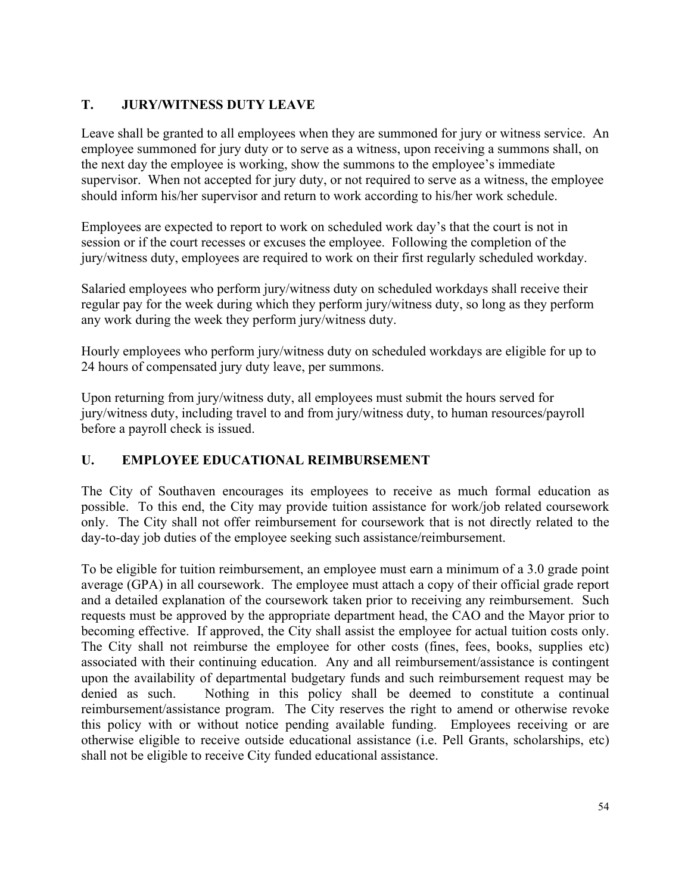## T. JURY/WITNESS DUTY LEAVE

Leave shall be granted to all employees when they are summoned for jury or witness service. An employee summoned for jury duty or to serve as a witness, upon receiving a summons shall, on the next day the employee is working, show the summons to the employee's immediate supervisor. When not accepted for jury duty, or not required to serve as a witness, the employee should inform his/her supervisor and return to work according to his/her work schedule.

Employees are expected to report to work on scheduled work day's that the court is not in session or if the court recesses or excuses the employee. Following the completion of the jury/witness duty, employees are required to work on their first regularly scheduled workday.

Salaried employees who perform jury/witness duty on scheduled workdays shall receive their regular pay for the week during which they perform jury/witness duty, so long as they perform any work during the week they perform jury/witness duty.

Hourly employees who perform jury/witness duty on scheduled workdays are eligible for up to 24 hours of compensated jury duty leave, per summons.

Upon returning from jury/witness duty, all employees must submit the hours served for jury/witness duty, including travel to and from jury/witness duty, to human resources/payroll before a payroll check is issued.

## U. EMPLOYEE EDUCATIONAL REIMBURSEMENT

The City of Southaven encourages its employees to receive as much formal education as possible. To this end, the City may provide tuition assistance for work/job related coursework only. The City shall not offer reimbursement for coursework that is not directly related to the day-to-day job duties of the employee seeking such assistance/reimbursement.

To be eligible for tuition reimbursement, an employee must earn a minimum of a 3.0 grade point average (GPA) in all coursework. The employee must attach a copy of their official grade report and a detailed explanation of the coursework taken prior to receiving any reimbursement. Such requests must be approved by the appropriate department head, the CAO and the Mayor prior to becoming effective. If approved, the City shall assist the employee for actual tuition costs only. The City shall not reimburse the employee for other costs (fines, fees, books, supplies etc) associated with their continuing education. Any and all reimbursement/assistance is contingent upon the availability of departmental budgetary funds and such reimbursement request may be denied as such. Nothing in this policy shall be deemed to constitute a continual reimbursement/assistance program. The City reserves the right to amend or otherwise revoke this policy with or without notice pending available funding. Employees receiving or are otherwise eligible to receive outside educational assistance (i.e. Pell Grants, scholarships, etc) shall not be eligible to receive City funded educational assistance.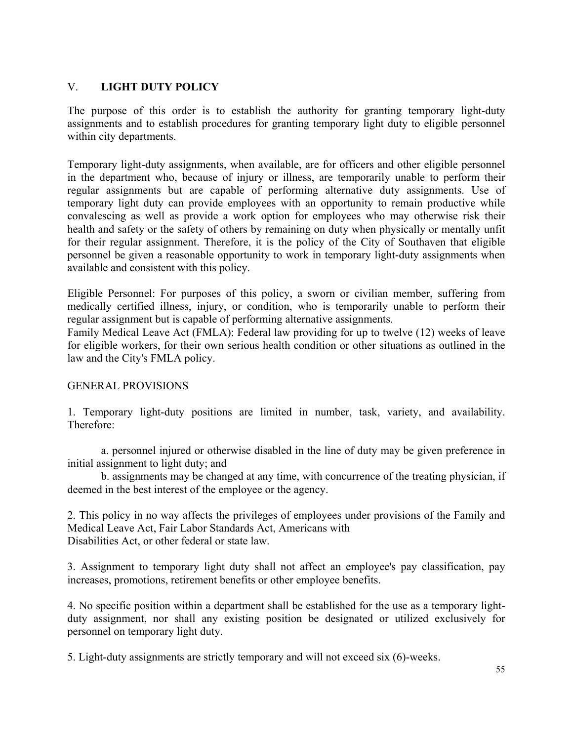## V. LIGHT DUTY POLICY

The purpose of this order is to establish the authority for granting temporary light-duty assignments and to establish procedures for granting temporary light duty to eligible personnel within city departments.

Temporary light-duty assignments, when available, are for officers and other eligible personnel in the department who, because of injury or illness, are temporarily unable to perform their regular assignments but are capable of performing alternative duty assignments. Use of temporary light duty can provide employees with an opportunity to remain productive while convalescing as well as provide a work option for employees who may otherwise risk their health and safety or the safety of others by remaining on duty when physically or mentally unfit for their regular assignment. Therefore, it is the policy of the City of Southaven that eligible personnel be given a reasonable opportunity to work in temporary light-duty assignments when available and consistent with this policy.

Eligible Personnel: For purposes of this policy, a sworn or civilian member, suffering from medically certified illness, injury, or condition, who is temporarily unable to perform their regular assignment but is capable of performing alternative assignments.
Family Medical Leave Act (FMLA): Federal law providing for up to twelve (12) weeks of leave for eligible workers, for their own serious health condition or other situations as outlined in the law and the City's FMLA policy.

GENERAL PROVISIONS

1. Temporary light-duty positions are limited in number, task, variety, and availability. Therefore:

   a. personnel injured or otherwise disabled in the line of duty may be given preference in initial assignment to light duty; and

   b. assignments may be changed at any time, with concurrence of the treating physician, if deemed in the best interest of the employee or the agency.

2. This policy in no way affects the privileges of employees under provisions of the Family and Medical Leave Act, Fair Labor Standards Act, Americans with Disabilities Act, or other federal or state law.

3. Assignment to temporary light duty shall not affect an employee's pay classification, pay increases, promotions, retirement benefits or other employee benefits.

4. No specific position within a department shall be established for the use as a temporary light-duty assignment, nor shall any existing position be designated or utilized exclusively for personnel on temporary light duty.

5. Light-duty assignments are strictly temporary and will not exceed six (6)-weeks.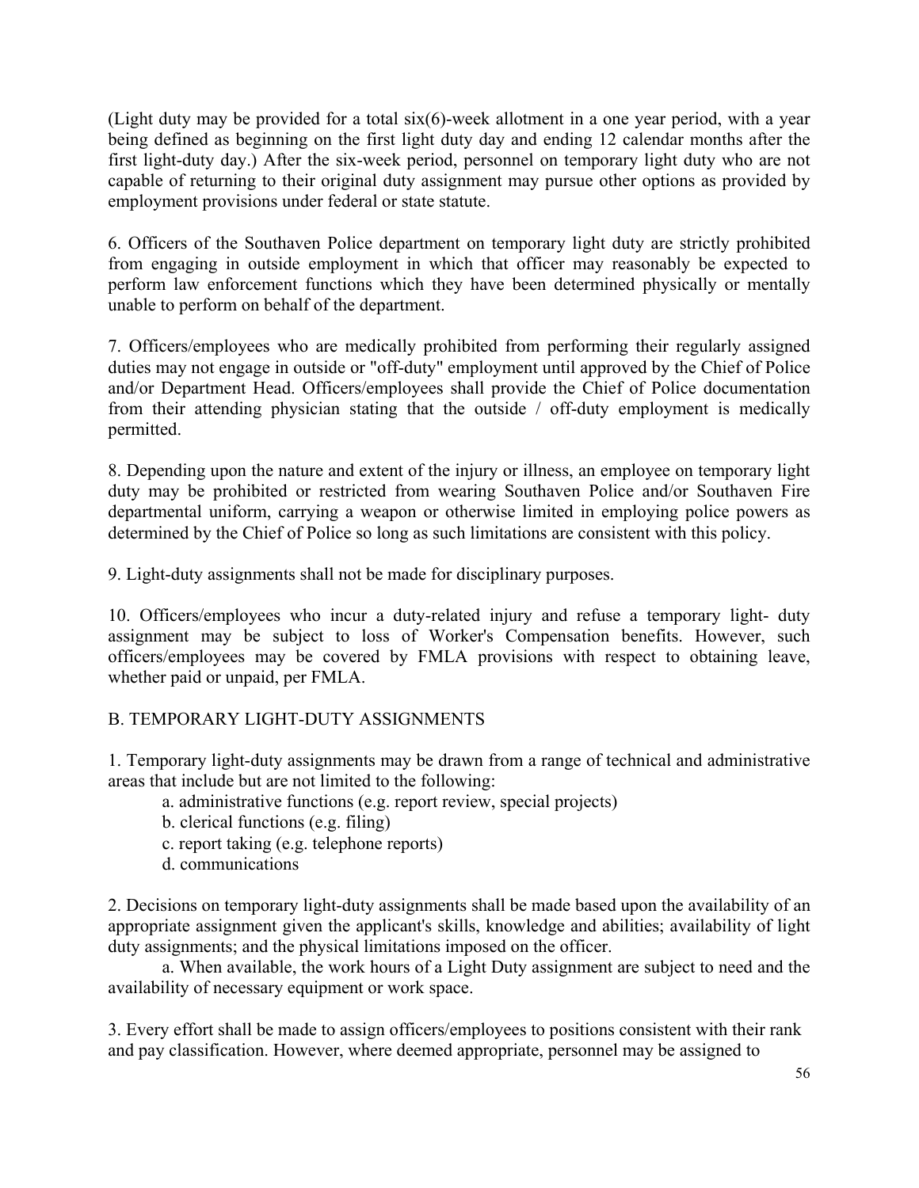(Light duty may be provided for a total six(6)-week allotment in a one year period, with a year being defined as beginning on the first light duty day and ending 12 calendar months after the first light-duty day.) After the six-week period, personnel on temporary light duty who are not capable of returning to their original duty assignment may pursue other options as provided by employment provisions under federal or state statute.

6. Officers of the Southaven Police department on temporary light duty are strictly prohibited from engaging in outside employment in which that officer may reasonably be expected to perform law enforcement functions which they have been determined physically or mentally unable to perform on behalf of the department.

7. Officers/employees who are medically prohibited from performing their regularly assigned duties may not engage in outside or "off-duty" employment until approved by the Chief of Police and/or Department Head. Officers/employees shall provide the Chief of Police documentation from their attending physician stating that the outside / off-duty employment is medically permitted.

8. Depending upon the nature and extent of the injury or illness, an employee on temporary light duty may be prohibited or restricted from wearing Southaven Police and/or Southaven Fire departmental uniform, carrying a weapon or otherwise limited in employing police powers as determined by the Chief of Police so long as such limitations are consistent with this policy.

9. Light-duty assignments shall not be made for disciplinary purposes.

10. Officers/employees who incur a duty-related injury and refuse a temporary light- duty assignment may be subject to loss of Worker's Compensation benefits. However, such officers/employees may be covered by FMLA provisions with respect to obtaining leave, whether paid or unpaid, per FMLA.

B. TEMPORARY LIGHT-DUTY ASSIGNMENTS

1. Temporary light-duty assignments may be drawn from a range of technical and administrative areas that include but are not limited to the following:

   a. administrative functions (e.g. report review, special projects)
   b. clerical functions (e.g. filing)
   c. report taking (e.g. telephone reports)
   d. communications

2. Decisions on temporary light-duty assignments shall be made based upon the availability of an appropriate assignment given the applicant's skills, knowledge and abilities; availability of light duty assignments; and the physical limitations imposed on the officer.

   a. When available, the work hours of a Light Duty assignment are subject to need and the availability of necessary equipment or work space.

3. Every effort shall be made to assign officers/employees to positions consistent with their rank and pay classification. However, where deemed appropriate, personnel may be assigned to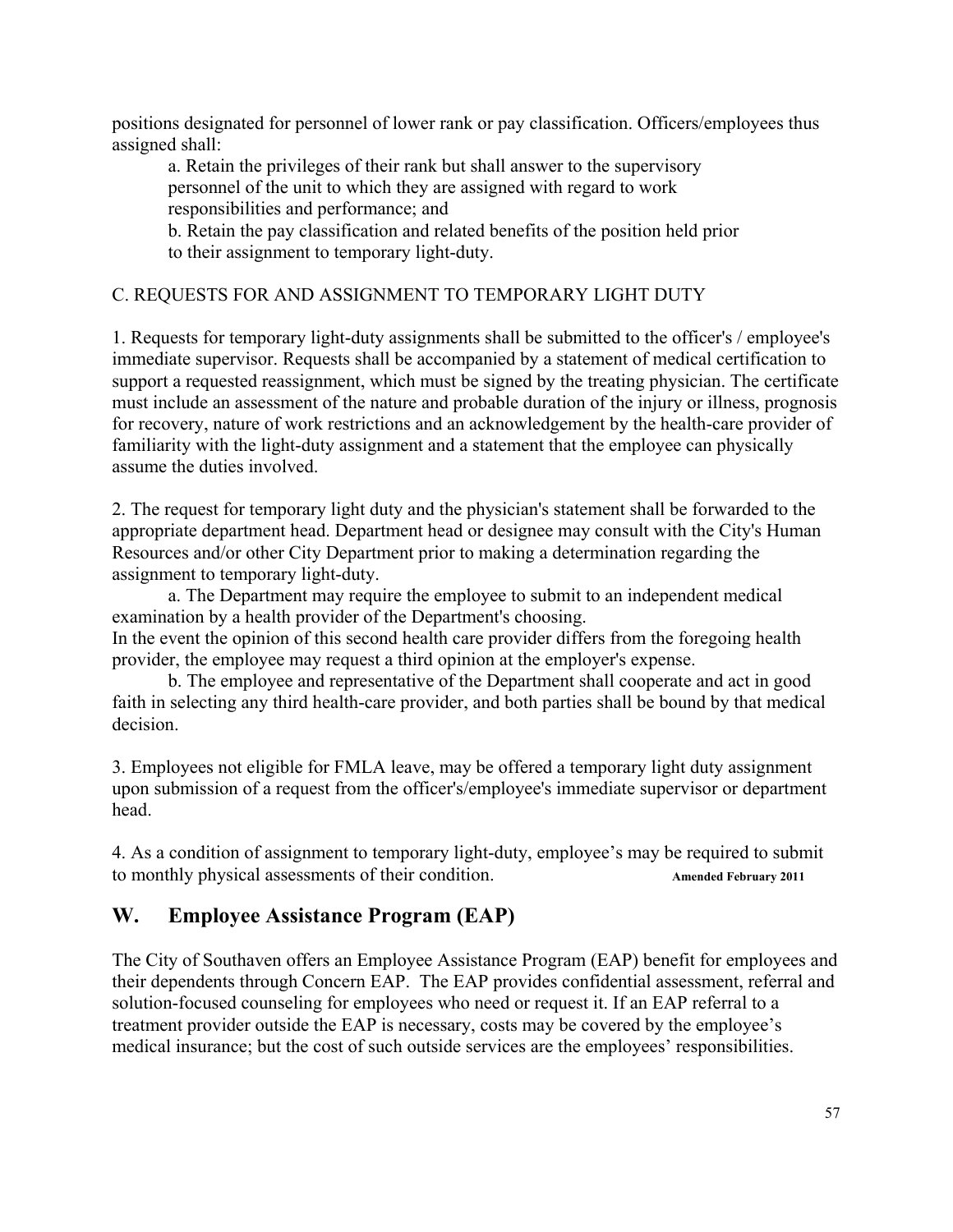positions designated for personnel of lower rank or pay classification. Officers/employees thus assigned shall:

a. Retain the privileges of their rank but shall answer to the supervisory personnel of the unit to which they are assigned with regard to work responsibilities and performance; and

b. Retain the pay classification and related benefits of the position held prior to their assignment to temporary light-duty.

C. REQUESTS FOR AND ASSIGNMENT TO TEMPORARY LIGHT DUTY

1. Requests for temporary light-duty assignments shall be submitted to the officer's / employee's immediate supervisor. Requests shall be accompanied by a statement of medical certification to support a requested reassignment, which must be signed by the treating physician. The certificate must include an assessment of the nature and probable duration of the injury or illness, prognosis for recovery, nature of work restrictions and an acknowledgement by the health-care provider of familiarity with the light-duty assignment and a statement that the employee can physically assume the duties involved.

2. The request for temporary light duty and the physician's statement shall be forwarded to the appropriate department head. Department head or designee may consult with the City's Human Resources and/or other City Department prior to making a determination regarding the assignment to temporary light-duty.

a. The Department may require the employee to submit to an independent medical examination by a health provider of the Department's choosing.
In the event the opinion of this second health care provider differs from the foregoing health provider, the employee may request a third opinion at the employer's expense.

b. The employee and representative of the Department shall cooperate and act in good faith in selecting any third health-care provider, and both parties shall be bound by that medical decision.

3. Employees not eligible for FMLA leave, may be offered a temporary light duty assignment upon submission of a request from the officer's/employee's immediate supervisor or department head.

4. As a condition of assignment to temporary light-duty, employee's may be required to submit to monthly physical assessments of their condition. **Amended February 2011**

## W. Employee Assistance Program (EAP)

The City of Southaven offers an Employee Assistance Program (EAP) benefit for employees and their dependents through Concern EAP. The EAP provides confidential assessment, referral and solution-focused counseling for employees who need or request it. If an EAP referral to a treatment provider outside the EAP is necessary, costs may be covered by the employee's medical insurance; but the cost of such outside services are the employees' responsibilities.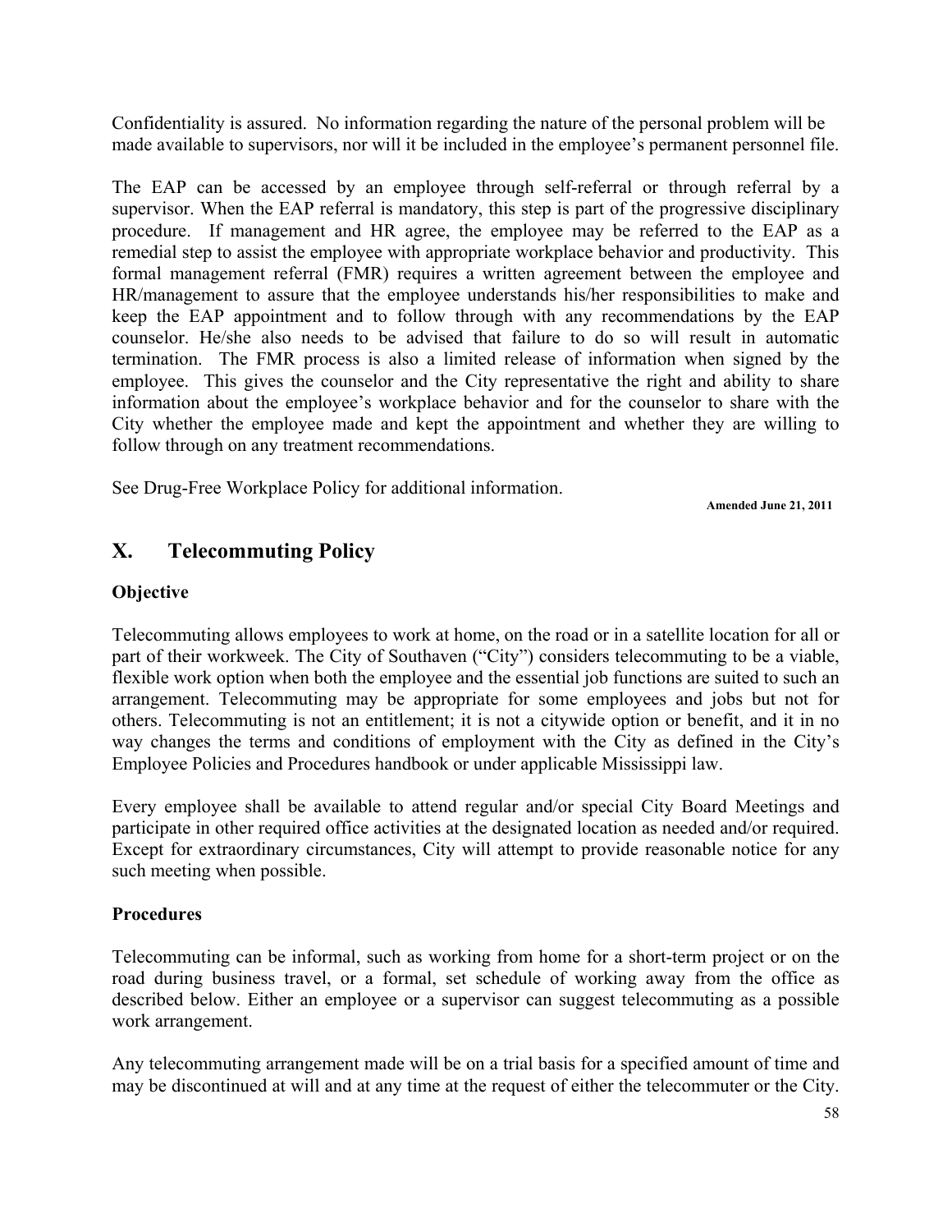Confidentiality is assured. No information regarding the nature of the personal problem will be made available to supervisors, nor will it be included in the employee's permanent personnel file.

The EAP can be accessed by an employee through self-referral or through referral by a supervisor. When the EAP referral is mandatory, this step is part of the progressive disciplinary procedure. If management and HR agree, the employee may be referred to the EAP as a remedial step to assist the employee with appropriate workplace behavior and productivity. This formal management referral (FMR) requires a written agreement between the employee and HR/management to assure that the employee understands his/her responsibilities to make and keep the EAP appointment and to follow through with any recommendations by the EAP counselor. He/she also needs to be advised that failure to do so will result in automatic termination. The FMR process is also a limited release of information when signed by the employee. This gives the counselor and the City representative the right and ability to share information about the employee's workplace behavior and for the counselor to share with the City whether the employee made and kept the appointment and whether they are willing to follow through on any treatment recommendations.

See Drug-Free Workplace Policy for additional information.

**Amended June 21, 2011**

## X. Telecommuting Policy

### Objective

Telecommuting allows employees to work at home, on the road or in a satellite location for all or part of their workweek. The City of Southaven ("City") considers telecommuting to be a viable, flexible work option when both the employee and the essential job functions are suited to such an arrangement. Telecommuting may be appropriate for some employees and jobs but not for others. Telecommuting is not an entitlement; it is not a citywide option or benefit, and it in no way changes the terms and conditions of employment with the City as defined in the City's Employee Policies and Procedures handbook or under applicable Mississippi law.

Every employee shall be available to attend regular and/or special City Board Meetings and participate in other required office activities at the designated location as needed and/or required. Except for extraordinary circumstances, City will attempt to provide reasonable notice for any such meeting when possible.

### Procedures

Telecommuting can be informal, such as working from home for a short-term project or on the road during business travel, or a formal, set schedule of working away from the office as described below. Either an employee or a supervisor can suggest telecommuting as a possible work arrangement.

Any telecommuting arrangement made will be on a trial basis for a specified amount of time and may be discontinued at will and at any time at the request of either the telecommuter or the City.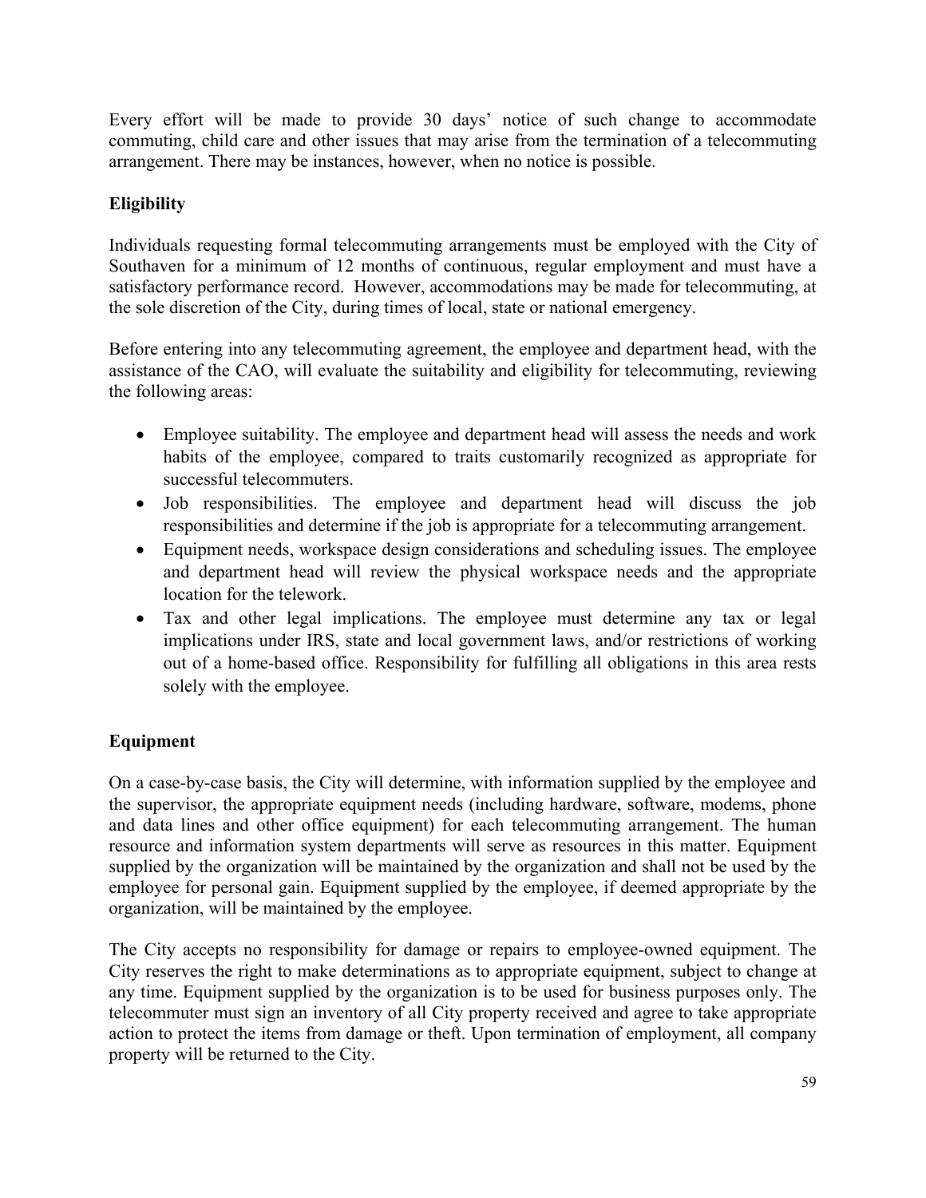Every effort will be made to provide 30 days' notice of such change to accommodate commuting, child care and other issues that may arise from the termination of a telecommuting arrangement. There may be instances, however, when no notice is possible.

**Eligibility**

Individuals requesting formal telecommuting arrangements must be employed with the City of Southaven for a minimum of 12 months of continuous, regular employment and must have a satisfactory performance record. However, accommodations may be made for telecommuting, at the sole discretion of the City, during times of local, state or national emergency.

Before entering into any telecommuting agreement, the employee and department head, with the assistance of the CAO, will evaluate the suitability and eligibility for telecommuting, reviewing the following areas:

- Employee suitability. The employee and department head will assess the needs and work habits of the employee, compared to traits customarily recognized as appropriate for successful telecommuters.
- Job responsibilities. The employee and department head will discuss the job responsibilities and determine if the job is appropriate for a telecommuting arrangement.
- Equipment needs, workspace design considerations and scheduling issues. The employee and department head will review the physical workspace needs and the appropriate location for the telework.
- Tax and other legal implications. The employee must determine any tax or legal implications under IRS, state and local government laws, and/or restrictions of working out of a home-based office. Responsibility for fulfilling all obligations in this area rests solely with the employee.

**Equipment**

On a case-by-case basis, the City will determine, with information supplied by the employee and the supervisor, the appropriate equipment needs (including hardware, software, modems, phone and data lines and other office equipment) for each telecommuting arrangement. The human resource and information system departments will serve as resources in this matter. Equipment supplied by the organization will be maintained by the organization and shall not be used by the employee for personal gain. Equipment supplied by the employee, if deemed appropriate by the organization, will be maintained by the employee.

The City accepts no responsibility for damage or repairs to employee-owned equipment. The City reserves the right to make determinations as to appropriate equipment, subject to change at any time. Equipment supplied by the organization is to be used for business purposes only. The telecommuter must sign an inventory of all City property received and agree to take appropriate action to protect the items from damage or theft. Upon termination of employment, all company property will be returned to the City.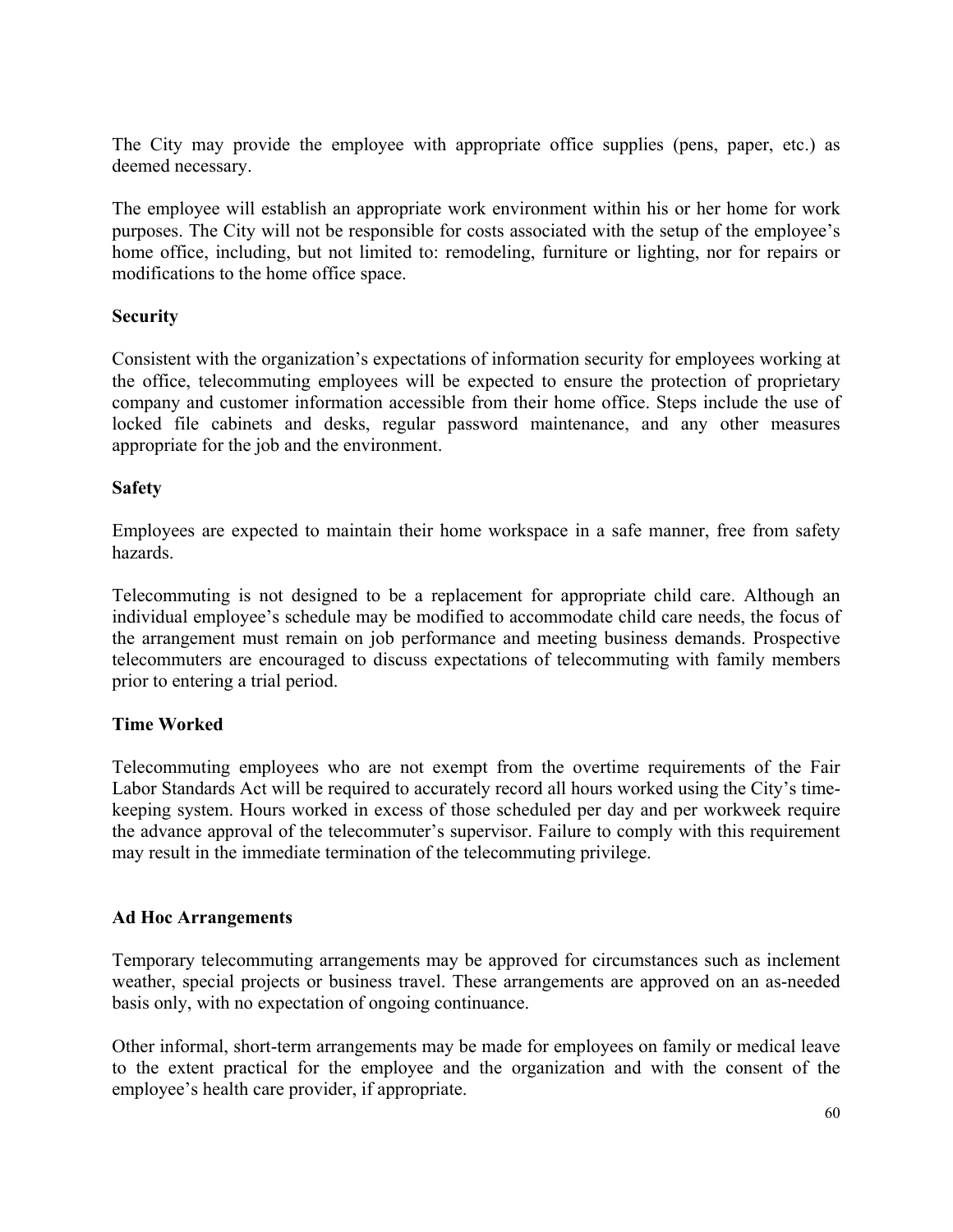The City may provide the employee with appropriate office supplies (pens, paper, etc.) as deemed necessary.

The employee will establish an appropriate work environment within his or her home for work purposes. The City will not be responsible for costs associated with the setup of the employee's home office, including, but not limited to: remodeling, furniture or lighting, nor for repairs or modifications to the home office space.

**Security**

Consistent with the organization's expectations of information security for employees working at the office, telecommuting employees will be expected to ensure the protection of proprietary company and customer information accessible from their home office. Steps include the use of locked file cabinets and desks, regular password maintenance, and any other measures appropriate for the job and the environment.

**Safety**

Employees are expected to maintain their home workspace in a safe manner, free from safety hazards.

Telecommuting is not designed to be a replacement for appropriate child care. Although an individual employee's schedule may be modified to accommodate child care needs, the focus of the arrangement must remain on job performance and meeting business demands. Prospective telecommuters are encouraged to discuss expectations of telecommuting with family members prior to entering a trial period.

**Time Worked**

Telecommuting employees who are not exempt from the overtime requirements of the Fair Labor Standards Act will be required to accurately record all hours worked using the City's time-keeping system. Hours worked in excess of those scheduled per day and per workweek require the advance approval of the telecommuter's supervisor. Failure to comply with this requirement may result in the immediate termination of the telecommuting privilege.

**Ad Hoc Arrangements**

Temporary telecommuting arrangements may be approved for circumstances such as inclement weather, special projects or business travel. These arrangements are approved on an as-needed basis only, with no expectation of ongoing continuance.

Other informal, short-term arrangements may be made for employees on family or medical leave to the extent practical for the employee and the organization and with the consent of the employee's health care provider, if appropriate.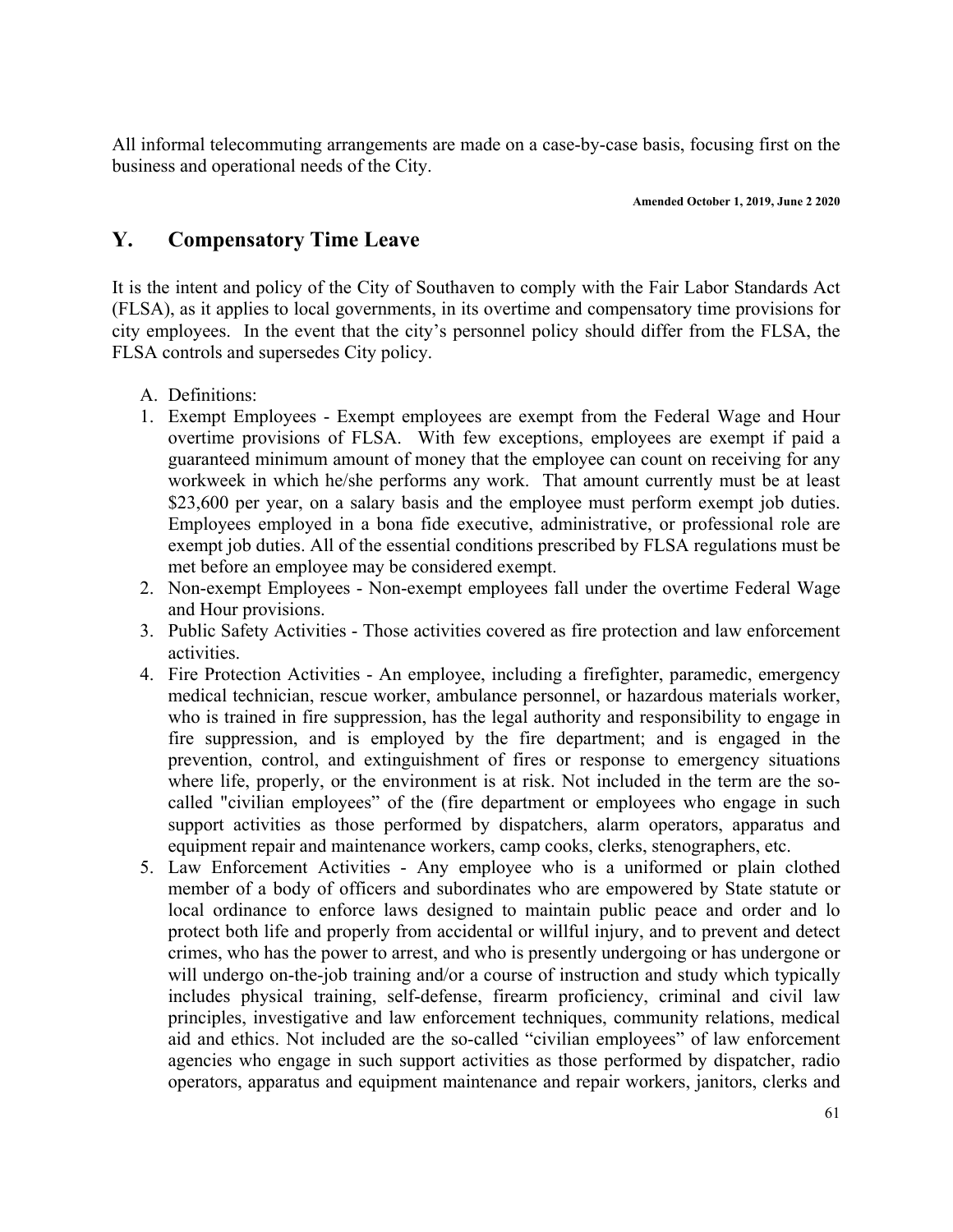All informal telecommuting arrangements are made on a case-by-case basis, focusing first on the business and operational needs of the City.

**Amended October 1, 2019, June 2 2020**

## Y. Compensatory Time Leave

It is the intent and policy of the City of Southaven to comply with the Fair Labor Standards Act (FLSA), as it applies to local governments, in its overtime and compensatory time provisions for city employees. In the event that the city's personnel policy should differ from the FLSA, the FLSA controls and supersedes City policy.

A. Definitions:

1. Exempt Employees - Exempt employees are exempt from the Federal Wage and Hour overtime provisions of FLSA. With few exceptions, employees are exempt if paid a guaranteed minimum amount of money that the employee can count on receiving for any workweek in which he/she performs any work. That amount currently must be at least $23,600 per year, on a salary basis and the employee must perform exempt job duties. Employees employed in a bona fide executive, administrative, or professional role are exempt job duties. All of the essential conditions prescribed by FLSA regulations must be met before an employee may be considered exempt.
2. Non-exempt Employees - Non-exempt employees fall under the overtime Federal Wage and Hour provisions.
3. Public Safety Activities - Those activities covered as fire protection and law enforcement activities.
4. Fire Protection Activities - An employee, including a firefighter, paramedic, emergency medical technician, rescue worker, ambulance personnel, or hazardous materials worker, who is trained in fire suppression, has the legal authority and responsibility to engage in fire suppression, and is employed by the fire department; and is engaged in the prevention, control, and extinguishment of fires or response to emergency situations where life, properly, or the environment is at risk. Not included in the term are the so-called "civilian employees" of the (fire department or employees who engage in such support activities as those performed by dispatchers, alarm operators, apparatus and equipment repair and maintenance workers, camp cooks, clerks, stenographers, etc.
5. Law Enforcement Activities - Any employee who is a uniformed or plain clothed member of a body of officers and subordinates who are empowered by State statute or local ordinance to enforce laws designed to maintain public peace and order and lo protect both life and properly from accidental or willful injury, and to prevent and detect crimes, who has the power to arrest, and who is presently undergoing or has undergone or will undergo on-the-job training and/or a course of instruction and study which typically includes physical training, self-defense, firearm proficiency, criminal and civil law principles, investigative and law enforcement techniques, community relations, medical aid and ethics. Not included are the so-called "civilian employees" of law enforcement agencies who engage in such support activities as those performed by dispatcher, radio operators, apparatus and equipment maintenance and repair workers, janitors, clerks and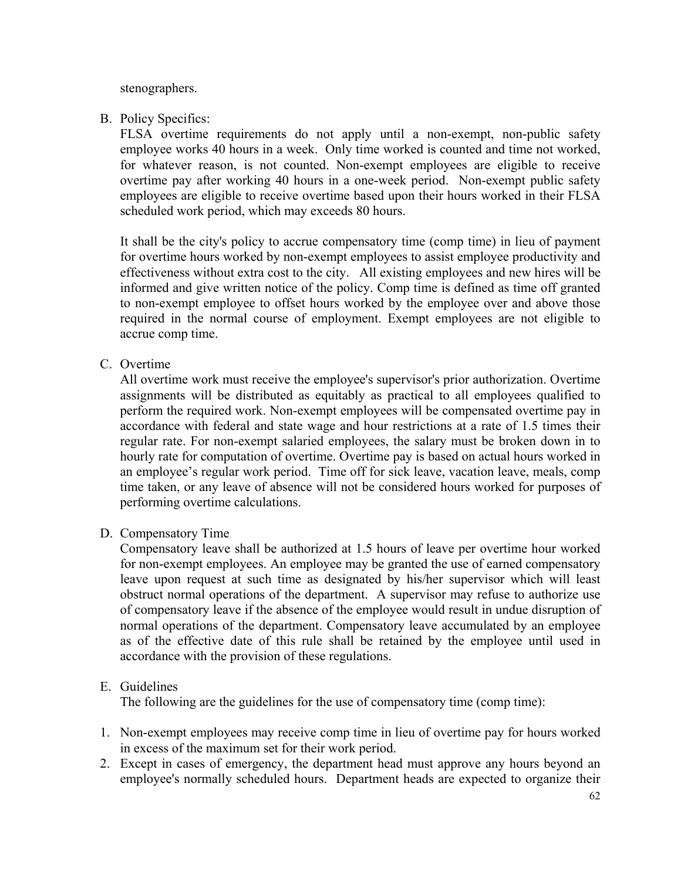stenographers.

B. Policy Specifics:
FLSA overtime requirements do not apply until a non-exempt, non-public safety employee works 40 hours in a week. Only time worked is counted and time not worked, for whatever reason, is not counted. Non-exempt employees are eligible to receive overtime pay after working 40 hours in a one-week period. Non-exempt public safety employees are eligible to receive overtime based upon their hours worked in their FLSA scheduled work period, which may exceeds 80 hours.

It shall be the city's policy to accrue compensatory time (comp time) in lieu of payment for overtime hours worked by non-exempt employees to assist employee productivity and effectiveness without extra cost to the city. All existing employees and new hires will be informed and give written notice of the policy. Comp time is defined as time off granted to non-exempt employee to offset hours worked by the employee over and above those required in the normal course of employment. Exempt employees are not eligible to accrue comp time.

C. Overtime
All overtime work must receive the employee's supervisor's prior authorization. Overtime assignments will be distributed as equitably as practical to all employees qualified to perform the required work. Non-exempt employees will be compensated overtime pay in accordance with federal and state wage and hour restrictions at a rate of 1.5 times their regular rate. For non-exempt salaried employees, the salary must be broken down in to hourly rate for computation of overtime. Overtime pay is based on actual hours worked in an employee's regular work period. Time off for sick leave, vacation leave, meals, comp time taken, or any leave of absence will not be considered hours worked for purposes of performing overtime calculations.

D. Compensatory Time
Compensatory leave shall be authorized at 1.5 hours of leave per overtime hour worked for non-exempt employees. An employee may be granted the use of earned compensatory leave upon request at such time as designated by his/her supervisor which will least obstruct normal operations of the department. A supervisor may refuse to authorize use of compensatory leave if the absence of the employee would result in undue disruption of normal operations of the department. Compensatory leave accumulated by an employee as of the effective date of this rule shall be retained by the employee until used in accordance with the provision of these regulations.

E. Guidelines
The following are the guidelines for the use of compensatory time (comp time):

1. Non-exempt employees may receive comp time in lieu of overtime pay for hours worked in excess of the maximum set for their work period.
2. Except in cases of emergency, the department head must approve any hours beyond an employee's normally scheduled hours. Department heads are expected to organize their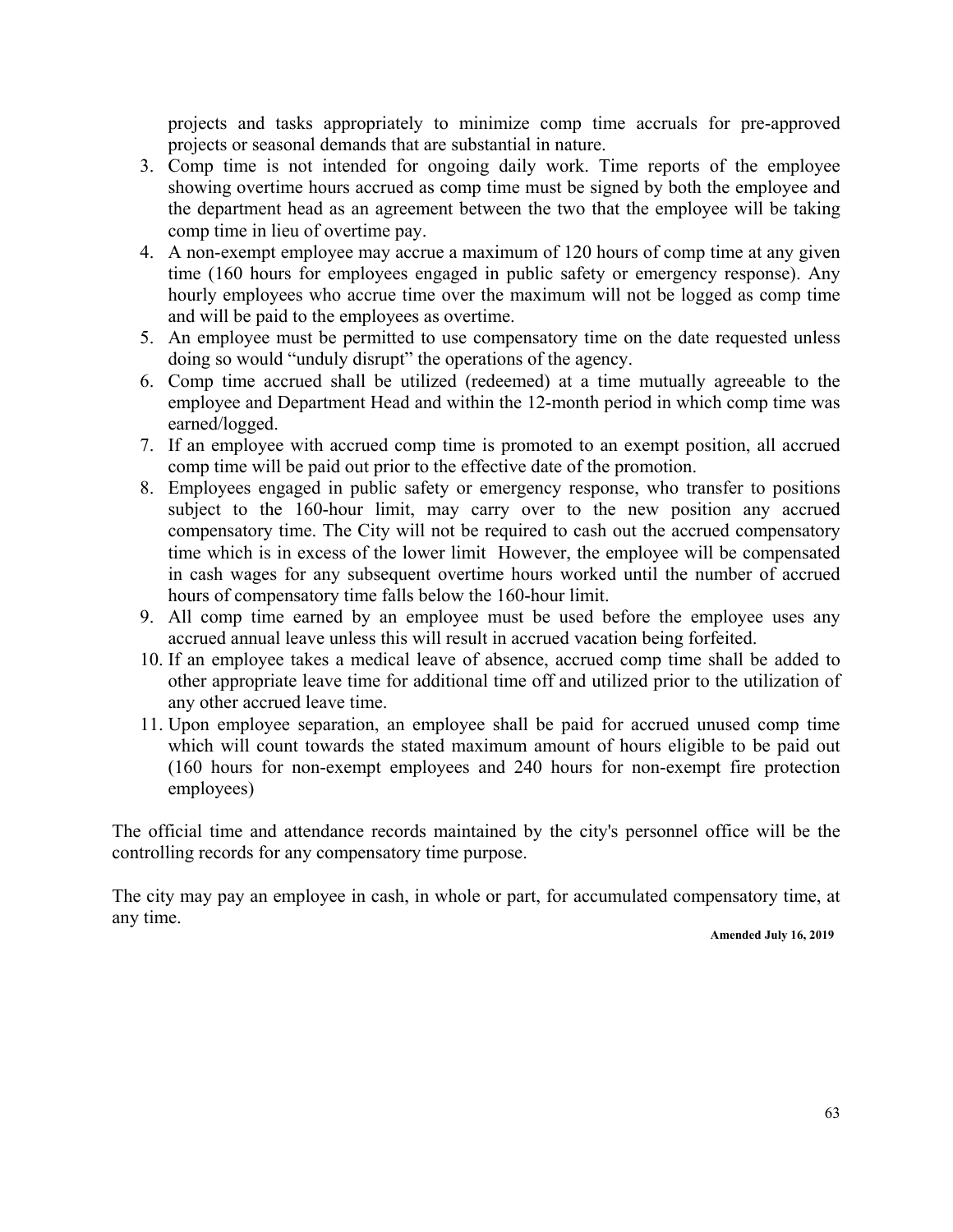projects and tasks appropriately to minimize comp time accruals for pre-approved projects or seasonal demands that are substantial in nature.

3. Comp time is not intended for ongoing daily work. Time reports of the employee showing overtime hours accrued as comp time must be signed by both the employee and the department head as an agreement between the two that the employee will be taking comp time in lieu of overtime pay.
4. A non-exempt employee may accrue a maximum of 120 hours of comp time at any given time (160 hours for employees engaged in public safety or emergency response). Any hourly employees who accrue time over the maximum will not be logged as comp time and will be paid to the employees as overtime.
5. An employee must be permitted to use compensatory time on the date requested unless doing so would "unduly disrupt" the operations of the agency.
6. Comp time accrued shall be utilized (redeemed) at a time mutually agreeable to the employee and Department Head and within the 12-month period in which comp time was earned/logged.
7. If an employee with accrued comp time is promoted to an exempt position, all accrued comp time will be paid out prior to the effective date of the promotion.
8. Employees engaged in public safety or emergency response, who transfer to positions subject to the 160-hour limit, may carry over to the new position any accrued compensatory time. The City will not be required to cash out the accrued compensatory time which is in excess of the lower limit However, the employee will be compensated in cash wages for any subsequent overtime hours worked until the number of accrued hours of compensatory time falls below the 160-hour limit.
9. All comp time earned by an employee must be used before the employee uses any accrued annual leave unless this will result in accrued vacation being forfeited.
10. If an employee takes a medical leave of absence, accrued comp time shall be added to other appropriate leave time for additional time off and utilized prior to the utilization of any other accrued leave time.
11. Upon employee separation, an employee shall be paid for accrued unused comp time which will count towards the stated maximum amount of hours eligible to be paid out (160 hours for non-exempt employees and 240 hours for non-exempt fire protection employees)

The official time and attendance records maintained by the city's personnel office will be the controlling records for any compensatory time purpose.

The city may pay an employee in cash, in whole or part, for accumulated compensatory time, at any time.

**Amended July 16, 2019**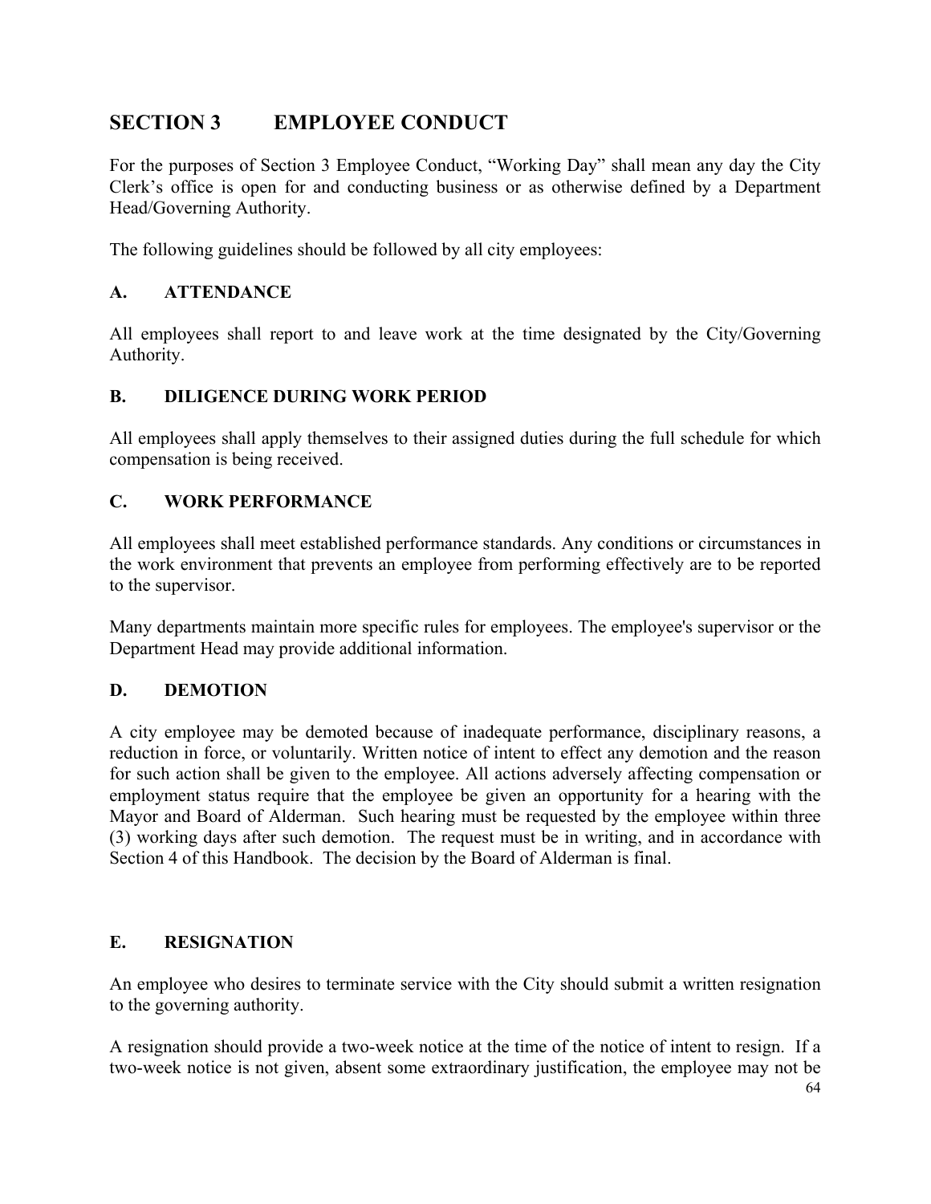# SECTION 3 EMPLOYEE CONDUCT

For the purposes of Section 3 Employee Conduct, "Working Day" shall mean any day the City Clerk's office is open for and conducting business or as otherwise defined by a Department Head/Governing Authority.

The following guidelines should be followed by all city employees:

## A. ATTENDANCE

All employees shall report to and leave work at the time designated by the City/Governing Authority.

## B. DILIGENCE DURING WORK PERIOD

All employees shall apply themselves to their assigned duties during the full schedule for which compensation is being received.

## C. WORK PERFORMANCE

All employees shall meet established performance standards. Any conditions or circumstances in the work environment that prevents an employee from performing effectively are to be reported to the supervisor.

Many departments maintain more specific rules for employees. The employee's supervisor or the Department Head may provide additional information.

## D. DEMOTION

A city employee may be demoted because of inadequate performance, disciplinary reasons, a reduction in force, or voluntarily. Written notice of intent to effect any demotion and the reason for such action shall be given to the employee. All actions adversely affecting compensation or employment status require that the employee be given an opportunity for a hearing with the Mayor and Board of Alderman. Such hearing must be requested by the employee within three (3) working days after such demotion. The request must be in writing, and in accordance with Section 4 of this Handbook. The decision by the Board of Alderman is final.

## E. RESIGNATION

An employee who desires to terminate service with the City should submit a written resignation to the governing authority.

A resignation should provide a two-week notice at the time of the notice of intent to resign. If a two-week notice is not given, absent some extraordinary justification, the employee may not be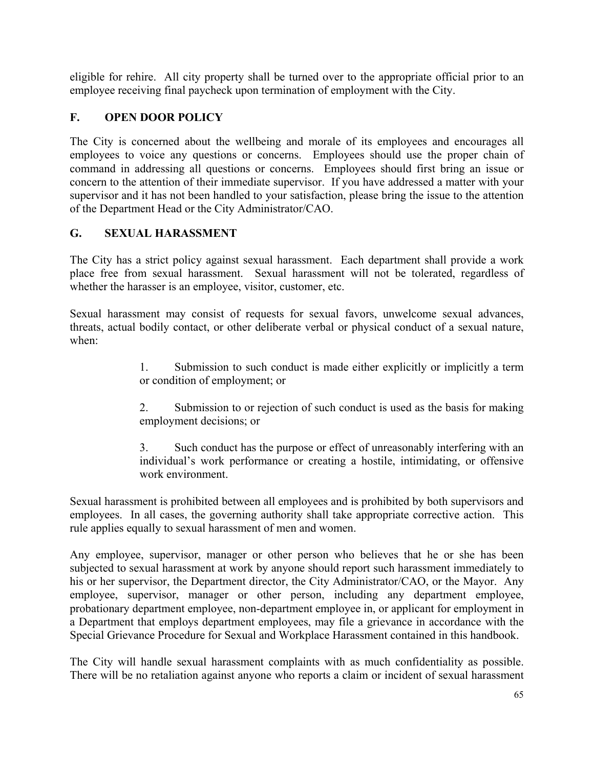eligible for rehire. All city property shall be turned over to the appropriate official prior to an employee receiving final paycheck upon termination of employment with the City.

## F. OPEN DOOR POLICY

The City is concerned about the wellbeing and morale of its employees and encourages all employees to voice any questions or concerns. Employees should use the proper chain of command in addressing all questions or concerns. Employees should first bring an issue or concern to the attention of their immediate supervisor. If you have addressed a matter with your supervisor and it has not been handled to your satisfaction, please bring the issue to the attention of the Department Head or the City Administrator/CAO.

## G. SEXUAL HARASSMENT

The City has a strict policy against sexual harassment. Each department shall provide a work place free from sexual harassment. Sexual harassment will not be tolerated, regardless of whether the harasser is an employee, visitor, customer, etc.

Sexual harassment may consist of requests for sexual favors, unwelcome sexual advances, threats, actual bodily contact, or other deliberate verbal or physical conduct of a sexual nature, when:

1. Submission to such conduct is made either explicitly or implicitly a term or condition of employment; or

2. Submission to or rejection of such conduct is used as the basis for making employment decisions; or

3. Such conduct has the purpose or effect of unreasonably interfering with an individual's work performance or creating a hostile, intimidating, or offensive work environment.

Sexual harassment is prohibited between all employees and is prohibited by both supervisors and employees. In all cases, the governing authority shall take appropriate corrective action. This rule applies equally to sexual harassment of men and women.

Any employee, supervisor, manager or other person who believes that he or she has been subjected to sexual harassment at work by anyone should report such harassment immediately to his or her supervisor, the Department director, the City Administrator/CAO, or the Mayor. Any employee, supervisor, manager or other person, including any department employee, probationary department employee, non-department employee in, or applicant for employment in a Department that employs department employees, may file a grievance in accordance with the Special Grievance Procedure for Sexual and Workplace Harassment contained in this handbook.

The City will handle sexual harassment complaints with as much confidentiality as possible. There will be no retaliation against anyone who reports a claim or incident of sexual harassment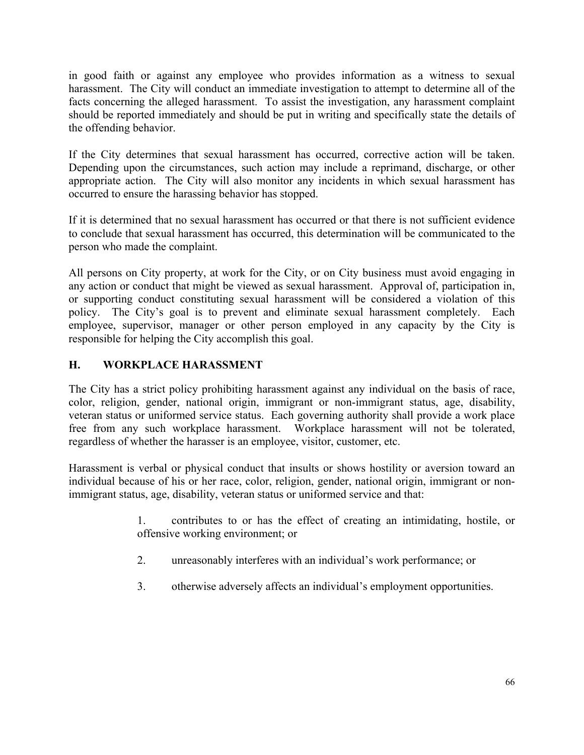in good faith or against any employee who provides information as a witness to sexual harassment. The City will conduct an immediate investigation to attempt to determine all of the facts concerning the alleged harassment. To assist the investigation, any harassment complaint should be reported immediately and should be put in writing and specifically state the details of the offending behavior.

If the City determines that sexual harassment has occurred, corrective action will be taken. Depending upon the circumstances, such action may include a reprimand, discharge, or other appropriate action. The City will also monitor any incidents in which sexual harassment has occurred to ensure the harassing behavior has stopped.

If it is determined that no sexual harassment has occurred or that there is not sufficient evidence to conclude that sexual harassment has occurred, this determination will be communicated to the person who made the complaint.

All persons on City property, at work for the City, or on City business must avoid engaging in any action or conduct that might be viewed as sexual harassment. Approval of, participation in, or supporting conduct constituting sexual harassment will be considered a violation of this policy. The City's goal is to prevent and eliminate sexual harassment completely. Each employee, supervisor, manager or other person employed in any capacity by the City is responsible for helping the City accomplish this goal.

## H. WORKPLACE HARASSMENT

The City has a strict policy prohibiting harassment against any individual on the basis of race, color, religion, gender, national origin, immigrant or non-immigrant status, age, disability, veteran status or uniformed service status. Each governing authority shall provide a work place free from any such workplace harassment. Workplace harassment will not be tolerated, regardless of whether the harasser is an employee, visitor, customer, etc.

Harassment is verbal or physical conduct that insults or shows hostility or aversion toward an individual because of his or her race, color, religion, gender, national origin, immigrant or non-immigrant status, age, disability, veteran status or uniformed service and that:

1. contributes to or has the effect of creating an intimidating, hostile, or offensive working environment; or
2. unreasonably interferes with an individual's work performance; or
3. otherwise adversely affects an individual's employment opportunities.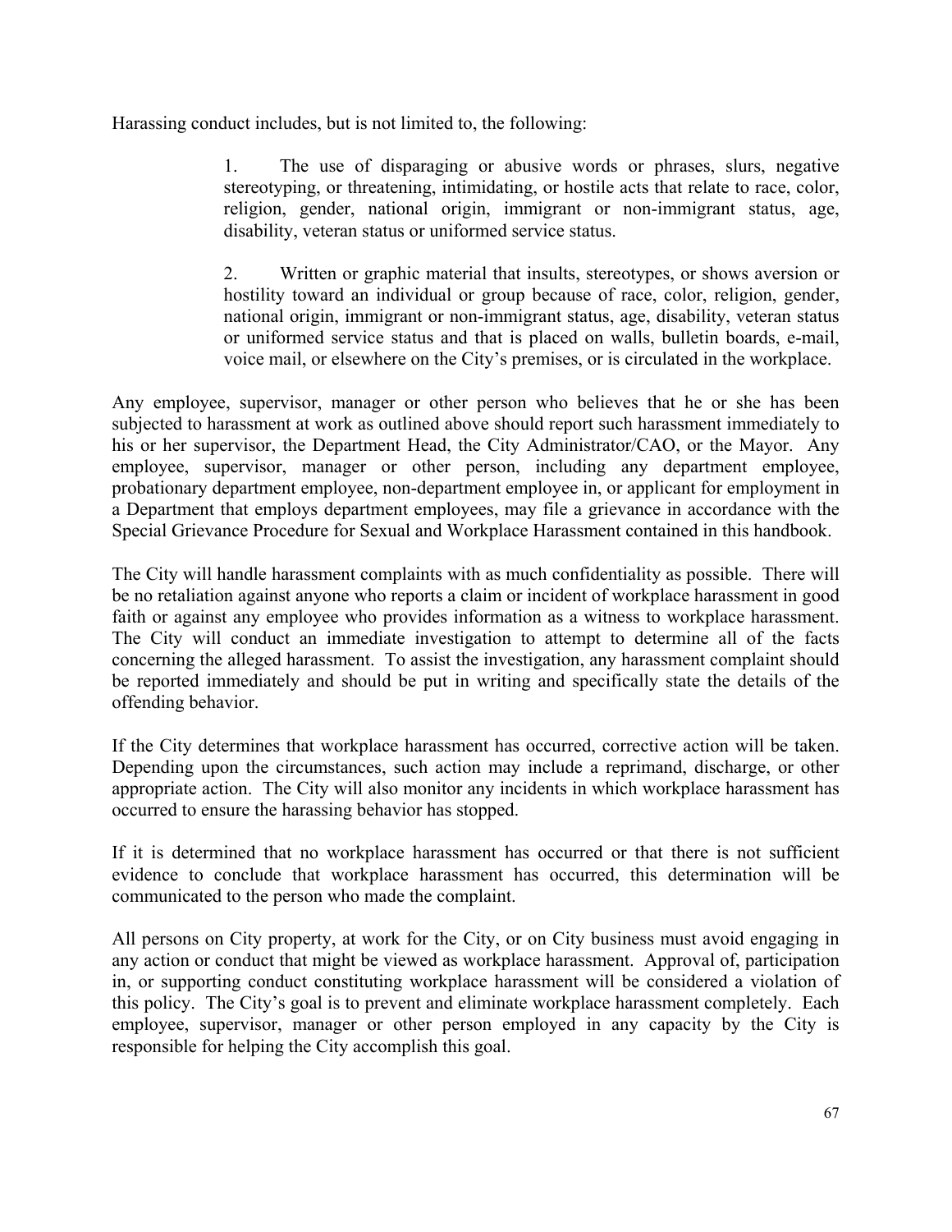Harassing conduct includes, but is not limited to, the following:

1. The use of disparaging or abusive words or phrases, slurs, negative stereotyping, or threatening, intimidating, or hostile acts that relate to race, color, religion, gender, national origin, immigrant or non-immigrant status, age, disability, veteran status or uniformed service status.

2. Written or graphic material that insults, stereotypes, or shows aversion or hostility toward an individual or group because of race, color, religion, gender, national origin, immigrant or non-immigrant status, age, disability, veteran status or uniformed service status and that is placed on walls, bulletin boards, e-mail, voice mail, or elsewhere on the City's premises, or is circulated in the workplace.

Any employee, supervisor, manager or other person who believes that he or she has been subjected to harassment at work as outlined above should report such harassment immediately to his or her supervisor, the Department Head, the City Administrator/CAO, or the Mayor. Any employee, supervisor, manager or other person, including any department employee, probationary department employee, non-department employee in, or applicant for employment in a Department that employs department employees, may file a grievance in accordance with the Special Grievance Procedure for Sexual and Workplace Harassment contained in this handbook.

The City will handle harassment complaints with as much confidentiality as possible. There will be no retaliation against anyone who reports a claim or incident of workplace harassment in good faith or against any employee who provides information as a witness to workplace harassment. The City will conduct an immediate investigation to attempt to determine all of the facts concerning the alleged harassment. To assist the investigation, any harassment complaint should be reported immediately and should be put in writing and specifically state the details of the offending behavior.

If the City determines that workplace harassment has occurred, corrective action will be taken. Depending upon the circumstances, such action may include a reprimand, discharge, or other appropriate action. The City will also monitor any incidents in which workplace harassment has occurred to ensure the harassing behavior has stopped.

If it is determined that no workplace harassment has occurred or that there is not sufficient evidence to conclude that workplace harassment has occurred, this determination will be communicated to the person who made the complaint.

All persons on City property, at work for the City, or on City business must avoid engaging in any action or conduct that might be viewed as workplace harassment. Approval of, participation in, or supporting conduct constituting workplace harassment will be considered a violation of this policy. The City's goal is to prevent and eliminate workplace harassment completely. Each employee, supervisor, manager or other person employed in any capacity by the City is responsible for helping the City accomplish this goal.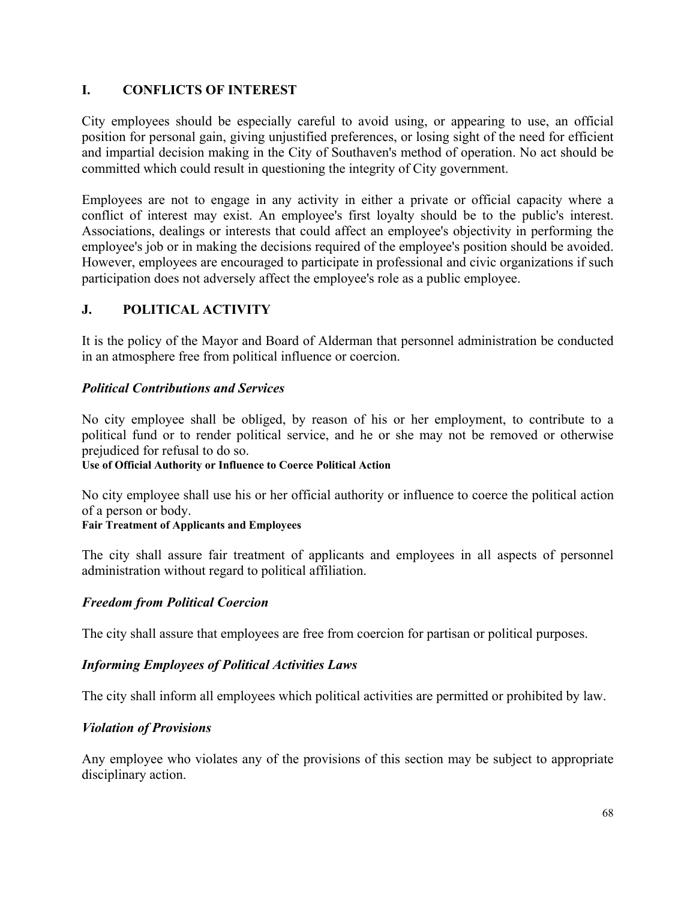## I. CONFLICTS OF INTEREST

City employees should be especially careful to avoid using, or appearing to use, an official position for personal gain, giving unjustified preferences, or losing sight of the need for efficient and impartial decision making in the City of Southaven's method of operation. No act should be committed which could result in questioning the integrity of City government.

Employees are not to engage in any activity in either a private or official capacity where a conflict of interest may exist. An employee's first loyalty should be to the public's interest. Associations, dealings or interests that could affect an employee's objectivity in performing the employee's job or in making the decisions required of the employee's position should be avoided. However, employees are encouraged to participate in professional and civic organizations if such participation does not adversely affect the employee's role as a public employee.

## J. POLITICAL ACTIVITY

It is the policy of the Mayor and Board of Alderman that personnel administration be conducted in an atmosphere free from political influence or coercion.

### *Political Contributions and Services*

No city employee shall be obliged, by reason of his or her employment, to contribute to a political fund or to render political service, and he or she may not be removed or otherwise prejudiced for refusal to do so.

**Use of Official Authority or Influence to Coerce Political Action**

No city employee shall use his or her official authority or influence to coerce the political action of a person or body.

**Fair Treatment of Applicants and Employees**

The city shall assure fair treatment of applicants and employees in all aspects of personnel administration without regard to political affiliation.

### *Freedom from Political Coercion*

The city shall assure that employees are free from coercion for partisan or political purposes.

### *Informing Employees of Political Activities Laws*

The city shall inform all employees which political activities are permitted or prohibited by law.

### *Violation of Provisions*

Any employee who violates any of the provisions of this section may be subject to appropriate disciplinary action.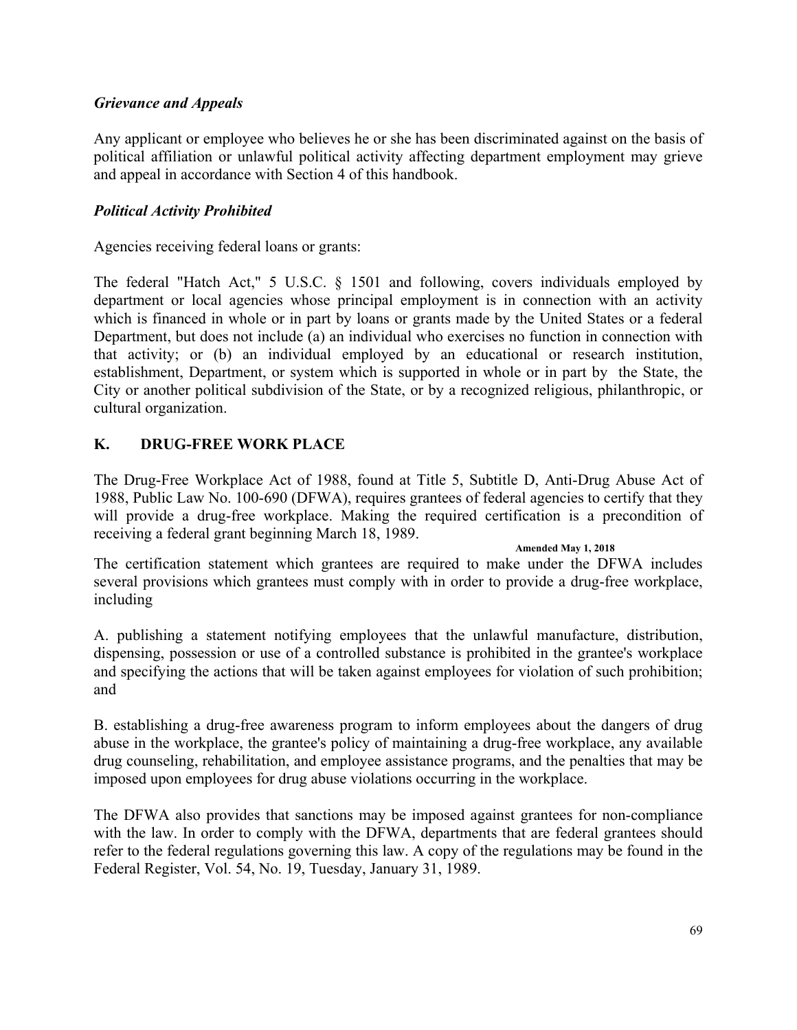*Grievance and Appeals*

Any applicant or employee who believes he or she has been discriminated against on the basis of political affiliation or unlawful political activity affecting department employment may grieve and appeal in accordance with Section 4 of this handbook.

*Political Activity Prohibited*

Agencies receiving federal loans or grants:

The federal "Hatch Act," 5 U.S.C. § 1501 and following, covers individuals employed by department or local agencies whose principal employment is in connection with an activity which is financed in whole or in part by loans or grants made by the United States or a federal Department, but does not include (a) an individual who exercises no function in connection with that activity; or (b) an individual employed by an educational or research institution, establishment, Department, or system which is supported in whole or in part by the State, the City or another political subdivision of the State, or by a recognized religious, philanthropic, or cultural organization.

## K. DRUG-FREE WORK PLACE

The Drug-Free Workplace Act of 1988, found at Title 5, Subtitle D, Anti-Drug Abuse Act of 1988, Public Law No. 100-690 (DFWA), requires grantees of federal agencies to certify that they will provide a drug-free workplace. Making the required certification is a precondition of receiving a federal grant beginning March 18, 1989.

**Amended May 1, 2018**

The certification statement which grantees are required to make under the DFWA includes several provisions which grantees must comply with in order to provide a drug-free workplace, including

A. publishing a statement notifying employees that the unlawful manufacture, distribution, dispensing, possession or use of a controlled substance is prohibited in the grantee's workplace and specifying the actions that will be taken against employees for violation of such prohibition; and

B. establishing a drug-free awareness program to inform employees about the dangers of drug abuse in the workplace, the grantee's policy of maintaining a drug-free workplace, any available drug counseling, rehabilitation, and employee assistance programs, and the penalties that may be imposed upon employees for drug abuse violations occurring in the workplace.

The DFWA also provides that sanctions may be imposed against grantees for non-compliance with the law. In order to comply with the DFWA, departments that are federal grantees should refer to the federal regulations governing this law. A copy of the regulations may be found in the Federal Register, Vol. 54, No. 19, Tuesday, January 31, 1989.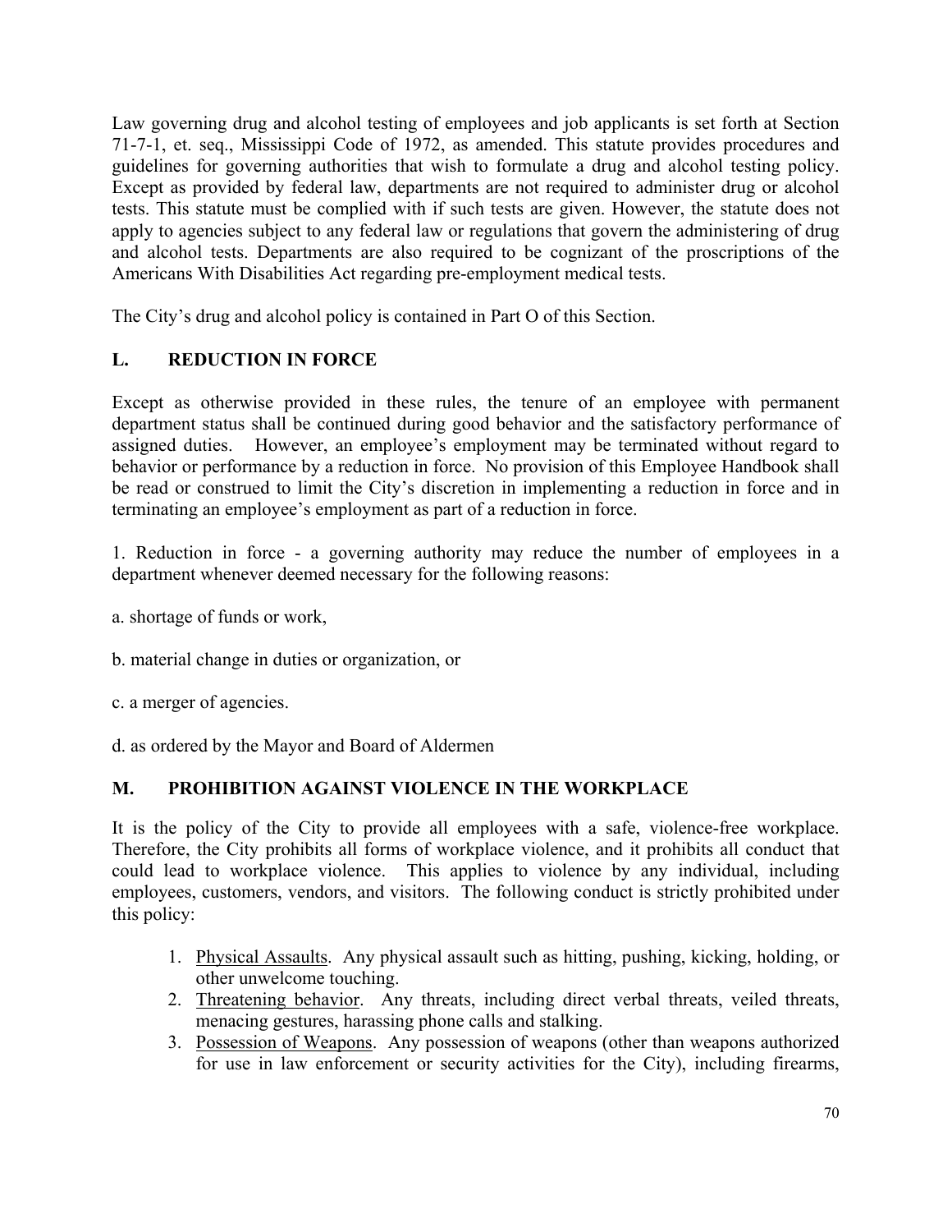Law governing drug and alcohol testing of employees and job applicants is set forth at Section 71-7-1, et. seq., Mississippi Code of 1972, as amended. This statute provides procedures and guidelines for governing authorities that wish to formulate a drug and alcohol testing policy. Except as provided by federal law, departments are not required to administer drug or alcohol tests. This statute must be complied with if such tests are given. However, the statute does not apply to agencies subject to any federal law or regulations that govern the administering of drug and alcohol tests. Departments are also required to be cognizant of the proscriptions of the Americans With Disabilities Act regarding pre-employment medical tests.

The City's drug and alcohol policy is contained in Part O of this Section.

## L. REDUCTION IN FORCE

Except as otherwise provided in these rules, the tenure of an employee with permanent department status shall be continued during good behavior and the satisfactory performance of assigned duties. However, an employee's employment may be terminated without regard to behavior or performance by a reduction in force. No provision of this Employee Handbook shall be read or construed to limit the City's discretion in implementing a reduction in force and in terminating an employee's employment as part of a reduction in force.

1. Reduction in force - a governing authority may reduce the number of employees in a department whenever deemed necessary for the following reasons:

a. shortage of funds or work,

b. material change in duties or organization, or

c. a merger of agencies.

d. as ordered by the Mayor and Board of Aldermen

## M. PROHIBITION AGAINST VIOLENCE IN THE WORKPLACE

It is the policy of the City to provide all employees with a safe, violence-free workplace. Therefore, the City prohibits all forms of workplace violence, and it prohibits all conduct that could lead to workplace violence. This applies to violence by any individual, including employees, customers, vendors, and visitors. The following conduct is strictly prohibited under this policy:

1. <u>Physical Assaults</u>. Any physical assault such as hitting, pushing, kicking, holding, or other unwelcome touching.
2. <u>Threatening behavior</u>. Any threats, including direct verbal threats, veiled threats, menacing gestures, harassing phone calls and stalking.
3. <u>Possession of Weapons</u>. Any possession of weapons (other than weapons authorized for use in law enforcement or security activities for the City), including firearms,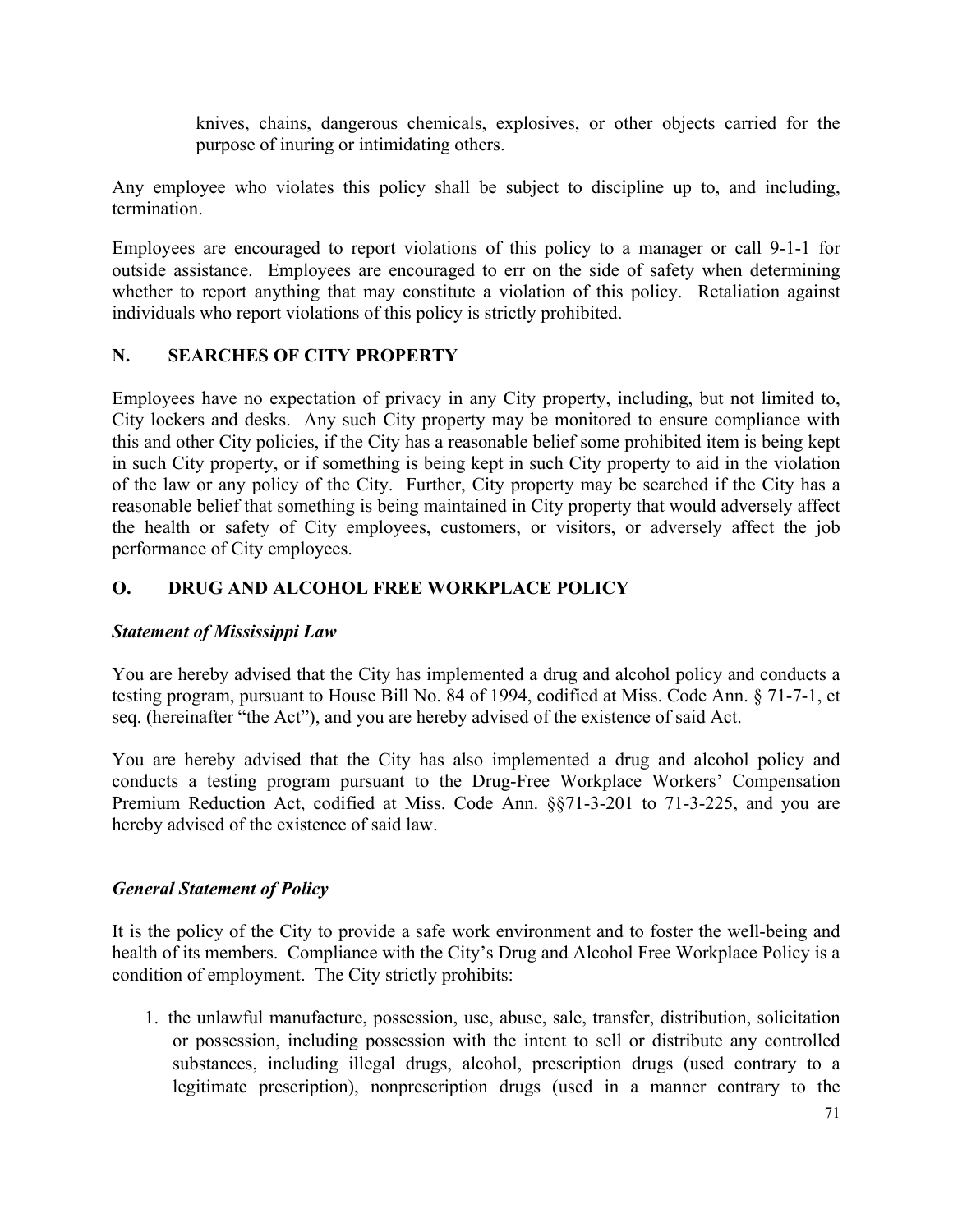knives, chains, dangerous chemicals, explosives, or other objects carried for the purpose of inuring or intimidating others.

Any employee who violates this policy shall be subject to discipline up to, and including, termination.

Employees are encouraged to report violations of this policy to a manager or call 9-1-1 for outside assistance. Employees are encouraged to err on the side of safety when determining whether to report anything that may constitute a violation of this policy. Retaliation against individuals who report violations of this policy is strictly prohibited.

## N. SEARCHES OF CITY PROPERTY

Employees have no expectation of privacy in any City property, including, but not limited to, City lockers and desks. Any such City property may be monitored to ensure compliance with this and other City policies, if the City has a reasonable belief some prohibited item is being kept in such City property, or if something is being kept in such City property to aid in the violation of the law or any policy of the City. Further, City property may be searched if the City has a reasonable belief that something is being maintained in City property that would adversely affect the health or safety of City employees, customers, or visitors, or adversely affect the job performance of City employees.

## O. DRUG AND ALCOHOL FREE WORKPLACE POLICY

***Statement of Mississippi Law***

You are hereby advised that the City has implemented a drug and alcohol policy and conducts a testing program, pursuant to House Bill No. 84 of 1994, codified at Miss. Code Ann. § 71-7-1, et seq. (hereinafter "the Act"), and you are hereby advised of the existence of said Act.

You are hereby advised that the City has also implemented a drug and alcohol policy and conducts a testing program pursuant to the Drug-Free Workplace Workers' Compensation Premium Reduction Act, codified at Miss. Code Ann. §§71-3-201 to 71-3-225, and you are hereby advised of the existence of said law.

***General Statement of Policy***

It is the policy of the City to provide a safe work environment and to foster the well-being and health of its members. Compliance with the City's Drug and Alcohol Free Workplace Policy is a condition of employment. The City strictly prohibits:

1. the unlawful manufacture, possession, use, abuse, sale, transfer, distribution, solicitation or possession, including possession with the intent to sell or distribute any controlled substances, including illegal drugs, alcohol, prescription drugs (used contrary to a legitimate prescription), nonprescription drugs (used in a manner contrary to the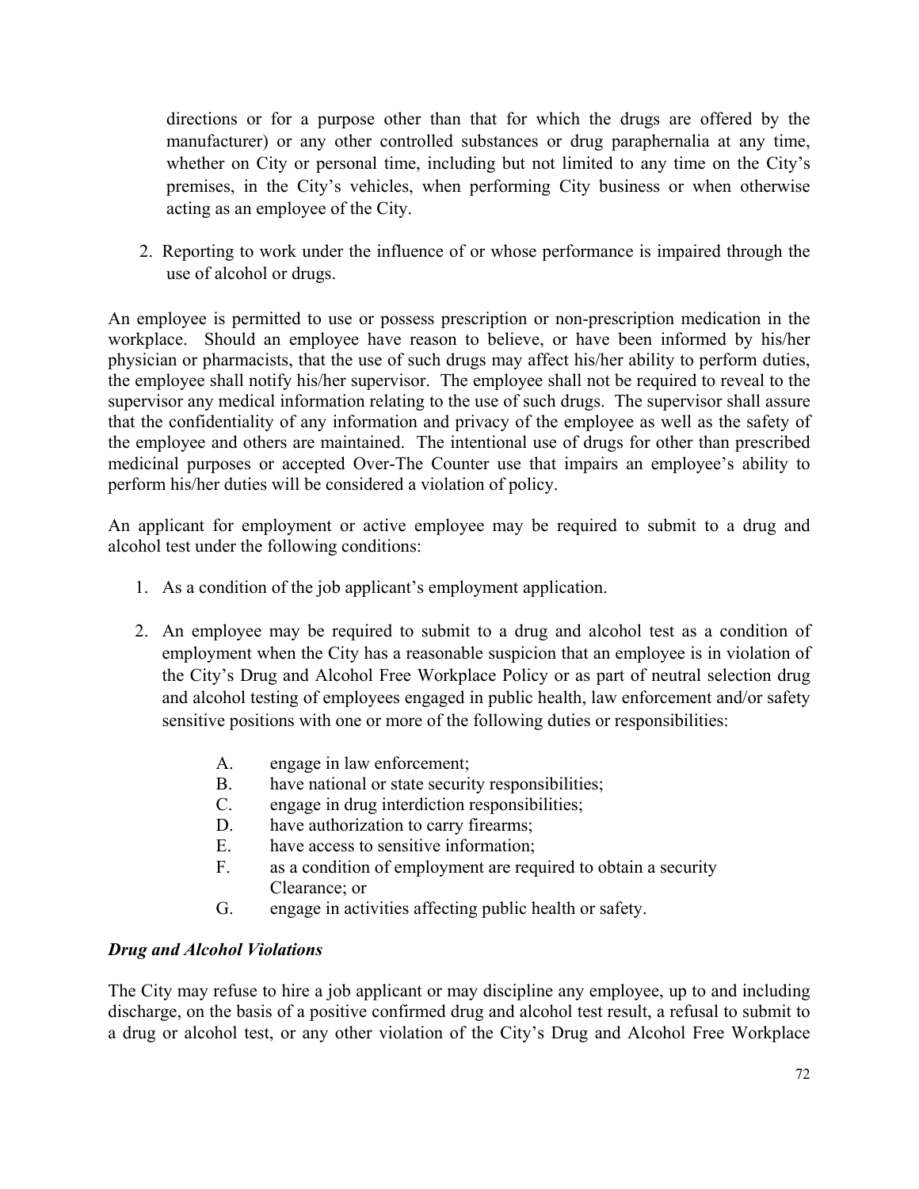directions or for a purpose other than that for which the drugs are offered by the manufacturer) or any other controlled substances or drug paraphernalia at any time, whether on City or personal time, including but not limited to any time on the City's premises, in the City's vehicles, when performing City business or when otherwise acting as an employee of the City.

2. Reporting to work under the influence of or whose performance is impaired through the use of alcohol or drugs.

An employee is permitted to use or possess prescription or non-prescription medication in the workplace. Should an employee have reason to believe, or have been informed by his/her physician or pharmacists, that the use of such drugs may affect his/her ability to perform duties, the employee shall notify his/her supervisor. The employee shall not be required to reveal to the supervisor any medical information relating to the use of such drugs. The supervisor shall assure that the confidentiality of any information and privacy of the employee as well as the safety of the employee and others are maintained. The intentional use of drugs for other than prescribed medicinal purposes or accepted Over-The Counter use that impairs an employee's ability to perform his/her duties will be considered a violation of policy.

An applicant for employment or active employee may be required to submit to a drug and alcohol test under the following conditions:

1. As a condition of the job applicant's employment application.

2. An employee may be required to submit to a drug and alcohol test as a condition of employment when the City has a reasonable suspicion that an employee is in violation of the City's Drug and Alcohol Free Workplace Policy or as part of neutral selection drug and alcohol testing of employees engaged in public health, law enforcement and/or safety sensitive positions with one or more of the following duties or responsibilities:

   A. engage in law enforcement;
   B. have national or state security responsibilities;
   C. engage in drug interdiction responsibilities;
   D. have authorization to carry firearms;
   E. have access to sensitive information;
   F. as a condition of employment are required to obtain a security Clearance; or
   G. engage in activities affecting public health or safety.

***Drug and Alcohol Violations***

The City may refuse to hire a job applicant or may discipline any employee, up to and including discharge, on the basis of a positive confirmed drug and alcohol test result, a refusal to submit to a drug or alcohol test, or any other violation of the City's Drug and Alcohol Free Workplace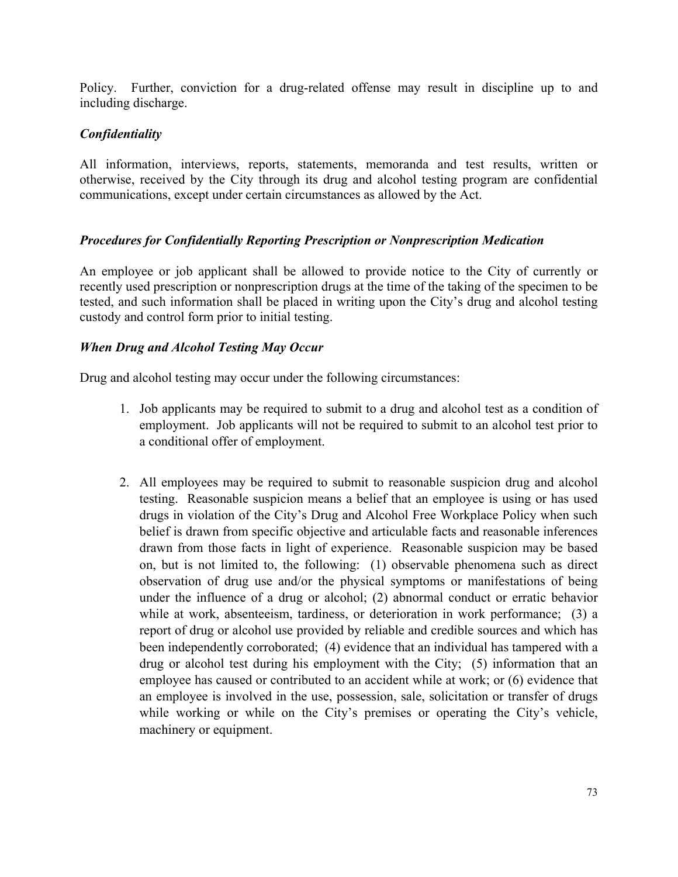Policy. Further, conviction for a drug-related offense may result in discipline up to and including discharge.

### *Confidentiality*

All information, interviews, reports, statements, memoranda and test results, written or otherwise, received by the City through its drug and alcohol testing program are confidential communications, except under certain circumstances as allowed by the Act.

### *Procedures for Confidentially Reporting Prescription or Nonprescription Medication*

An employee or job applicant shall be allowed to provide notice to the City of currently or recently used prescription or nonprescription drugs at the time of the taking of the specimen to be tested, and such information shall be placed in writing upon the City's drug and alcohol testing custody and control form prior to initial testing.

### *When Drug and Alcohol Testing May Occur*

Drug and alcohol testing may occur under the following circumstances:

1. Job applicants may be required to submit to a drug and alcohol test as a condition of employment. Job applicants will not be required to submit to an alcohol test prior to a conditional offer of employment.

2. All employees may be required to submit to reasonable suspicion drug and alcohol testing. Reasonable suspicion means a belief that an employee is using or has used drugs in violation of the City's Drug and Alcohol Free Workplace Policy when such belief is drawn from specific objective and articulable facts and reasonable inferences drawn from those facts in light of experience. Reasonable suspicion may be based on, but is not limited to, the following: (1) observable phenomena such as direct observation of drug use and/or the physical symptoms or manifestations of being under the influence of a drug or alcohol; (2) abnormal conduct or erratic behavior while at work, absenteeism, tardiness, or deterioration in work performance; (3) a report of drug or alcohol use provided by reliable and credible sources and which has been independently corroborated; (4) evidence that an individual has tampered with a drug or alcohol test during his employment with the City; (5) information that an employee has caused or contributed to an accident while at work; or (6) evidence that an employee is involved in the use, possession, sale, solicitation or transfer of drugs while working or while on the City's premises or operating the City's vehicle, machinery or equipment.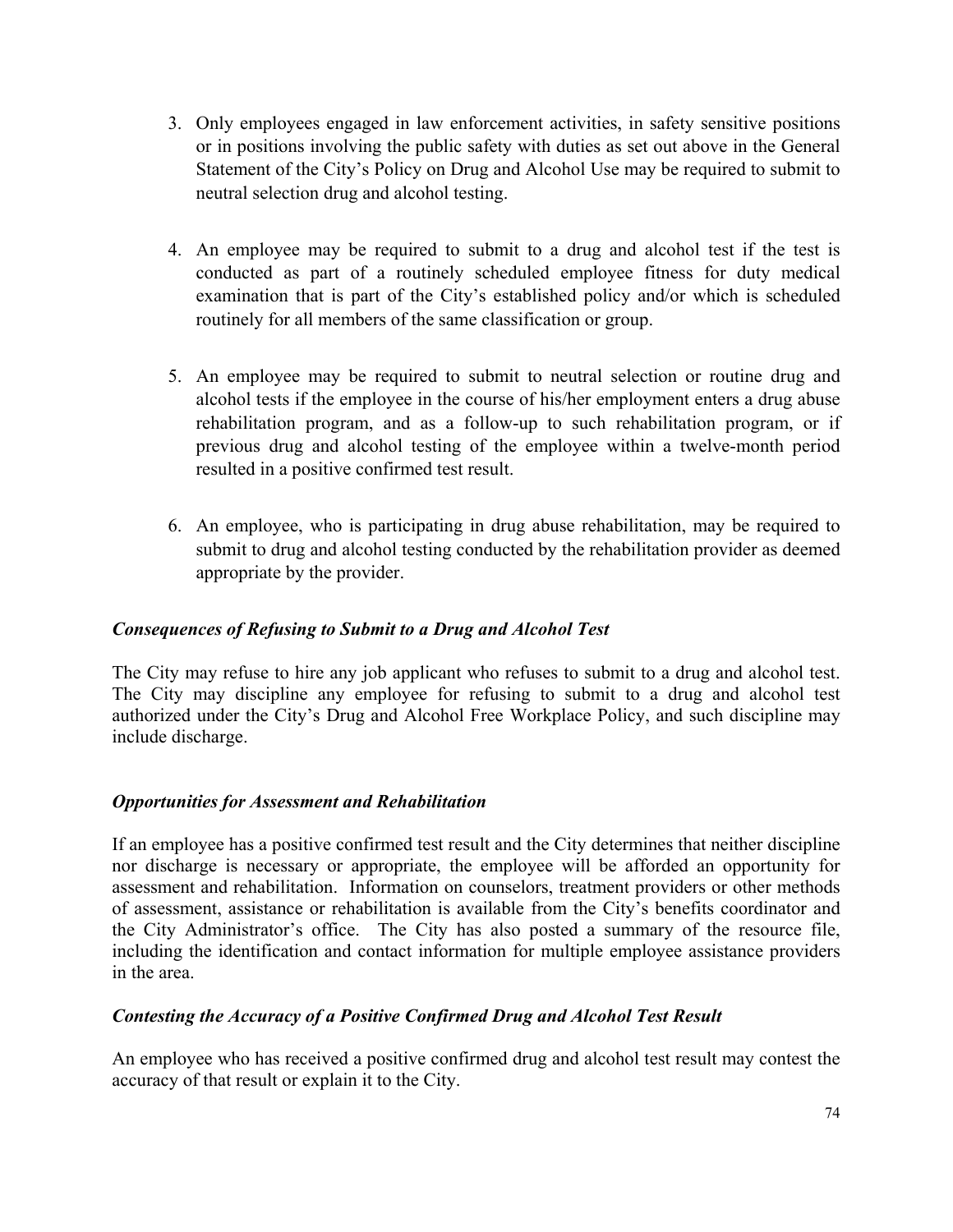3. Only employees engaged in law enforcement activities, in safety sensitive positions or in positions involving the public safety with duties as set out above in the General Statement of the City's Policy on Drug and Alcohol Use may be required to submit to neutral selection drug and alcohol testing.

4. An employee may be required to submit to a drug and alcohol test if the test is conducted as part of a routinely scheduled employee fitness for duty medical examination that is part of the City's established policy and/or which is scheduled routinely for all members of the same classification or group.

5. An employee may be required to submit to neutral selection or routine drug and alcohol tests if the employee in the course of his/her employment enters a drug abuse rehabilitation program, and as a follow-up to such rehabilitation program, or if previous drug and alcohol testing of the employee within a twelve-month period resulted in a positive confirmed test result.

6. An employee, who is participating in drug abuse rehabilitation, may be required to submit to drug and alcohol testing conducted by the rehabilitation provider as deemed appropriate by the provider.

***Consequences of Refusing to Submit to a Drug and Alcohol Test***

The City may refuse to hire any job applicant who refuses to submit to a drug and alcohol test. The City may discipline any employee for refusing to submit to a drug and alcohol test authorized under the City's Drug and Alcohol Free Workplace Policy, and such discipline may include discharge.

***Opportunities for Assessment and Rehabilitation***

If an employee has a positive confirmed test result and the City determines that neither discipline nor discharge is necessary or appropriate, the employee will be afforded an opportunity for assessment and rehabilitation. Information on counselors, treatment providers or other methods of assessment, assistance or rehabilitation is available from the City's benefits coordinator and the City Administrator's office. The City has also posted a summary of the resource file, including the identification and contact information for multiple employee assistance providers in the area.

***Contesting the Accuracy of a Positive Confirmed Drug and Alcohol Test Result***

An employee who has received a positive confirmed drug and alcohol test result may contest the accuracy of that result or explain it to the City.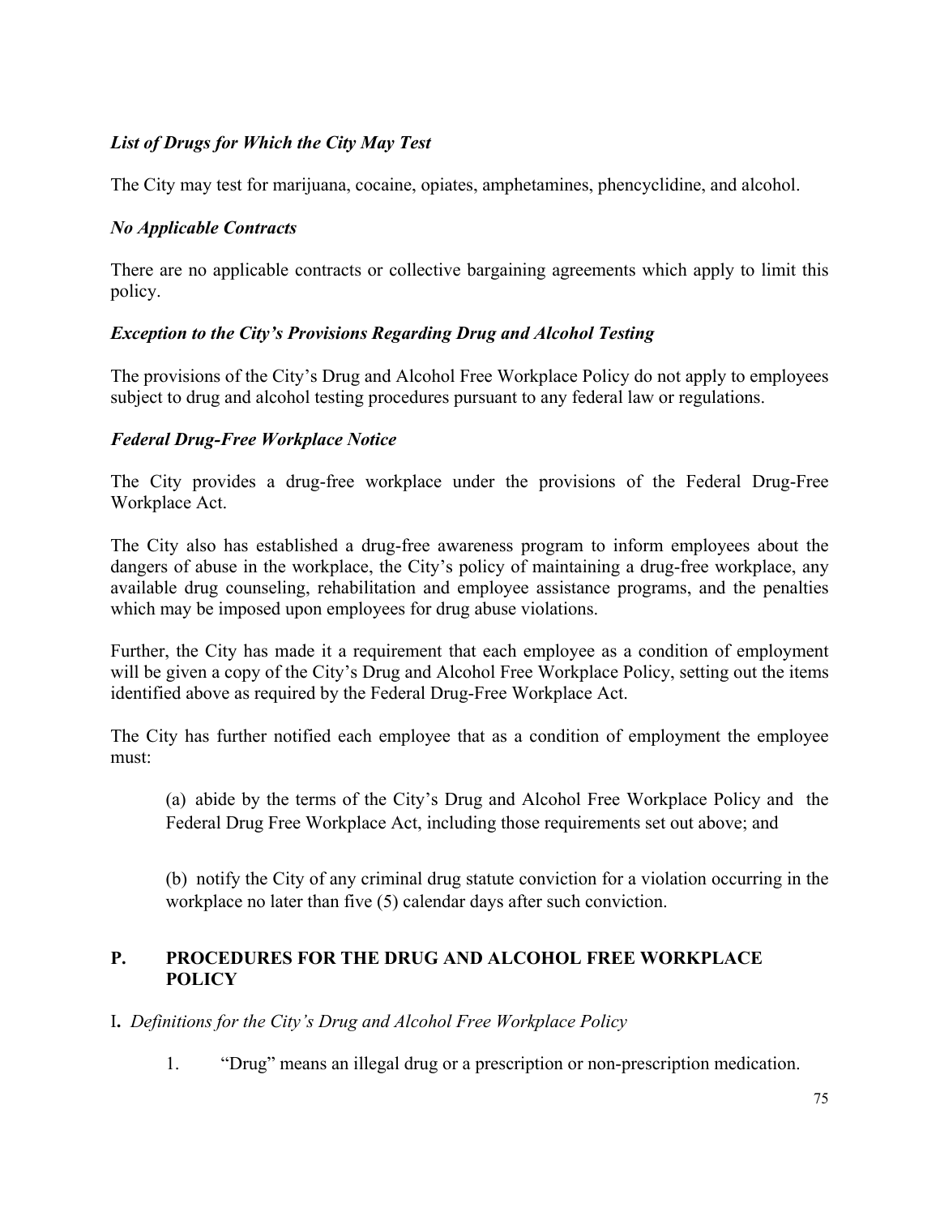### *List of Drugs for Which the City May Test*

The City may test for marijuana, cocaine, opiates, amphetamines, phencyclidine, and alcohol.

### *No Applicable Contracts*

There are no applicable contracts or collective bargaining agreements which apply to limit this policy.

### *Exception to the City's Provisions Regarding Drug and Alcohol Testing*

The provisions of the City's Drug and Alcohol Free Workplace Policy do not apply to employees subject to drug and alcohol testing procedures pursuant to any federal law or regulations.

### *Federal Drug-Free Workplace Notice*

The City provides a drug-free workplace under the provisions of the Federal Drug-Free Workplace Act.

The City also has established a drug-free awareness program to inform employees about the dangers of abuse in the workplace, the City's policy of maintaining a drug-free workplace, any available drug counseling, rehabilitation and employee assistance programs, and the penalties which may be imposed upon employees for drug abuse violations.

Further, the City has made it a requirement that each employee as a condition of employment will be given a copy of the City's Drug and Alcohol Free Workplace Policy, setting out the items identified above as required by the Federal Drug-Free Workplace Act.

The City has further notified each employee that as a condition of employment the employee must:

> (a) abide by the terms of the City's Drug and Alcohol Free Workplace Policy and the Federal Drug Free Workplace Act, including those requirements set out above; and
>
> (b) notify the City of any criminal drug statute conviction for a violation occurring in the workplace no later than five (5) calendar days after such conviction.

## P. PROCEDURES FOR THE DRUG AND ALCOHOL FREE WORKPLACE POLICY

**I.** *Definitions for the City's Drug and Alcohol Free Workplace Policy*

1. "Drug" means an illegal drug or a prescription or non-prescription medication.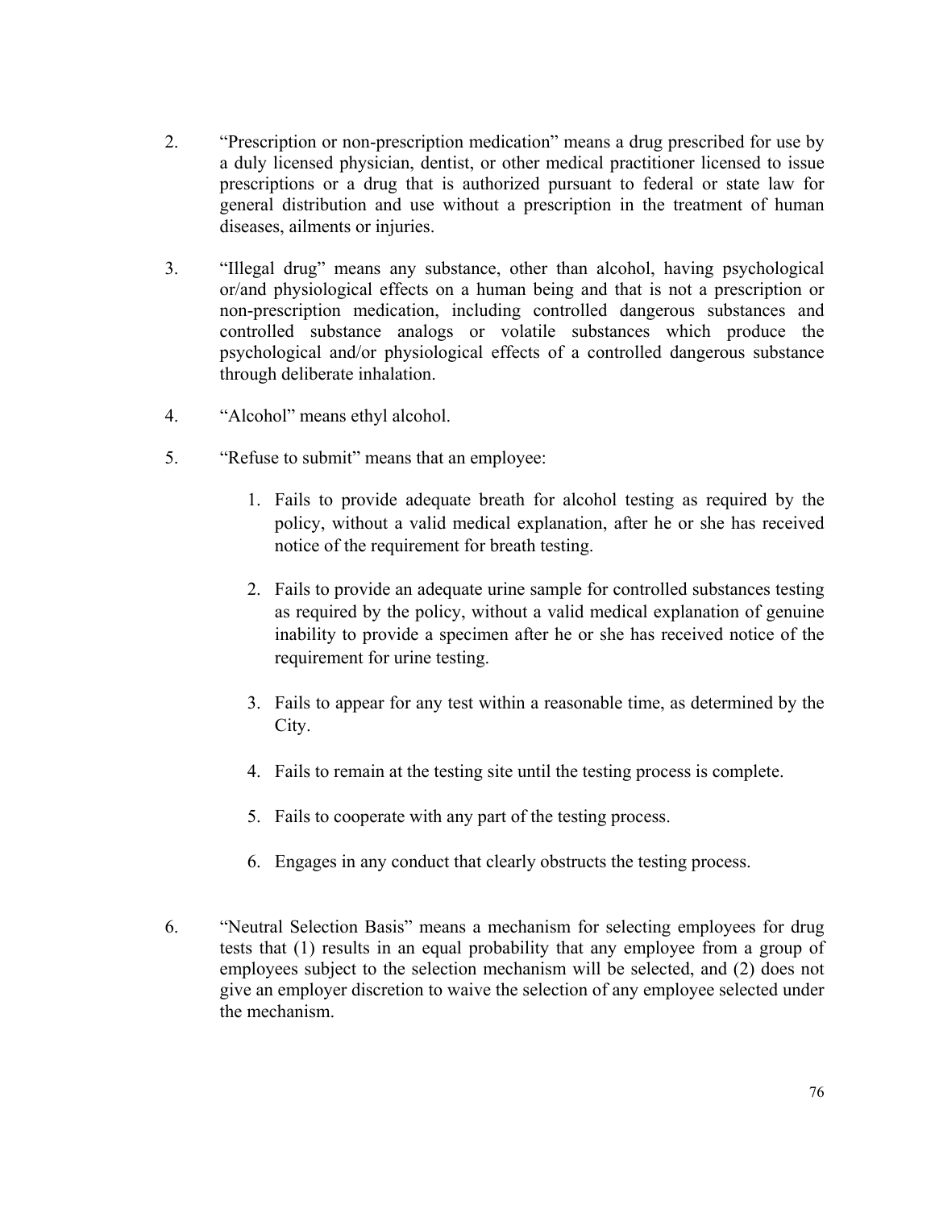2. “Prescription or non-prescription medication” means a drug prescribed for use by a duly licensed physician, dentist, or other medical practitioner licensed to issue prescriptions or a drug that is authorized pursuant to federal or state law for general distribution and use without a prescription in the treatment of human diseases, ailments or injuries.

3. “Illegal drug” means any substance, other than alcohol, having psychological or/and physiological effects on a human being and that is not a prescription or non-prescription medication, including controlled dangerous substances and controlled substance analogs or volatile substances which produce the psychological and/or physiological effects of a controlled dangerous substance through deliberate inhalation.

4. “Alcohol” means ethyl alcohol.

5. “Refuse to submit” means that an employee:

    1. Fails to provide adequate breath for alcohol testing as required by the policy, without a valid medical explanation, after he or she has received notice of the requirement for breath testing.

    2. Fails to provide an adequate urine sample for controlled substances testing as required by the policy, without a valid medical explanation of genuine inability to provide a specimen after he or she has received notice of the requirement for urine testing.

    3. Fails to appear for any test within a reasonable time, as determined by the City.

    4. Fails to remain at the testing site until the testing process is complete.

    5. Fails to cooperate with any part of the testing process.

    6. Engages in any conduct that clearly obstructs the testing process.

6. “Neutral Selection Basis” means a mechanism for selecting employees for drug tests that (1) results in an equal probability that any employee from a group of employees subject to the selection mechanism will be selected, and (2) does not give an employer discretion to waive the selection of any employee selected under the mechanism.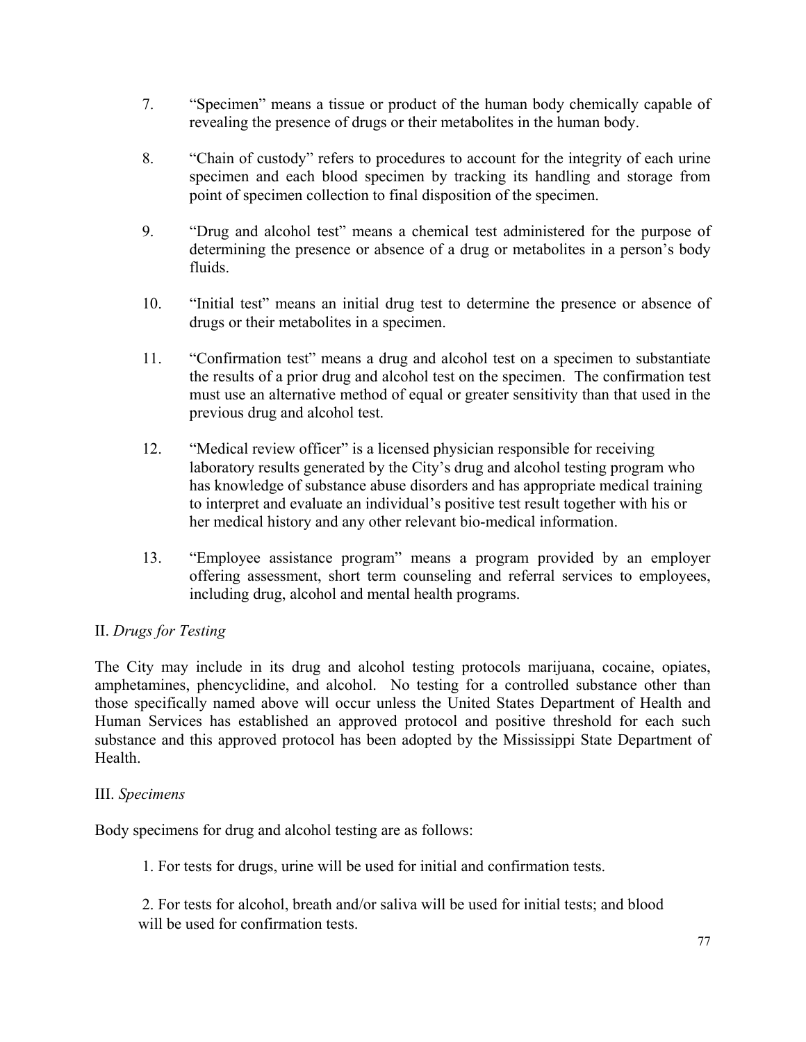7. “Specimen” means a tissue or product of the human body chemically capable of revealing the presence of drugs or their metabolites in the human body.

8. “Chain of custody” refers to procedures to account for the integrity of each urine specimen and each blood specimen by tracking its handling and storage from point of specimen collection to final disposition of the specimen.

9. “Drug and alcohol test” means a chemical test administered for the purpose of determining the presence or absence of a drug or metabolites in a person’s body fluids.

10. “Initial test” means an initial drug test to determine the presence or absence of drugs or their metabolites in a specimen.

11. “Confirmation test” means a drug and alcohol test on a specimen to substantiate the results of a prior drug and alcohol test on the specimen. The confirmation test must use an alternative method of equal or greater sensitivity than that used in the previous drug and alcohol test.

12. “Medical review officer” is a licensed physician responsible for receiving laboratory results generated by the City’s drug and alcohol testing program who has knowledge of substance abuse disorders and has appropriate medical training to interpret and evaluate an individual’s positive test result together with his or her medical history and any other relevant bio-medical information.

13. “Employee assistance program” means a program provided by an employer offering assessment, short term counseling and referral services to employees, including drug, alcohol and mental health programs.

II. *Drugs for Testing*

The City may include in its drug and alcohol testing protocols marijuana, cocaine, opiates, amphetamines, phencyclidine, and alcohol. No testing for a controlled substance other than those specifically named above will occur unless the United States Department of Health and Human Services has established an approved protocol and positive threshold for each such substance and this approved protocol has been adopted by the Mississippi State Department of Health.

III. *Specimens*

Body specimens for drug and alcohol testing are as follows:

1. For tests for drugs, urine will be used for initial and confirmation tests.

2. For tests for alcohol, breath and/or saliva will be used for initial tests; and blood will be used for confirmation tests.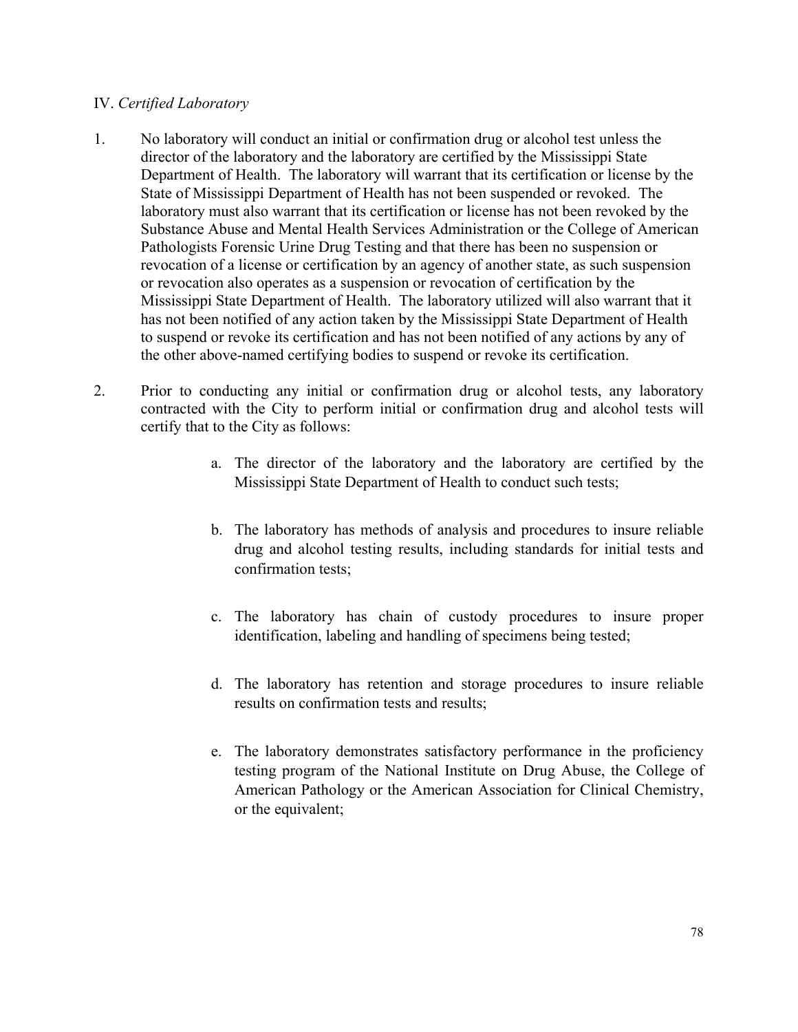## IV. *Certified Laboratory*

1. No laboratory will conduct an initial or confirmation drug or alcohol test unless the director of the laboratory and the laboratory are certified by the Mississippi State Department of Health. The laboratory will warrant that its certification or license by the State of Mississippi Department of Health has not been suspended or revoked. The laboratory must also warrant that its certification or license has not been revoked by the Substance Abuse and Mental Health Services Administration or the College of American Pathologists Forensic Urine Drug Testing and that there has been no suspension or revocation of a license or certification by an agency of another state, as such suspension or revocation also operates as a suspension or revocation of certification by the Mississippi State Department of Health. The laboratory utilized will also warrant that it has not been notified of any action taken by the Mississippi State Department of Health to suspend or revoke its certification and has not been notified of any actions by any of the other above-named certifying bodies to suspend or revoke its certification.

2. Prior to conducting any initial or confirmation drug or alcohol tests, any laboratory contracted with the City to perform initial or confirmation drug and alcohol tests will certify that to the City as follows:

   a. The director of the laboratory and the laboratory are certified by the Mississippi State Department of Health to conduct such tests;

   b. The laboratory has methods of analysis and procedures to insure reliable drug and alcohol testing results, including standards for initial tests and confirmation tests;

   c. The laboratory has chain of custody procedures to insure proper identification, labeling and handling of specimens being tested;

   d. The laboratory has retention and storage procedures to insure reliable results on confirmation tests and results;

   e. The laboratory demonstrates satisfactory performance in the proficiency testing program of the National Institute on Drug Abuse, the College of American Pathology or the American Association for Clinical Chemistry, or the equivalent;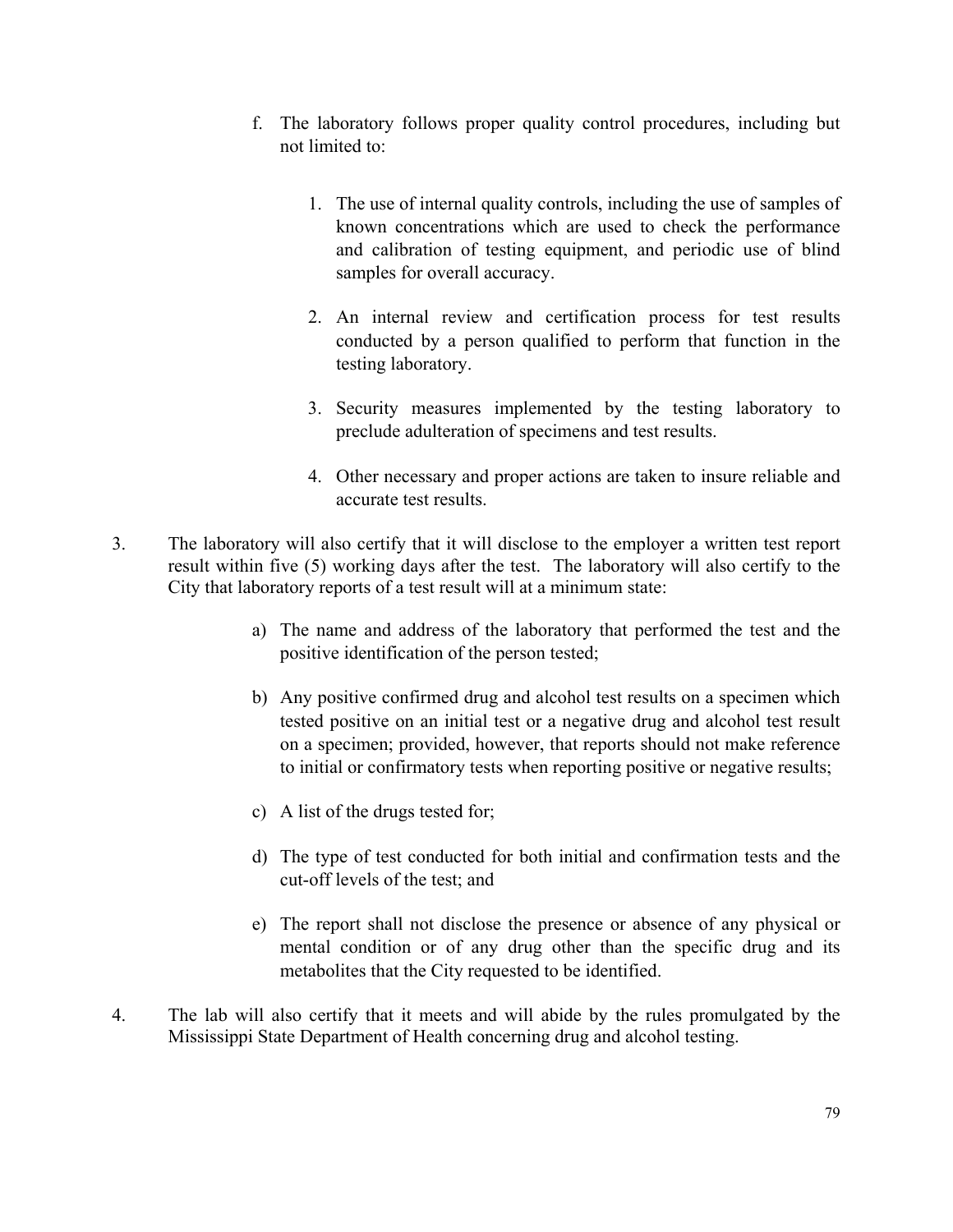f. The laboratory follows proper quality control procedures, including but not limited to:

    1. The use of internal quality controls, including the use of samples of known concentrations which are used to check the performance and calibration of testing equipment, and periodic use of blind samples for overall accuracy.

    2. An internal review and certification process for test results conducted by a person qualified to perform that function in the testing laboratory.

    3. Security measures implemented by the testing laboratory to preclude adulteration of specimens and test results.

    4. Other necessary and proper actions are taken to insure reliable and accurate test results.

3. The laboratory will also certify that it will disclose to the employer a written test report result within five (5) working days after the test. The laboratory will also certify to the City that laboratory reports of a test result will at a minimum state:

    a) The name and address of the laboratory that performed the test and the positive identification of the person tested;

    b) Any positive confirmed drug and alcohol test results on a specimen which tested positive on an initial test or a negative drug and alcohol test result on a specimen; provided, however, that reports should not make reference to initial or confirmatory tests when reporting positive or negative results;

    c) A list of the drugs tested for;

    d) The type of test conducted for both initial and confirmation tests and the cut-off levels of the test; and

    e) The report shall not disclose the presence or absence of any physical or mental condition or of any drug other than the specific drug and its metabolites that the City requested to be identified.

4. The lab will also certify that it meets and will abide by the rules promulgated by the Mississippi State Department of Health concerning drug and alcohol testing.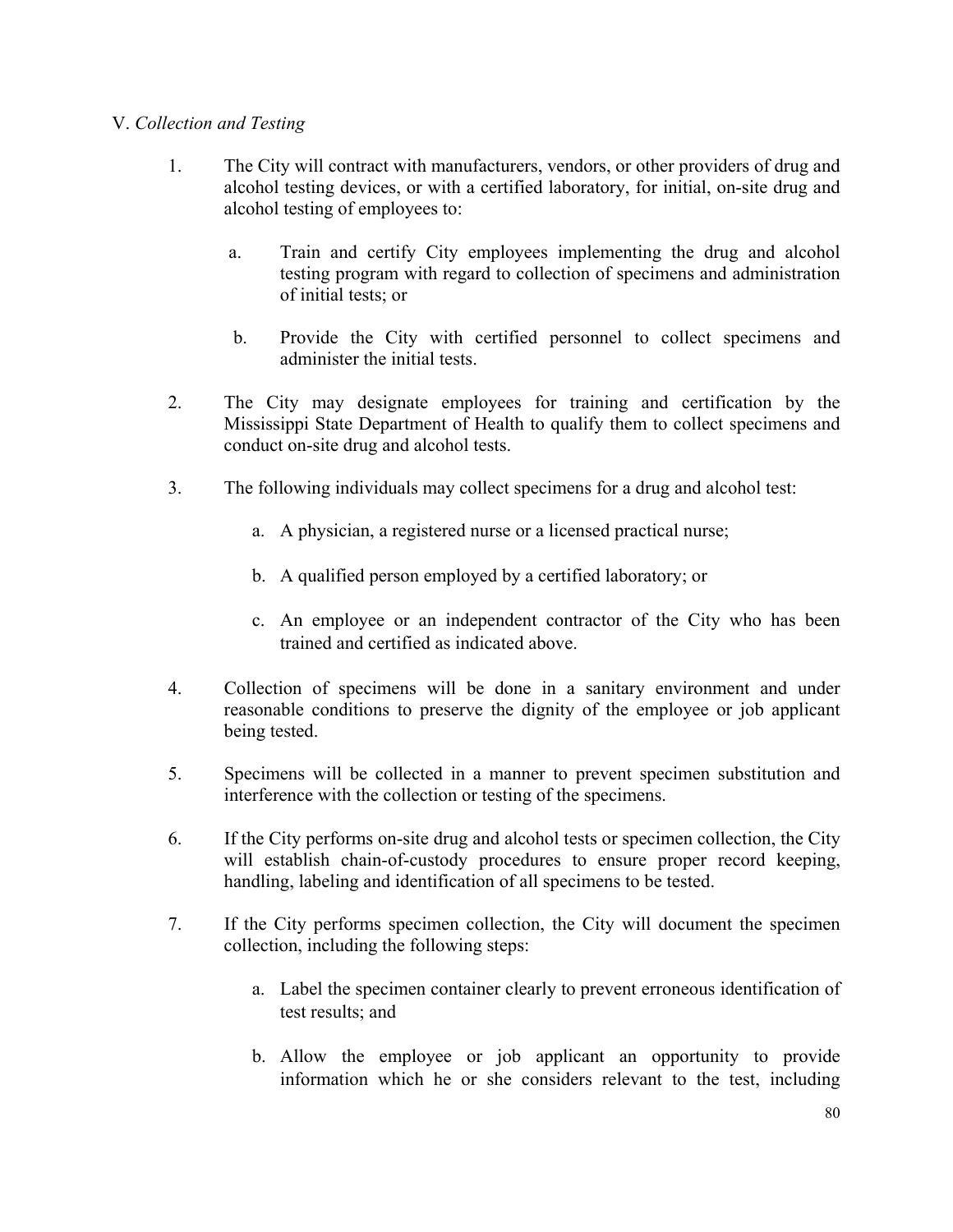V. *Collection and Testing*

1. The City will contract with manufacturers, vendors, or other providers of drug and alcohol testing devices, or with a certified laboratory, for initial, on-site drug and alcohol testing of employees to:

   a. Train and certify City employees implementing the drug and alcohol testing program with regard to collection of specimens and administration of initial tests; or

   b. Provide the City with certified personnel to collect specimens and administer the initial tests.

2. The City may designate employees for training and certification by the Mississippi State Department of Health to qualify them to collect specimens and conduct on-site drug and alcohol tests.

3. The following individuals may collect specimens for a drug and alcohol test:

   a. A physician, a registered nurse or a licensed practical nurse;

   b. A qualified person employed by a certified laboratory; or

   c. An employee or an independent contractor of the City who has been trained and certified as indicated above.

4. Collection of specimens will be done in a sanitary environment and under reasonable conditions to preserve the dignity of the employee or job applicant being tested.

5. Specimens will be collected in a manner to prevent specimen substitution and interference with the collection or testing of the specimens.

6. If the City performs on-site drug and alcohol tests or specimen collection, the City will establish chain-of-custody procedures to ensure proper record keeping, handling, labeling and identification of all specimens to be tested.

7. If the City performs specimen collection, the City will document the specimen collection, including the following steps:

   a. Label the specimen container clearly to prevent erroneous identification of test results; and

   b. Allow the employee or job applicant an opportunity to provide information which he or she considers relevant to the test, including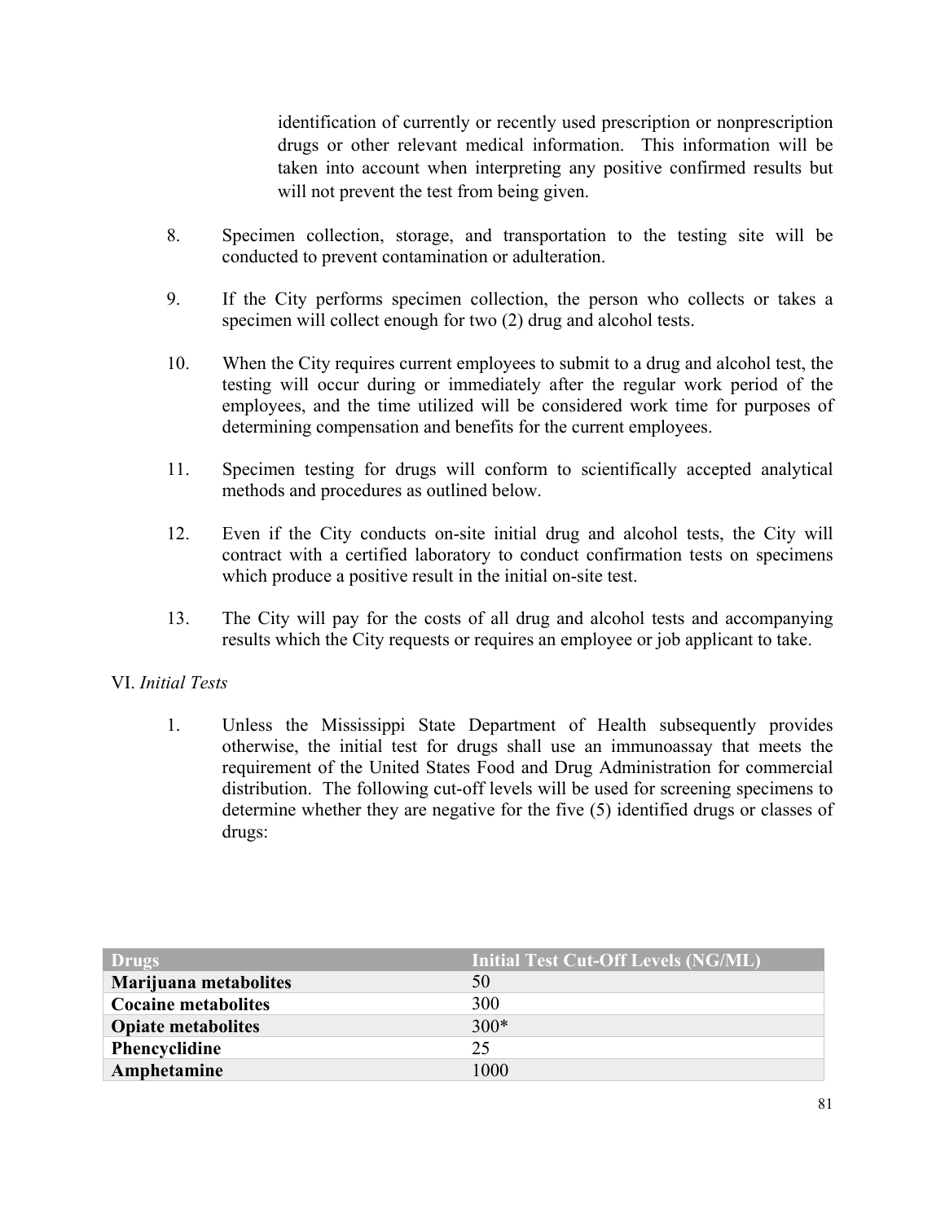identification of currently or recently used prescription or nonprescription drugs or other relevant medical information. This information will be taken into account when interpreting any positive confirmed results but will not prevent the test from being given.

8. Specimen collection, storage, and transportation to the testing site will be conducted to prevent contamination or adulteration.

9. If the City performs specimen collection, the person who collects or takes a specimen will collect enough for two (2) drug and alcohol tests.

10. When the City requires current employees to submit to a drug and alcohol test, the testing will occur during or immediately after the regular work period of the employees, and the time utilized will be considered work time for purposes of determining compensation and benefits for the current employees.

11. Specimen testing for drugs will conform to scientifically accepted analytical methods and procedures as outlined below.

12. Even if the City conducts on-site initial drug and alcohol tests, the City will contract with a certified laboratory to conduct confirmation tests on specimens which produce a positive result in the initial on-site test.

13. The City will pay for the costs of all drug and alcohol tests and accompanying results which the City requests or requires an employee or job applicant to take.

VI. *Initial Tests*

1. Unless the Mississippi State Department of Health subsequently provides otherwise, the initial test for drugs shall use an immunoassay that meets the requirement of the United States Food and Drug Administration for commercial distribution. The following cut-off levels will be used for screening specimens to determine whether they are negative for the five (5) identified drugs or classes of drugs:

| Drugs | Initial Test Cut-Off Levels (NG/ML) |
|---|---|
| **Marijuana metabolites** | 50 |
| **Cocaine metabolites** | 300 |
| **Opiate metabolites** | 300* |
| **Phencyclidine** | 25 |
| **Amphetamine** | 1000 |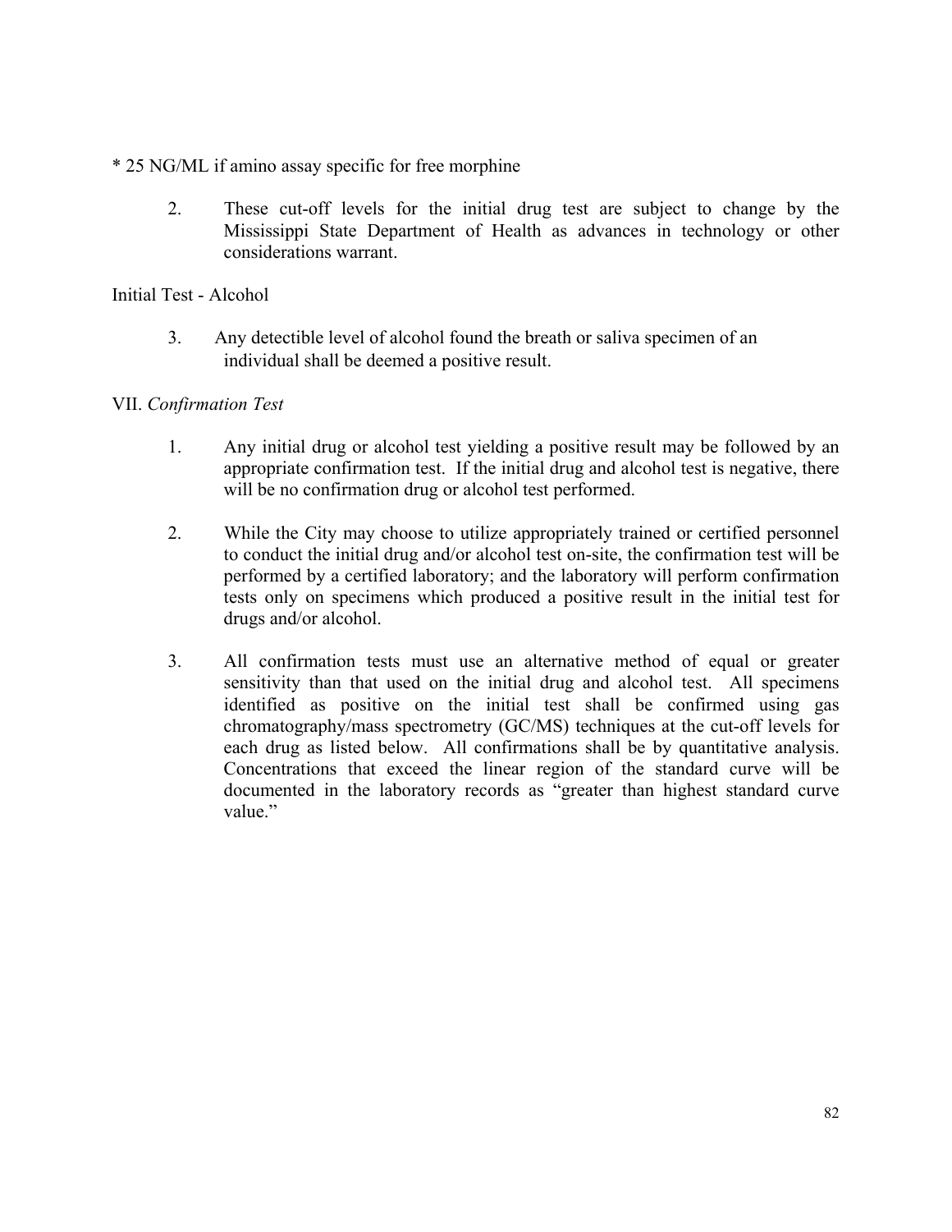* 25 NG/ML if amino assay specific for free morphine

2. These cut-off levels for the initial drug test are subject to change by the Mississippi State Department of Health as advances in technology or other considerations warrant.

Initial Test - Alcohol

3. Any detectible level of alcohol found the breath or saliva specimen of an individual shall be deemed a positive result.

VII. *Confirmation Test*

1. Any initial drug or alcohol test yielding a positive result may be followed by an appropriate confirmation test. If the initial drug and alcohol test is negative, there will be no confirmation drug or alcohol test performed.

2. While the City may choose to utilize appropriately trained or certified personnel to conduct the initial drug and/or alcohol test on-site, the confirmation test will be performed by a certified laboratory; and the laboratory will perform confirmation tests only on specimens which produced a positive result in the initial test for drugs and/or alcohol.

3. All confirmation tests must use an alternative method of equal or greater sensitivity than that used on the initial drug and alcohol test. All specimens identified as positive on the initial test shall be confirmed using gas chromatography/mass spectrometry (GC/MS) techniques at the cut-off levels for each drug as listed below. All confirmations shall be by quantitative analysis. Concentrations that exceed the linear region of the standard curve will be documented in the laboratory records as "greater than highest standard curve value."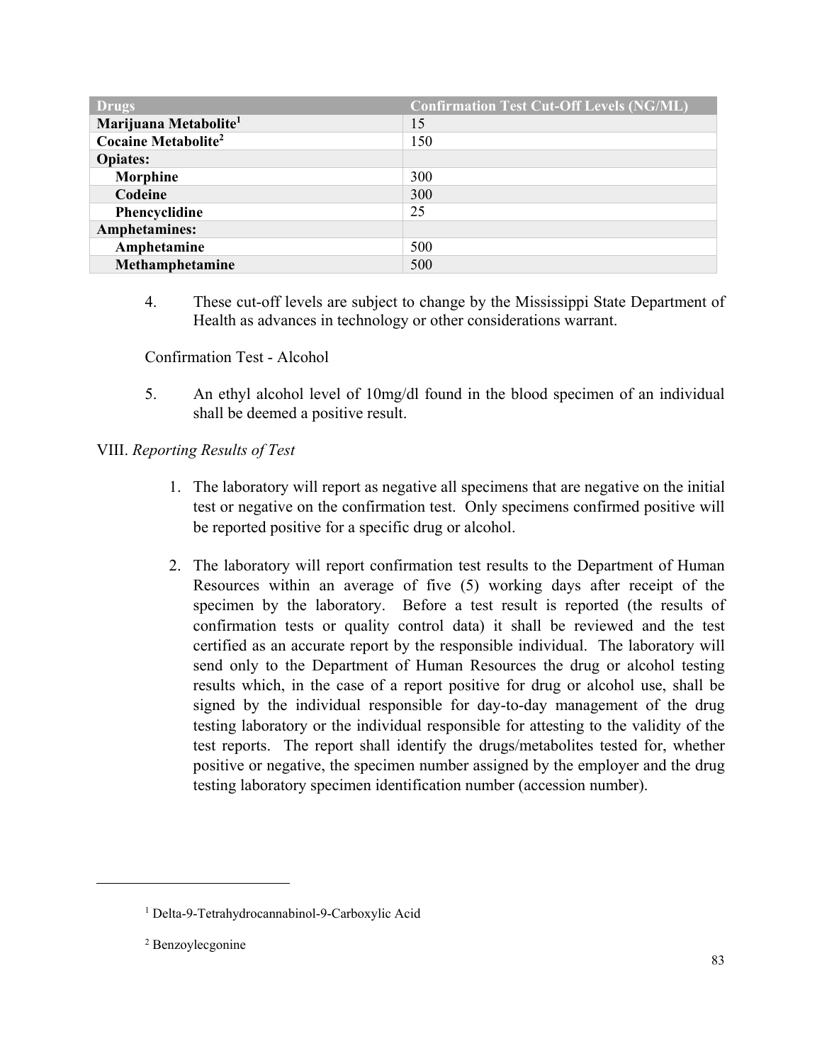| Drugs | Confirmation Test Cut-Off Levels (NG/ML) |
| --- | --- |
| **Marijuana Metabolite**[1] | 15 |
| **Cocaine Metabolite**[2] | 150 |
| **Opiates:** | |
| **Morphine** | 300 |
| **Codeine** | 300 |
| **Phencyclidine** | 25 |
| **Amphetamines:** | |
| **Amphetamine** | 500 |
| **Methamphetamine** | 500 |

4. These cut-off levels are subject to change by the Mississippi State Department of Health as advances in technology or other considerations warrant.

Confirmation Test - Alcohol

5. An ethyl alcohol level of 10mg/dl found in the blood specimen of an individual shall be deemed a positive result.

VIII. *Reporting Results of Test*

1. The laboratory will report as negative all specimens that are negative on the initial test or negative on the confirmation test. Only specimens confirmed positive will be reported positive for a specific drug or alcohol.

2. The laboratory will report confirmation test results to the Department of Human Resources within an average of five (5) working days after receipt of the specimen by the laboratory. Before a test result is reported (the results of confirmation tests or quality control data) it shall be reviewed and the test certified as an accurate report by the responsible individual. The laboratory will send only to the Department of Human Resources the drug or alcohol testing results which, in the case of a report positive for drug or alcohol use, shall be signed by the individual responsible for day-to-day management of the drug testing laboratory or the individual responsible for attesting to the validity of the test reports. The report shall identify the drugs/metabolites tested for, whether positive or negative, the specimen number assigned by the employer and the drug testing laboratory specimen identification number (accession number).

---

[1] Delta-9-Tetrahydrocannabinol-9-Carboxylic Acid

[2] Benzoylecgonine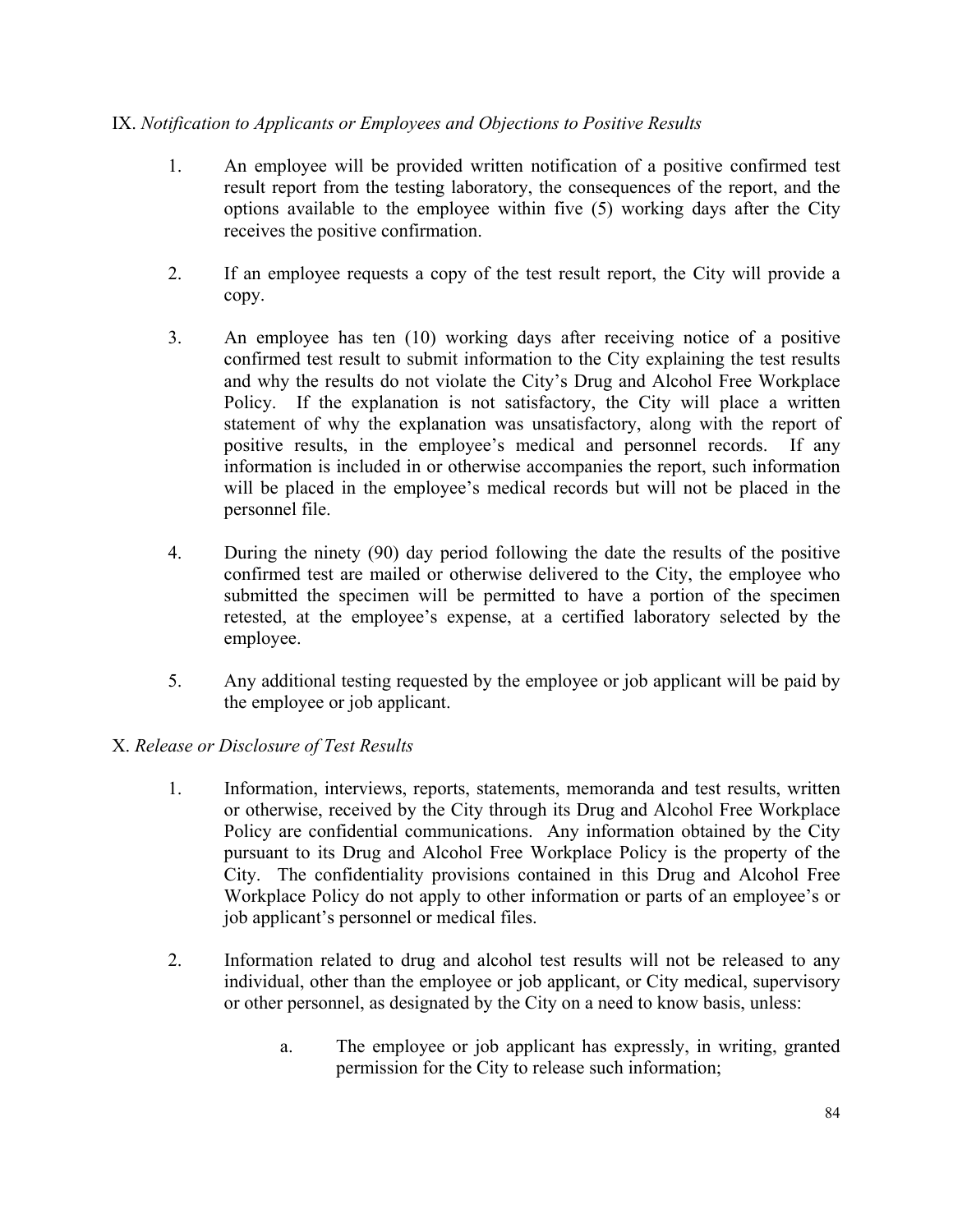IX. *Notification to Applicants or Employees and Objections to Positive Results*

1. An employee will be provided written notification of a positive confirmed test result report from the testing laboratory, the consequences of the report, and the options available to the employee within five (5) working days after the City receives the positive confirmation.

2. If an employee requests a copy of the test result report, the City will provide a copy.

3. An employee has ten (10) working days after receiving notice of a positive confirmed test result to submit information to the City explaining the test results and why the results do not violate the City's Drug and Alcohol Free Workplace Policy. If the explanation is not satisfactory, the City will place a written statement of why the explanation was unsatisfactory, along with the report of positive results, in the employee's medical and personnel records. If any information is included in or otherwise accompanies the report, such information will be placed in the employee's medical records but will not be placed in the personnel file.

4. During the ninety (90) day period following the date the results of the positive confirmed test are mailed or otherwise delivered to the City, the employee who submitted the specimen will be permitted to have a portion of the specimen retested, at the employee's expense, at a certified laboratory selected by the employee.

5. Any additional testing requested by the employee or job applicant will be paid by the employee or job applicant.

X. *Release or Disclosure of Test Results*

1. Information, interviews, reports, statements, memoranda and test results, written or otherwise, received by the City through its Drug and Alcohol Free Workplace Policy are confidential communications. Any information obtained by the City pursuant to its Drug and Alcohol Free Workplace Policy is the property of the City. The confidentiality provisions contained in this Drug and Alcohol Free Workplace Policy do not apply to other information or parts of an employee's or job applicant's personnel or medical files.

2. Information related to drug and alcohol test results will not be released to any individual, other than the employee or job applicant, or City medical, supervisory or other personnel, as designated by the City on a need to know basis, unless:

   a. The employee or job applicant has expressly, in writing, granted permission for the City to release such information;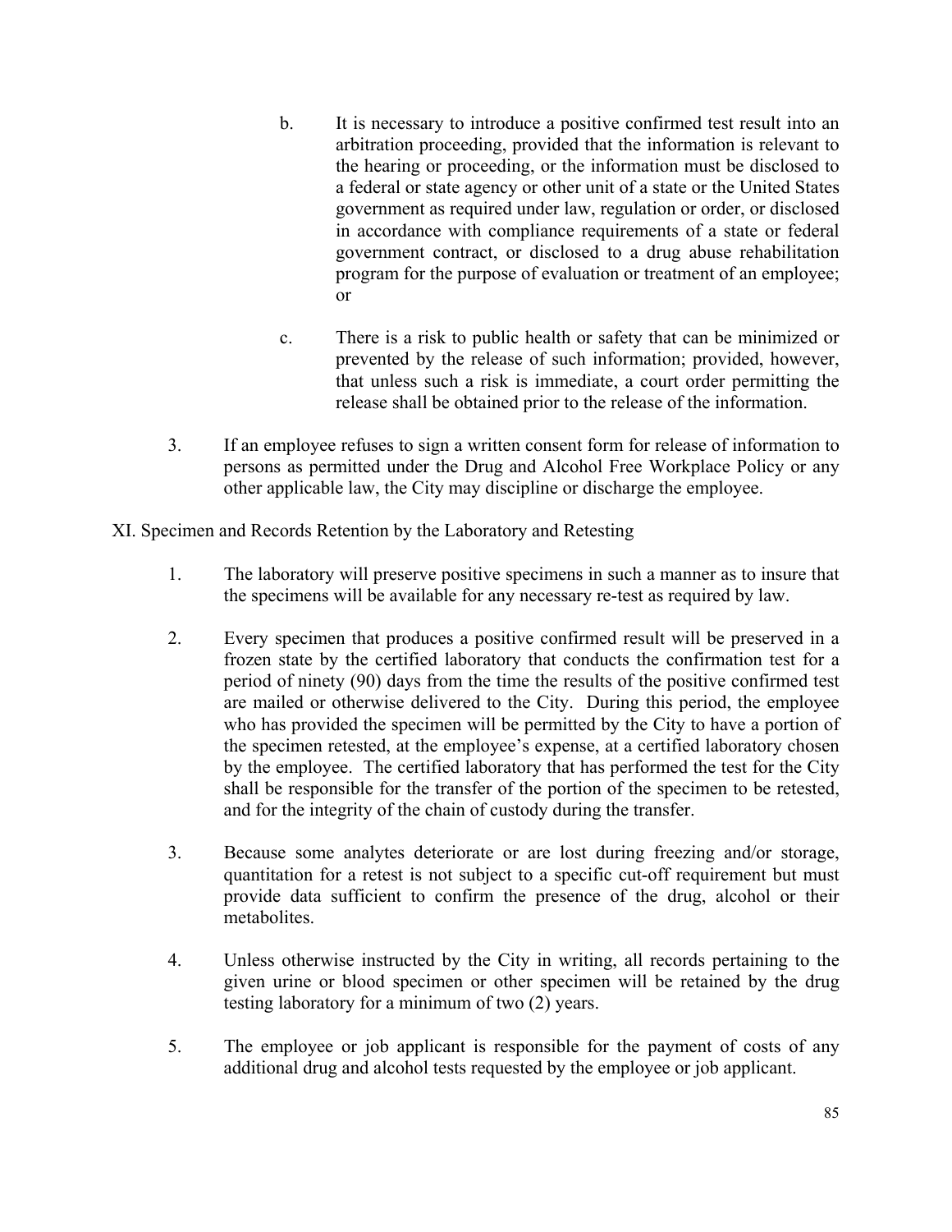b. It is necessary to introduce a positive confirmed test result into an arbitration proceeding, provided that the information is relevant to the hearing or proceeding, or the information must be disclosed to a federal or state agency or other unit of a state or the United States government as required under law, regulation or order, or disclosed in accordance with compliance requirements of a state or federal government contract, or disclosed to a drug abuse rehabilitation program for the purpose of evaluation or treatment of an employee; or

c. There is a risk to public health or safety that can be minimized or prevented by the release of such information; provided, however, that unless such a risk is immediate, a court order permitting the release shall be obtained prior to the release of the information.

3. If an employee refuses to sign a written consent form for release of information to persons as permitted under the Drug and Alcohol Free Workplace Policy or any other applicable law, the City may discipline or discharge the employee.

XI. Specimen and Records Retention by the Laboratory and Retesting

1. The laboratory will preserve positive specimens in such a manner as to insure that the specimens will be available for any necessary re-test as required by law.

2. Every specimen that produces a positive confirmed result will be preserved in a frozen state by the certified laboratory that conducts the confirmation test for a period of ninety (90) days from the time the results of the positive confirmed test are mailed or otherwise delivered to the City. During this period, the employee who has provided the specimen will be permitted by the City to have a portion of the specimen retested, at the employee's expense, at a certified laboratory chosen by the employee. The certified laboratory that has performed the test for the City shall be responsible for the transfer of the portion of the specimen to be retested, and for the integrity of the chain of custody during the transfer.

3. Because some analytes deteriorate or are lost during freezing and/or storage, quantitation for a retest is not subject to a specific cut-off requirement but must provide data sufficient to confirm the presence of the drug, alcohol or their metabolites.

4. Unless otherwise instructed by the City in writing, all records pertaining to the given urine or blood specimen or other specimen will be retained by the drug testing laboratory for a minimum of two (2) years.

5. The employee or job applicant is responsible for the payment of costs of any additional drug and alcohol tests requested by the employee or job applicant.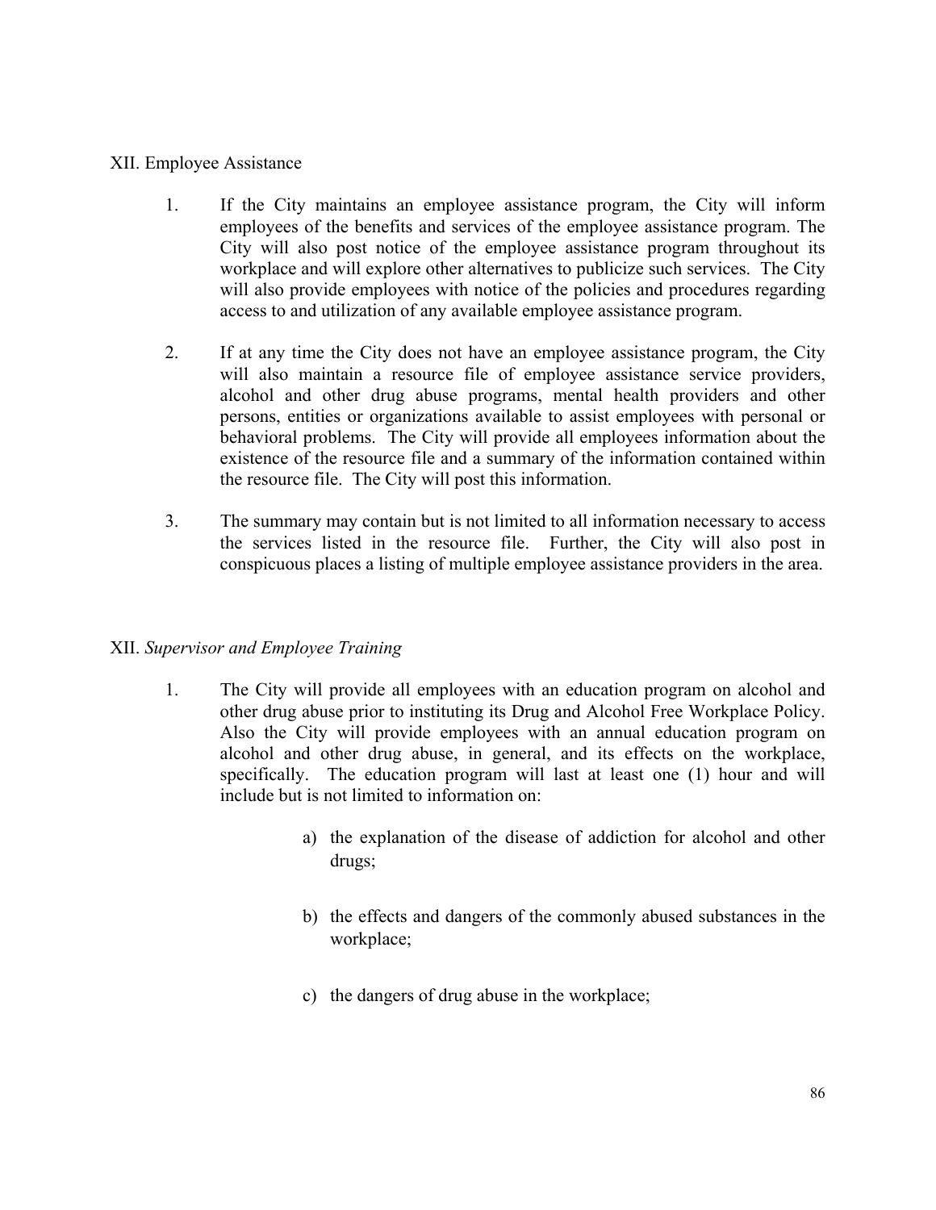## XII. Employee Assistance

1. If the City maintains an employee assistance program, the City will inform employees of the benefits and services of the employee assistance program. The City will also post notice of the employee assistance program throughout its workplace and will explore other alternatives to publicize such services. The City will also provide employees with notice of the policies and procedures regarding access to and utilization of any available employee assistance program.

2. If at any time the City does not have an employee assistance program, the City will also maintain a resource file of employee assistance service providers, alcohol and other drug abuse programs, mental health providers and other persons, entities or organizations available to assist employees with personal or behavioral problems. The City will provide all employees information about the existence of the resource file and a summary of the information contained within the resource file. The City will post this information.

3. The summary may contain but is not limited to all information necessary to access the services listed in the resource file. Further, the City will also post in conspicuous places a listing of multiple employee assistance providers in the area.

## XII. *Supervisor and Employee Training*

1. The City will provide all employees with an education program on alcohol and other drug abuse prior to instituting its Drug and Alcohol Free Workplace Policy. Also the City will provide employees with an annual education program on alcohol and other drug abuse, in general, and its effects on the workplace, specifically. The education program will last at least one (1) hour and will include but is not limited to information on:

   a) the explanation of the disease of addiction for alcohol and other drugs;

   b) the effects and dangers of the commonly abused substances in the workplace;

   c) the dangers of drug abuse in the workplace;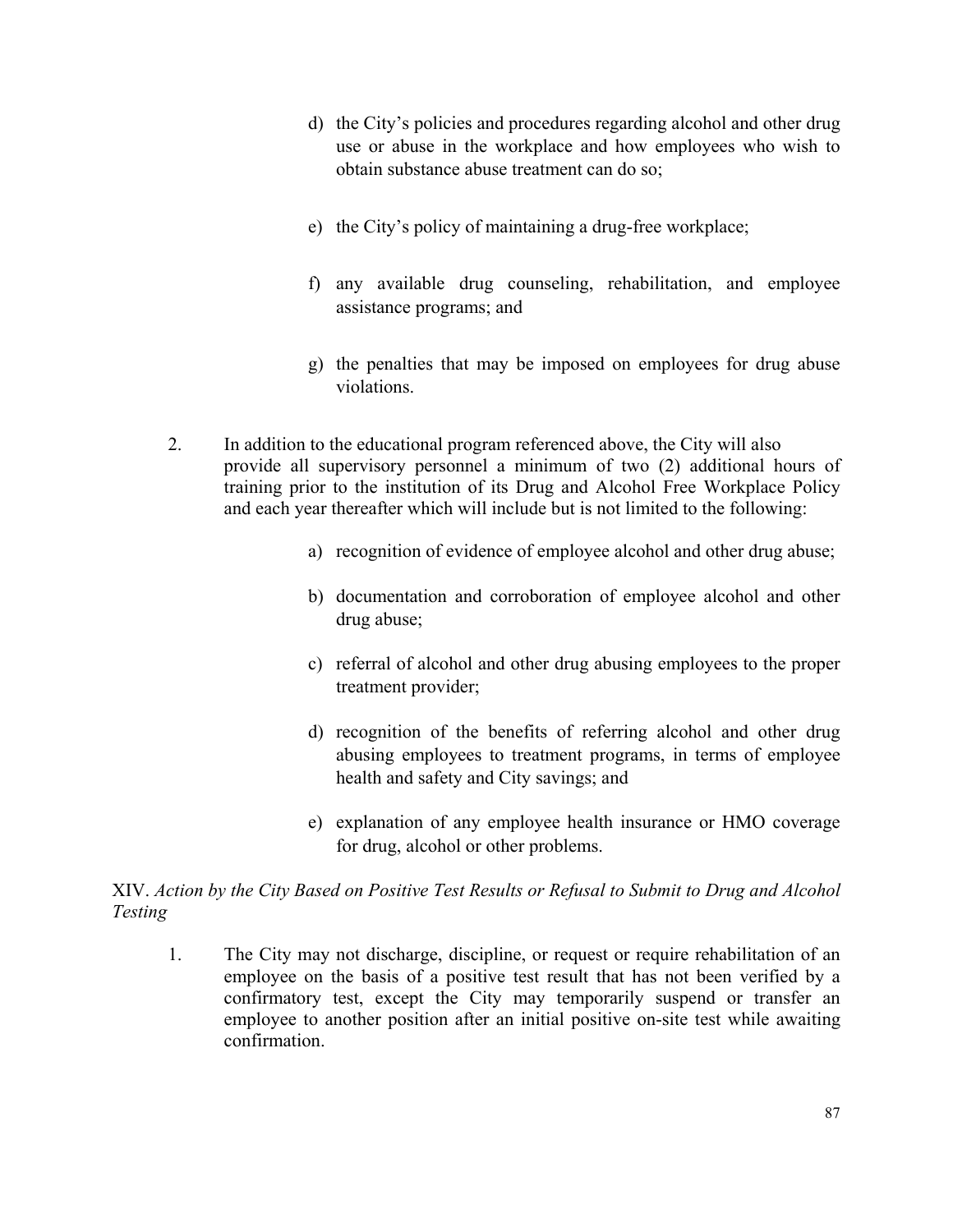d) the City's policies and procedures regarding alcohol and other drug use or abuse in the workplace and how employees who wish to obtain substance abuse treatment can do so;

e) the City's policy of maintaining a drug-free workplace;

f) any available drug counseling, rehabilitation, and employee assistance programs; and

g) the penalties that may be imposed on employees for drug abuse violations.

2. In addition to the educational program referenced above, the City will also provide all supervisory personnel a minimum of two (2) additional hours of training prior to the institution of its Drug and Alcohol Free Workplace Policy and each year thereafter which will include but is not limited to the following:

   a) recognition of evidence of employee alcohol and other drug abuse;

   b) documentation and corroboration of employee alcohol and other drug abuse;

   c) referral of alcohol and other drug abusing employees to the proper treatment provider;

   d) recognition of the benefits of referring alcohol and other drug abusing employees to treatment programs, in terms of employee health and safety and City savings; and

   e) explanation of any employee health insurance or HMO coverage for drug, alcohol or other problems.

XIV. *Action by the City Based on Positive Test Results or Refusal to Submit to Drug and Alcohol Testing*

1. The City may not discharge, discipline, or request or require rehabilitation of an employee on the basis of a positive test result that has not been verified by a confirmatory test, except the City may temporarily suspend or transfer an employee to another position after an initial positive on-site test while awaiting confirmation.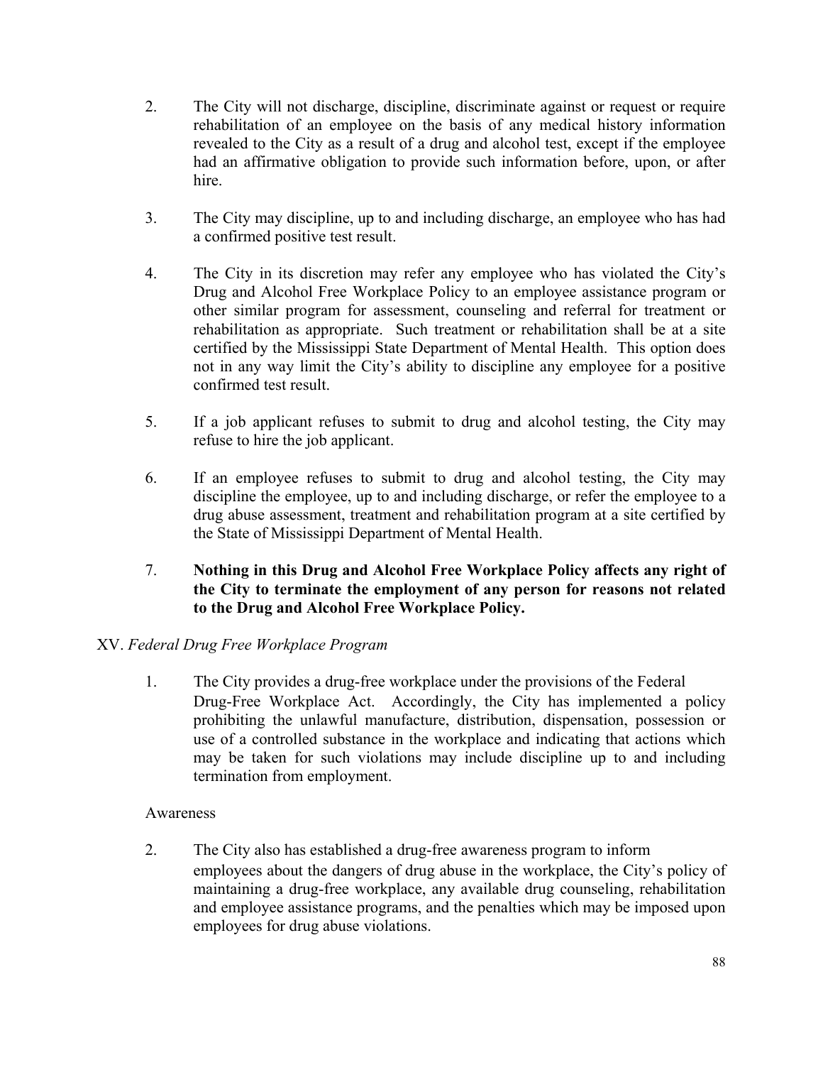2. The City will not discharge, discipline, discriminate against or request or require rehabilitation of an employee on the basis of any medical history information revealed to the City as a result of a drug and alcohol test, except if the employee had an affirmative obligation to provide such information before, upon, or after hire.

3. The City may discipline, up to and including discharge, an employee who has had a confirmed positive test result.

4. The City in its discretion may refer any employee who has violated the City's Drug and Alcohol Free Workplace Policy to an employee assistance program or other similar program for assessment, counseling and referral for treatment or rehabilitation as appropriate. Such treatment or rehabilitation shall be at a site certified by the Mississippi State Department of Mental Health. This option does not in any way limit the City's ability to discipline any employee for a positive confirmed test result.

5. If a job applicant refuses to submit to drug and alcohol testing, the City may refuse to hire the job applicant.

6. If an employee refuses to submit to drug and alcohol testing, the City may discipline the employee, up to and including discharge, or refer the employee to a drug abuse assessment, treatment and rehabilitation program at a site certified by the State of Mississippi Department of Mental Health.

7. **Nothing in this Drug and Alcohol Free Workplace Policy affects any right of the City to terminate the employment of any person for reasons not related to the Drug and Alcohol Free Workplace Policy.**

XV. *Federal Drug Free Workplace Program*

1. The City provides a drug-free workplace under the provisions of the Federal Drug-Free Workplace Act. Accordingly, the City has implemented a policy prohibiting the unlawful manufacture, distribution, dispensation, possession or use of a controlled substance in the workplace and indicating that actions which may be taken for such violations may include discipline up to and including termination from employment.

Awareness

2. The City also has established a drug-free awareness program to inform employees about the dangers of drug abuse in the workplace, the City's policy of maintaining a drug-free workplace, any available drug counseling, rehabilitation and employee assistance programs, and the penalties which may be imposed upon employees for drug abuse violations.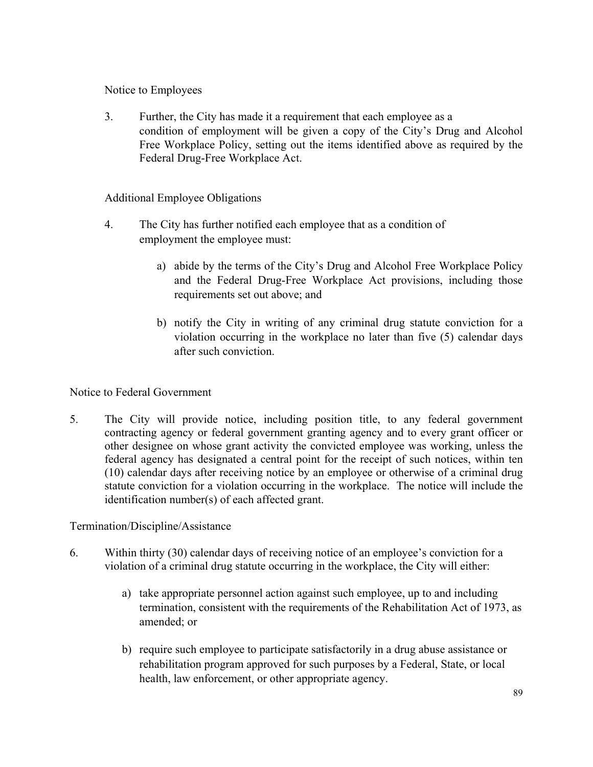Notice to Employees

3. Further, the City has made it a requirement that each employee as a condition of employment will be given a copy of the City's Drug and Alcohol Free Workplace Policy, setting out the items identified above as required by the Federal Drug-Free Workplace Act.

Additional Employee Obligations

4. The City has further notified each employee that as a condition of employment the employee must:

   a) abide by the terms of the City's Drug and Alcohol Free Workplace Policy and the Federal Drug-Free Workplace Act provisions, including those requirements set out above; and

   b) notify the City in writing of any criminal drug statute conviction for a violation occurring in the workplace no later than five (5) calendar days after such conviction.

Notice to Federal Government

5. The City will provide notice, including position title, to any federal government contracting agency or federal government granting agency and to every grant officer or other designee on whose grant activity the convicted employee was working, unless the federal agency has designated a central point for the receipt of such notices, within ten (10) calendar days after receiving notice by an employee or otherwise of a criminal drug statute conviction for a violation occurring in the workplace. The notice will include the identification number(s) of each affected grant.

Termination/Discipline/Assistance

6. Within thirty (30) calendar days of receiving notice of an employee's conviction for a violation of a criminal drug statute occurring in the workplace, the City will either:

   a) take appropriate personnel action against such employee, up to and including termination, consistent with the requirements of the Rehabilitation Act of 1973, as amended; or

   b) require such employee to participate satisfactorily in a drug abuse assistance or rehabilitation program approved for such purposes by a Federal, State, or local health, law enforcement, or other appropriate agency.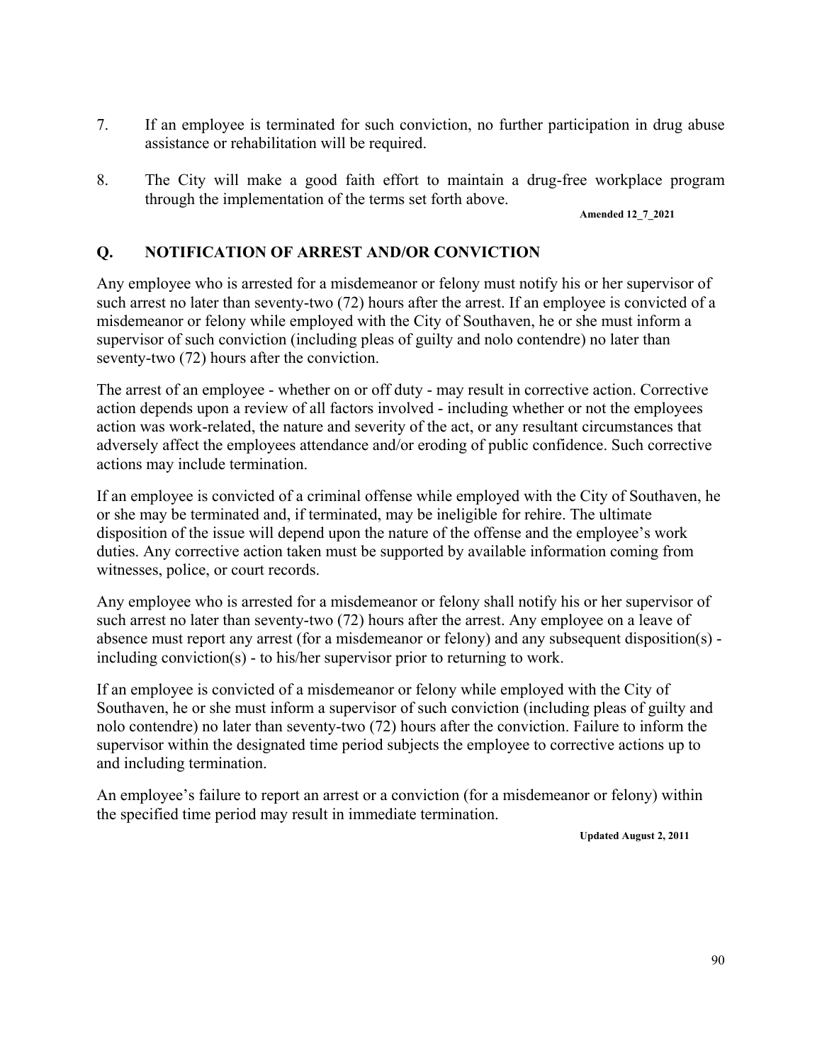7. If an employee is terminated for such conviction, no further participation in drug abuse assistance or rehabilitation will be required.

8. The City will make a good faith effort to maintain a drug-free workplace program through the implementation of the terms set forth above.

**Amended 12_7_2021**

## Q. NOTIFICATION OF ARREST AND/OR CONVICTION

Any employee who is arrested for a misdemeanor or felony must notify his or her supervisor of such arrest no later than seventy-two (72) hours after the arrest. If an employee is convicted of a misdemeanor or felony while employed with the City of Southaven, he or she must inform a supervisor of such conviction (including pleas of guilty and nolo contendre) no later than seventy-two (72) hours after the conviction.

The arrest of an employee - whether on or off duty - may result in corrective action. Corrective action depends upon a review of all factors involved - including whether or not the employees action was work-related, the nature and severity of the act, or any resultant circumstances that adversely affect the employees attendance and/or eroding of public confidence. Such corrective actions may include termination.

If an employee is convicted of a criminal offense while employed with the City of Southaven, he or she may be terminated and, if terminated, may be ineligible for rehire. The ultimate disposition of the issue will depend upon the nature of the offense and the employee's work duties. Any corrective action taken must be supported by available information coming from witnesses, police, or court records.

Any employee who is arrested for a misdemeanor or felony shall notify his or her supervisor of such arrest no later than seventy-two (72) hours after the arrest. Any employee on a leave of absence must report any arrest (for a misdemeanor or felony) and any subsequent disposition(s) - including conviction(s) - to his/her supervisor prior to returning to work.

If an employee is convicted of a misdemeanor or felony while employed with the City of Southaven, he or she must inform a supervisor of such conviction (including pleas of guilty and nolo contendre) no later than seventy-two (72) hours after the conviction. Failure to inform the supervisor within the designated time period subjects the employee to corrective actions up to and including termination.

An employee's failure to report an arrest or a conviction (for a misdemeanor or felony) within the specified time period may result in immediate termination.

**Updated August 2, 2011**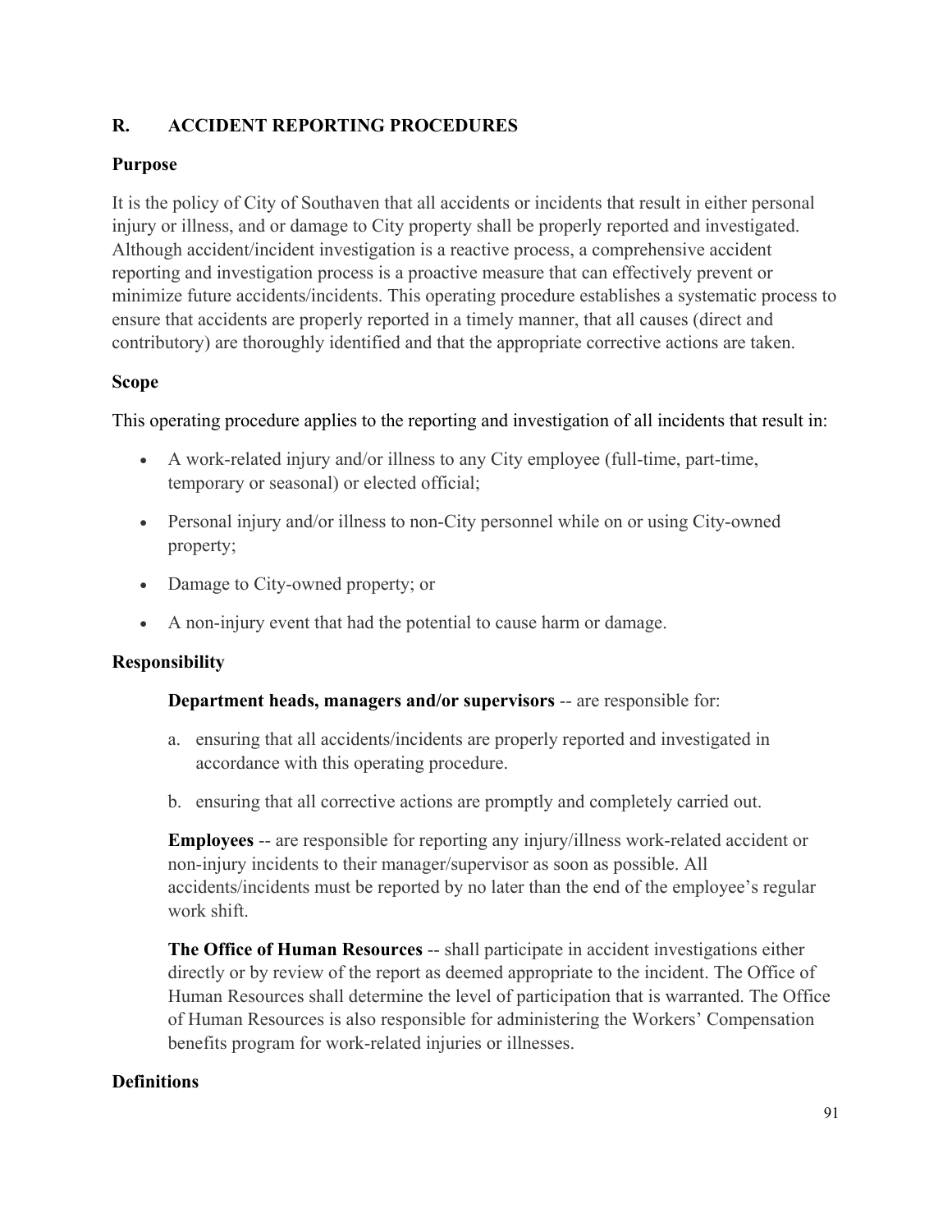## R. ACCIDENT REPORTING PROCEDURES

### Purpose

It is the policy of City of Southaven that all accidents or incidents that result in either personal injury or illness, and or damage to City property shall be properly reported and investigated. Although accident/incident investigation is a reactive process, a comprehensive accident reporting and investigation process is a proactive measure that can effectively prevent or minimize future accidents/incidents. This operating procedure establishes a systematic process to ensure that accidents are properly reported in a timely manner, that all causes (direct and contributory) are thoroughly identified and that the appropriate corrective actions are taken.

### Scope

This operating procedure applies to the reporting and investigation of all incidents that result in:

- A work-related injury and/or illness to any City employee (full-time, part-time, temporary or seasonal) or elected official;
- Personal injury and/or illness to non-City personnel while on or using City-owned property;
- Damage to City-owned property; or
- A non-injury event that had the potential to cause harm or damage.

### Responsibility

**Department heads, managers and/or supervisors** -- are responsible for:

a. ensuring that all accidents/incidents are properly reported and investigated in accordance with this operating procedure.
b. ensuring that all corrective actions are promptly and completely carried out.

**Employees** -- are responsible for reporting any injury/illness work-related accident or non-injury incidents to their manager/supervisor as soon as possible. All accidents/incidents must be reported by no later than the end of the employee's regular work shift.

**The Office of Human Resources** -- shall participate in accident investigations either directly or by review of the report as deemed appropriate to the incident. The Office of Human Resources shall determine the level of participation that is warranted. The Office of Human Resources is also responsible for administering the Workers' Compensation benefits program for work-related injuries or illnesses.

### Definitions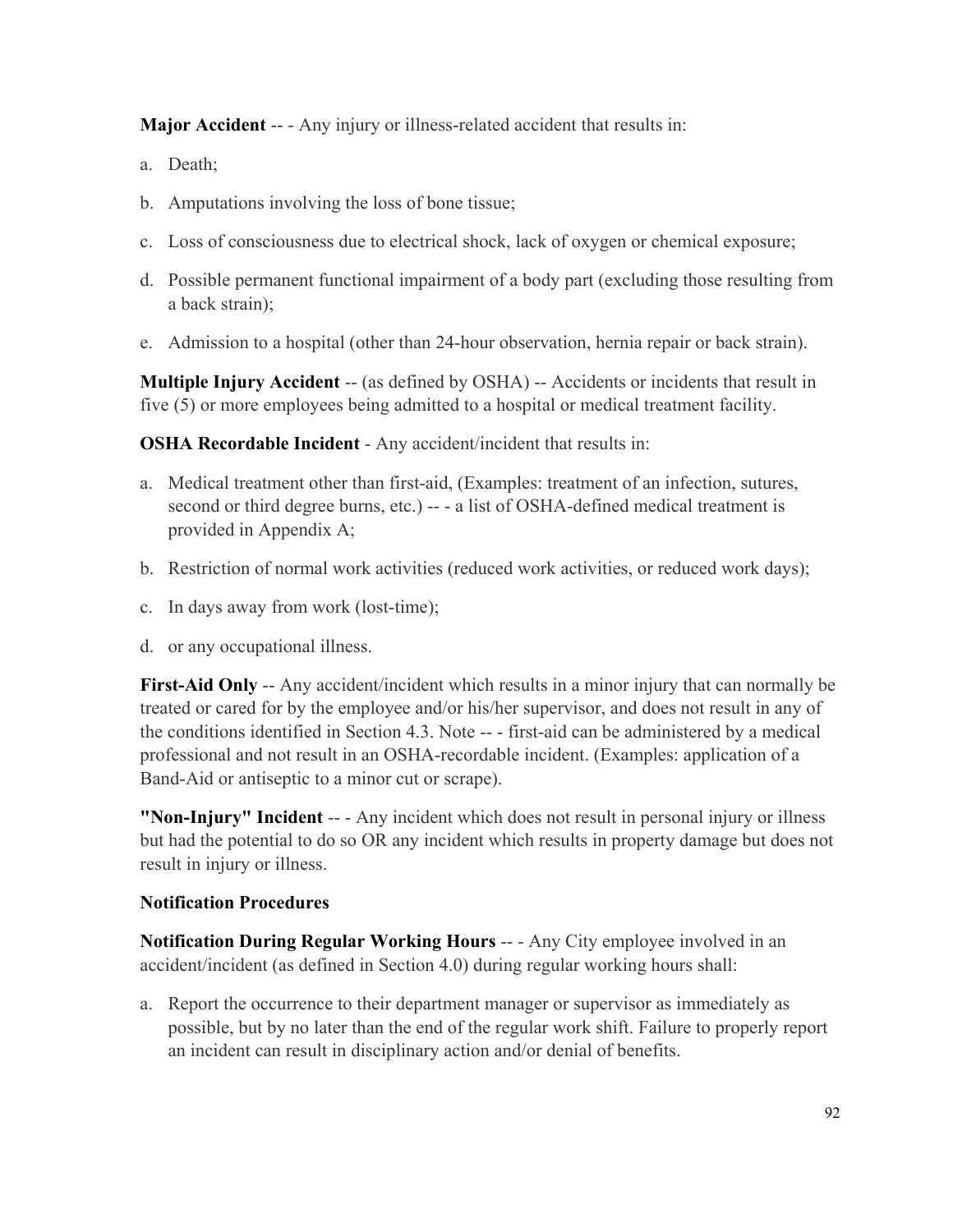**Major Accident** -- - Any injury or illness-related accident that results in:

a. Death;

b. Amputations involving the loss of bone tissue;

c. Loss of consciousness due to electrical shock, lack of oxygen or chemical exposure;

d. Possible permanent functional impairment of a body part (excluding those resulting from a back strain);

e. Admission to a hospital (other than 24-hour observation, hernia repair or back strain).

**Multiple Injury Accident** -- (as defined by OSHA) -- Accidents or incidents that result in five (5) or more employees being admitted to a hospital or medical treatment facility.

**OSHA Recordable Incident** - Any accident/incident that results in:

a. Medical treatment other than first-aid, (Examples: treatment of an infection, sutures, second or third degree burns, etc.) -- - a list of OSHA-defined medical treatment is provided in Appendix A;

b. Restriction of normal work activities (reduced work activities, or reduced work days);

c. In days away from work (lost-time);

d. or any occupational illness.

**First-Aid Only** -- Any accident/incident which results in a minor injury that can normally be treated or cared for by the employee and/or his/her supervisor, and does not result in any of the conditions identified in Section 4.3. Note -- - first-aid can be administered by a medical professional and not result in an OSHA-recordable incident. (Examples: application of a Band-Aid or antiseptic to a minor cut or scrape).

**"Non-Injury" Incident** -- - Any incident which does not result in personal injury or illness but had the potential to do so OR any incident which results in property damage but does not result in injury or illness.

**Notification Procedures**

**Notification During Regular Working Hours** -- - Any City employee involved in an accident/incident (as defined in Section 4.0) during regular working hours shall:

a. Report the occurrence to their department manager or supervisor as immediately as possible, but by no later than the end of the regular work shift. Failure to properly report an incident can result in disciplinary action and/or denial of benefits.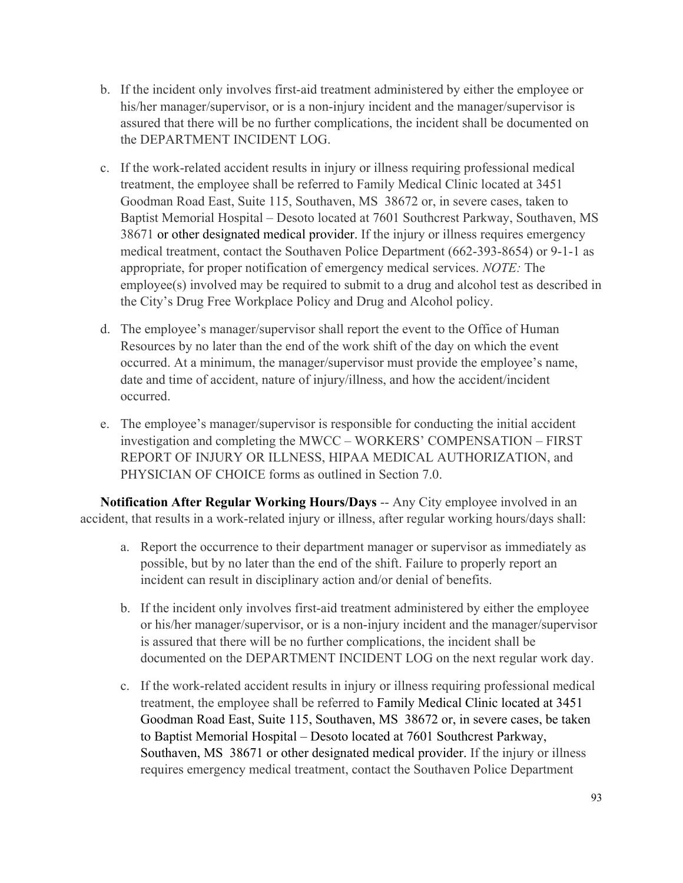b. If the incident only involves first-aid treatment administered by either the employee or his/her manager/supervisor, or is a non-injury incident and the manager/supervisor is assured that there will be no further complications, the incident shall be documented on the DEPARTMENT INCIDENT LOG.

c. If the work-related accident results in injury or illness requiring professional medical treatment, the employee shall be referred to Family Medical Clinic located at 3451 Goodman Road East, Suite 115, Southaven, MS 38672 or, in severe cases, taken to Baptist Memorial Hospital – Desoto located at 7601 Southcrest Parkway, Southaven, MS 38671 or other designated medical provider. If the injury or illness requires emergency medical treatment, contact the Southaven Police Department (662-393-8654) or 9-1-1 as appropriate, for proper notification of emergency medical services. *NOTE:* The employee(s) involved may be required to submit to a drug and alcohol test as described in the City's Drug Free Workplace Policy and Drug and Alcohol policy.

d. The employee's manager/supervisor shall report the event to the Office of Human Resources by no later than the end of the work shift of the day on which the event occurred. At a minimum, the manager/supervisor must provide the employee's name, date and time of accident, nature of injury/illness, and how the accident/incident occurred.

e. The employee's manager/supervisor is responsible for conducting the initial accident investigation and completing the MWCC – WORKERS' COMPENSATION – FIRST REPORT OF INJURY OR ILLNESS, HIPAA MEDICAL AUTHORIZATION, and PHYSICIAN OF CHOICE forms as outlined in Section 7.0.

**Notification After Regular Working Hours/Days** -- Any City employee involved in an accident, that results in a work-related injury or illness, after regular working hours/days shall:

a. Report the occurrence to their department manager or supervisor as immediately as possible, but by no later than the end of the shift. Failure to properly report an incident can result in disciplinary action and/or denial of benefits.

b. If the incident only involves first-aid treatment administered by either the employee or his/her manager/supervisor, or is a non-injury incident and the manager/supervisor is assured that there will be no further complications, the incident shall be documented on the DEPARTMENT INCIDENT LOG on the next regular work day.

c. If the work-related accident results in injury or illness requiring professional medical treatment, the employee shall be referred to Family Medical Clinic located at 3451 Goodman Road East, Suite 115, Southaven, MS 38672 or, in severe cases, be taken to Baptist Memorial Hospital – Desoto located at 7601 Southcrest Parkway, Southaven, MS 38671 or other designated medical provider. If the injury or illness requires emergency medical treatment, contact the Southaven Police Department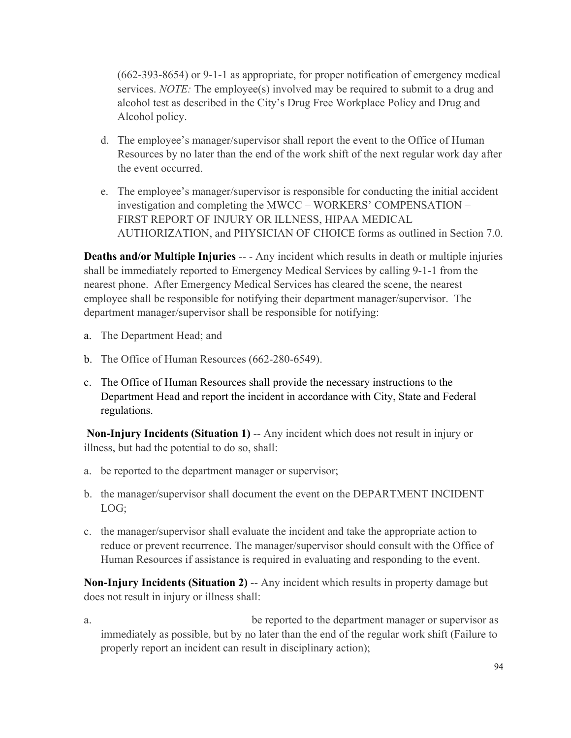(662-393-8654) or 9-1-1 as appropriate, for proper notification of emergency medical services. *NOTE:* The employee(s) involved may be required to submit to a drug and alcohol test as described in the City's Drug Free Workplace Policy and Drug and Alcohol policy.

d. The employee's manager/supervisor shall report the event to the Office of Human Resources by no later than the end of the work shift of the next regular work day after the event occurred.

e. The employee's manager/supervisor is responsible for conducting the initial accident investigation and completing the MWCC – WORKERS' COMPENSATION – FIRST REPORT OF INJURY OR ILLNESS, HIPAA MEDICAL AUTHORIZATION, and PHYSICIAN OF CHOICE forms as outlined in Section 7.0.

**Deaths and/or Multiple Injuries** -- - Any incident which results in death or multiple injuries shall be immediately reported to Emergency Medical Services by calling 9-1-1 from the nearest phone. After Emergency Medical Services has cleared the scene, the nearest employee shall be responsible for notifying their department manager/supervisor. The department manager/supervisor shall be responsible for notifying:

a. The Department Head; and

b. The Office of Human Resources (662-280-6549).

c. The Office of Human Resources shall provide the necessary instructions to the Department Head and report the incident in accordance with City, State and Federal regulations.

**Non-Injury Incidents (Situation 1)** -- Any incident which does not result in injury or illness, but had the potential to do so, shall:

a. be reported to the department manager or supervisor;

b. the manager/supervisor shall document the event on the DEPARTMENT INCIDENT LOG;

c. the manager/supervisor shall evaluate the incident and take the appropriate action to reduce or prevent recurrence. The manager/supervisor should consult with the Office of Human Resources if assistance is required in evaluating and responding to the event.

**Non-Injury Incidents (Situation 2)** -- Any incident which results in property damage but does not result in injury or illness shall:

a. be reported to the department manager or supervisor as immediately as possible, but by no later than the end of the regular work shift (Failure to properly report an incident can result in disciplinary action);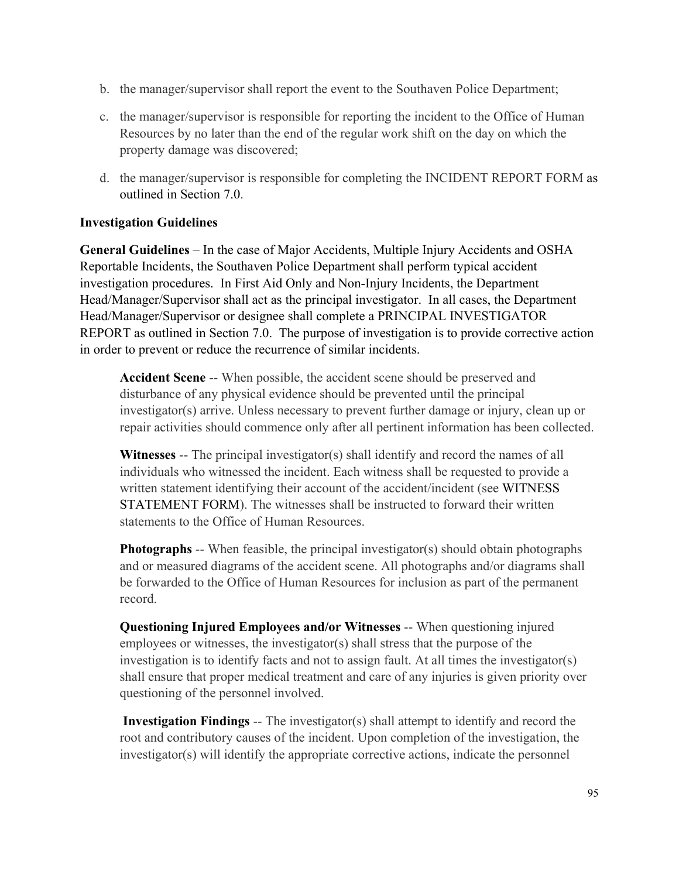b. the manager/supervisor shall report the event to the Southaven Police Department;

c. the manager/supervisor is responsible for reporting the incident to the Office of Human Resources by no later than the end of the regular work shift on the day on which the property damage was discovered;

d. the manager/supervisor is responsible for completing the INCIDENT REPORT FORM as outlined in Section 7.0.

**Investigation Guidelines**

**General Guidelines** – In the case of Major Accidents, Multiple Injury Accidents and OSHA Reportable Incidents, the Southaven Police Department shall perform typical accident investigation procedures. In First Aid Only and Non-Injury Incidents, the Department Head/Manager/Supervisor shall act as the principal investigator. In all cases, the Department Head/Manager/Supervisor or designee shall complete a PRINCIPAL INVESTIGATOR REPORT as outlined in Section 7.0. The purpose of investigation is to provide corrective action in order to prevent or reduce the recurrence of similar incidents.

**Accident Scene** -- When possible, the accident scene should be preserved and disturbance of any physical evidence should be prevented until the principal investigator(s) arrive. Unless necessary to prevent further damage or injury, clean up or repair activities should commence only after all pertinent information has been collected.

**Witnesses** -- The principal investigator(s) shall identify and record the names of all individuals who witnessed the incident. Each witness shall be requested to provide a written statement identifying their account of the accident/incident (see WITNESS STATEMENT FORM). The witnesses shall be instructed to forward their written statements to the Office of Human Resources.

**Photographs** -- When feasible, the principal investigator(s) should obtain photographs and or measured diagrams of the accident scene. All photographs and/or diagrams shall be forwarded to the Office of Human Resources for inclusion as part of the permanent record.

**Questioning Injured Employees and/or Witnesses** -- When questioning injured employees or witnesses, the investigator(s) shall stress that the purpose of the investigation is to identify facts and not to assign fault. At all times the investigator(s) shall ensure that proper medical treatment and care of any injuries is given priority over questioning of the personnel involved.

**Investigation Findings** -- The investigator(s) shall attempt to identify and record the root and contributory causes of the incident. Upon completion of the investigation, the investigator(s) will identify the appropriate corrective actions, indicate the personnel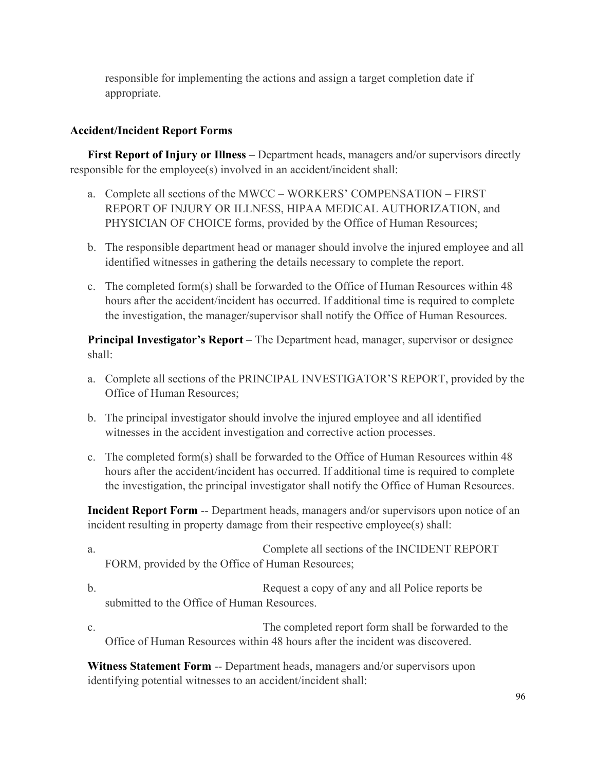responsible for implementing the actions and assign a target completion date if appropriate.

**Accident/Incident Report Forms**

**First Report of Injury or Illness** – Department heads, managers and/or supervisors directly responsible for the employee(s) involved in an accident/incident shall:

a. Complete all sections of the MWCC – WORKERS' COMPENSATION – FIRST REPORT OF INJURY OR ILLNESS, HIPAA MEDICAL AUTHORIZATION, and PHYSICIAN OF CHOICE forms, provided by the Office of Human Resources;

b. The responsible department head or manager should involve the injured employee and all identified witnesses in gathering the details necessary to complete the report.

c. The completed form(s) shall be forwarded to the Office of Human Resources within 48 hours after the accident/incident has occurred. If additional time is required to complete the investigation, the manager/supervisor shall notify the Office of Human Resources.

**Principal Investigator's Report** – The Department head, manager, supervisor or designee shall:

a. Complete all sections of the PRINCIPAL INVESTIGATOR'S REPORT, provided by the Office of Human Resources;

b. The principal investigator should involve the injured employee and all identified witnesses in the accident investigation and corrective action processes.

c. The completed form(s) shall be forwarded to the Office of Human Resources within 48 hours after the accident/incident has occurred. If additional time is required to complete the investigation, the principal investigator shall notify the Office of Human Resources.

**Incident Report Form** -- Department heads, managers and/or supervisors upon notice of an incident resulting in property damage from their respective employee(s) shall:

a. Complete all sections of the INCIDENT REPORT FORM, provided by the Office of Human Resources;

b. Request a copy of any and all Police reports be submitted to the Office of Human Resources.

c. The completed report form shall be forwarded to the Office of Human Resources within 48 hours after the incident was discovered.

**Witness Statement Form** -- Department heads, managers and/or supervisors upon identifying potential witnesses to an accident/incident shall: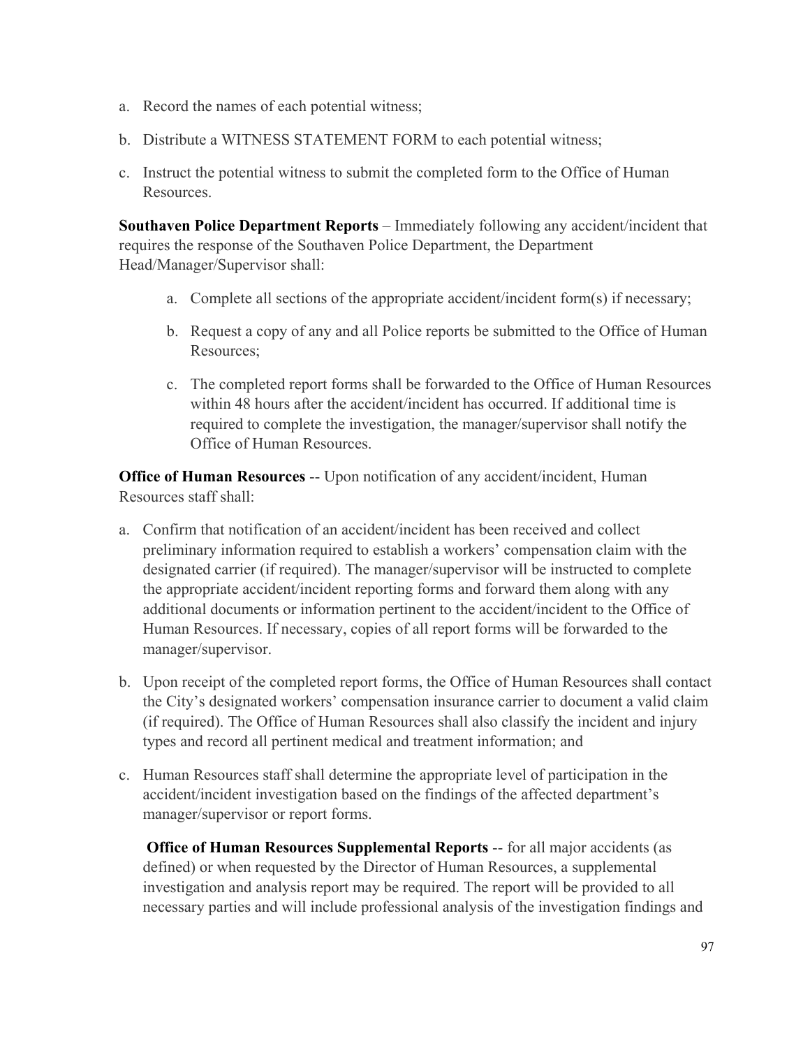a. Record the names of each potential witness;

b. Distribute a WITNESS STATEMENT FORM to each potential witness;

c. Instruct the potential witness to submit the completed form to the Office of Human Resources.

**Southaven Police Department Reports** – Immediately following any accident/incident that requires the response of the Southaven Police Department, the Department Head/Manager/Supervisor shall:

a. Complete all sections of the appropriate accident/incident form(s) if necessary;

b. Request a copy of any and all Police reports be submitted to the Office of Human Resources;

c. The completed report forms shall be forwarded to the Office of Human Resources within 48 hours after the accident/incident has occurred. If additional time is required to complete the investigation, the manager/supervisor shall notify the Office of Human Resources.

**Office of Human Resources** -- Upon notification of any accident/incident, Human Resources staff shall:

a. Confirm that notification of an accident/incident has been received and collect preliminary information required to establish a workers' compensation claim with the designated carrier (if required). The manager/supervisor will be instructed to complete the appropriate accident/incident reporting forms and forward them along with any additional documents or information pertinent to the accident/incident to the Office of Human Resources. If necessary, copies of all report forms will be forwarded to the manager/supervisor.

b. Upon receipt of the completed report forms, the Office of Human Resources shall contact the City's designated workers' compensation insurance carrier to document a valid claim (if required). The Office of Human Resources shall also classify the incident and injury types and record all pertinent medical and treatment information; and

c. Human Resources staff shall determine the appropriate level of participation in the accident/incident investigation based on the findings of the affected department's manager/supervisor or report forms.

**Office of Human Resources Supplemental Reports** -- for all major accidents (as defined) or when requested by the Director of Human Resources, a supplemental investigation and analysis report may be required. The report will be provided to all necessary parties and will include professional analysis of the investigation findings and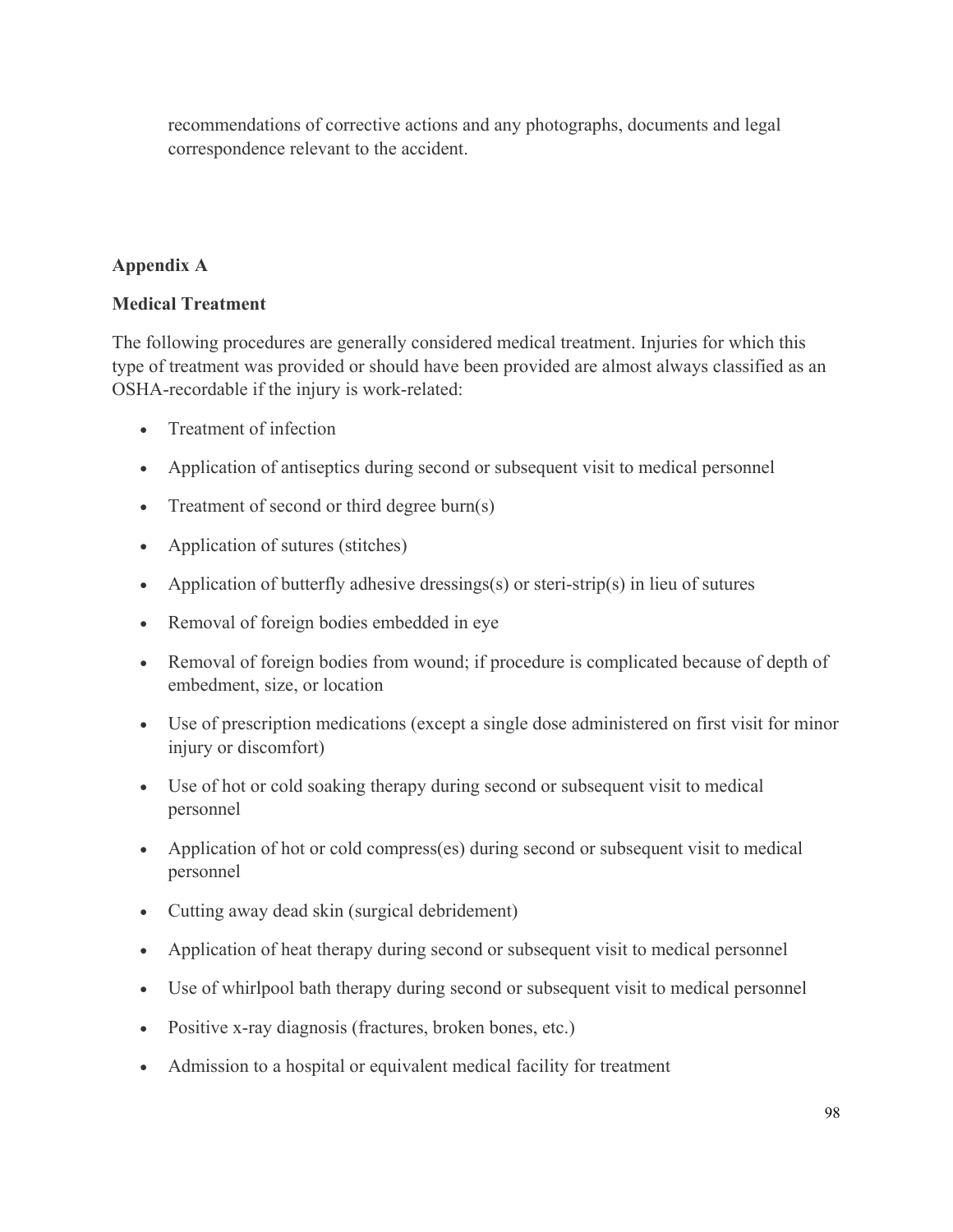recommendations of corrective actions and any photographs, documents and legal correspondence relevant to the accident.

**Appendix A**

**Medical Treatment**

The following procedures are generally considered medical treatment. Injuries for which this type of treatment was provided or should have been provided are almost always classified as an OSHA-recordable if the injury is work-related:

- Treatment of infection
- Application of antiseptics during second or subsequent visit to medical personnel
- Treatment of second or third degree burn(s)
- Application of sutures (stitches)
- Application of butterfly adhesive dressings(s) or steri-strip(s) in lieu of sutures
- Removal of foreign bodies embedded in eye
- Removal of foreign bodies from wound; if procedure is complicated because of depth of embedment, size, or location
- Use of prescription medications (except a single dose administered on first visit for minor injury or discomfort)
- Use of hot or cold soaking therapy during second or subsequent visit to medical personnel
- Application of hot or cold compress(es) during second or subsequent visit to medical personnel
- Cutting away dead skin (surgical debridement)
- Application of heat therapy during second or subsequent visit to medical personnel
- Use of whirlpool bath therapy during second or subsequent visit to medical personnel
- Positive x-ray diagnosis (fractures, broken bones, etc.)
- Admission to a hospital or equivalent medical facility for treatment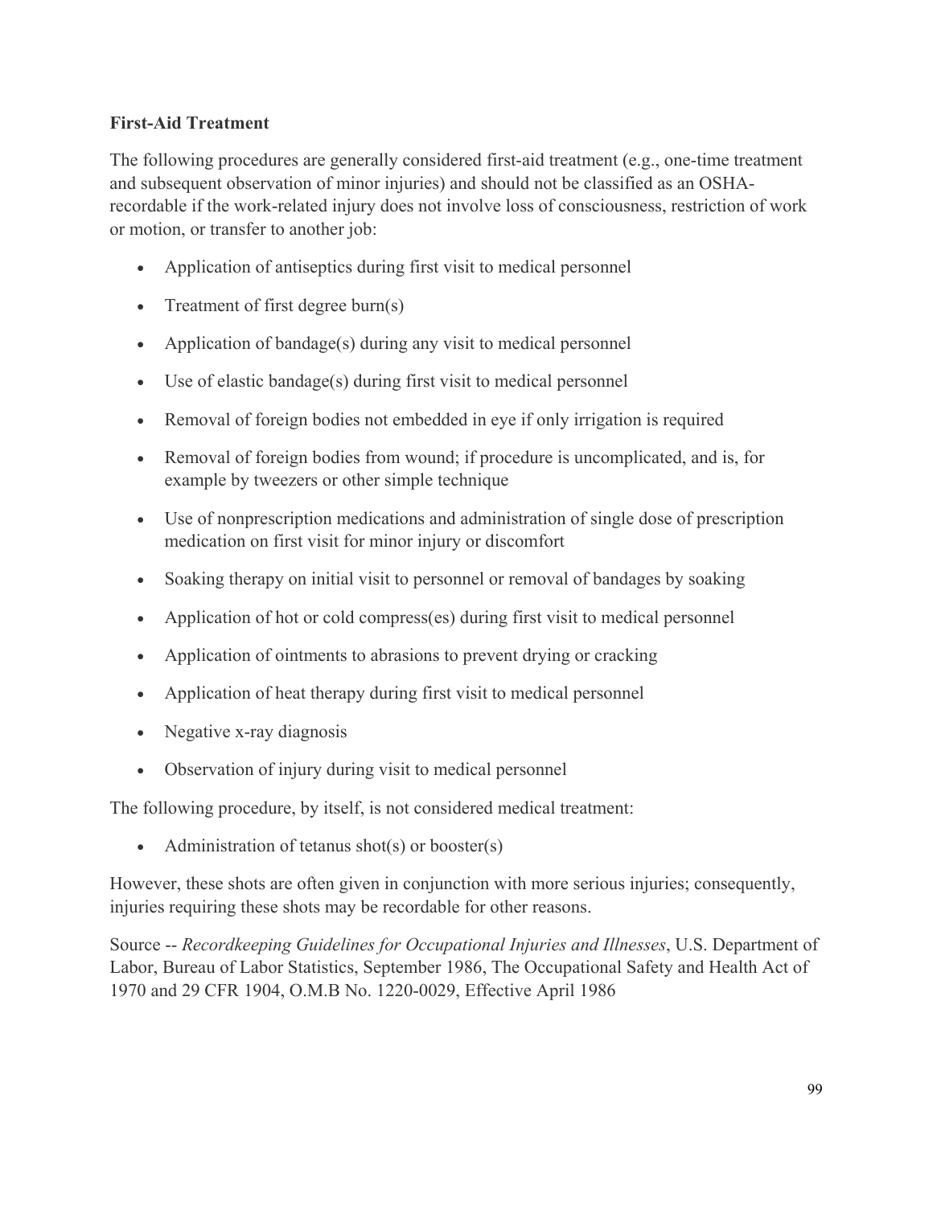**First-Aid Treatment**

The following procedures are generally considered first-aid treatment (e.g., one-time treatment and subsequent observation of minor injuries) and should not be classified as an OSHA-recordable if the work-related injury does not involve loss of consciousness, restriction of work or motion, or transfer to another job:

- Application of antiseptics during first visit to medical personnel
- Treatment of first degree burn(s)
- Application of bandage(s) during any visit to medical personnel
- Use of elastic bandage(s) during first visit to medical personnel
- Removal of foreign bodies not embedded in eye if only irrigation is required
- Removal of foreign bodies from wound; if procedure is uncomplicated, and is, for example by tweezers or other simple technique
- Use of nonprescription medications and administration of single dose of prescription medication on first visit for minor injury or discomfort
- Soaking therapy on initial visit to personnel or removal of bandages by soaking
- Application of hot or cold compress(es) during first visit to medical personnel
- Application of ointments to abrasions to prevent drying or cracking
- Application of heat therapy during first visit to medical personnel
- Negative x-ray diagnosis
- Observation of injury during visit to medical personnel

The following procedure, by itself, is not considered medical treatment:

- Administration of tetanus shot(s) or booster(s)

However, these shots are often given in conjunction with more serious injuries; consequently, injuries requiring these shots may be recordable for other reasons.

Source -- *Recordkeeping Guidelines for Occupational Injuries and Illnesses*, U.S. Department of Labor, Bureau of Labor Statistics, September 1986, The Occupational Safety and Health Act of 1970 and 29 CFR 1904, O.M.B No. 1220-0029, Effective April 1986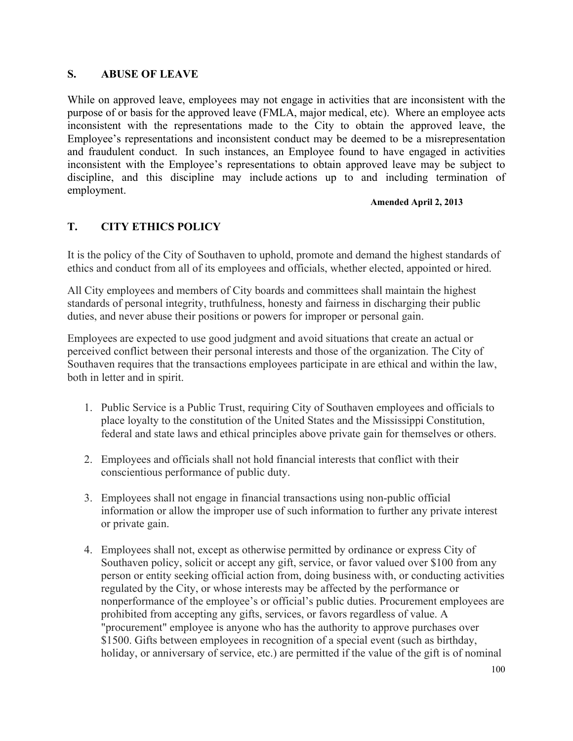## S. ABUSE OF LEAVE

While on approved leave, employees may not engage in activities that are inconsistent with the purpose of or basis for the approved leave (FMLA, major medical, etc). Where an employee acts inconsistent with the representations made to the City to obtain the approved leave, the Employee's representations and inconsistent conduct may be deemed to be a misrepresentation and fraudulent conduct. In such instances, an Employee found to have engaged in activities inconsistent with the Employee's representations to obtain approved leave may be subject to discipline, and this discipline may include actions up to and including termination of employment.

**Amended April 2, 2013**

## T. CITY ETHICS POLICY

It is the policy of the City of Southaven to uphold, promote and demand the highest standards of ethics and conduct from all of its employees and officials, whether elected, appointed or hired.

All City employees and members of City boards and committees shall maintain the highest standards of personal integrity, truthfulness, honesty and fairness in discharging their public duties, and never abuse their positions or powers for improper or personal gain.

Employees are expected to use good judgment and avoid situations that create an actual or perceived conflict between their personal interests and those of the organization. The City of Southaven requires that the transactions employees participate in are ethical and within the law, both in letter and in spirit.

1. Public Service is a Public Trust, requiring City of Southaven employees and officials to place loyalty to the constitution of the United States and the Mississippi Constitution, federal and state laws and ethical principles above private gain for themselves or others.

2. Employees and officials shall not hold financial interests that conflict with their conscientious performance of public duty.

3. Employees shall not engage in financial transactions using non-public official information or allow the improper use of such information to further any private interest or private gain.

4. Employees shall not, except as otherwise permitted by ordinance or express City of Southaven policy, solicit or accept any gift, service, or favor valued over $100 from any person or entity seeking official action from, doing business with, or conducting activities regulated by the City, or whose interests may be affected by the performance or nonperformance of the employee's or official's public duties. Procurement employees are prohibited from accepting any gifts, services, or favors regardless of value. A "procurement" employee is anyone who has the authority to approve purchases over $1500. Gifts between employees in recognition of a special event (such as birthday, holiday, or anniversary of service, etc.) are permitted if the value of the gift is of nominal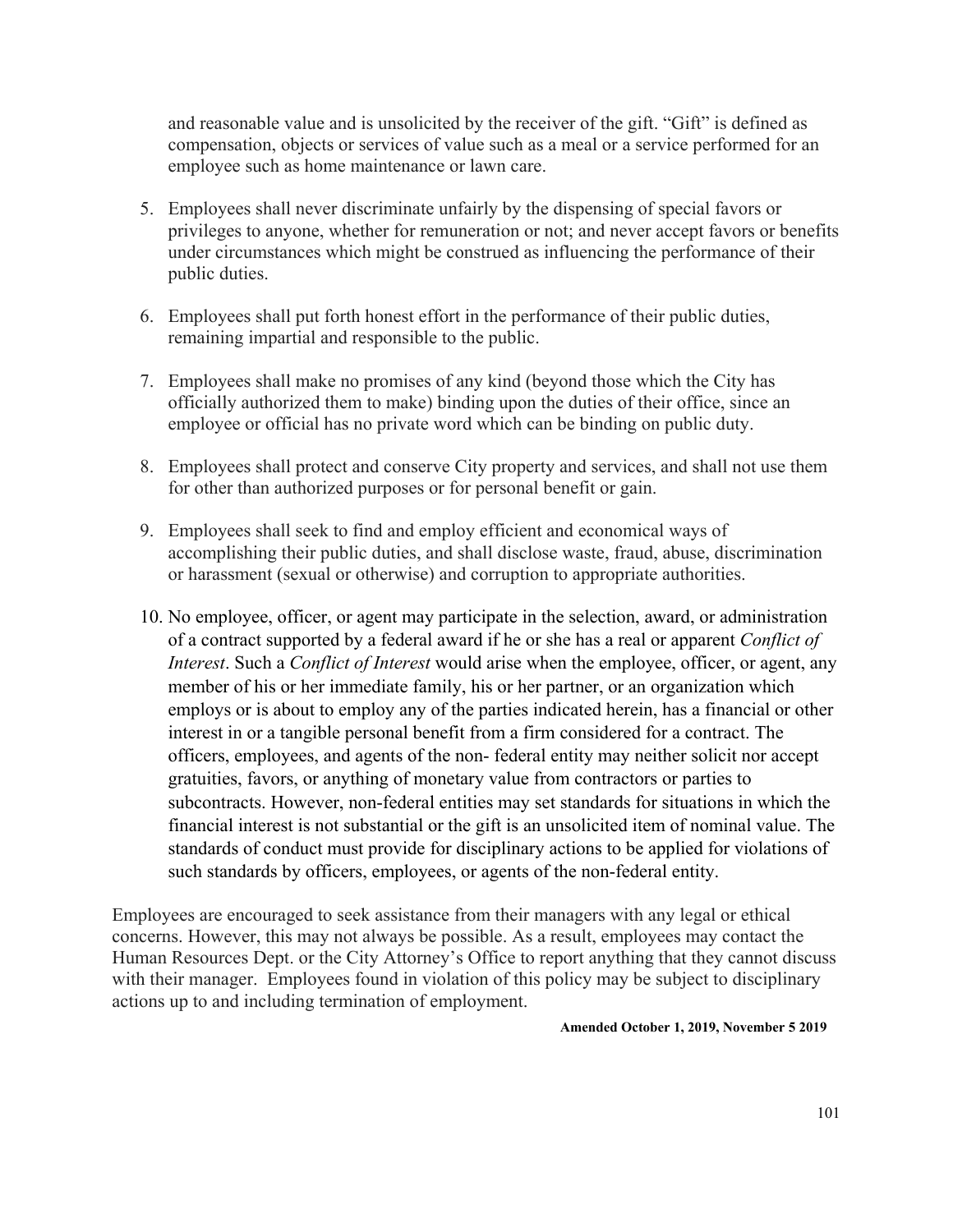and reasonable value and is unsolicited by the receiver of the gift. "Gift" is defined as compensation, objects or services of value such as a meal or a service performed for an employee such as home maintenance or lawn care.

5. Employees shall never discriminate unfairly by the dispensing of special favors or privileges to anyone, whether for remuneration or not; and never accept favors or benefits under circumstances which might be construed as influencing the performance of their public duties.

6. Employees shall put forth honest effort in the performance of their public duties, remaining impartial and responsible to the public.

7. Employees shall make no promises of any kind (beyond those which the City has officially authorized them to make) binding upon the duties of their office, since an employee or official has no private word which can be binding on public duty.

8. Employees shall protect and conserve City property and services, and shall not use them for other than authorized purposes or for personal benefit or gain.

9. Employees shall seek to find and employ efficient and economical ways of accomplishing their public duties, and shall disclose waste, fraud, abuse, discrimination or harassment (sexual or otherwise) and corruption to appropriate authorities.

10. No employee, officer, or agent may participate in the selection, award, or administration of a contract supported by a federal award if he or she has a real or apparent *Conflict of Interest*. Such a *Conflict of Interest* would arise when the employee, officer, or agent, any member of his or her immediate family, his or her partner, or an organization which employs or is about to employ any of the parties indicated herein, has a financial or other interest in or a tangible personal benefit from a firm considered for a contract. The officers, employees, and agents of the non- federal entity may neither solicit nor accept gratuities, favors, or anything of monetary value from contractors or parties to subcontracts. However, non-federal entities may set standards for situations in which the financial interest is not substantial or the gift is an unsolicited item of nominal value. The standards of conduct must provide for disciplinary actions to be applied for violations of such standards by officers, employees, or agents of the non-federal entity.

Employees are encouraged to seek assistance from their managers with any legal or ethical concerns. However, this may not always be possible. As a result, employees may contact the Human Resources Dept. or the City Attorney's Office to report anything that they cannot discuss with their manager. Employees found in violation of this policy may be subject to disciplinary actions up to and including termination of employment.

**Amended October 1, 2019, November 5 2019**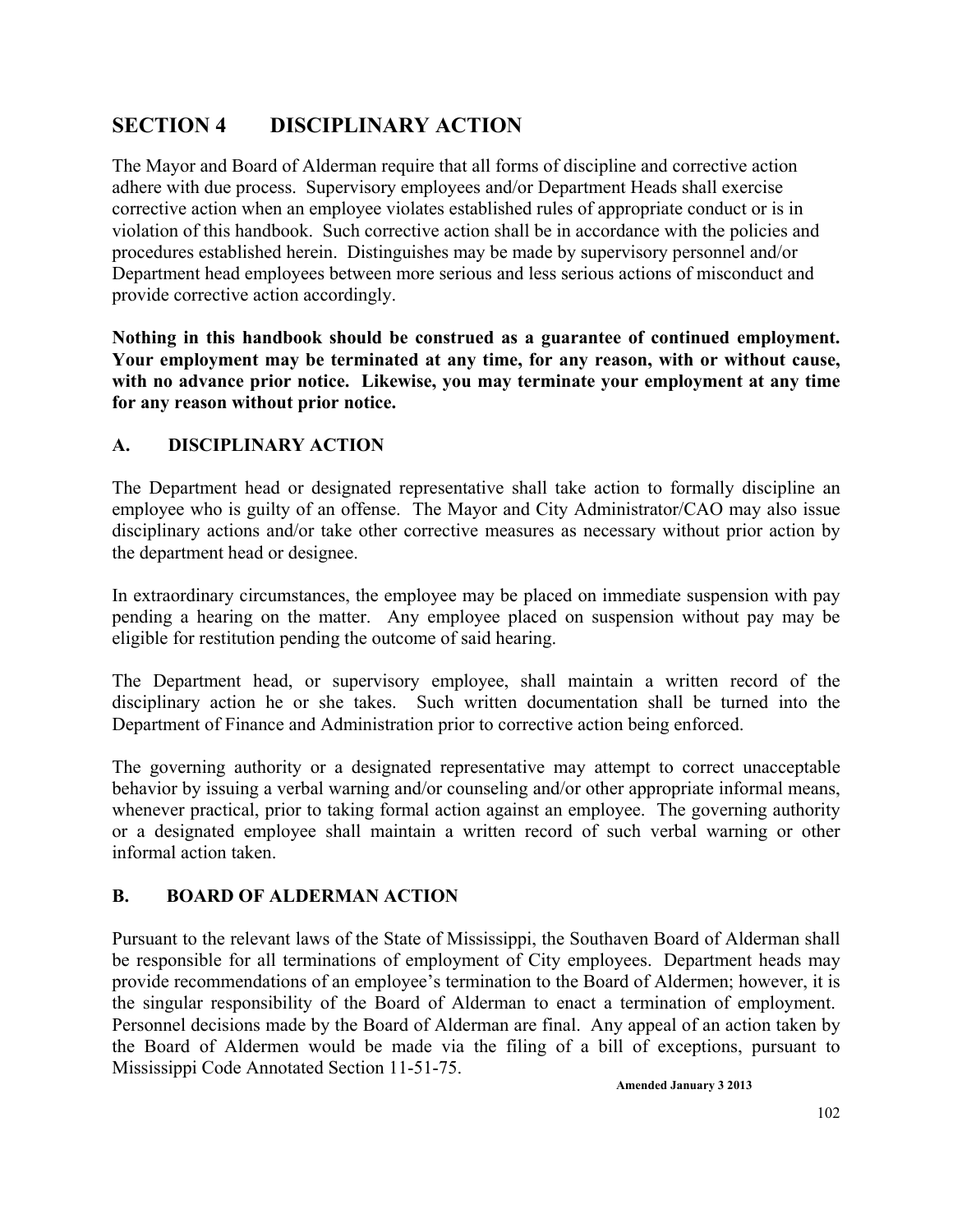# SECTION 4 DISCIPLINARY ACTION

The Mayor and Board of Alderman require that all forms of discipline and corrective action adhere with due process. Supervisory employees and/or Department Heads shall exercise corrective action when an employee violates established rules of appropriate conduct or is in violation of this handbook. Such corrective action shall be in accordance with the policies and procedures established herein. Distinguishes may be made by supervisory personnel and/or Department head employees between more serious and less serious actions of misconduct and provide corrective action accordingly.

**Nothing in this handbook should be construed as a guarantee of continued employment. Your employment may be terminated at any time, for any reason, with or without cause, with no advance prior notice. Likewise, you may terminate your employment at any time for any reason without prior notice.**

## A. DISCIPLINARY ACTION

The Department head or designated representative shall take action to formally discipline an employee who is guilty of an offense. The Mayor and City Administrator/CAO may also issue disciplinary actions and/or take other corrective measures as necessary without prior action by the department head or designee.

In extraordinary circumstances, the employee may be placed on immediate suspension with pay pending a hearing on the matter. Any employee placed on suspension without pay may be eligible for restitution pending the outcome of said hearing.

The Department head, or supervisory employee, shall maintain a written record of the disciplinary action he or she takes. Such written documentation shall be turned into the Department of Finance and Administration prior to corrective action being enforced.

The governing authority or a designated representative may attempt to correct unacceptable behavior by issuing a verbal warning and/or counseling and/or other appropriate informal means, whenever practical, prior to taking formal action against an employee. The governing authority or a designated employee shall maintain a written record of such verbal warning or other informal action taken.

## B. BOARD OF ALDERMAN ACTION

Pursuant to the relevant laws of the State of Mississippi, the Southaven Board of Alderman shall be responsible for all terminations of employment of City employees. Department heads may provide recommendations of an employee's termination to the Board of Aldermen; however, it is the singular responsibility of the Board of Alderman to enact a termination of employment. Personnel decisions made by the Board of Alderman are final. Any appeal of an action taken by the Board of Aldermen would be made via the filing of a bill of exceptions, pursuant to Mississippi Code Annotated Section 11-51-75.

**Amended January 3 2013**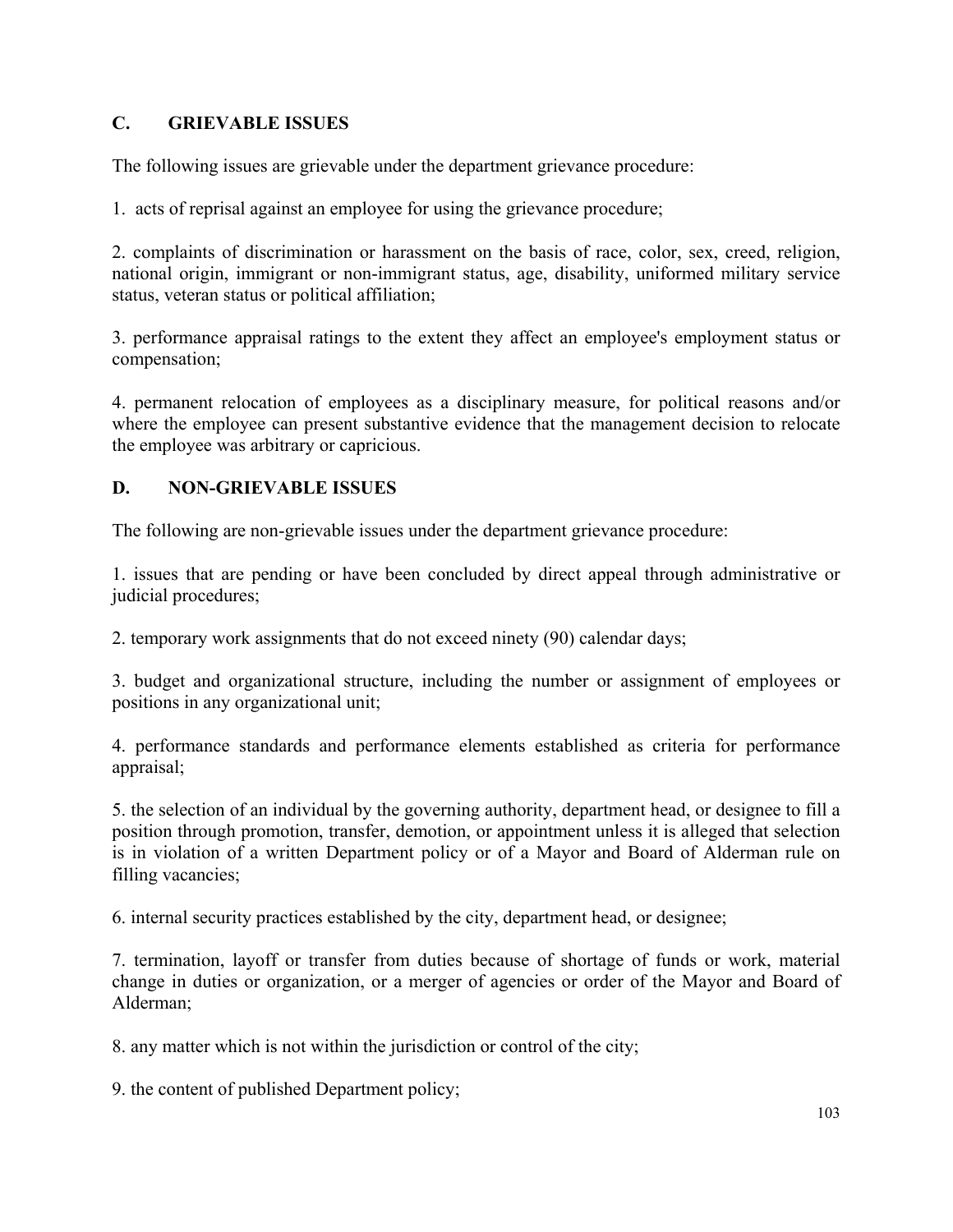## C. GRIEVABLE ISSUES

The following issues are grievable under the department grievance procedure:

1. acts of reprisal against an employee for using the grievance procedure;

2. complaints of discrimination or harassment on the basis of race, color, sex, creed, religion, national origin, immigrant or non-immigrant status, age, disability, uniformed military service status, veteran status or political affiliation;

3. performance appraisal ratings to the extent they affect an employee's employment status or compensation;

4. permanent relocation of employees as a disciplinary measure, for political reasons and/or where the employee can present substantive evidence that the management decision to relocate the employee was arbitrary or capricious.

## D. NON-GRIEVABLE ISSUES

The following are non-grievable issues under the department grievance procedure:

1. issues that are pending or have been concluded by direct appeal through administrative or judicial procedures;

2. temporary work assignments that do not exceed ninety (90) calendar days;

3. budget and organizational structure, including the number or assignment of employees or positions in any organizational unit;

4. performance standards and performance elements established as criteria for performance appraisal;

5. the selection of an individual by the governing authority, department head, or designee to fill a position through promotion, transfer, demotion, or appointment unless it is alleged that selection is in violation of a written Department policy or of a Mayor and Board of Alderman rule on filling vacancies;

6. internal security practices established by the city, department head, or designee;

7. termination, layoff or transfer from duties because of shortage of funds or work, material change in duties or organization, or a merger of agencies or order of the Mayor and Board of Alderman;

8. any matter which is not within the jurisdiction or control of the city;

9. the content of published Department policy;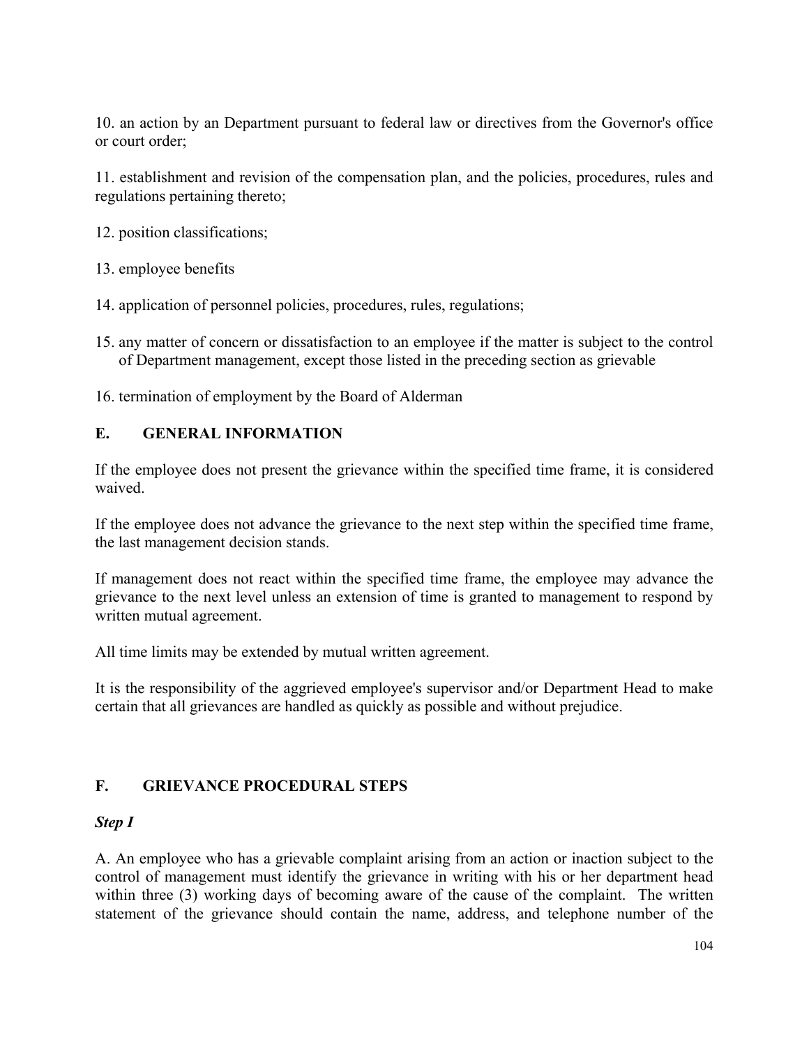10. an action by an Department pursuant to federal law or directives from the Governor's office or court order;

11. establishment and revision of the compensation plan, and the policies, procedures, rules and regulations pertaining thereto;

12. position classifications;

13. employee benefits

14. application of personnel policies, procedures, rules, regulations;

15. any matter of concern or dissatisfaction to an employee if the matter is subject to the control of Department management, except those listed in the preceding section as grievable

16. termination of employment by the Board of Alderman

## E. GENERAL INFORMATION

If the employee does not present the grievance within the specified time frame, it is considered waived.

If the employee does not advance the grievance to the next step within the specified time frame, the last management decision stands.

If management does not react within the specified time frame, the employee may advance the grievance to the next level unless an extension of time is granted to management to respond by written mutual agreement.

All time limits may be extended by mutual written agreement.

It is the responsibility of the aggrieved employee's supervisor and/or Department Head to make certain that all grievances are handled as quickly as possible and without prejudice.

## F. GRIEVANCE PROCEDURAL STEPS

### *Step I*

A. An employee who has a grievable complaint arising from an action or inaction subject to the control of management must identify the grievance in writing with his or her department head within three (3) working days of becoming aware of the cause of the complaint. The written statement of the grievance should contain the name, address, and telephone number of the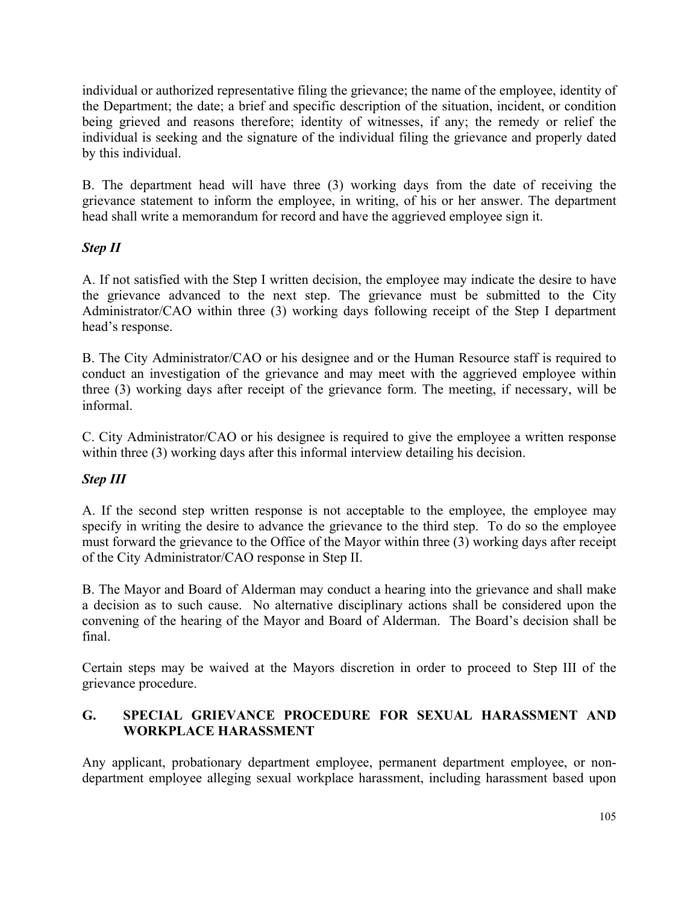individual or authorized representative filing the grievance; the name of the employee, identity of the Department; the date; a brief and specific description of the situation, incident, or condition being grieved and reasons therefore; identity of witnesses, if any; the remedy or relief the individual is seeking and the signature of the individual filing the grievance and properly dated by this individual.

B. The department head will have three (3) working days from the date of receiving the grievance statement to inform the employee, in writing, of his or her answer. The department head shall write a memorandum for record and have the aggrieved employee sign it.

***Step II***

A. If not satisfied with the Step I written decision, the employee may indicate the desire to have the grievance advanced to the next step. The grievance must be submitted to the City Administrator/CAO within three (3) working days following receipt of the Step I department head's response.

B. The City Administrator/CAO or his designee and or the Human Resource staff is required to conduct an investigation of the grievance and may meet with the aggrieved employee within three (3) working days after receipt of the grievance form. The meeting, if necessary, will be informal.

C. City Administrator/CAO or his designee is required to give the employee a written response within three (3) working days after this informal interview detailing his decision.

***Step III***

A. If the second step written response is not acceptable to the employee, the employee may specify in writing the desire to advance the grievance to the third step. To do so the employee must forward the grievance to the Office of the Mayor within three (3) working days after receipt of the City Administrator/CAO response in Step II.

B. The Mayor and Board of Alderman may conduct a hearing into the grievance and shall make a decision as to such cause. No alternative disciplinary actions shall be considered upon the convening of the hearing of the Mayor and Board of Alderman. The Board's decision shall be final.

Certain steps may be waived at the Mayors discretion in order to proceed to Step III of the grievance procedure.

## G. SPECIAL GRIEVANCE PROCEDURE FOR SEXUAL HARASSMENT AND WORKPLACE HARASSMENT

Any applicant, probationary department employee, permanent department employee, or non-department employee alleging sexual workplace harassment, including harassment based upon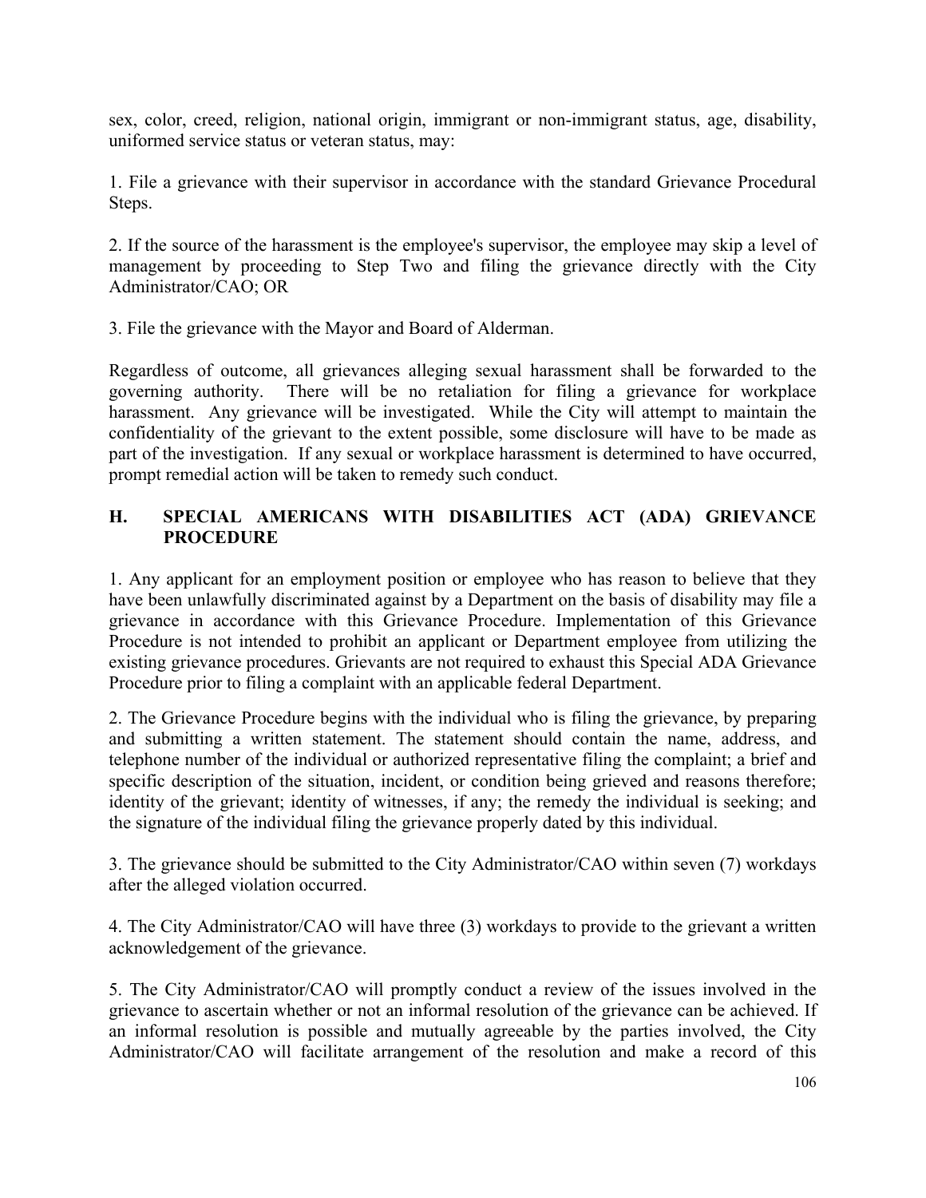sex, color, creed, religion, national origin, immigrant or non-immigrant status, age, disability, uniformed service status or veteran status, may:

1. File a grievance with their supervisor in accordance with the standard Grievance Procedural Steps.

2. If the source of the harassment is the employee's supervisor, the employee may skip a level of management by proceeding to Step Two and filing the grievance directly with the City Administrator/CAO; OR

3. File the grievance with the Mayor and Board of Alderman.

Regardless of outcome, all grievances alleging sexual harassment shall be forwarded to the governing authority. There will be no retaliation for filing a grievance for workplace harassment. Any grievance will be investigated. While the City will attempt to maintain the confidentiality of the grievant to the extent possible, some disclosure will have to be made as part of the investigation. If any sexual or workplace harassment is determined to have occurred, prompt remedial action will be taken to remedy such conduct.

## H. SPECIAL AMERICANS WITH DISABILITIES ACT (ADA) GRIEVANCE PROCEDURE

1. Any applicant for an employment position or employee who has reason to believe that they have been unlawfully discriminated against by a Department on the basis of disability may file a grievance in accordance with this Grievance Procedure. Implementation of this Grievance Procedure is not intended to prohibit an applicant or Department employee from utilizing the existing grievance procedures. Grievants are not required to exhaust this Special ADA Grievance Procedure prior to filing a complaint with an applicable federal Department.

2. The Grievance Procedure begins with the individual who is filing the grievance, by preparing and submitting a written statement. The statement should contain the name, address, and telephone number of the individual or authorized representative filing the complaint; a brief and specific description of the situation, incident, or condition being grieved and reasons therefore; identity of the grievant; identity of witnesses, if any; the remedy the individual is seeking; and the signature of the individual filing the grievance properly dated by this individual.

3. The grievance should be submitted to the City Administrator/CAO within seven (7) workdays after the alleged violation occurred.

4. The City Administrator/CAO will have three (3) workdays to provide to the grievant a written acknowledgement of the grievance.

5. The City Administrator/CAO will promptly conduct a review of the issues involved in the grievance to ascertain whether or not an informal resolution of the grievance can be achieved. If an informal resolution is possible and mutually agreeable by the parties involved, the City Administrator/CAO will facilitate arrangement of the resolution and make a record of this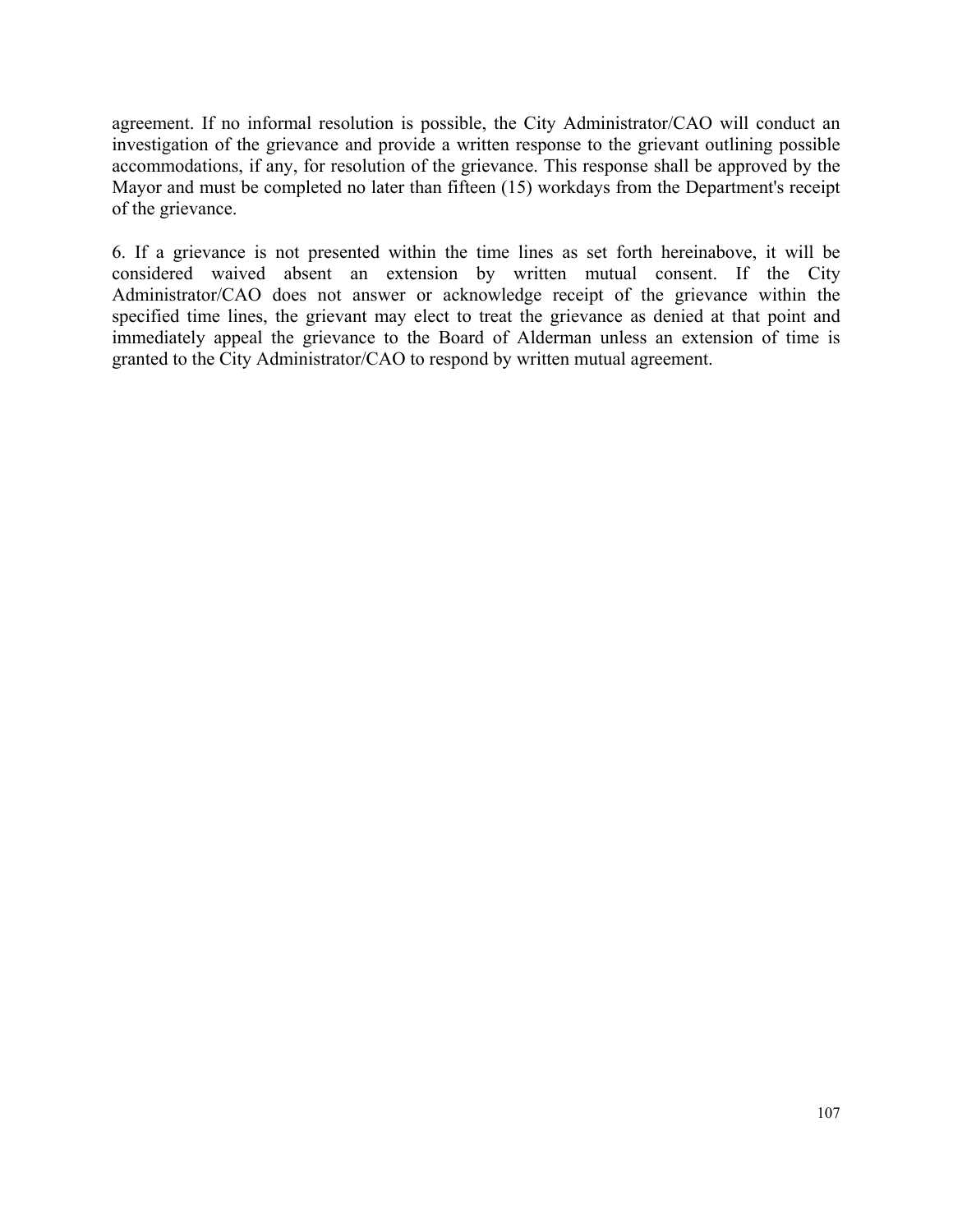agreement. If no informal resolution is possible, the City Administrator/CAO will conduct an investigation of the grievance and provide a written response to the grievant outlining possible accommodations, if any, for resolution of the grievance. This response shall be approved by the Mayor and must be completed no later than fifteen (15) workdays from the Department's receipt of the grievance.

6. If a grievance is not presented within the time lines as set forth hereinabove, it will be considered waived absent an extension by written mutual consent. If the City Administrator/CAO does not answer or acknowledge receipt of the grievance within the specified time lines, the grievant may elect to treat the grievance as denied at that point and immediately appeal the grievance to the Board of Alderman unless an extension of time is granted to the City Administrator/CAO to respond by written mutual agreement.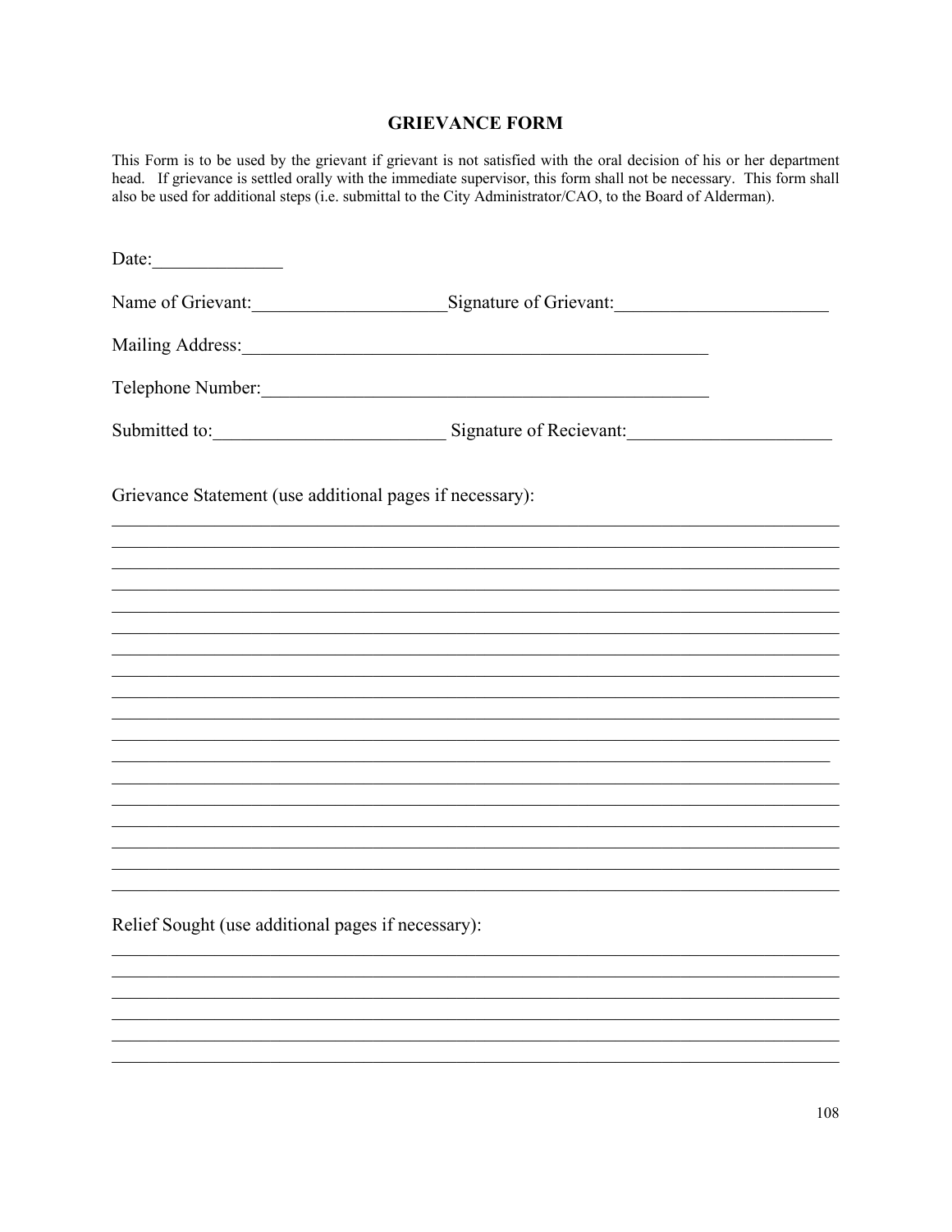# GRIEVANCE FORM

This Form is to be used by the grievant if grievant is not satisfied with the oral decision of his or her department head. If grievance is settled orally with the immediate supervisor, this form shall not be necessary. This form shall also be used for additional steps (i.e. submittal to the City Administrator/CAO, to the Board of Alderman).

Date:______________

Name of Grievant:_____________________Signature of Grievant:_______________________

Mailing Address:__________________________________________________

Telephone Number:________________________________________________

Submitted to:_________________________ Signature of Recievant:_____________________

Grievance Statement (use additional pages if necessary):

_______________________________________________________________________________
_______________________________________________________________________________
_______________________________________________________________________________
_______________________________________________________________________________
_______________________________________________________________________________
_______________________________________________________________________________
_______________________________________________________________________________
_______________________________________________________________________________
_______________________________________________________________________________
_______________________________________________________________________________
_______________________________________________________________________________
_______________________________________________________________________________
_______________________________________________________________________________
_______________________________________________________________________________
_______________________________________________________________________________
_______________________________________________________________________________
_______________________________________________________________________________
_______________________________________________________________________________

Relief Sought (use additional pages if necessary):

_______________________________________________________________________________
_______________________________________________________________________________
_______________________________________________________________________________
_______________________________________________________________________________
_______________________________________________________________________________
_______________________________________________________________________________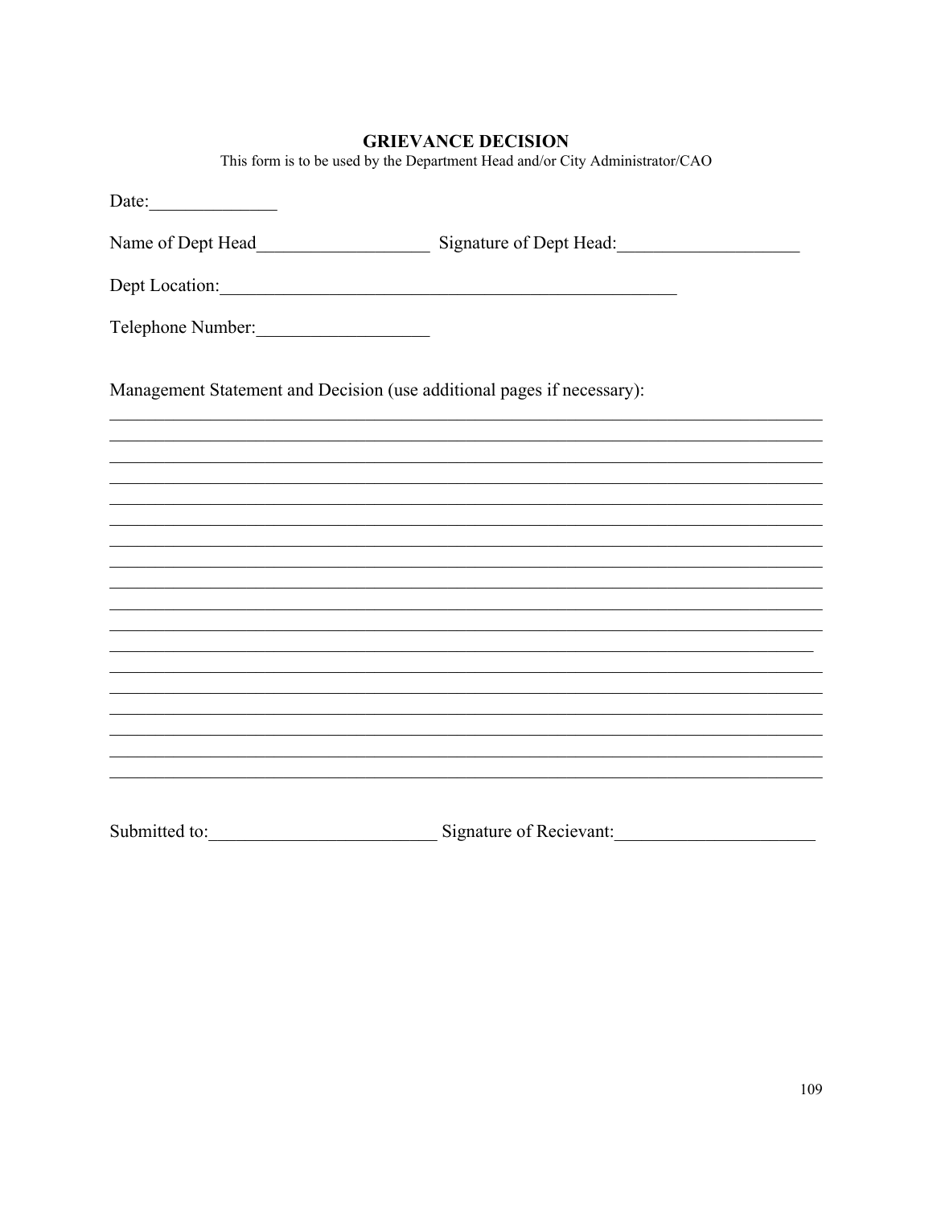# GRIEVANCE DECISION

This form is to be used by the Department Head and/or City Administrator/CAO

Date:______________

Name of Dept Head__________________ Signature of Dept Head:___________________

Dept Location:__________________________________________________

Telephone Number:__________________

Management Statement and Decision (use additional pages if necessary):

_______________________________________________________________________________
_______________________________________________________________________________
_______________________________________________________________________________
_______________________________________________________________________________
_______________________________________________________________________________
_______________________________________________________________________________
_______________________________________________________________________________
_______________________________________________________________________________
_______________________________________________________________________________
_______________________________________________________________________________
_______________________________________________________________________________
_______________________________________________________________________________
_______________________________________________________________________________
_______________________________________________________________________________
_______________________________________________________________________________
_______________________________________________________________________________
_______________________________________________________________________________
_______________________________________________________________________________

Submitted to:________________________ Signature of Recievant:_____________________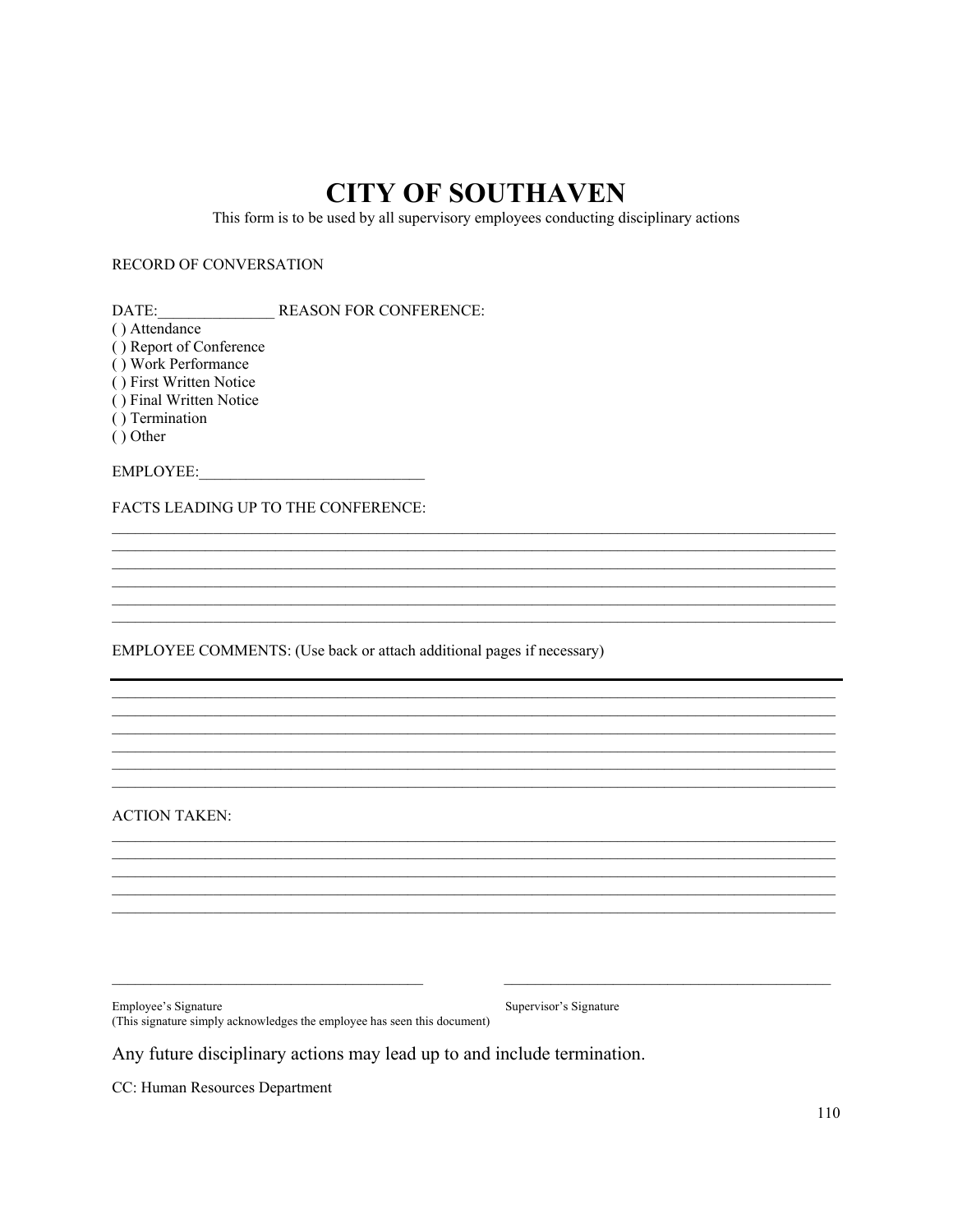# CITY OF SOUTHAVEN

This form is to be used by all supervisory employees conducting disciplinary actions

RECORD OF CONVERSATION

DATE:_______________ REASON FOR CONFERENCE:

( ) Attendance
( ) Report of Conference
( ) Work Performance
( ) First Written Notice
( ) Final Written Notice
( ) Termination
( ) Other

EMPLOYEE:_____________________________

FACTS LEADING UP TO THE CONFERENCE:

______________________________________________________________________________
______________________________________________________________________________
______________________________________________________________________________
______________________________________________________________________________
______________________________________________________________________________
______________________________________________________________________________

EMPLOYEE COMMENTS: (Use back or attach additional pages if necessary)

______________________________________________________________________________
______________________________________________________________________________
______________________________________________________________________________
______________________________________________________________________________
______________________________________________________________________________
______________________________________________________________________________

ACTION TAKEN:

______________________________________________________________________________
______________________________________________________________________________
______________________________________________________________________________
______________________________________________________________________________
______________________________________________________________________________

_____________________________________________ _____________________________________________

Employee's Signature
(This signature simply acknowledges the employee has seen this document)

Supervisor's Signature

Any future disciplinary actions may lead up to and include termination.

CC: Human Resources Department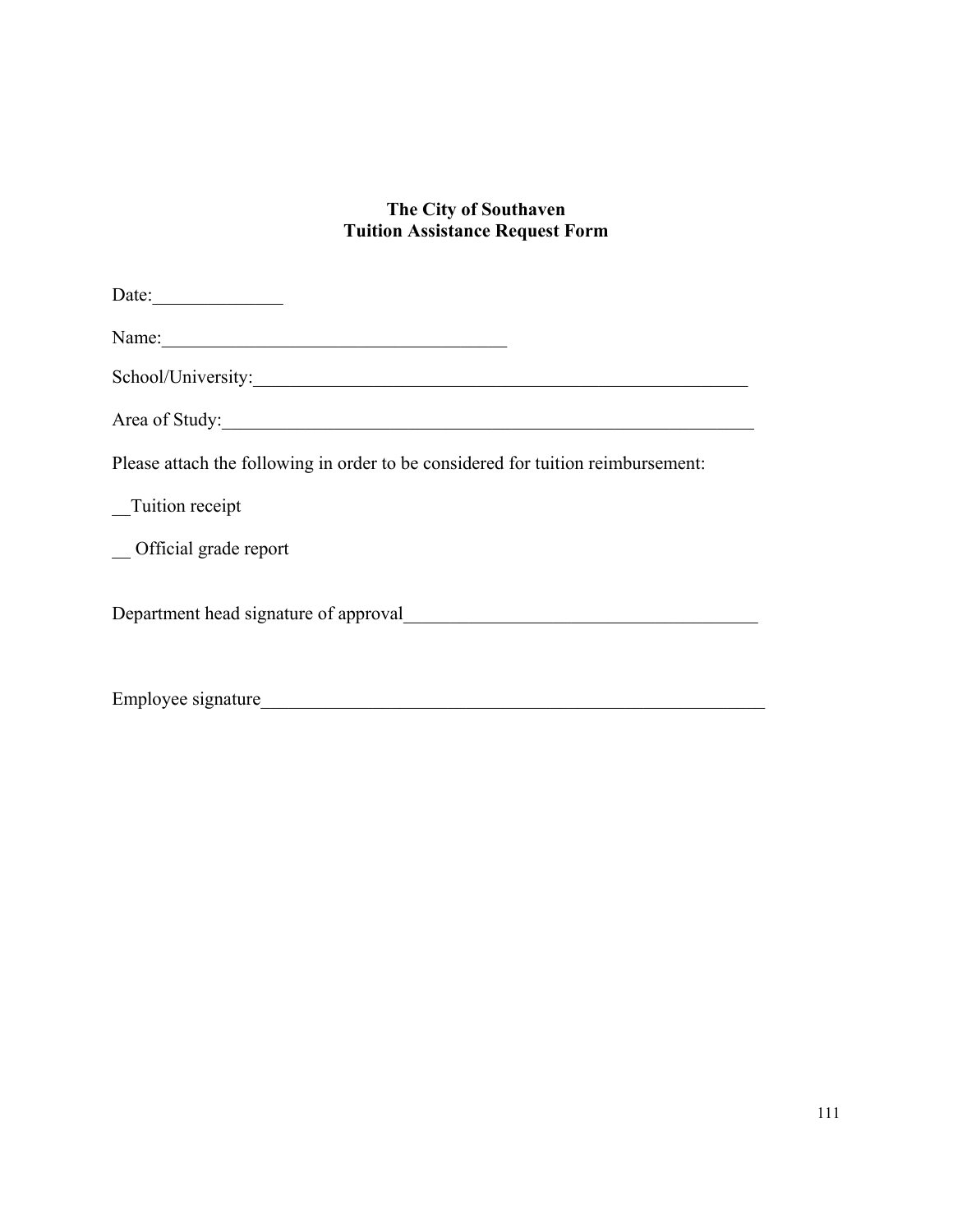**The City of Southaven**
**Tuition Assistance Request Form**

Date:______________

Name:_____________________________________

School/University:________________________________________________________

Area of Study:____________________________________________________________

Please attach the following in order to be considered for tuition reimbursement:

__Tuition receipt

__ Official grade report

Department head signature of approval______________________________________

Employee signature_________________________________________________________